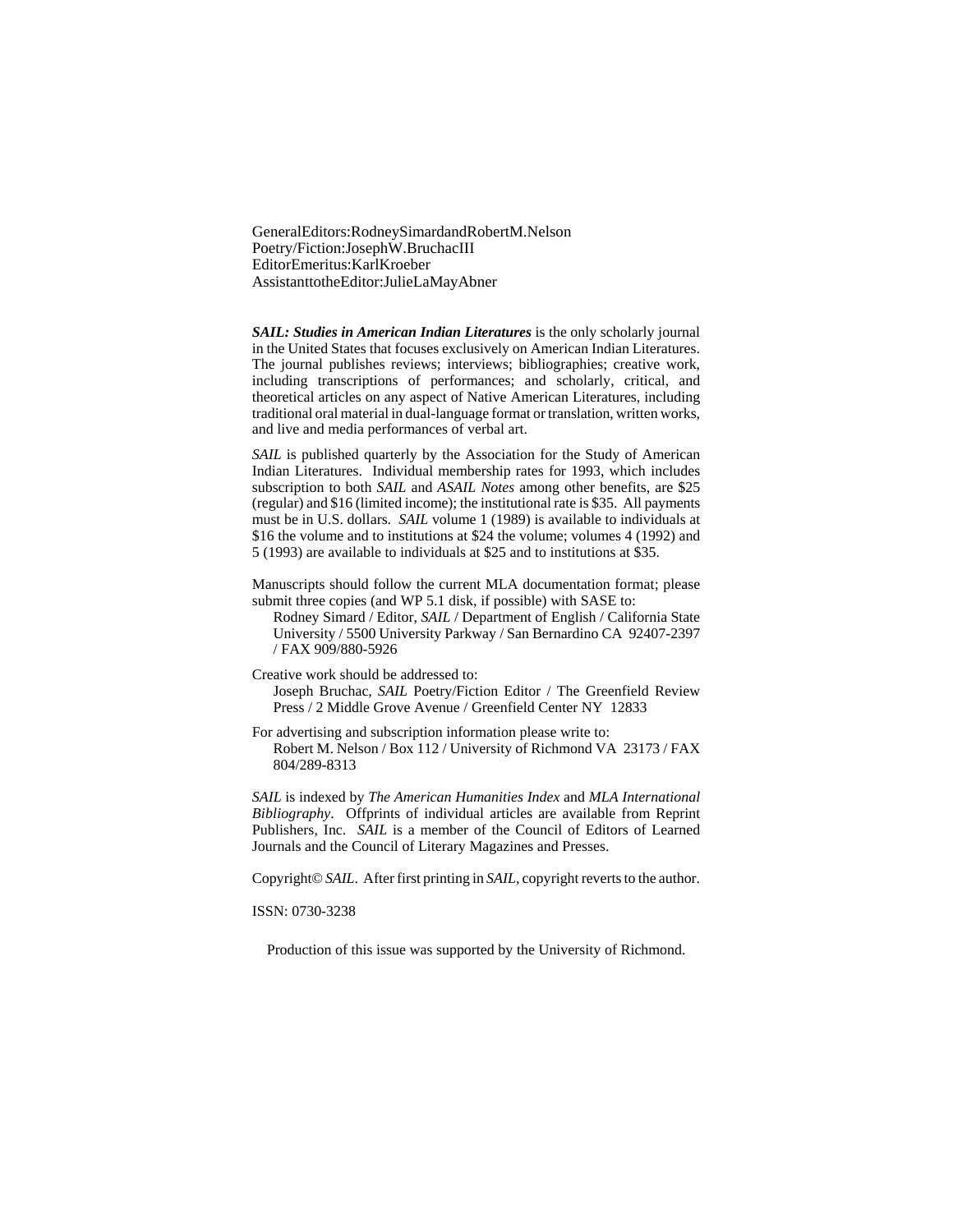GeneralEditors:RodneySimardandRobertM.Nelson
Poetry/Fiction:JosephW.BruchacIII
EditorEmeritus:KarlKroeber
AssistanttotheEditor:JulieLaMayAbner

***SAIL: Studies in American Indian Literatures*** is the only scholarly journal in the United States that focuses exclusively on American Indian Literatures. The journal publishes reviews; interviews; bibliographies; creative work, including transcriptions of performances; and scholarly, critical, and theoretical articles on any aspect of Native American Literatures, including traditional oral material in dual-language format or translation, written works, and live and media performances of verbal art.

*SAIL* is published quarterly by the Association for the Study of American Indian Literatures. Individual membership rates for 1993, which includes subscription to both *SAIL* and *ASAIL Notes* among other benefits, are $25 (regular) and $16 (limited income); the institutional rate is $35. All payments must be in U.S. dollars. *SAIL* volume 1 (1989) is available to individuals at $16 the volume and to institutions at $24 the volume; volumes 4 (1992) and 5 (1993) are available to individuals at $25 and to institutions at $35.

Manuscripts should follow the current MLA documentation format; please submit three copies (and WP 5.1 disk, if possible) with SASE to:
Rodney Simard / Editor, *SAIL* / Department of English / California State University / 5500 University Parkway / San Bernardino CA 92407-2397 / FAX 909/880-5926

Creative work should be addressed to:
Joseph Bruchac, *SAIL* Poetry/Fiction Editor / The Greenfield Review Press / 2 Middle Grove Avenue / Greenfield Center NY 12833

For advertising and subscription information please write to:
Robert M. Nelson / Box 112 / University of Richmond VA 23173 / FAX 804/289-8313

*SAIL* is indexed by *The American Humanities Index* and *MLA International Bibliography*. Offprints of individual articles are available from Reprint Publishers, Inc. *SAIL* is a member of the Council of Editors of Learned Journals and the Council of Literary Magazines and Presses.

Copyright© *SAIL*. After first printing in *SAIL*, copyright reverts to the author.

ISSN: 0730-3238

Production of this issue was supported by the University of Richmond.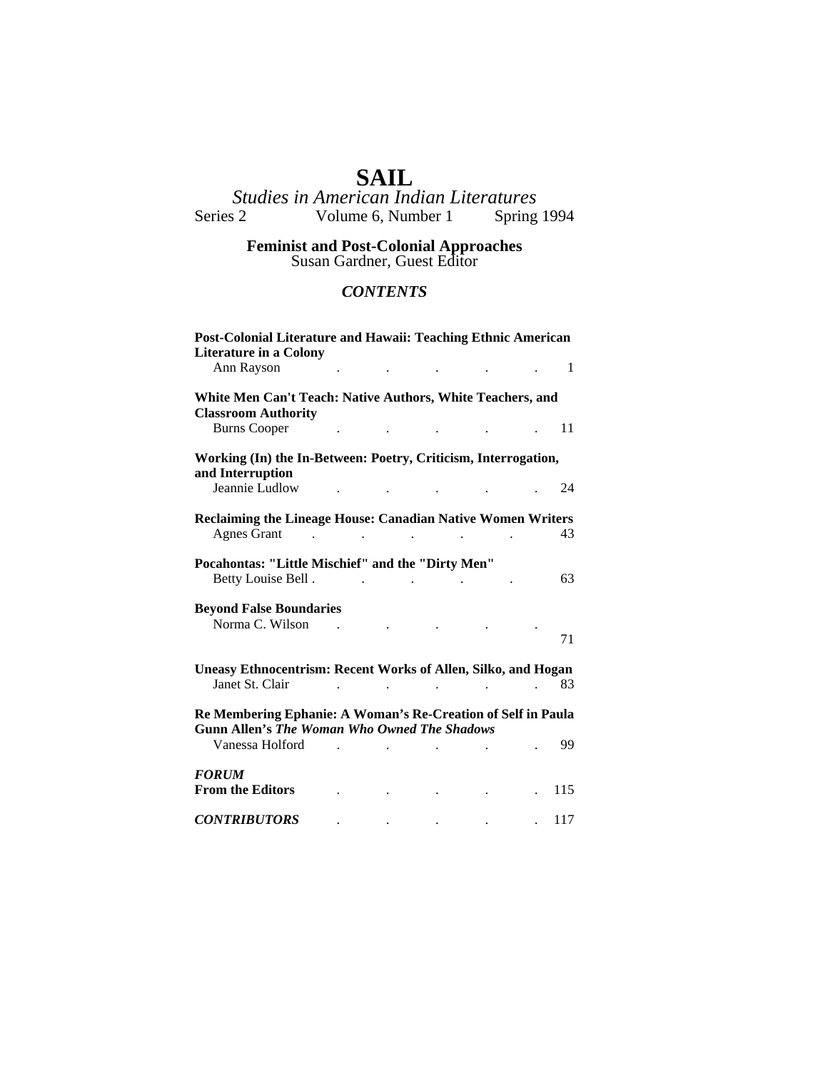# SAIL

*Studies in American Indian Literatures*

Series 2 Volume 6, Number 1 Spring 1994

**Feminist and Post-Colonial Approaches**

Susan Gardner, Guest Editor

## *CONTENTS*

**Post-Colonial Literature and Hawaii: Teaching Ethnic American Literature in a Colony**
Ann Rayson . . . . . 1

**White Men Can't Teach: Native Authors, White Teachers, and Classroom Authority**
Burns Cooper . . . . . 11

**Working (In) the In-Between: Poetry, Criticism, Interrogation, and Interruption**
Jeannie Ludlow . . . . . 24

**Reclaiming the Lineage House: Canadian Native Women Writers**
Agnes Grant . . . . . 43

**Pocahontas: "Little Mischief" and the "Dirty Men"**
Betty Louise Bell . . . . . 63

**Beyond False Boundaries**
Norma C. Wilson . . . . . 71

**Uneasy Ethnocentrism: Recent Works of Allen, Silko, and Hogan**
Janet St. Clair . . . . . 83

**Re Membering Ephanie: A Woman's Re-Creation of Self in Paula Gunn Allen's *The Woman Who Owned The Shadows***
Vanessa Holford . . . . . 99

***FORUM***
**From the Editors** . . . . . 115

***CONTRIBUTORS*** . . . . . 117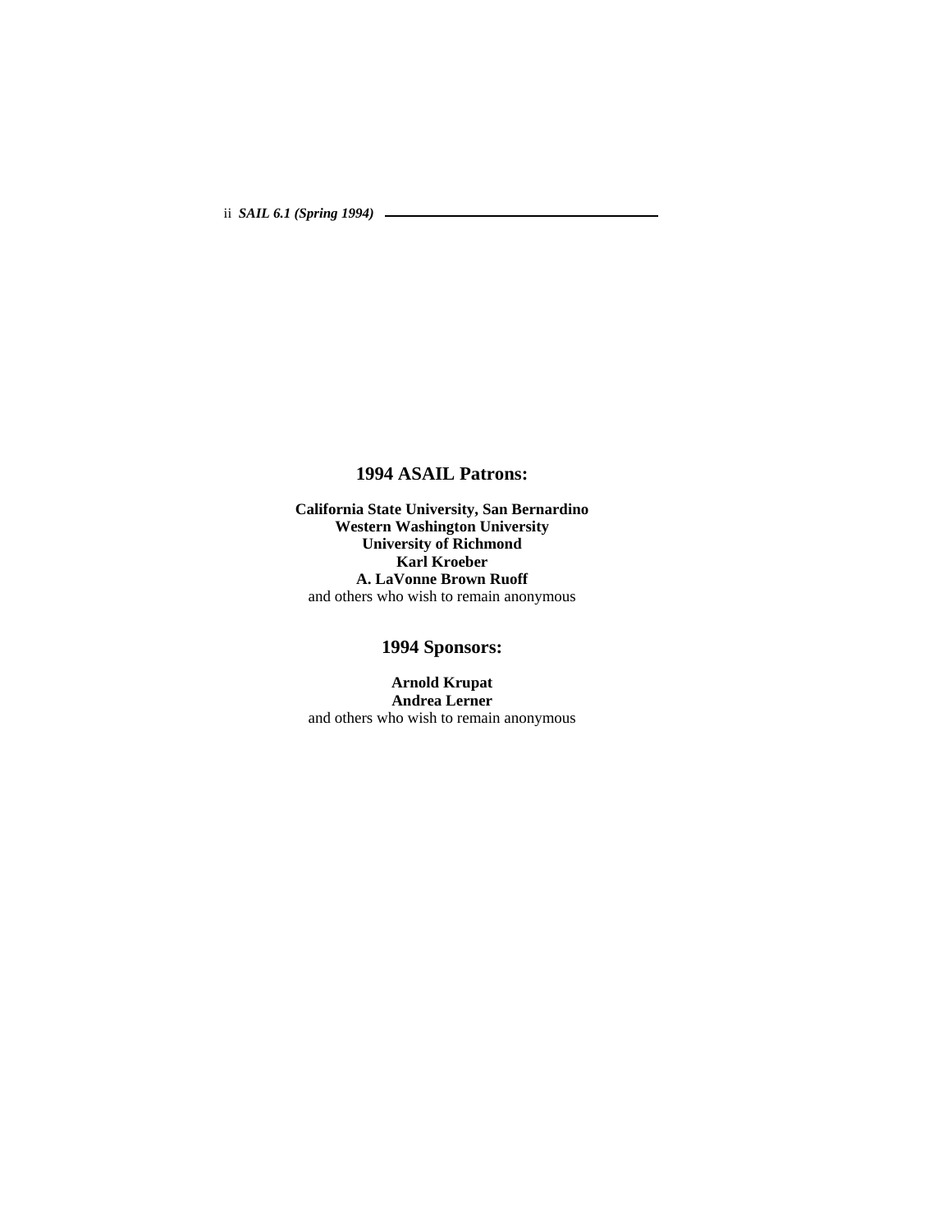## 1994 ASAIL Patrons:

**California State University, San Bernardino**
**Western Washington University**
**University of Richmond**
**Karl Kroeber**
**A. LaVonne Brown Ruoff**
and others who wish to remain anonymous

## 1994 Sponsors:

**Arnold Krupat**
**Andrea Lerner**
and others who wish to remain anonymous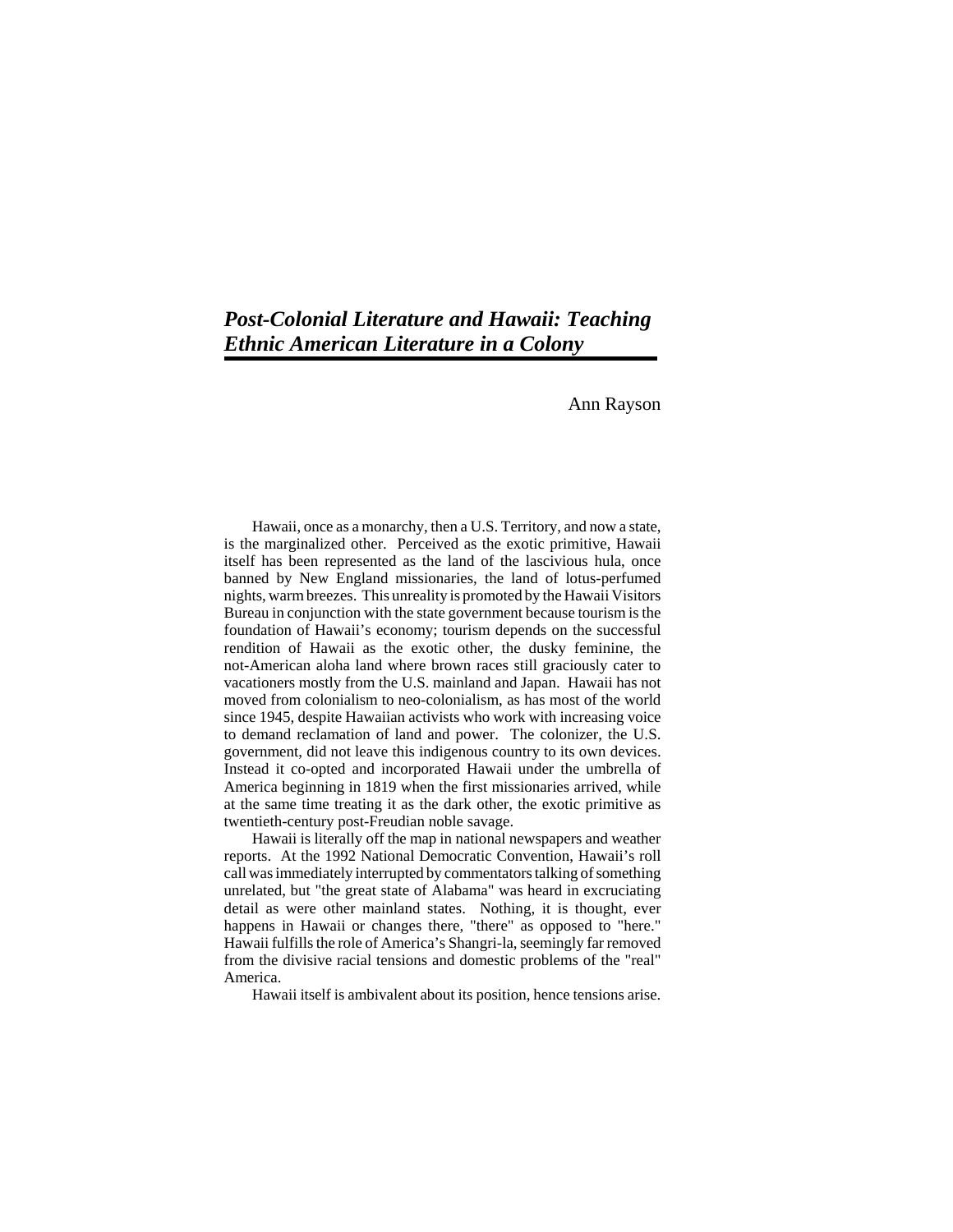# *Post-Colonial Literature and Hawaii: Teaching Ethnic American Literature in a Colony*

Ann Rayson

Hawaii, once as a monarchy, then a U.S. Territory, and now a state, is the marginalized other. Perceived as the exotic primitive, Hawaii itself has been represented as the land of the lascivious hula, once banned by New England missionaries, the land of lotus-perfumed nights, warm breezes. This unreality is promoted by the Hawaii Visitors Bureau in conjunction with the state government because tourism is the foundation of Hawaii's economy; tourism depends on the successful rendition of Hawaii as the exotic other, the dusky feminine, the not-American aloha land where brown races still graciously cater to vacationers mostly from the U.S. mainland and Japan. Hawaii has not moved from colonialism to neo-colonialism, as has most of the world since 1945, despite Hawaiian activists who work with increasing voice to demand reclamation of land and power. The colonizer, the U.S. government, did not leave this indigenous country to its own devices. Instead it co-opted and incorporated Hawaii under the umbrella of America beginning in 1819 when the first missionaries arrived, while at the same time treating it as the dark other, the exotic primitive as twentieth-century post-Freudian noble savage.

Hawaii is literally off the map in national newspapers and weather reports. At the 1992 National Democratic Convention, Hawaii's roll call was immediately interrupted by commentators talking of something unrelated, but "the great state of Alabama" was heard in excruciating detail as were other mainland states. Nothing, it is thought, ever happens in Hawaii or changes there, "there" as opposed to "here." Hawaii fulfills the role of America's Shangri-la, seemingly far removed from the divisive racial tensions and domestic problems of the "real" America.

Hawaii itself is ambivalent about its position, hence tensions arise.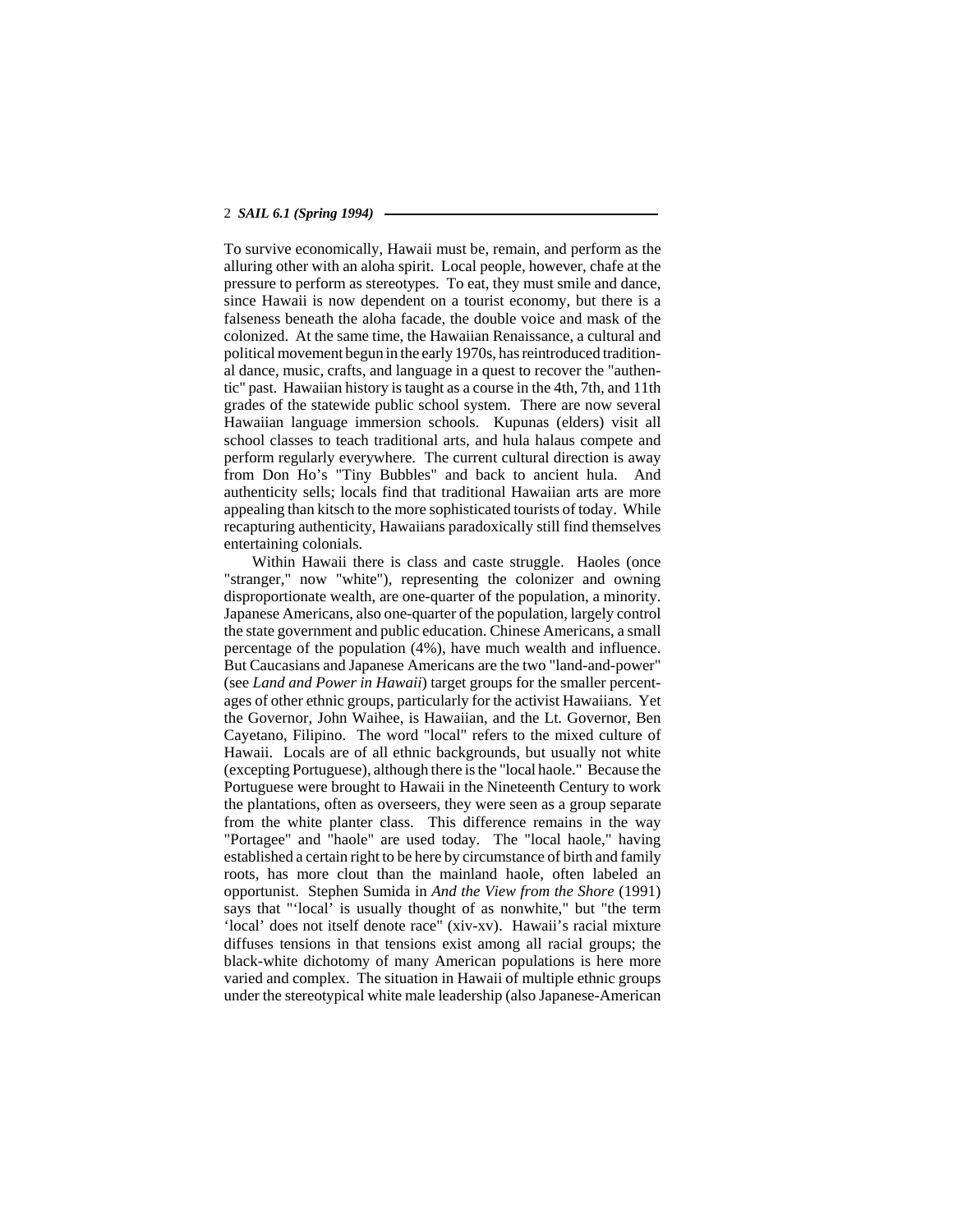To survive economically, Hawaii must be, remain, and perform as the alluring other with an aloha spirit. Local people, however, chafe at the pressure to perform as stereotypes. To eat, they must smile and dance, since Hawaii is now dependent on a tourist economy, but there is a falseness beneath the aloha facade, the double voice and mask of the colonized. At the same time, the Hawaiian Renaissance, a cultural and political movement begun in the early 1970s, has reintroduced traditional dance, music, crafts, and language in a quest to recover the "authentic" past. Hawaiian history is taught as a course in the 4th, 7th, and 11th grades of the statewide public school system. There are now several Hawaiian language immersion schools. Kupunas (elders) visit all school classes to teach traditional arts, and hula halaus compete and perform regularly everywhere. The current cultural direction is away from Don Ho's "Tiny Bubbles" and back to ancient hula. And authenticity sells; locals find that traditional Hawaiian arts are more appealing than kitsch to the more sophisticated tourists of today. While recapturing authenticity, Hawaiians paradoxically still find themselves entertaining colonials.

Within Hawaii there is class and caste struggle. Haoles (once "stranger," now "white"), representing the colonizer and owning disproportionate wealth, are one-quarter of the population, a minority. Japanese Americans, also one-quarter of the population, largely control the state government and public education. Chinese Americans, a small percentage of the population (4%), have much wealth and influence. But Caucasians and Japanese Americans are the two "land-and-power" (see *Land and Power in Hawaii*) target groups for the smaller percentages of other ethnic groups, particularly for the activist Hawaiians. Yet the Governor, John Waihee, is Hawaiian, and the Lt. Governor, Ben Cayetano, Filipino. The word "local" refers to the mixed culture of Hawaii. Locals are of all ethnic backgrounds, but usually not white (excepting Portuguese), although there is the "local haole." Because the Portuguese were brought to Hawaii in the Nineteenth Century to work the plantations, often as overseers, they were seen as a group separate from the white planter class. This difference remains in the way "Portagee" and "haole" are used today. The "local haole," having established a certain right to be here by circumstance of birth and family roots, has more clout than the mainland haole, often labeled an opportunist. Stephen Sumida in *And the View from the Shore* (1991) says that "'local' is usually thought of as nonwhite," but "the term 'local' does not itself denote race" (xiv-xv). Hawaii's racial mixture diffuses tensions in that tensions exist among all racial groups; the black-white dichotomy of many American populations is here more varied and complex. The situation in Hawaii of multiple ethnic groups under the stereotypical white male leadership (also Japanese-American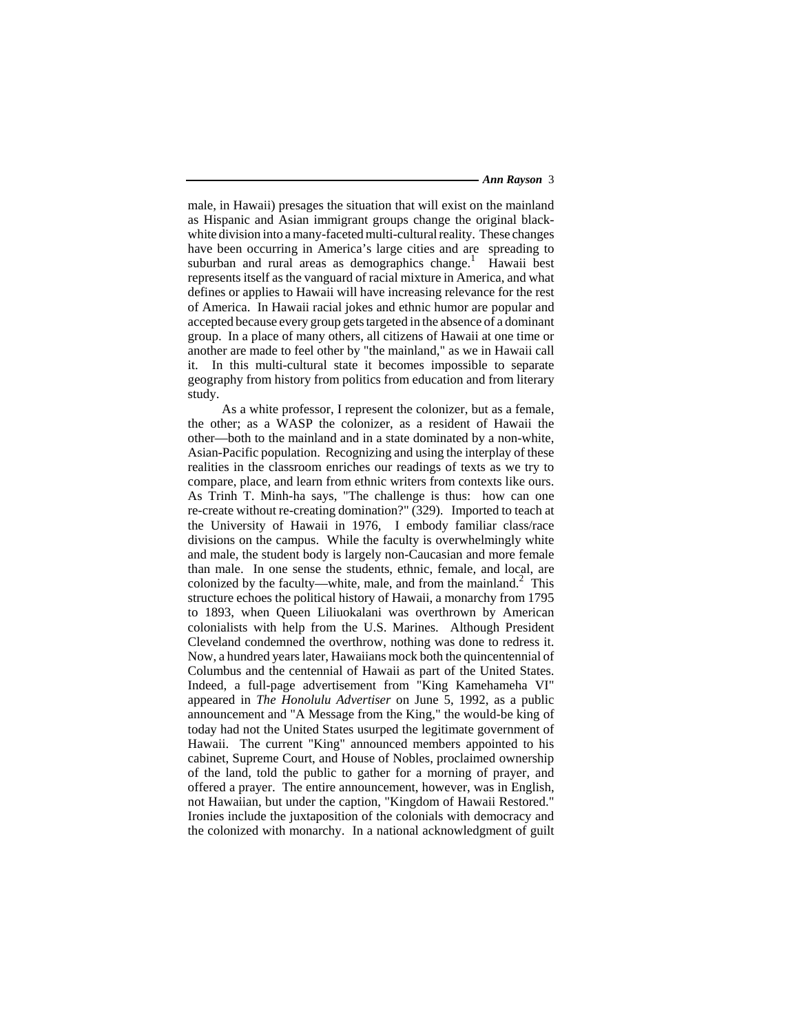male, in Hawaii) presages the situation that will exist on the mainland as Hispanic and Asian immigrant groups change the original black-white division into a many-faceted multi-cultural reality. These changes have been occurring in America's large cities and are spreading to suburban and rural areas as demographics change.[1] Hawaii best represents itself as the vanguard of racial mixture in America, and what defines or applies to Hawaii will have increasing relevance for the rest of America. In Hawaii racial jokes and ethnic humor are popular and accepted because every group gets targeted in the absence of a dominant group. In a place of many others, all citizens of Hawaii at one time or another are made to feel other by "the mainland," as we in Hawaii call it. In this multi-cultural state it becomes impossible to separate geography from history from politics from education and from literary study.

As a white professor, I represent the colonizer, but as a female, the other; as a WASP the colonizer, as a resident of Hawaii the other—both to the mainland and in a state dominated by a non-white, Asian-Pacific population. Recognizing and using the interplay of these realities in the classroom enriches our readings of texts as we try to compare, place, and learn from ethnic writers from contexts like ours. As Trinh T. Minh-ha says, "The challenge is thus: how can one re-create without re-creating domination?" (329). Imported to teach at the University of Hawaii in 1976, I embody familiar class/race divisions on the campus. While the faculty is overwhelmingly white and male, the student body is largely non-Caucasian and more female than male. In one sense the students, ethnic, female, and local, are colonized by the faculty—white, male, and from the mainland.[2] This structure echoes the political history of Hawaii, a monarchy from 1795 to 1893, when Queen Liliuokalani was overthrown by American colonialists with help from the U.S. Marines. Although President Cleveland condemned the overthrow, nothing was done to redress it. Now, a hundred years later, Hawaiians mock both the quincentennial of Columbus and the centennial of Hawaii as part of the United States. Indeed, a full-page advertisement from "King Kamehameha VI" appeared in *The Honolulu Advertiser* on June 5, 1992, as a public announcement and "A Message from the King," the would-be king of today had not the United States usurped the legitimate government of Hawaii. The current "King" announced members appointed to his cabinet, Supreme Court, and House of Nobles, proclaimed ownership of the land, told the public to gather for a morning of prayer, and offered a prayer. The entire announcement, however, was in English, not Hawaiian, but under the caption, "Kingdom of Hawaii Restored." Ironies include the juxtaposition of the colonials with democracy and the colonized with monarchy. In a national acknowledgment of guilt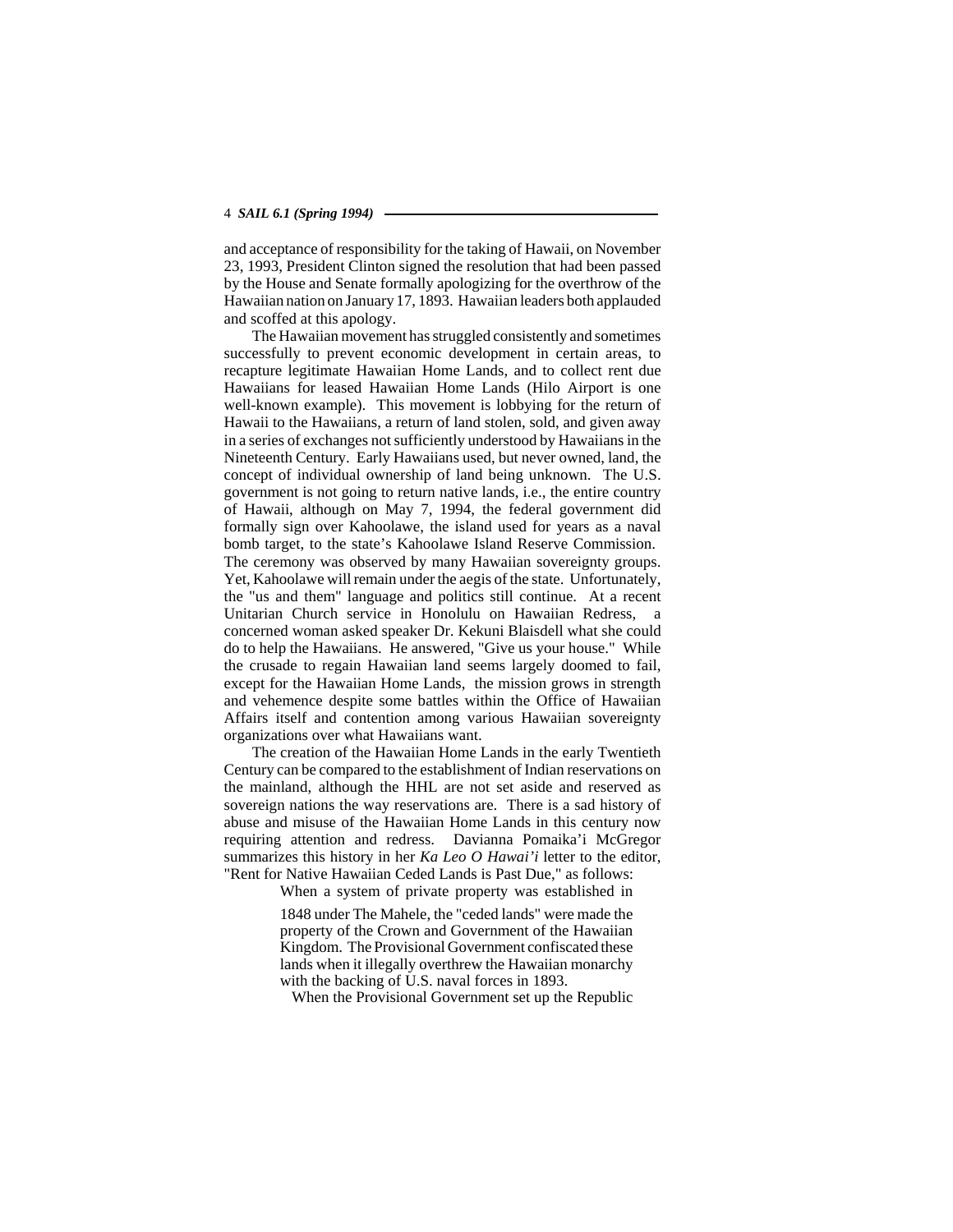and acceptance of responsibility for the taking of Hawaii, on November 23, 1993, President Clinton signed the resolution that had been passed by the House and Senate formally apologizing for the overthrow of the Hawaiian nation on January 17, 1893. Hawaiian leaders both applauded and scoffed at this apology.

The Hawaiian movement has struggled consistently and sometimes successfully to prevent economic development in certain areas, to recapture legitimate Hawaiian Home Lands, and to collect rent due Hawaiians for leased Hawaiian Home Lands (Hilo Airport is one well-known example). This movement is lobbying for the return of Hawaii to the Hawaiians, a return of land stolen, sold, and given away in a series of exchanges not sufficiently understood by Hawaiians in the Nineteenth Century. Early Hawaiians used, but never owned, land, the concept of individual ownership of land being unknown. The U.S. government is not going to return native lands, i.e., the entire country of Hawaii, although on May 7, 1994, the federal government did formally sign over Kahoolawe, the island used for years as a naval bomb target, to the state's Kahoolawe Island Reserve Commission. The ceremony was observed by many Hawaiian sovereignty groups. Yet, Kahoolawe will remain under the aegis of the state. Unfortunately, the "us and them" language and politics still continue. At a recent Unitarian Church service in Honolulu on Hawaiian Redress, a concerned woman asked speaker Dr. Kekuni Blaisdell what she could do to help the Hawaiians. He answered, "Give us your house." While the crusade to regain Hawaiian land seems largely doomed to fail, except for the Hawaiian Home Lands, the mission grows in strength and vehemence despite some battles within the Office of Hawaiian Affairs itself and contention among various Hawaiian sovereignty organizations over what Hawaiians want.

The creation of the Hawaiian Home Lands in the early Twentieth Century can be compared to the establishment of Indian reservations on the mainland, although the HHL are not set aside and reserved as sovereign nations the way reservations are. There is a sad history of abuse and misuse of the Hawaiian Home Lands in this century now requiring attention and redress. Davianna Pomaika'i McGregor summarizes this history in her *Ka Leo O Hawai'i* letter to the editor, "Rent for Native Hawaiian Ceded Lands is Past Due," as follows:

> When a system of private property was established in 1848 under The Mahele, the "ceded lands" were made the property of the Crown and Government of the Hawaiian Kingdom. The Provisional Government confiscated these lands when it illegally overthrew the Hawaiian monarchy with the backing of U.S. naval forces in 1893.
>
> When the Provisional Government set up the Republic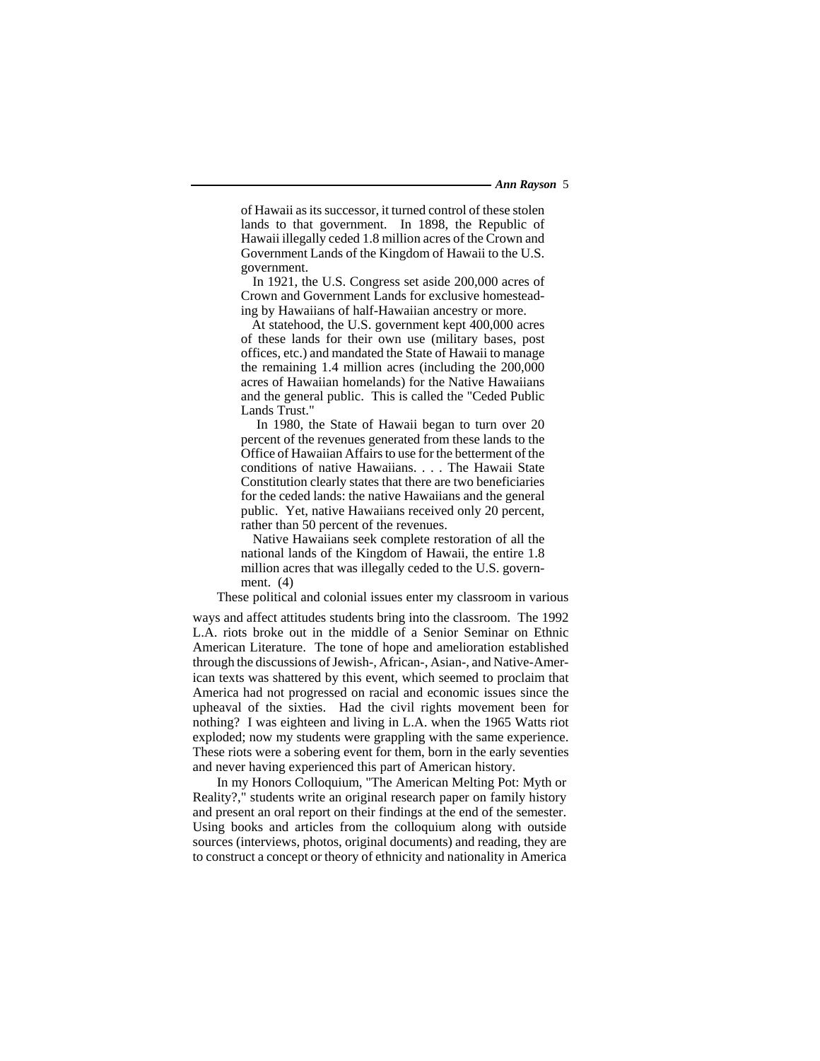> of Hawaii as its successor, it turned control of these stolen lands to that government. In 1898, the Republic of Hawaii illegally ceded 1.8 million acres of the Crown and Government Lands of the Kingdom of Hawaii to the U.S. government.
>
> In 1921, the U.S. Congress set aside 200,000 acres of Crown and Government Lands for exclusive homesteading by Hawaiians of half-Hawaiian ancestry or more.
>
> At statehood, the U.S. government kept 400,000 acres of these lands for their own use (military bases, post offices, etc.) and mandated the State of Hawaii to manage the remaining 1.4 million acres (including the 200,000 acres of Hawaiian homelands) for the Native Hawaiians and the general public. This is called the "Ceded Public Lands Trust."
>
> In 1980, the State of Hawaii began to turn over 20 percent of the revenues generated from these lands to the Office of Hawaiian Affairs to use for the betterment of the conditions of native Hawaiians. . . . The Hawaii State Constitution clearly states that there are two beneficiaries for the ceded lands: the native Hawaiians and the general public. Yet, native Hawaiians received only 20 percent, rather than 50 percent of the revenues.
>
> Native Hawaiians seek complete restoration of all the national lands of the Kingdom of Hawaii, the entire 1.8 million acres that was illegally ceded to the U.S. government. (4)

These political and colonial issues enter my classroom in various ways and affect attitudes students bring into the classroom. The 1992 L.A. riots broke out in the middle of a Senior Seminar on Ethnic American Literature. The tone of hope and amelioration established through the discussions of Jewish-, African-, Asian-, and Native-American texts was shattered by this event, which seemed to proclaim that America had not progressed on racial and economic issues since the upheaval of the sixties. Had the civil rights movement been for nothing? I was eighteen and living in L.A. when the 1965 Watts riot exploded; now my students were grappling with the same experience. These riots were a sobering event for them, born in the early seventies and never having experienced this part of American history.

In my Honors Colloquium, "The American Melting Pot: Myth or Reality?," students write an original research paper on family history and present an oral report on their findings at the end of the semester. Using books and articles from the colloquium along with outside sources (interviews, photos, original documents) and reading, they are to construct a concept or theory of ethnicity and nationality in America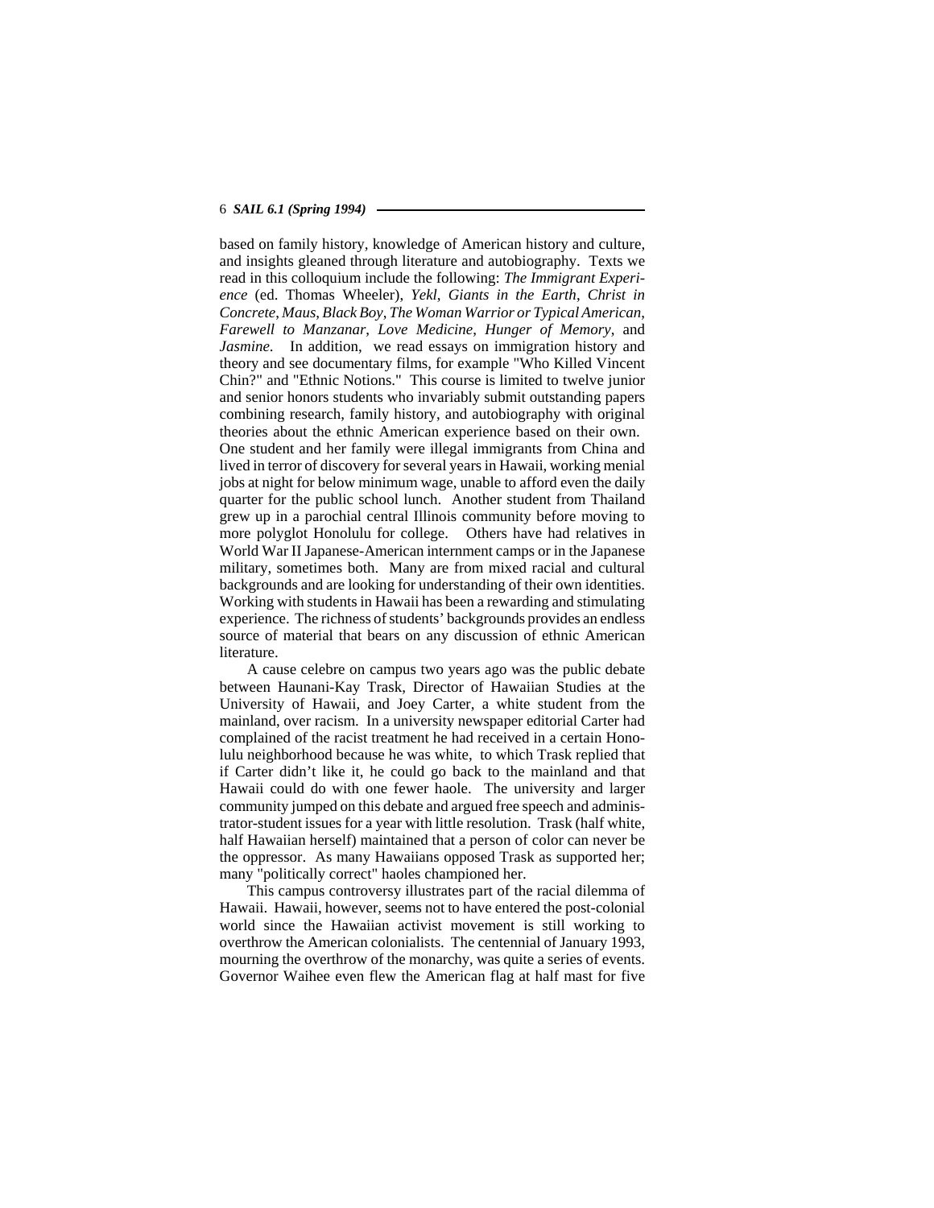based on family history, knowledge of American history and culture, and insights gleaned through literature and autobiography. Texts we read in this colloquium include the following: *The Immigrant Experience* (ed. Thomas Wheeler), *Yekl*, *Giants in the Earth*, *Christ in Concrete*, *Maus*, *Black Boy*, *The Woman Warrior or Typical American*, *Farewell to Manzanar*, *Love Medicine*, *Hunger of Memory*, and *Jasmine*. In addition, we read essays on immigration history and theory and see documentary films, for example "Who Killed Vincent Chin?" and "Ethnic Notions." This course is limited to twelve junior and senior honors students who invariably submit outstanding papers combining research, family history, and autobiography with original theories about the ethnic American experience based on their own. One student and her family were illegal immigrants from China and lived in terror of discovery for several years in Hawaii, working menial jobs at night for below minimum wage, unable to afford even the daily quarter for the public school lunch. Another student from Thailand grew up in a parochial central Illinois community before moving to more polyglot Honolulu for college. Others have had relatives in World War II Japanese-American internment camps or in the Japanese military, sometimes both. Many are from mixed racial and cultural backgrounds and are looking for understanding of their own identities. Working with students in Hawaii has been a rewarding and stimulating experience. The richness of students' backgrounds provides an endless source of material that bears on any discussion of ethnic American literature.

A cause celebre on campus two years ago was the public debate between Haunani-Kay Trask, Director of Hawaiian Studies at the University of Hawaii, and Joey Carter, a white student from the mainland, over racism. In a university newspaper editorial Carter had complained of the racist treatment he had received in a certain Honolulu neighborhood because he was white, to which Trask replied that if Carter didn't like it, he could go back to the mainland and that Hawaii could do with one fewer haole. The university and larger community jumped on this debate and argued free speech and administrator-student issues for a year with little resolution. Trask (half white, half Hawaiian herself) maintained that a person of color can never be the oppressor. As many Hawaiians opposed Trask as supported her; many "politically correct" haoles championed her.

This campus controversy illustrates part of the racial dilemma of Hawaii. Hawaii, however, seems not to have entered the post-colonial world since the Hawaiian activist movement is still working to overthrow the American colonialists. The centennial of January 1993, mourning the overthrow of the monarchy, was quite a series of events. Governor Waihee even flew the American flag at half mast for five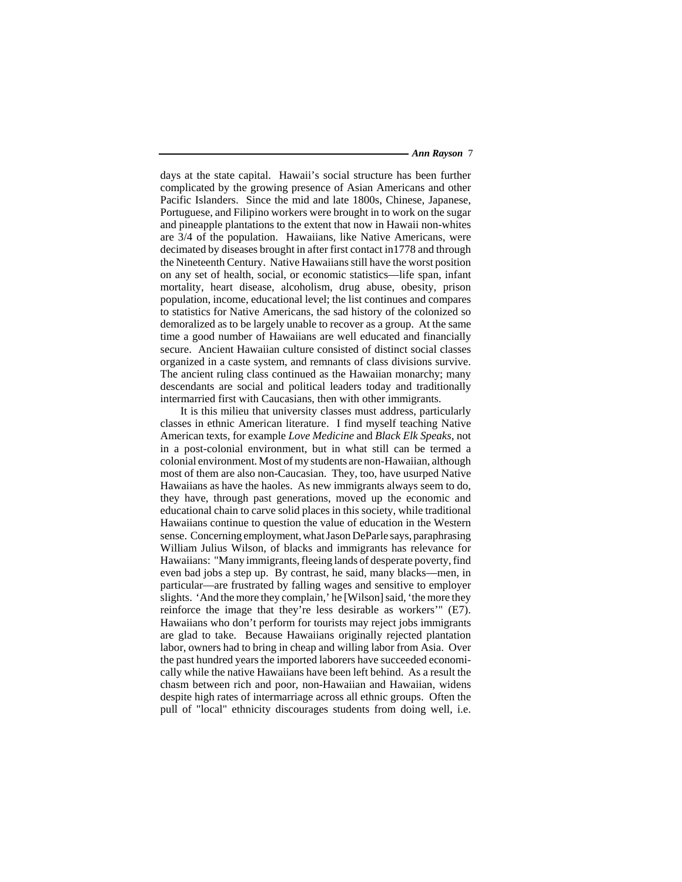days at the state capital. Hawaii's social structure has been further complicated by the growing presence of Asian Americans and other Pacific Islanders. Since the mid and late 1800s, Chinese, Japanese, Portuguese, and Filipino workers were brought in to work on the sugar and pineapple plantations to the extent that now in Hawaii non-whites are 3/4 of the population. Hawaiians, like Native Americans, were decimated by diseases brought in after first contact in1778 and through the Nineteenth Century. Native Hawaiians still have the worst position on any set of health, social, or economic statistics—life span, infant mortality, heart disease, alcoholism, drug abuse, obesity, prison population, income, educational level; the list continues and compares to statistics for Native Americans, the sad history of the colonized so demoralized as to be largely unable to recover as a group. At the same time a good number of Hawaiians are well educated and financially secure. Ancient Hawaiian culture consisted of distinct social classes organized in a caste system, and remnants of class divisions survive. The ancient ruling class continued as the Hawaiian monarchy; many descendants are social and political leaders today and traditionally intermarried first with Caucasians, then with other immigrants.

It is this milieu that university classes must address, particularly classes in ethnic American literature. I find myself teaching Native American texts, for example *Love Medicine* and *Black Elk Speaks*, not in a post-colonial environment, but in what still can be termed a colonial environment. Most of my students are non-Hawaiian, although most of them are also non-Caucasian. They, too, have usurped Native Hawaiians as have the haoles. As new immigrants always seem to do, they have, through past generations, moved up the economic and educational chain to carve solid places in this society, while traditional Hawaiians continue to question the value of education in the Western sense. Concerning employment, what Jason DeParle says, paraphrasing William Julius Wilson, of blacks and immigrants has relevance for Hawaiians: "Many immigrants, fleeing lands of desperate poverty, find even bad jobs a step up. By contrast, he said, many blacks—men, in particular—are frustrated by falling wages and sensitive to employer slights. 'And the more they complain,' he [Wilson] said, 'the more they reinforce the image that they're less desirable as workers'" (E7). Hawaiians who don't perform for tourists may reject jobs immigrants are glad to take. Because Hawaiians originally rejected plantation labor, owners had to bring in cheap and willing labor from Asia. Over the past hundred years the imported laborers have succeeded economically while the native Hawaiians have been left behind. As a result the chasm between rich and poor, non-Hawaiian and Hawaiian, widens despite high rates of intermarriage across all ethnic groups. Often the pull of "local" ethnicity discourages students from doing well, i.e.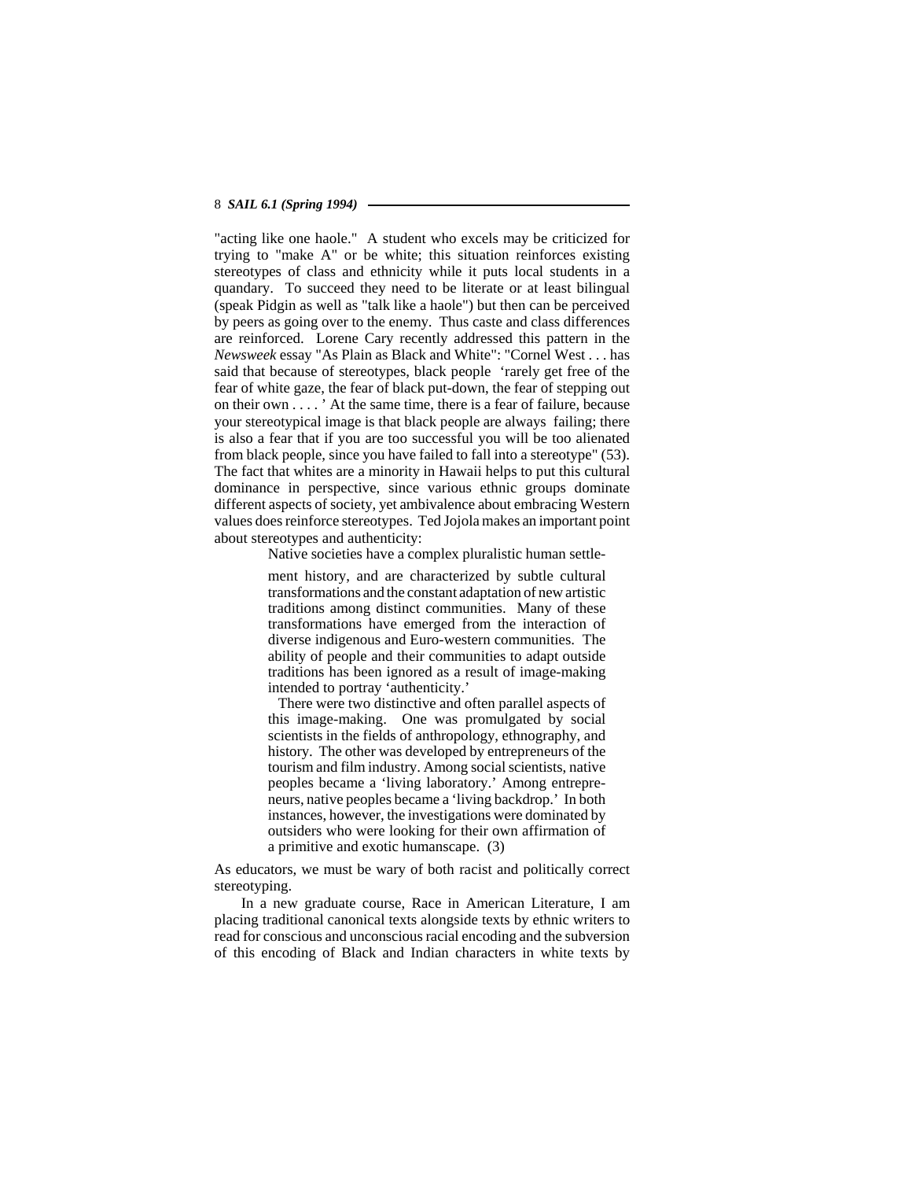"acting like one haole." A student who excels may be criticized for trying to "make A" or be white; this situation reinforces existing stereotypes of class and ethnicity while it puts local students in a quandary. To succeed they need to be literate or at least bilingual (speak Pidgin as well as "talk like a haole") but then can be perceived by peers as going over to the enemy. Thus caste and class differences are reinforced. Lorene Cary recently addressed this pattern in the *Newsweek* essay "As Plain as Black and White": "Cornel West . . . has said that because of stereotypes, black people 'rarely get free of the fear of white gaze, the fear of black put-down, the fear of stepping out on their own . . . . ' At the same time, there is a fear of failure, because your stereotypical image is that black people are always failing; there is also a fear that if you are too successful you will be too alienated from black people, since you have failed to fall into a stereotype" (53). The fact that whites are a minority in Hawaii helps to put this cultural dominance in perspective, since various ethnic groups dominate different aspects of society, yet ambivalence about embracing Western values does reinforce stereotypes. Ted Jojola makes an important point about stereotypes and authenticity:

> Native societies have a complex pluralistic human settlement history, and are characterized by subtle cultural transformations and the constant adaptation of new artistic traditions among distinct communities. Many of these transformations have emerged from the interaction of diverse indigenous and Euro-western communities. The ability of people and their communities to adapt outside traditions has been ignored as a result of image-making intended to portray 'authenticity.'
>
> There were two distinctive and often parallel aspects of this image-making. One was promulgated by social scientists in the fields of anthropology, ethnography, and history. The other was developed by entrepreneurs of the tourism and film industry. Among social scientists, native peoples became a 'living laboratory.' Among entrepreneurs, native peoples became a 'living backdrop.' In both instances, however, the investigations were dominated by outsiders who were looking for their own affirmation of a primitive and exotic humanscape. (3)

As educators, we must be wary of both racist and politically correct stereotyping.

In a new graduate course, Race in American Literature, I am placing traditional canonical texts alongside texts by ethnic writers to read for conscious and unconscious racial encoding and the subversion of this encoding of Black and Indian characters in white texts by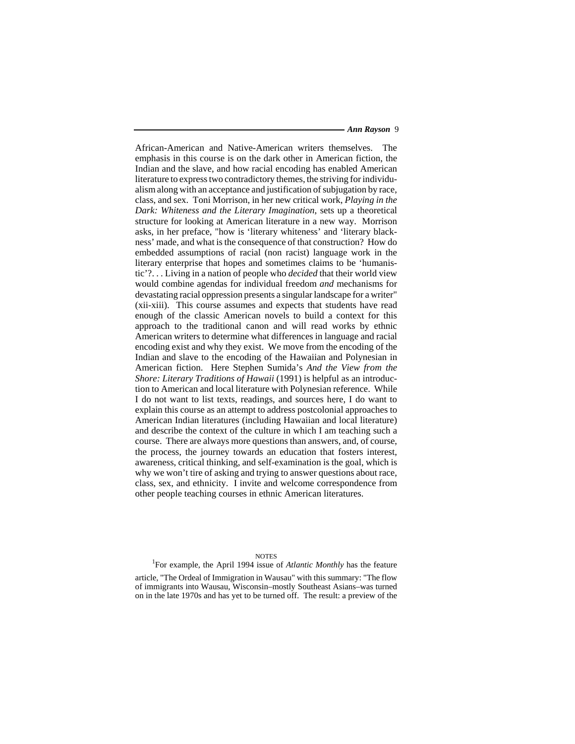African-American and Native-American writers themselves. The emphasis in this course is on the dark other in American fiction, the Indian and the slave, and how racial encoding has enabled American literature to express two contradictory themes, the striving for individualism along with an acceptance and justification of subjugation by race, class, and sex. Toni Morrison, in her new critical work, *Playing in the Dark: Whiteness and the Literary Imagination*, sets up a theoretical structure for looking at American literature in a new way. Morrison asks, in her preface, "how is 'literary whiteness' and 'literary blackness' made, and what is the consequence of that construction? How do embedded assumptions of racial (non racist) language work in the literary enterprise that hopes and sometimes claims to be 'humanistic'?. . . Living in a nation of people who *decided* that their world view would combine agendas for individual freedom *and* mechanisms for devastating racial oppression presents a singular landscape for a writer" (xii-xiii). This course assumes and expects that students have read enough of the classic American novels to build a context for this approach to the traditional canon and will read works by ethnic American writers to determine what differences in language and racial encoding exist and why they exist. We move from the encoding of the Indian and slave to the encoding of the Hawaiian and Polynesian in American fiction. Here Stephen Sumida's *And the View from the Shore: Literary Traditions of Hawaii* (1991) is helpful as an introduction to American and local literature with Polynesian reference. While I do not want to list texts, readings, and sources here, I do want to explain this course as an attempt to address postcolonial approaches to American Indian literatures (including Hawaiian and local literature) and describe the context of the culture in which I am teaching such a course. There are always more questions than answers, and, of course, the process, the journey towards an education that fosters interest, awareness, critical thinking, and self-examination is the goal, which is why we won't tire of asking and trying to answer questions about race, class, sex, and ethnicity. I invite and welcome correspondence from other people teaching courses in ethnic American literatures.

NOTES

[1]For example, the April 1994 issue of *Atlantic Monthly* has the feature article, "The Ordeal of Immigration in Wausau" with this summary: "The flow of immigrants into Wausau, Wisconsin–mostly Southeast Asians–was turned on in the late 1970s and has yet to be turned off. The result: a preview of the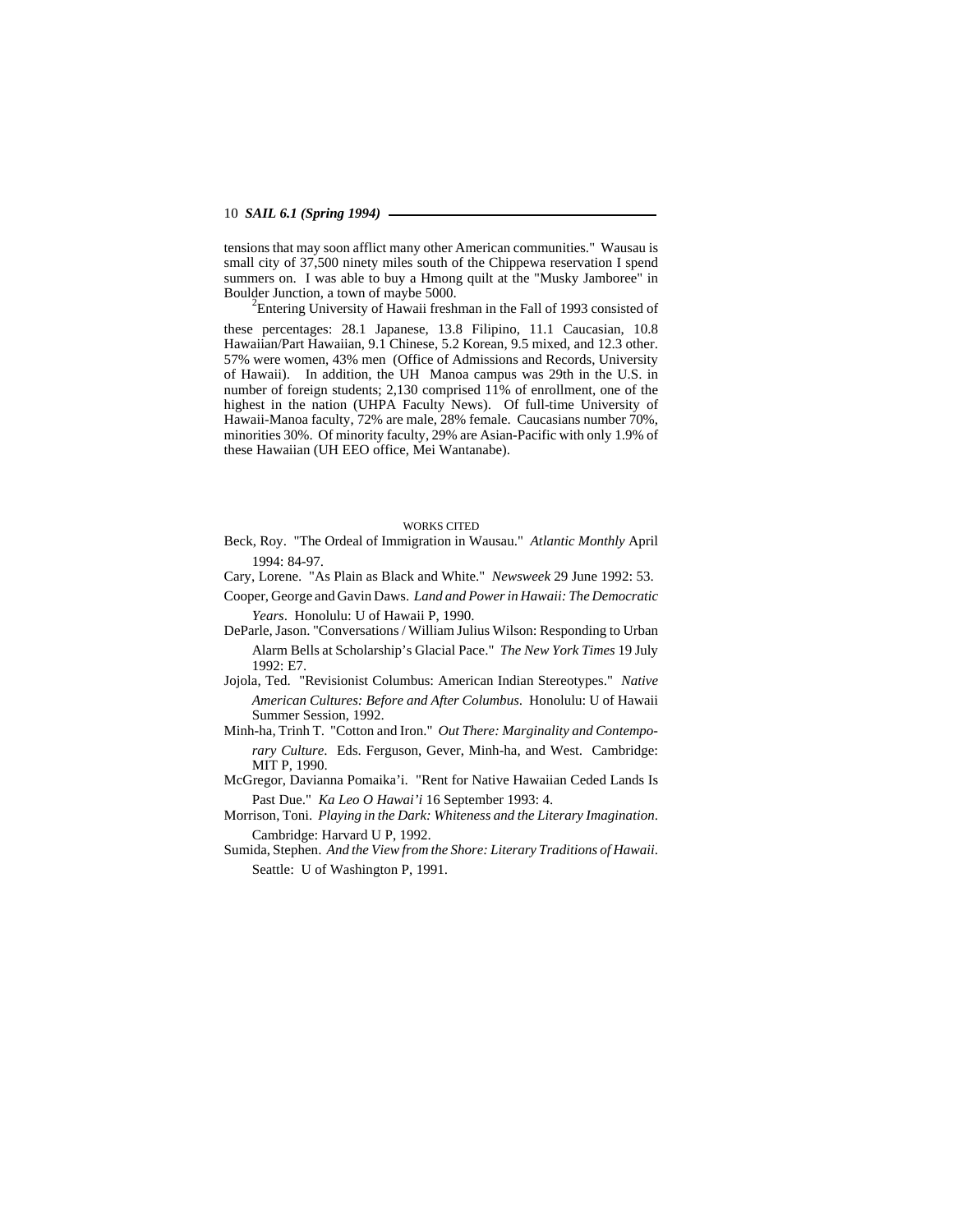tensions that may soon afflict many other American communities." Wausau is small city of 37,500 ninety miles south of the Chippewa reservation I spend summers on. I was able to buy a Hmong quilt at the "Musky Jamboree" in Boulder Junction, a town of maybe 5000.

[2]Entering University of Hawaii freshman in the Fall of 1993 consisted of these percentages: 28.1 Japanese, 13.8 Filipino, 11.1 Caucasian, 10.8 Hawaiian/Part Hawaiian, 9.1 Chinese, 5.2 Korean, 9.5 mixed, and 12.3 other. 57% were women, 43% men (Office of Admissions and Records, University of Hawaii). In addition, the UH Manoa campus was 29th in the U.S. in number of foreign students; 2,130 comprised 11% of enrollment, one of the highest in the nation (UHPA Faculty News). Of full-time University of Hawaii-Manoa faculty, 72% are male, 28% female. Caucasians number 70%, minorities 30%. Of minority faculty, 29% are Asian-Pacific with only 1.9% of these Hawaiian (UH EEO office, Mei Wantanabe).

## WORKS CITED

Beck, Roy. "The Ordeal of Immigration in Wausau." *Atlantic Monthly* April 1994: 84-97.

Cary, Lorene. "As Plain as Black and White." *Newsweek* 29 June 1992: 53.

Cooper, George and Gavin Daws. *Land and Power in Hawaii: The Democratic Years*. Honolulu: U of Hawaii P, 1990.

DeParle, Jason. "Conversations / William Julius Wilson: Responding to Urban Alarm Bells at Scholarship's Glacial Pace." *The New York Times* 19 July 1992: E7.

Jojola, Ted. "Revisionist Columbus: American Indian Stereotypes." *Native American Cultures: Before and After Columbus*. Honolulu: U of Hawaii Summer Session, 1992.

Minh-ha, Trinh T. "Cotton and Iron." *Out There: Marginality and Contemporary Culture*. Eds. Ferguson, Gever, Minh-ha, and West. Cambridge: MIT P, 1990.

McGregor, Davianna Pomaika'i. "Rent for Native Hawaiian Ceded Lands Is Past Due." *Ka Leo O Hawai'i* 16 September 1993: 4.

Morrison, Toni. *Playing in the Dark: Whiteness and the Literary Imagination*. Cambridge: Harvard U P, 1992.

Sumida, Stephen. *And the View from the Shore: Literary Traditions of Hawaii*. Seattle: U of Washington P, 1991.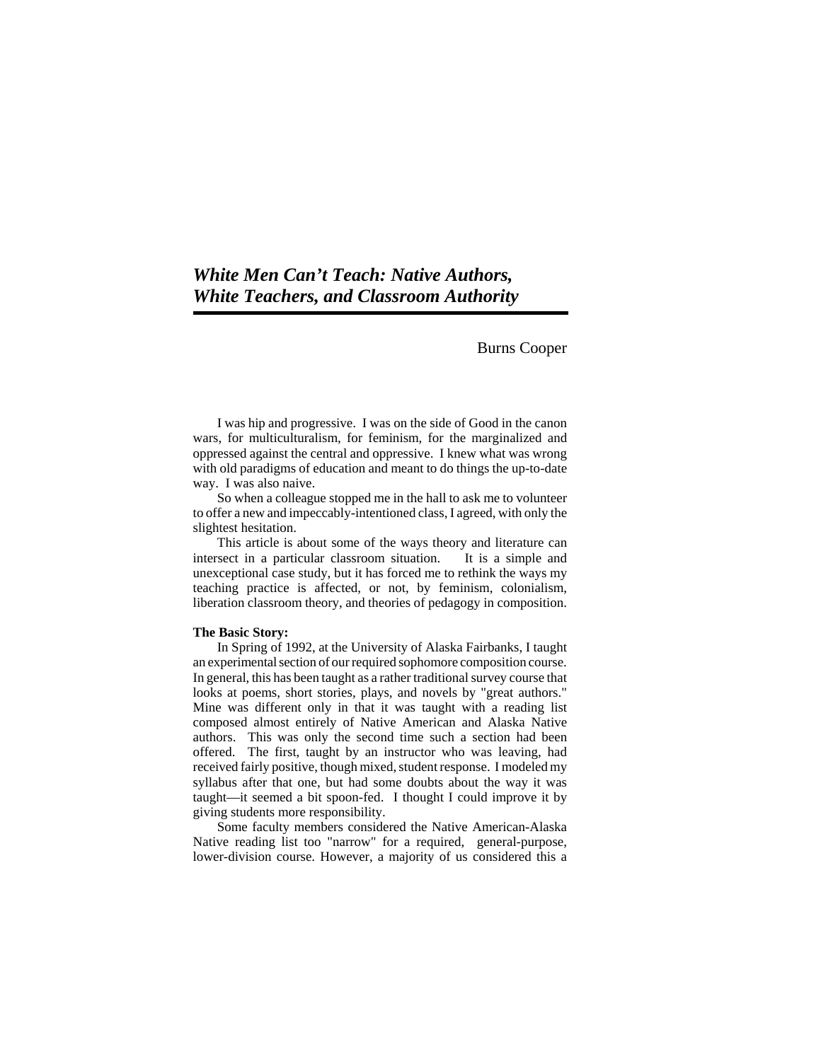# *White Men Can't Teach: Native Authors, White Teachers, and Classroom Authority*

Burns Cooper

I was hip and progressive. I was on the side of Good in the canon wars, for multiculturalism, for feminism, for the marginalized and oppressed against the central and oppressive. I knew what was wrong with old paradigms of education and meant to do things the up-to-date way. I was also naive.

So when a colleague stopped me in the hall to ask me to volunteer to offer a new and impeccably-intentioned class, I agreed, with only the slightest hesitation.

This article is about some of the ways theory and literature can intersect in a particular classroom situation. It is a simple and unexceptional case study, but it has forced me to rethink the ways my teaching practice is affected, or not, by feminism, colonialism, liberation classroom theory, and theories of pedagogy in composition.

**The Basic Story:**

In Spring of 1992, at the University of Alaska Fairbanks, I taught an experimental section of our required sophomore composition course. In general, this has been taught as a rather traditional survey course that looks at poems, short stories, plays, and novels by "great authors." Mine was different only in that it was taught with a reading list composed almost entirely of Native American and Alaska Native authors. This was only the second time such a section had been offered. The first, taught by an instructor who was leaving, had received fairly positive, though mixed, student response. I modeled my syllabus after that one, but had some doubts about the way it was taught—it seemed a bit spoon-fed. I thought I could improve it by giving students more responsibility.

Some faculty members considered the Native American-Alaska Native reading list too "narrow" for a required, general-purpose, lower-division course. However, a majority of us considered this a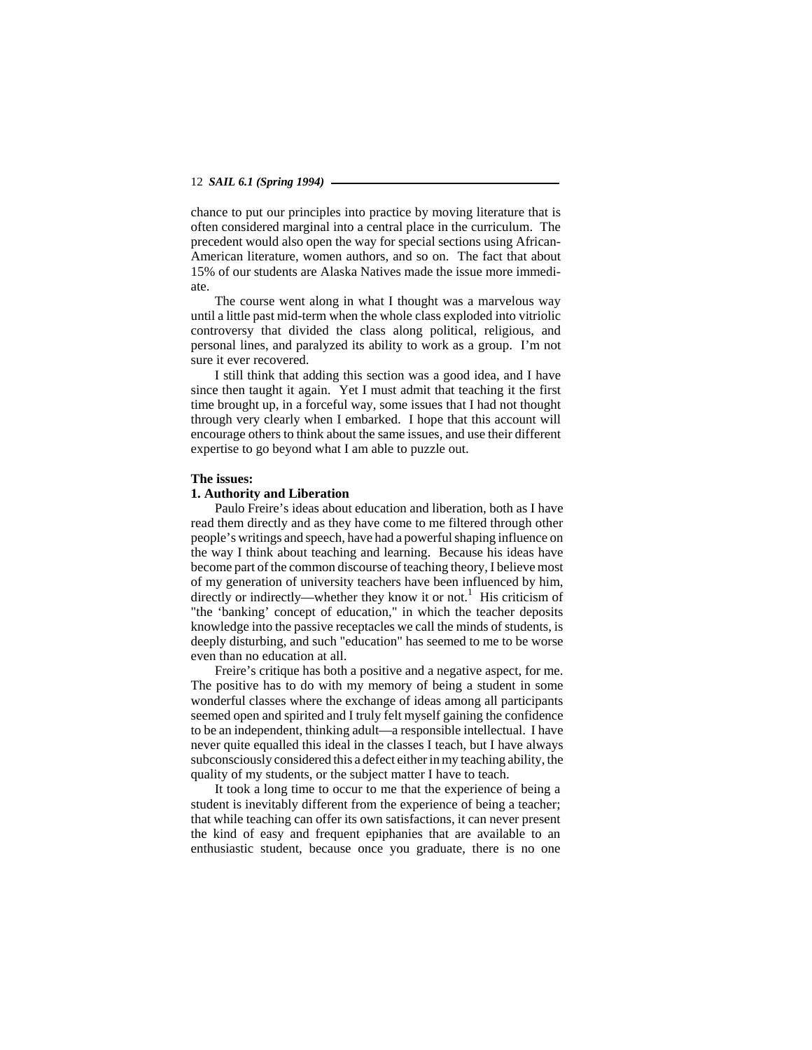chance to put our principles into practice by moving literature that is often considered marginal into a central place in the curriculum. The precedent would also open the way for special sections using African-American literature, women authors, and so on. The fact that about 15% of our students are Alaska Natives made the issue more immediate.

The course went along in what I thought was a marvelous way until a little past mid-term when the whole class exploded into vitriolic controversy that divided the class along political, religious, and personal lines, and paralyzed its ability to work as a group. I'm not sure it ever recovered.

I still think that adding this section was a good idea, and I have since then taught it again. Yet I must admit that teaching it the first time brought up, in a forceful way, some issues that I had not thought through very clearly when I embarked. I hope that this account will encourage others to think about the same issues, and use their different expertise to go beyond what I am able to puzzle out.

**The issues:**

**1. Authority and Liberation**

Paulo Freire's ideas about education and liberation, both as I have read them directly and as they have come to me filtered through other people's writings and speech, have had a powerful shaping influence on the way I think about teaching and learning. Because his ideas have become part of the common discourse of teaching theory, I believe most of my generation of university teachers have been influenced by him, directly or indirectly—whether they know it or not.[1] His criticism of "the 'banking' concept of education," in which the teacher deposits knowledge into the passive receptacles we call the minds of students, is deeply disturbing, and such "education" has seemed to me to be worse even than no education at all.

Freire's critique has both a positive and a negative aspect, for me. The positive has to do with my memory of being a student in some wonderful classes where the exchange of ideas among all participants seemed open and spirited and I truly felt myself gaining the confidence to be an independent, thinking adult—a responsible intellectual. I have never quite equalled this ideal in the classes I teach, but I have always subconsciously considered this a defect either in my teaching ability, the quality of my students, or the subject matter I have to teach.

It took a long time to occur to me that the experience of being a student is inevitably different from the experience of being a teacher; that while teaching can offer its own satisfactions, it can never present the kind of easy and frequent epiphanies that are available to an enthusiastic student, because once you graduate, there is no one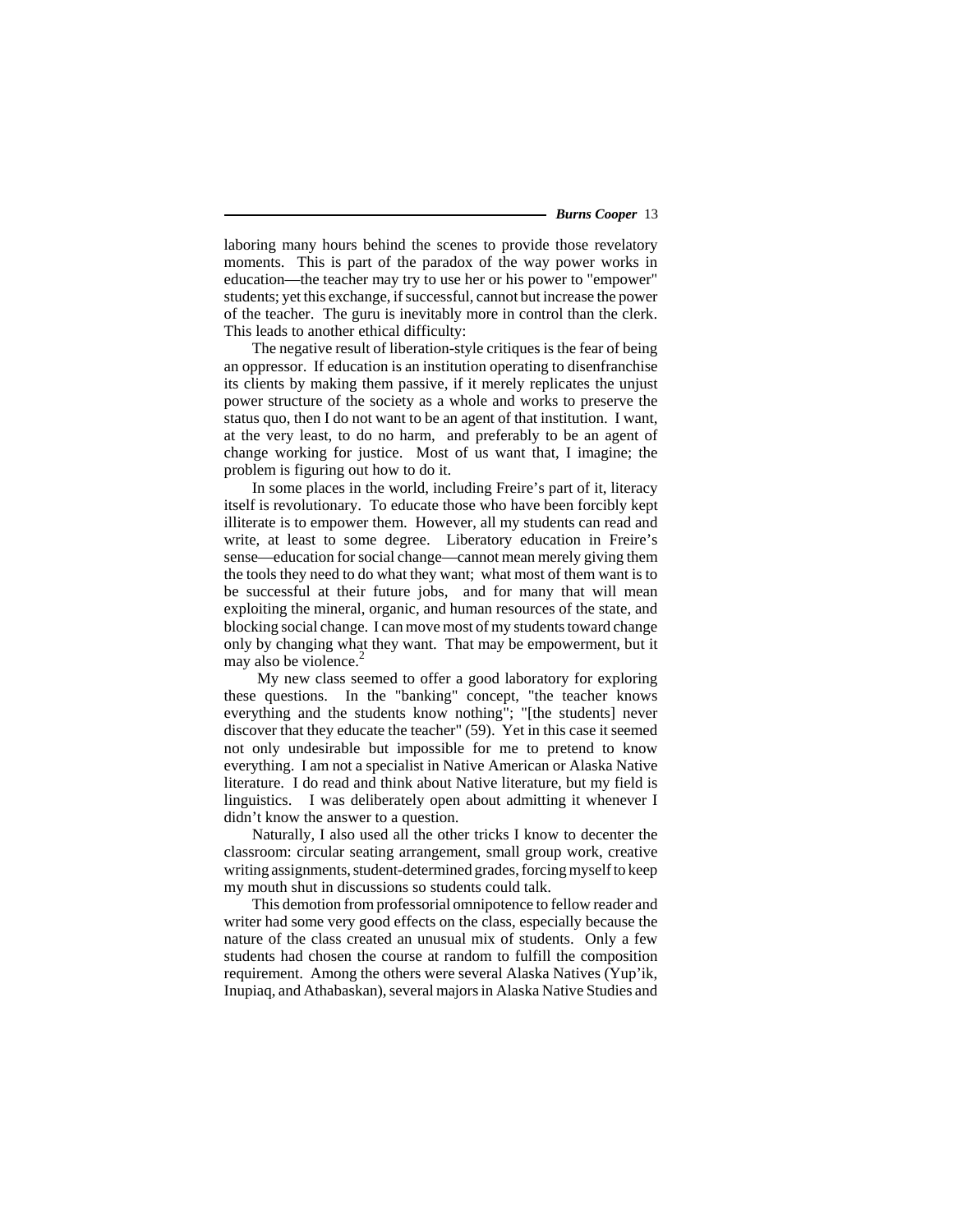laboring many hours behind the scenes to provide those revelatory moments. This is part of the paradox of the way power works in education—the teacher may try to use her or his power to "empower" students; yet this exchange, if successful, cannot but increase the power of the teacher. The guru is inevitably more in control than the clerk. This leads to another ethical difficulty:

The negative result of liberation-style critiques is the fear of being an oppressor. If education is an institution operating to disenfranchise its clients by making them passive, if it merely replicates the unjust power structure of the society as a whole and works to preserve the status quo, then I do not want to be an agent of that institution. I want, at the very least, to do no harm, and preferably to be an agent of change working for justice. Most of us want that, I imagine; the problem is figuring out how to do it.

In some places in the world, including Freire's part of it, literacy itself is revolutionary. To educate those who have been forcibly kept illiterate is to empower them. However, all my students can read and write, at least to some degree. Liberatory education in Freire's sense—education for social change—cannot mean merely giving them the tools they need to do what they want; what most of them want is to be successful at their future jobs, and for many that will mean exploiting the mineral, organic, and human resources of the state, and blocking social change. I can move most of my students toward change only by changing what they want. That may be empowerment, but it may also be violence.[2]

My new class seemed to offer a good laboratory for exploring these questions. In the "banking" concept, "the teacher knows everything and the students know nothing"; "[the students] never discover that they educate the teacher" (59). Yet in this case it seemed not only undesirable but impossible for me to pretend to know everything. I am not a specialist in Native American or Alaska Native literature. I do read and think about Native literature, but my field is linguistics. I was deliberately open about admitting it whenever I didn't know the answer to a question.

Naturally, I also used all the other tricks I know to decenter the classroom: circular seating arrangement, small group work, creative writing assignments, student-determined grades, forcing myself to keep my mouth shut in discussions so students could talk.

This demotion from professorial omnipotence to fellow reader and writer had some very good effects on the class, especially because the nature of the class created an unusual mix of students. Only a few students had chosen the course at random to fulfill the composition requirement. Among the others were several Alaska Natives (Yup'ik, Inupiaq, and Athabaskan), several majors in Alaska Native Studies and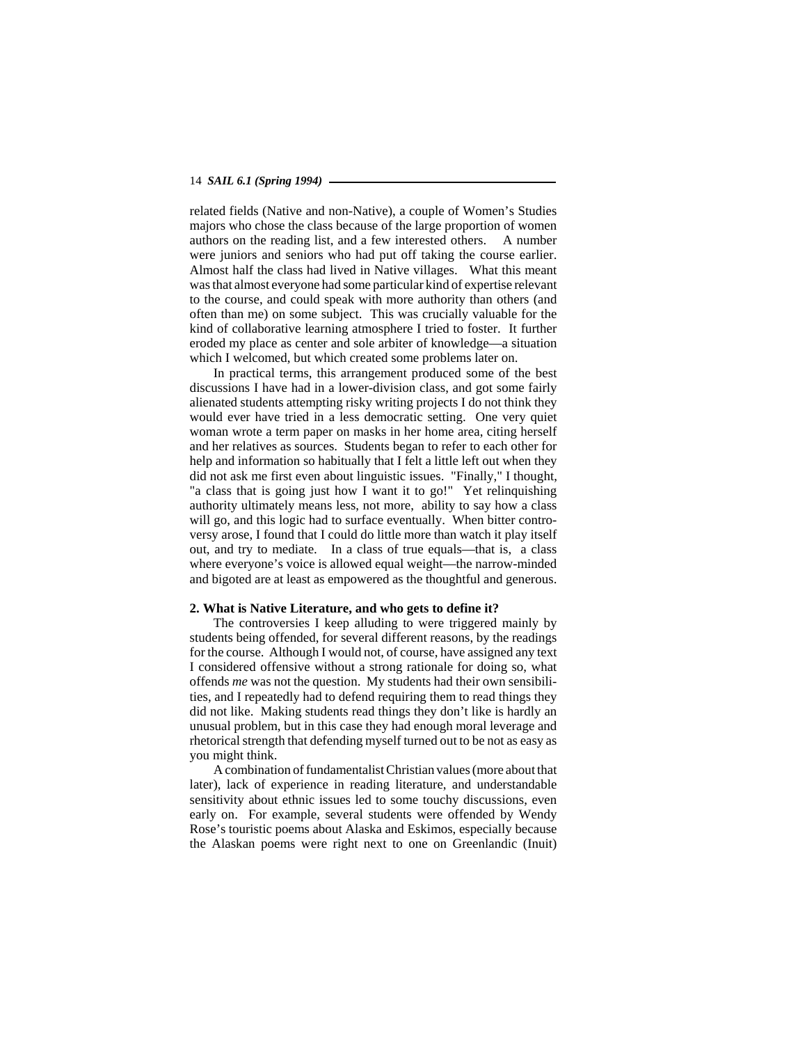related fields (Native and non-Native), a couple of Women's Studies majors who chose the class because of the large proportion of women authors on the reading list, and a few interested others. A number were juniors and seniors who had put off taking the course earlier. Almost half the class had lived in Native villages. What this meant was that almost everyone had some particular kind of expertise relevant to the course, and could speak with more authority than others (and often than me) on some subject. This was crucially valuable for the kind of collaborative learning atmosphere I tried to foster. It further eroded my place as center and sole arbiter of knowledge—a situation which I welcomed, but which created some problems later on.

In practical terms, this arrangement produced some of the best discussions I have had in a lower-division class, and got some fairly alienated students attempting risky writing projects I do not think they would ever have tried in a less democratic setting. One very quiet woman wrote a term paper on masks in her home area, citing herself and her relatives as sources. Students began to refer to each other for help and information so habitually that I felt a little left out when they did not ask me first even about linguistic issues. "Finally," I thought, "a class that is going just how I want it to go!" Yet relinquishing authority ultimately means less, not more, ability to say how a class will go, and this logic had to surface eventually. When bitter controversy arose, I found that I could do little more than watch it play itself out, and try to mediate. In a class of true equals—that is, a class where everyone's voice is allowed equal weight—the narrow-minded and bigoted are at least as empowered as the thoughtful and generous.

**2. What is Native Literature, and who gets to define it?**

The controversies I keep alluding to were triggered mainly by students being offended, for several different reasons, by the readings for the course. Although I would not, of course, have assigned any text I considered offensive without a strong rationale for doing so, what offends *me* was not the question. My students had their own sensibilities, and I repeatedly had to defend requiring them to read things they did not like. Making students read things they don't like is hardly an unusual problem, but in this case they had enough moral leverage and rhetorical strength that defending myself turned out to be not as easy as you might think.

A combination of fundamentalist Christian values (more about that later), lack of experience in reading literature, and understandable sensitivity about ethnic issues led to some touchy discussions, even early on. For example, several students were offended by Wendy Rose's touristic poems about Alaska and Eskimos, especially because the Alaskan poems were right next to one on Greenlandic (Inuit)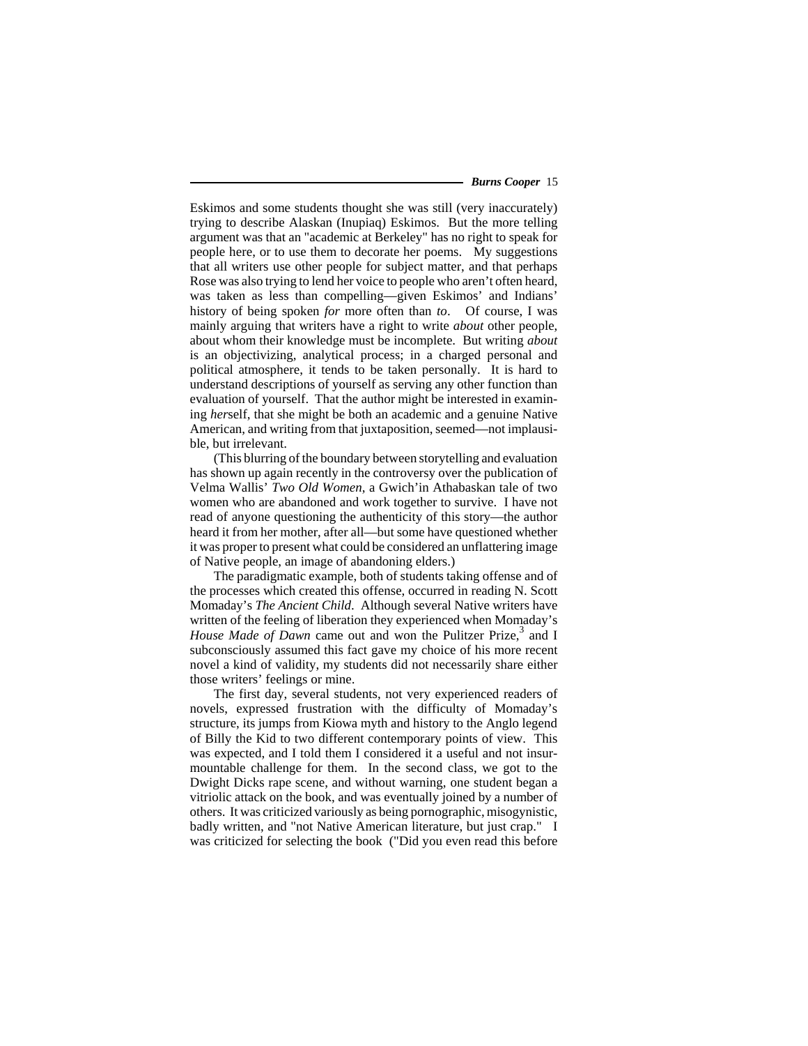Eskimos and some students thought she was still (very inaccurately) trying to describe Alaskan (Inupiaq) Eskimos. But the more telling argument was that an "academic at Berkeley" has no right to speak for people here, or to use them to decorate her poems. My suggestions that all writers use other people for subject matter, and that perhaps Rose was also trying to lend her voice to people who aren't often heard, was taken as less than compelling—given Eskimos' and Indians' history of being spoken *for* more often than *to*. Of course, I was mainly arguing that writers have a right to write *about* other people, about whom their knowledge must be incomplete. But writing *about* is an objectivizing, analytical process; in a charged personal and political atmosphere, it tends to be taken personally. It is hard to understand descriptions of yourself as serving any other function than evaluation of yourself. That the author might be interested in examining *her*self, that she might be both an academic and a genuine Native American, and writing from that juxtaposition, seemed—not implausible, but irrelevant.

(This blurring of the boundary between storytelling and evaluation has shown up again recently in the controversy over the publication of Velma Wallis' *Two Old Women*, a Gwich'in Athabaskan tale of two women who are abandoned and work together to survive. I have not read of anyone questioning the authenticity of this story—the author heard it from her mother, after all—but some have questioned whether it was proper to present what could be considered an unflattering image of Native people, an image of abandoning elders.)

The paradigmatic example, both of students taking offense and of the processes which created this offense, occurred in reading N. Scott Momaday's *The Ancient Child*. Although several Native writers have written of the feeling of liberation they experienced when Momaday's *House Made of Dawn* came out and won the Pulitzer Prize,[3] and I subconsciously assumed this fact gave my choice of his more recent novel a kind of validity, my students did not necessarily share either those writers' feelings or mine.

The first day, several students, not very experienced readers of novels, expressed frustration with the difficulty of Momaday's structure, its jumps from Kiowa myth and history to the Anglo legend of Billy the Kid to two different contemporary points of view. This was expected, and I told them I considered it a useful and not insurmountable challenge for them. In the second class, we got to the Dwight Dicks rape scene, and without warning, one student began a vitriolic attack on the book, and was eventually joined by a number of others. It was criticized variously as being pornographic, misogynistic, badly written, and "not Native American literature, but just crap." I was criticized for selecting the book ("Did you even read this before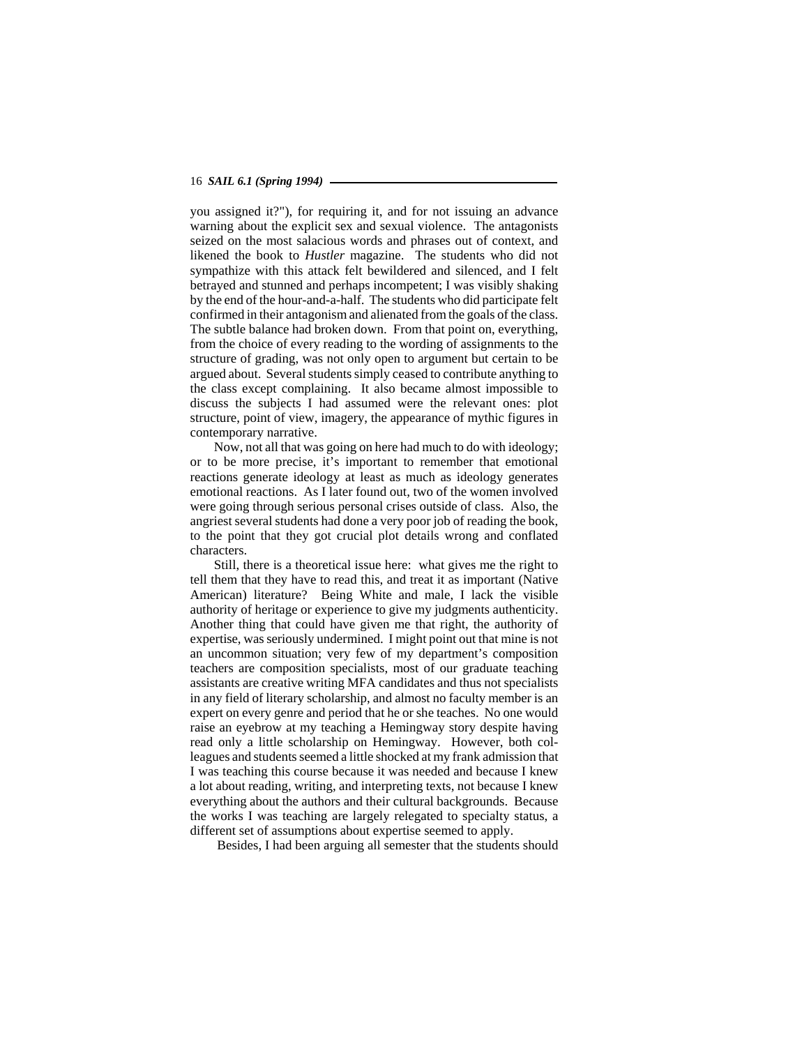you assigned it?"), for requiring it, and for not issuing an advance warning about the explicit sex and sexual violence. The antagonists seized on the most salacious words and phrases out of context, and likened the book to *Hustler* magazine. The students who did not sympathize with this attack felt bewildered and silenced, and I felt betrayed and stunned and perhaps incompetent; I was visibly shaking by the end of the hour-and-a-half. The students who did participate felt confirmed in their antagonism and alienated from the goals of the class. The subtle balance had broken down. From that point on, everything, from the choice of every reading to the wording of assignments to the structure of grading, was not only open to argument but certain to be argued about. Several students simply ceased to contribute anything to the class except complaining. It also became almost impossible to discuss the subjects I had assumed were the relevant ones: plot structure, point of view, imagery, the appearance of mythic figures in contemporary narrative.

Now, not all that was going on here had much to do with ideology; or to be more precise, it's important to remember that emotional reactions generate ideology at least as much as ideology generates emotional reactions. As I later found out, two of the women involved were going through serious personal crises outside of class. Also, the angriest several students had done a very poor job of reading the book, to the point that they got crucial plot details wrong and conflated characters.

Still, there is a theoretical issue here: what gives me the right to tell them that they have to read this, and treat it as important (Native American) literature? Being White and male, I lack the visible authority of heritage or experience to give my judgments authenticity. Another thing that could have given me that right, the authority of expertise, was seriously undermined. I might point out that mine is not an uncommon situation; very few of my department's composition teachers are composition specialists, most of our graduate teaching assistants are creative writing MFA candidates and thus not specialists in any field of literary scholarship, and almost no faculty member is an expert on every genre and period that he or she teaches. No one would raise an eyebrow at my teaching a Hemingway story despite having read only a little scholarship on Hemingway. However, both colleagues and students seemed a little shocked at my frank admission that I was teaching this course because it was needed and because I knew a lot about reading, writing, and interpreting texts, not because I knew everything about the authors and their cultural backgrounds. Because the works I was teaching are largely relegated to specialty status, a different set of assumptions about expertise seemed to apply.

Besides, I had been arguing all semester that the students should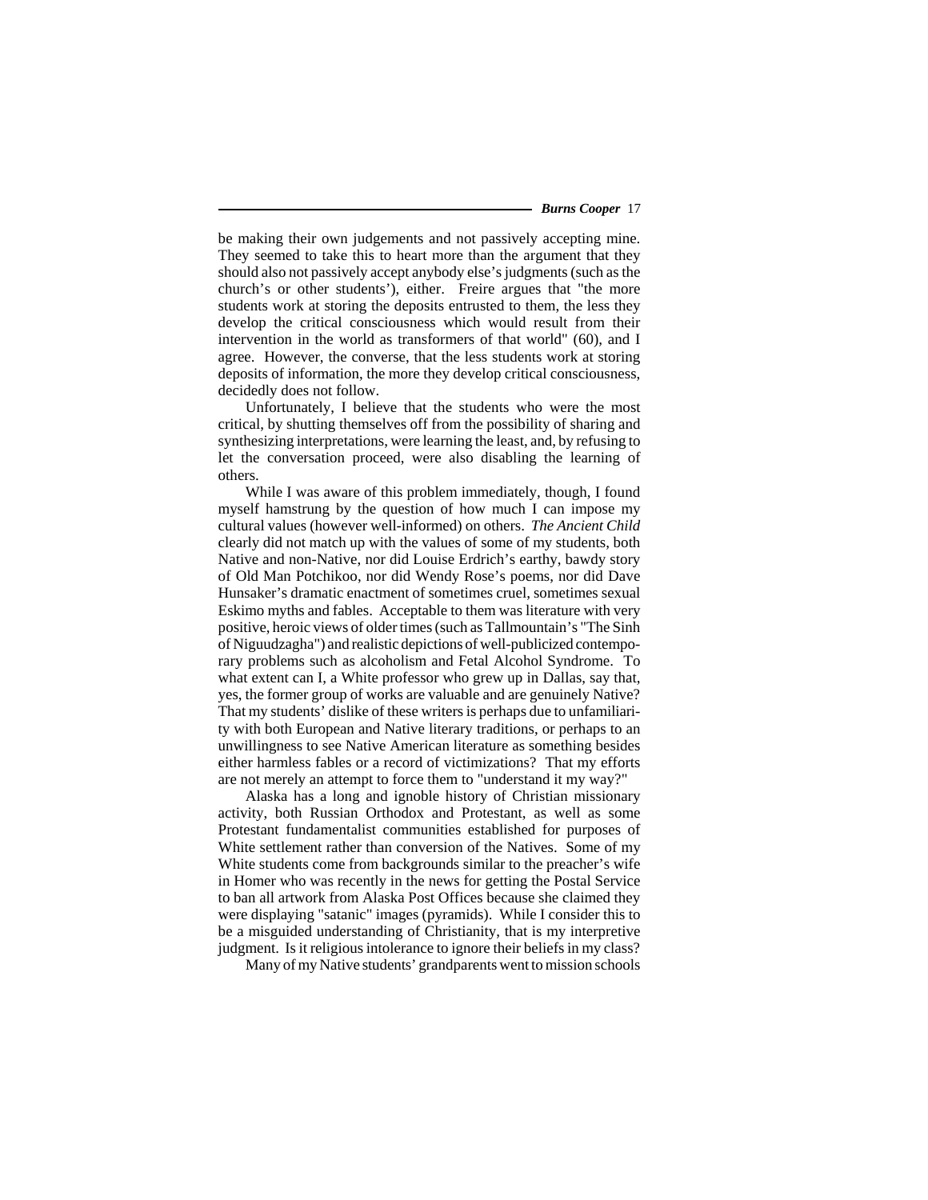be making their own judgements and not passively accepting mine. They seemed to take this to heart more than the argument that they should also not passively accept anybody else's judgments (such as the church's or other students'), either. Freire argues that "the more students work at storing the deposits entrusted to them, the less they develop the critical consciousness which would result from their intervention in the world as transformers of that world" (60), and I agree. However, the converse, that the less students work at storing deposits of information, the more they develop critical consciousness, decidedly does not follow.

Unfortunately, I believe that the students who were the most critical, by shutting themselves off from the possibility of sharing and synthesizing interpretations, were learning the least, and, by refusing to let the conversation proceed, were also disabling the learning of others.

While I was aware of this problem immediately, though, I found myself hamstrung by the question of how much I can impose my cultural values (however well-informed) on others. *The Ancient Child* clearly did not match up with the values of some of my students, both Native and non-Native, nor did Louise Erdrich's earthy, bawdy story of Old Man Potchikoo, nor did Wendy Rose's poems, nor did Dave Hunsaker's dramatic enactment of sometimes cruel, sometimes sexual Eskimo myths and fables. Acceptable to them was literature with very positive, heroic views of older times (such as Tallmountain's "The Sinh of Niguudzagha") and realistic depictions of well-publicized contemporary problems such as alcoholism and Fetal Alcohol Syndrome. To what extent can I, a White professor who grew up in Dallas, say that, yes, the former group of works are valuable and are genuinely Native? That my students' dislike of these writers is perhaps due to unfamiliarity with both European and Native literary traditions, or perhaps to an unwillingness to see Native American literature as something besides either harmless fables or a record of victimizations? That my efforts are not merely an attempt to force them to "understand it my way?"

Alaska has a long and ignoble history of Christian missionary activity, both Russian Orthodox and Protestant, as well as some Protestant fundamentalist communities established for purposes of White settlement rather than conversion of the Natives. Some of my White students come from backgrounds similar to the preacher's wife in Homer who was recently in the news for getting the Postal Service to ban all artwork from Alaska Post Offices because she claimed they were displaying "satanic" images (pyramids). While I consider this to be a misguided understanding of Christianity, that is my interpretive judgment. Is it religious intolerance to ignore their beliefs in my class?

Many of my Native students' grandparents went to mission schools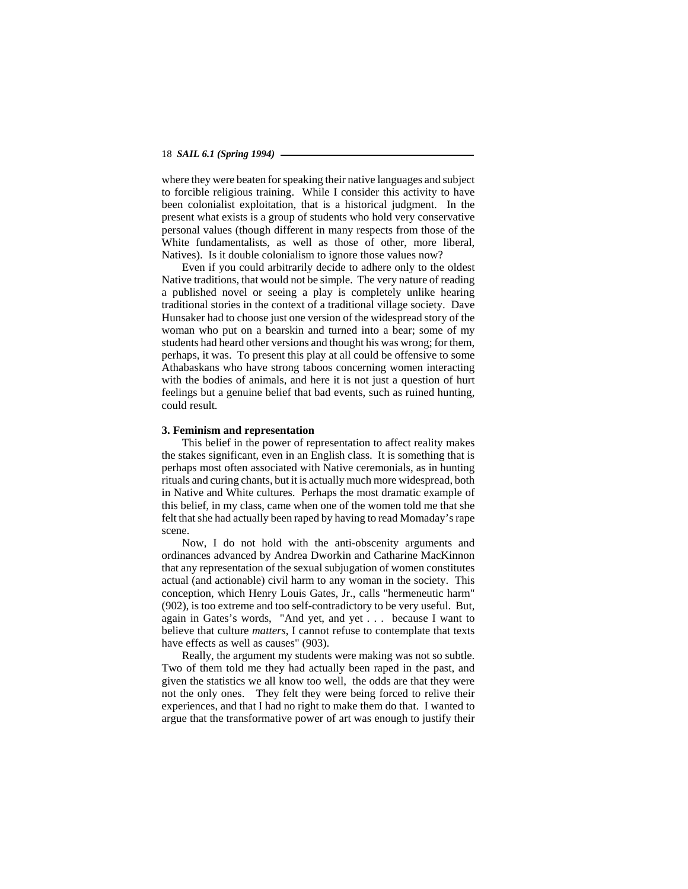where they were beaten for speaking their native languages and subject to forcible religious training. While I consider this activity to have been colonialist exploitation, that is a historical judgment. In the present what exists is a group of students who hold very conservative personal values (though different in many respects from those of the White fundamentalists, as well as those of other, more liberal, Natives). Is it double colonialism to ignore those values now?

Even if you could arbitrarily decide to adhere only to the oldest Native traditions, that would not be simple. The very nature of reading a published novel or seeing a play is completely unlike hearing traditional stories in the context of a traditional village society. Dave Hunsaker had to choose just one version of the widespread story of the woman who put on a bearskin and turned into a bear; some of my students had heard other versions and thought his was wrong; for them, perhaps, it was. To present this play at all could be offensive to some Athabaskans who have strong taboos concerning women interacting with the bodies of animals, and here it is not just a question of hurt feelings but a genuine belief that bad events, such as ruined hunting, could result.

**3. Feminism and representation**

This belief in the power of representation to affect reality makes the stakes significant, even in an English class. It is something that is perhaps most often associated with Native ceremonials, as in hunting rituals and curing chants, but it is actually much more widespread, both in Native and White cultures. Perhaps the most dramatic example of this belief, in my class, came when one of the women told me that she felt that she had actually been raped by having to read Momaday's rape scene.

Now, I do not hold with the anti-obscenity arguments and ordinances advanced by Andrea Dworkin and Catharine MacKinnon that any representation of the sexual subjugation of women constitutes actual (and actionable) civil harm to any woman in the society. This conception, which Henry Louis Gates, Jr., calls "hermeneutic harm" (902), is too extreme and too self-contradictory to be very useful. But, again in Gates's words, "And yet, and yet . . . because I want to believe that culture *matters*, I cannot refuse to contemplate that texts have effects as well as causes" (903).

Really, the argument my students were making was not so subtle. Two of them told me they had actually been raped in the past, and given the statistics we all know too well, the odds are that they were not the only ones. They felt they were being forced to relive their experiences, and that I had no right to make them do that. I wanted to argue that the transformative power of art was enough to justify their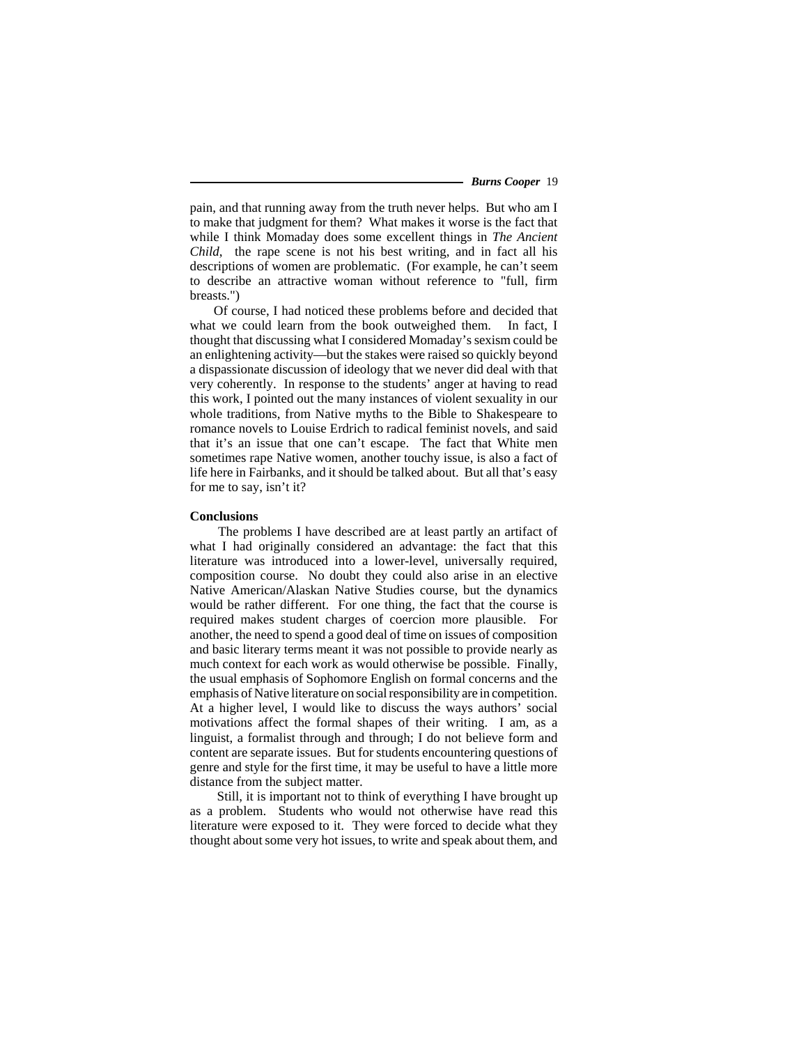pain, and that running away from the truth never helps. But who am I to make that judgment for them? What makes it worse is the fact that while I think Momaday does some excellent things in *The Ancient Child*, the rape scene is not his best writing, and in fact all his descriptions of women are problematic. (For example, he can't seem to describe an attractive woman without reference to "full, firm breasts.")

Of course, I had noticed these problems before and decided that what we could learn from the book outweighed them. In fact, I thought that discussing what I considered Momaday's sexism could be an enlightening activity—but the stakes were raised so quickly beyond a dispassionate discussion of ideology that we never did deal with that very coherently. In response to the students' anger at having to read this work, I pointed out the many instances of violent sexuality in our whole traditions, from Native myths to the Bible to Shakespeare to romance novels to Louise Erdrich to radical feminist novels, and said that it's an issue that one can't escape. The fact that White men sometimes rape Native women, another touchy issue, is also a fact of life here in Fairbanks, and it should be talked about. But all that's easy for me to say, isn't it?

**Conclusions**

The problems I have described are at least partly an artifact of what I had originally considered an advantage: the fact that this literature was introduced into a lower-level, universally required, composition course. No doubt they could also arise in an elective Native American/Alaskan Native Studies course, but the dynamics would be rather different. For one thing, the fact that the course is required makes student charges of coercion more plausible. For another, the need to spend a good deal of time on issues of composition and basic literary terms meant it was not possible to provide nearly as much context for each work as would otherwise be possible. Finally, the usual emphasis of Sophomore English on formal concerns and the emphasis of Native literature on social responsibility are in competition. At a higher level, I would like to discuss the ways authors' social motivations affect the formal shapes of their writing. I am, as a linguist, a formalist through and through; I do not believe form and content are separate issues. But for students encountering questions of genre and style for the first time, it may be useful to have a little more distance from the subject matter.

Still, it is important not to think of everything I have brought up as a problem. Students who would not otherwise have read this literature were exposed to it. They were forced to decide what they thought about some very hot issues, to write and speak about them, and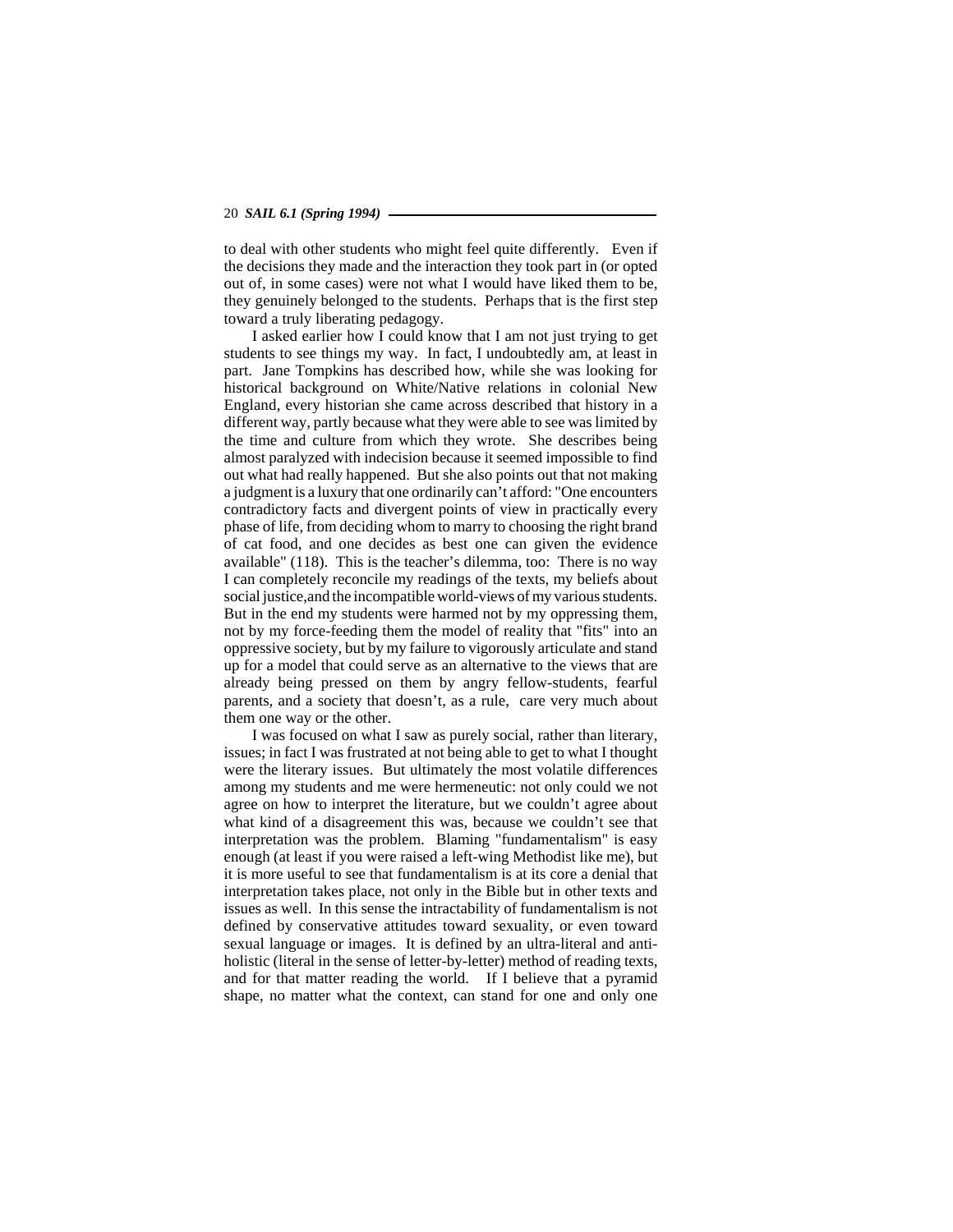to deal with other students who might feel quite differently. Even if the decisions they made and the interaction they took part in (or opted out of, in some cases) were not what I would have liked them to be, they genuinely belonged to the students. Perhaps that is the first step toward a truly liberating pedagogy.

I asked earlier how I could know that I am not just trying to get students to see things my way. In fact, I undoubtedly am, at least in part. Jane Tompkins has described how, while she was looking for historical background on White/Native relations in colonial New England, every historian she came across described that history in a different way, partly because what they were able to see was limited by the time and culture from which they wrote. She describes being almost paralyzed with indecision because it seemed impossible to find out what had really happened. But she also points out that not making a judgment is a luxury that one ordinarily can't afford: "One encounters contradictory facts and divergent points of view in practically every phase of life, from deciding whom to marry to choosing the right brand of cat food, and one decides as best one can given the evidence available" (118). This is the teacher's dilemma, too: There is no way I can completely reconcile my readings of the texts, my beliefs about social justice,and the incompatible world-views of my various students. But in the end my students were harmed not by my oppressing them, not by my force-feeding them the model of reality that "fits" into an oppressive society, but by my failure to vigorously articulate and stand up for a model that could serve as an alternative to the views that are already being pressed on them by angry fellow-students, fearful parents, and a society that doesn't, as a rule, care very much about them one way or the other.

I was focused on what I saw as purely social, rather than literary, issues; in fact I was frustrated at not being able to get to what I thought were the literary issues. But ultimately the most volatile differences among my students and me were hermeneutic: not only could we not agree on how to interpret the literature, but we couldn't agree about what kind of a disagreement this was, because we couldn't see that interpretation was the problem. Blaming "fundamentalism" is easy enough (at least if you were raised a left-wing Methodist like me), but it is more useful to see that fundamentalism is at its core a denial that interpretation takes place, not only in the Bible but in other texts and issues as well. In this sense the intractability of fundamentalism is not defined by conservative attitudes toward sexuality, or even toward sexual language or images. It is defined by an ultra-literal and anti-holistic (literal in the sense of letter-by-letter) method of reading texts, and for that matter reading the world. If I believe that a pyramid shape, no matter what the context, can stand for one and only one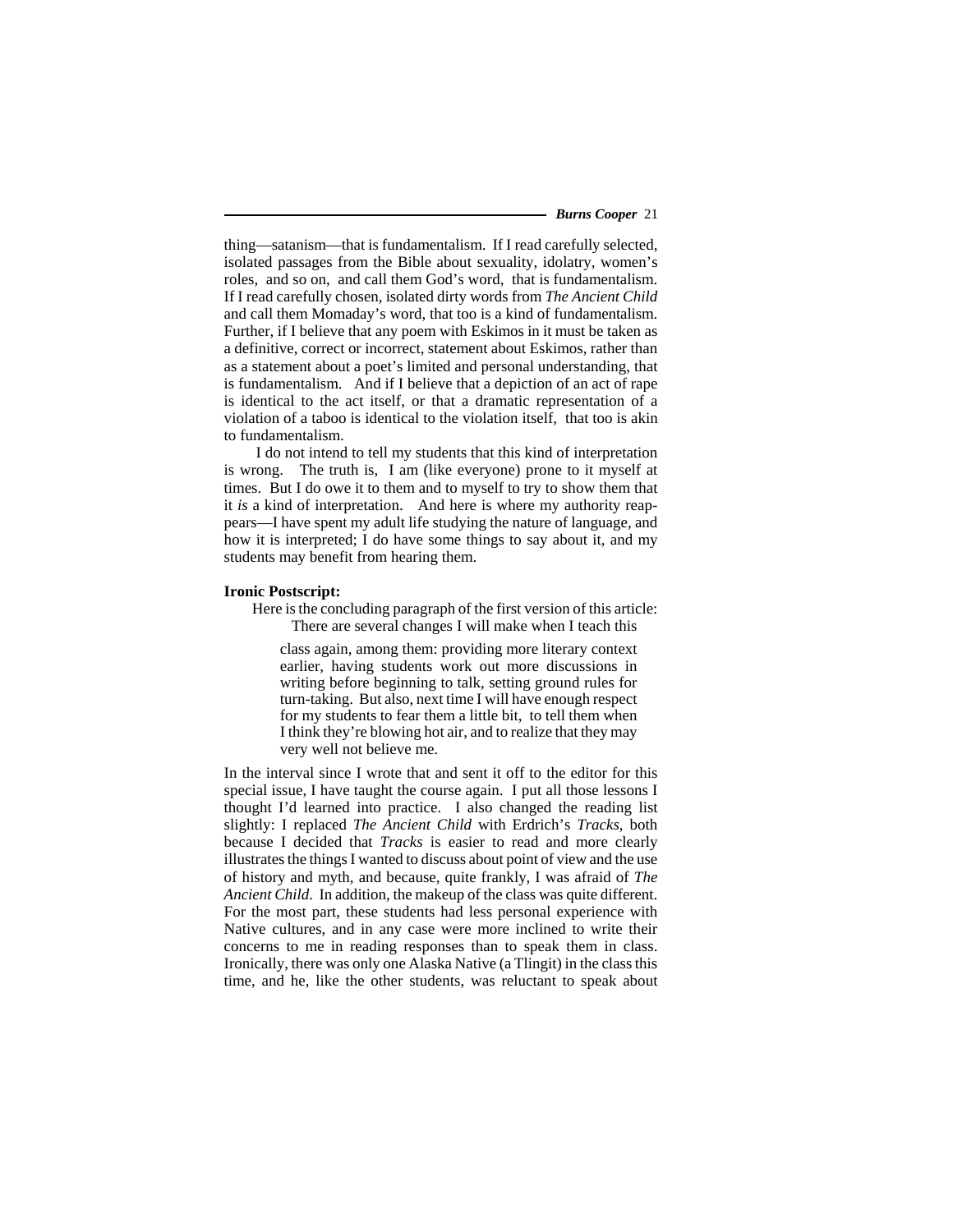thing—satanism—that is fundamentalism. If I read carefully selected, isolated passages from the Bible about sexuality, idolatry, women's roles, and so on, and call them God's word, that is fundamentalism. If I read carefully chosen, isolated dirty words from *The Ancient Child* and call them Momaday's word, that too is a kind of fundamentalism. Further, if I believe that any poem with Eskimos in it must be taken as a definitive, correct or incorrect, statement about Eskimos, rather than as a statement about a poet's limited and personal understanding, that is fundamentalism. And if I believe that a depiction of an act of rape is identical to the act itself, or that a dramatic representation of a violation of a taboo is identical to the violation itself, that too is akin to fundamentalism.

I do not intend to tell my students that this kind of interpretation is wrong. The truth is, I am (like everyone) prone to it myself at times. But I do owe it to them and to myself to try to show them that it *is* a kind of interpretation. And here is where my authority reappears—I have spent my adult life studying the nature of language, and how it is interpreted; I do have some things to say about it, and my students may benefit from hearing them.

**Ironic Postscript:**

Here is the concluding paragraph of the first version of this article:

> There are several changes I will make when I teach this class again, among them: providing more literary context earlier, having students work out more discussions in writing before beginning to talk, setting ground rules for turn-taking. But also, next time I will have enough respect for my students to fear them a little bit, to tell them when I think they're blowing hot air, and to realize that they may very well not believe me.

In the interval since I wrote that and sent it off to the editor for this special issue, I have taught the course again. I put all those lessons I thought I'd learned into practice. I also changed the reading list slightly: I replaced *The Ancient Child* with Erdrich's *Tracks*, both because I decided that *Tracks* is easier to read and more clearly illustrates the things I wanted to discuss about point of view and the use of history and myth, and because, quite frankly, I was afraid of *The Ancient Child*. In addition, the makeup of the class was quite different. For the most part, these students had less personal experience with Native cultures, and in any case were more inclined to write their concerns to me in reading responses than to speak them in class. Ironically, there was only one Alaska Native (a Tlingit) in the class this time, and he, like the other students, was reluctant to speak about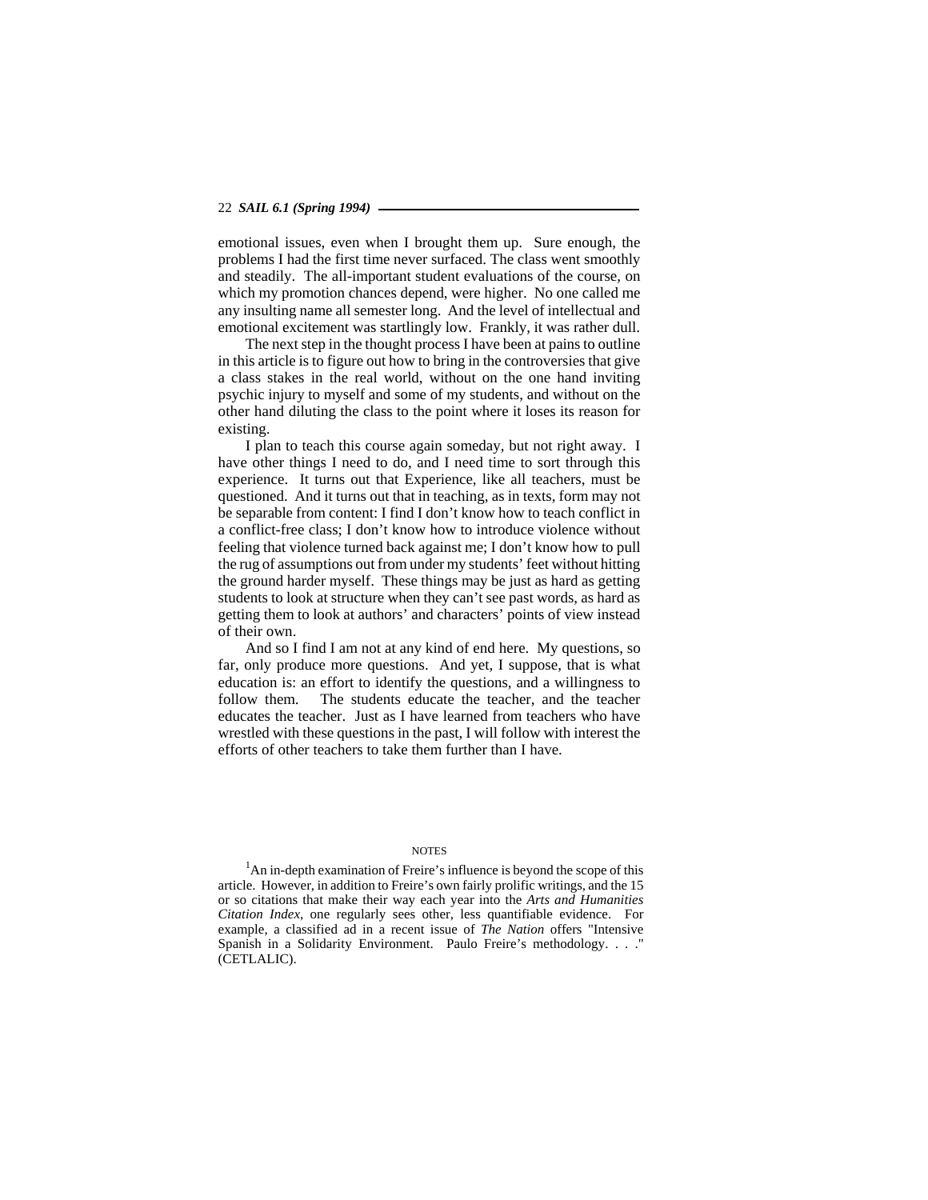emotional issues, even when I brought them up. Sure enough, the problems I had the first time never surfaced. The class went smoothly and steadily. The all-important student evaluations of the course, on which my promotion chances depend, were higher. No one called me any insulting name all semester long. And the level of intellectual and emotional excitement was startlingly low. Frankly, it was rather dull.

The next step in the thought process I have been at pains to outline in this article is to figure out how to bring in the controversies that give a class stakes in the real world, without on the one hand inviting psychic injury to myself and some of my students, and without on the other hand diluting the class to the point where it loses its reason for existing.

I plan to teach this course again someday, but not right away. I have other things I need to do, and I need time to sort through this experience. It turns out that Experience, like all teachers, must be questioned. And it turns out that in teaching, as in texts, form may not be separable from content: I find I don't know how to teach conflict in a conflict-free class; I don't know how to introduce violence without feeling that violence turned back against me; I don't know how to pull the rug of assumptions out from under my students' feet without hitting the ground harder myself. These things may be just as hard as getting students to look at structure when they can't see past words, as hard as getting them to look at authors' and characters' points of view instead of their own.

And so I find I am not at any kind of end here. My questions, so far, only produce more questions. And yet, I suppose, that is what education is: an effort to identify the questions, and a willingness to follow them. The students educate the teacher, and the teacher educates the teacher. Just as I have learned from teachers who have wrestled with these questions in the past, I will follow with interest the efforts of other teachers to take them further than I have.

## NOTES

[1]An in-depth examination of Freire's influence is beyond the scope of this article. However, in addition to Freire's own fairly prolific writings, and the 15 or so citations that make their way each year into the *Arts and Humanities Citation Index*, one regularly sees other, less quantifiable evidence. For example, a classified ad in a recent issue of *The Nation* offers "Intensive Spanish in a Solidarity Environment. Paulo Freire's methodology. . . ." (CETLALIC).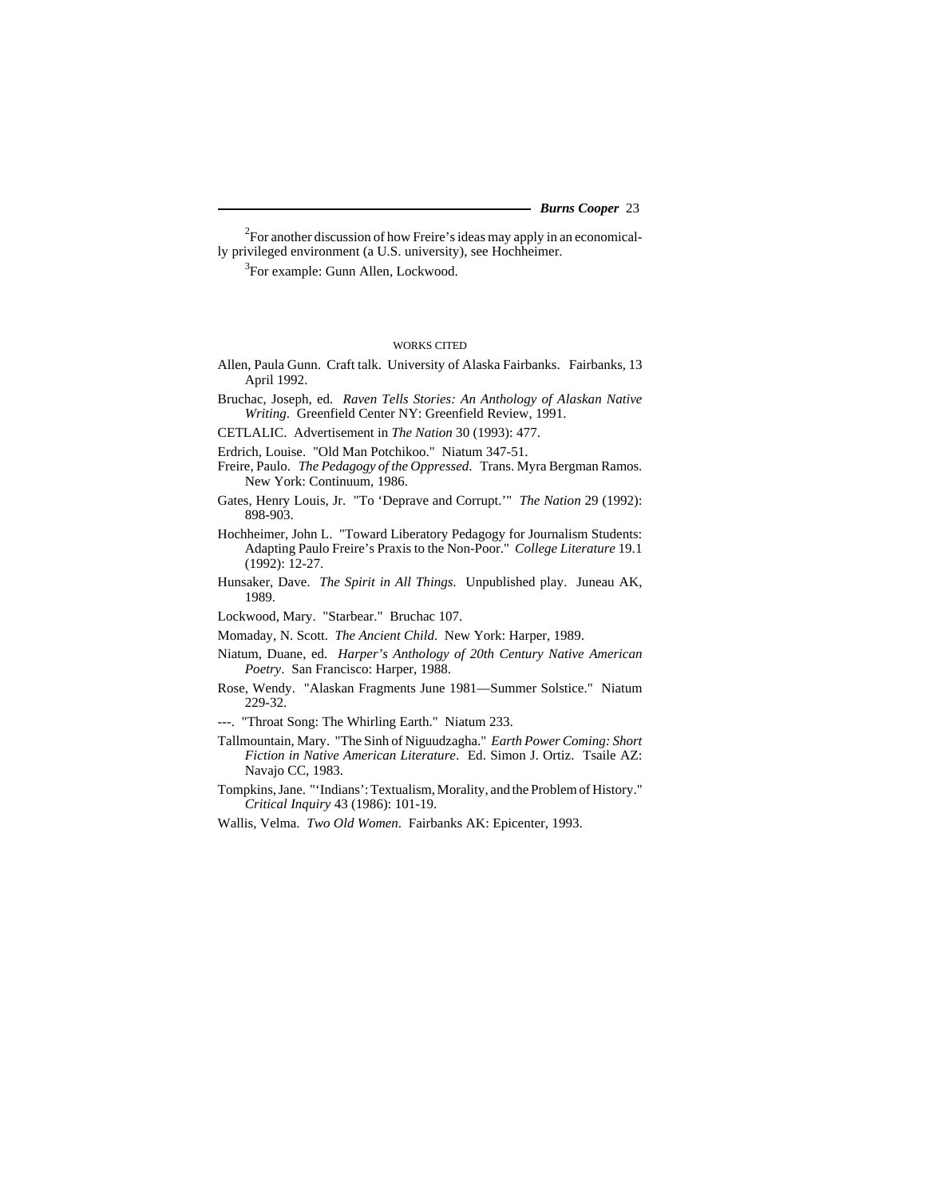[2]For another discussion of how Freire's ideas may apply in an economically privileged environment (a U.S. university), see Hochheimer.

[3]For example: Gunn Allen, Lockwood.

## WORKS CITED

Allen, Paula Gunn. Craft talk. University of Alaska Fairbanks. Fairbanks, 13 April 1992.

Bruchac, Joseph, ed. *Raven Tells Stories: An Anthology of Alaskan Native Writing*. Greenfield Center NY: Greenfield Review, 1991.

CETLALIC. Advertisement in *The Nation* 30 (1993): 477.

Erdrich, Louise. "Old Man Potchikoo." Niatum 347-51.

Freire, Paulo. *The Pedagogy of the Oppressed*. Trans. Myra Bergman Ramos. New York: Continuum, 1986.

Gates, Henry Louis, Jr. "To 'Deprave and Corrupt.'" *The Nation* 29 (1992): 898-903.

Hochheimer, John L. "Toward Liberatory Pedagogy for Journalism Students: Adapting Paulo Freire's Praxis to the Non-Poor." *College Literature* 19.1 (1992): 12-27.

Hunsaker, Dave. *The Spirit in All Things*. Unpublished play. Juneau AK, 1989.

Lockwood, Mary. "Starbear." Bruchac 107.

Momaday, N. Scott. *The Ancient Child*. New York: Harper, 1989.

Niatum, Duane, ed. *Harper's Anthology of 20th Century Native American Poetry*. San Francisco: Harper, 1988.

Rose, Wendy. "Alaskan Fragments June 1981—Summer Solstice." Niatum 229-32.

---. "Throat Song: The Whirling Earth." Niatum 233.

Tallmountain, Mary. "The Sinh of Niguudzagha." *Earth Power Coming: Short Fiction in Native American Literature*. Ed. Simon J. Ortiz. Tsaile AZ: Navajo CC, 1983.

Tompkins, Jane. "'Indians': Textualism, Morality, and the Problem of History." *Critical Inquiry* 43 (1986): 101-19.

Wallis, Velma. *Two Old Women*. Fairbanks AK: Epicenter, 1993.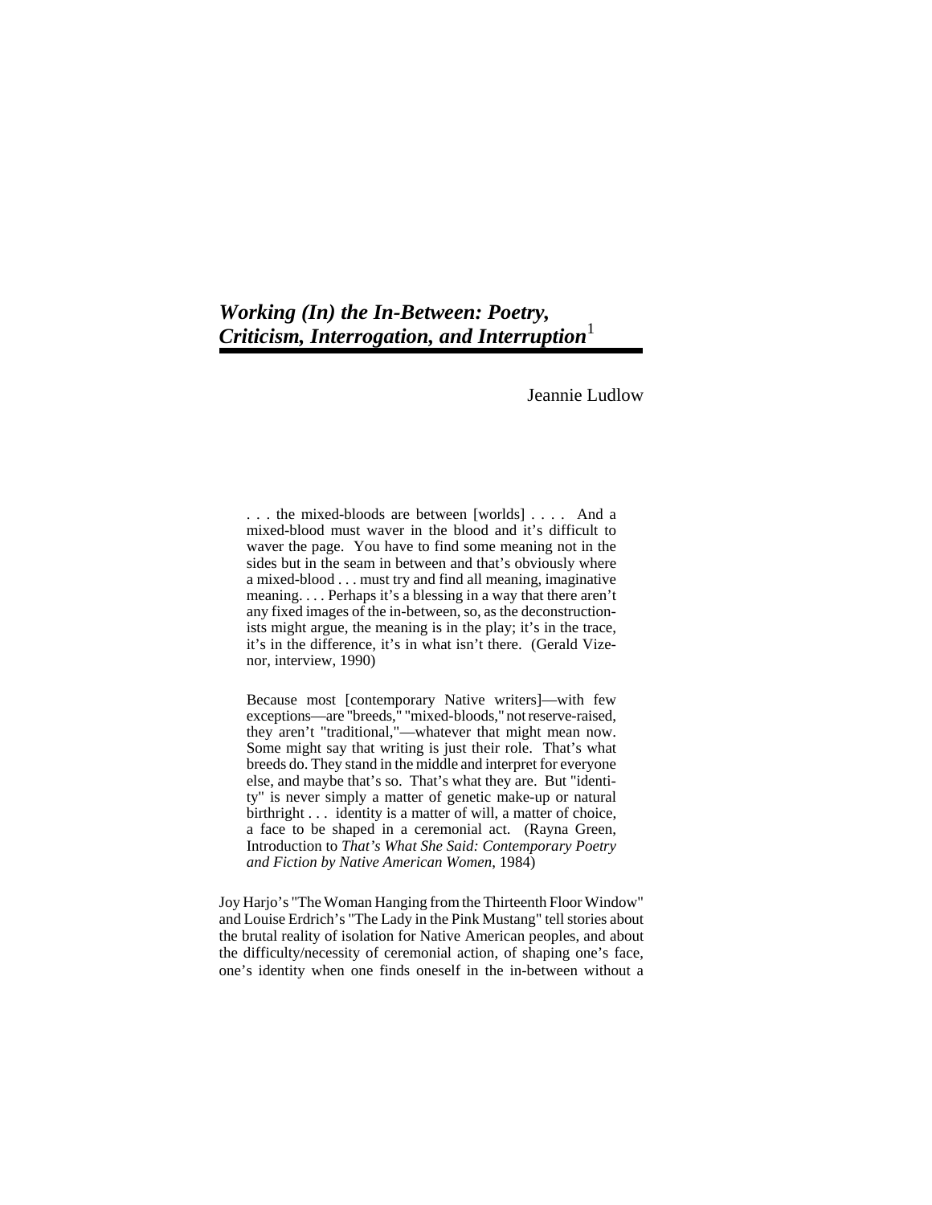# *Working (In) the In-Between: Poetry, Criticism, Interrogation, and Interruption*[1]

Jeannie Ludlow

> . . . the mixed-bloods are between [worlds] . . . . And a mixed-blood must waver in the blood and it's difficult to waver the page. You have to find some meaning not in the sides but in the seam in between and that's obviously where a mixed-blood . . . must try and find all meaning, imaginative meaning. . . . Perhaps it's a blessing in a way that there aren't any fixed images of the in-between, so, as the deconstructionists might argue, the meaning is in the play; it's in the trace, it's in the difference, it's in what isn't there. (Gerald Vizenor, interview, 1990)

> Because most [contemporary Native writers]—with few exceptions—are "breeds," "mixed-bloods," not reserve-raised, they aren't "traditional,"—whatever that might mean now. Some might say that writing is just their role. That's what breeds do. They stand in the middle and interpret for everyone else, and maybe that's so. That's what they are. But "identity" is never simply a matter of genetic make-up or natural birthright . . . identity is a matter of will, a matter of choice, a face to be shaped in a ceremonial act. (Rayna Green, Introduction to *That's What She Said: Contemporary Poetry and Fiction by Native American Women*, 1984)

Joy Harjo's "The Woman Hanging from the Thirteenth Floor Window" and Louise Erdrich's "The Lady in the Pink Mustang" tell stories about the brutal reality of isolation for Native American peoples, and about the difficulty/necessity of ceremonial action, of shaping one's face, one's identity when one finds oneself in the in-between without a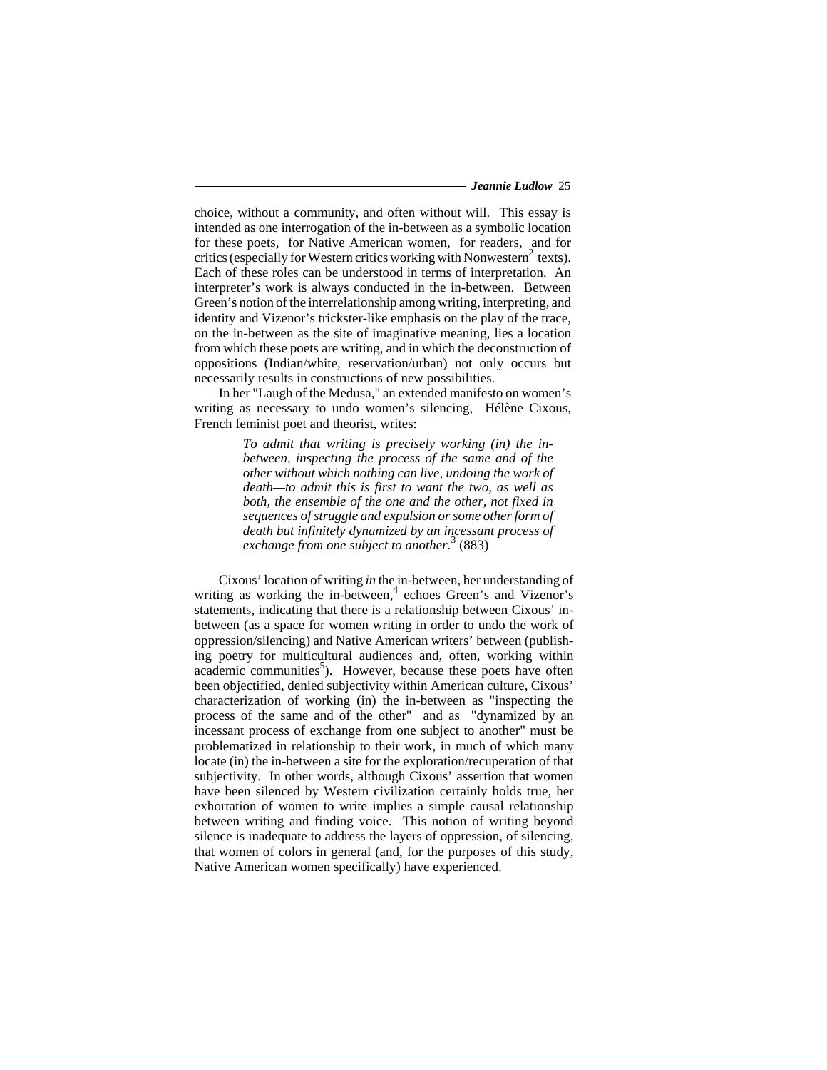choice, without a community, and often without will. This essay is intended as one interrogation of the in-between as a symbolic location for these poets, for Native American women, for readers, and for critics (especially for Western critics working with Nonwestern[2] texts). Each of these roles can be understood in terms of interpretation. An interpreter's work is always conducted in the in-between. Between Green's notion of the interrelationship among writing, interpreting, and identity and Vizenor's trickster-like emphasis on the play of the trace, on the in-between as the site of imaginative meaning, lies a location from which these poets are writing, and in which the deconstruction of oppositions (Indian/white, reservation/urban) not only occurs but necessarily results in constructions of new possibilities.

In her "Laugh of the Medusa," an extended manifesto on women's writing as necessary to undo women's silencing, Hélène Cixous, French feminist poet and theorist, writes:

> *To admit that writing is precisely working (in) the in-between, inspecting the process of the same and of the other without which nothing can live, undoing the work of death—to admit this is first to want the two, as well as both, the ensemble of the one and the other, not fixed in sequences of struggle and expulsion or some other form of death but infinitely dynamized by an incessant process of exchange from one subject to another.*[3] (883)

Cixous' location of writing *in* the in-between, her understanding of writing as working the in-between,[4] echoes Green's and Vizenor's statements, indicating that there is a relationship between Cixous' in-between (as a space for women writing in order to undo the work of oppression/silencing) and Native American writers' between (publishing poetry for multicultural audiences and, often, working within academic communities[5]). However, because these poets have often been objectified, denied subjectivity within American culture, Cixous' characterization of working (in) the in-between as "inspecting the process of the same and of the other" and as "dynamized by an incessant process of exchange from one subject to another" must be problematized in relationship to their work, in much of which many locate (in) the in-between a site for the exploration/recuperation of that subjectivity. In other words, although Cixous' assertion that women have been silenced by Western civilization certainly holds true, her exhortation of women to write implies a simple causal relationship between writing and finding voice. This notion of writing beyond silence is inadequate to address the layers of oppression, of silencing, that women of colors in general (and, for the purposes of this study, Native American women specifically) have experienced.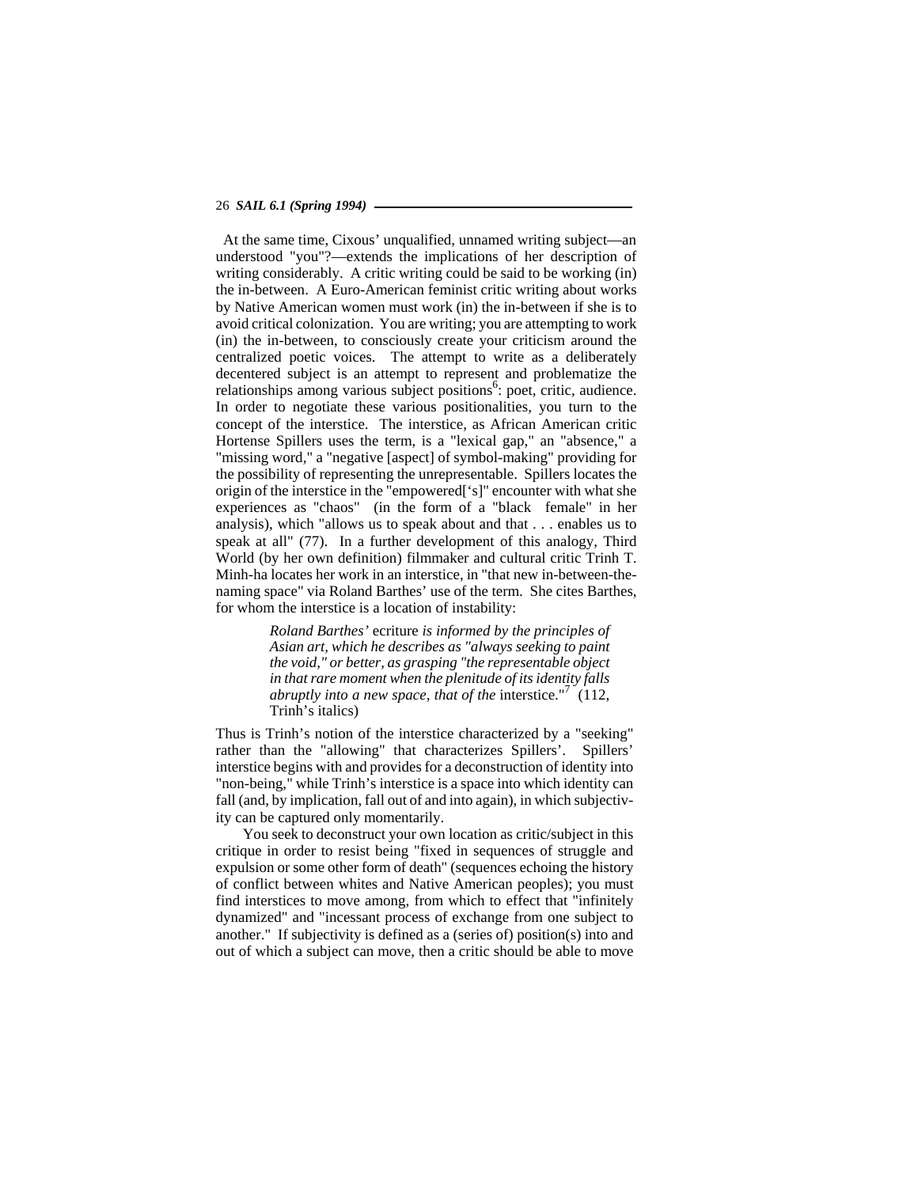At the same time, Cixous' unqualified, unnamed writing subject—an understood "you"?—extends the implications of her description of writing considerably. A critic writing could be said to be working (in) the in-between. A Euro-American feminist critic writing about works by Native American women must work (in) the in-between if she is to avoid critical colonization. You are writing; you are attempting to work (in) the in-between, to consciously create your criticism around the centralized poetic voices. The attempt to write as a deliberately decentered subject is an attempt to represent and problematize the relationships among various subject positions[6]: poet, critic, audience. In order to negotiate these various positionalities, you turn to the concept of the interstice. The interstice, as African American critic Hortense Spillers uses the term, is a "lexical gap," an "absence," a "missing word," a "negative [aspect] of symbol-making" providing for the possibility of representing the unrepresentable. Spillers locates the origin of the interstice in the "empowered['s]" encounter with what she experiences as "chaos" (in the form of a "black female" in her analysis), which "allows us to speak about and that . . . enables us to speak at all" (77). In a further development of this analogy, Third World (by her own definition) filmmaker and cultural critic Trinh T. Minh-ha locates her work in an interstice, in "that new in-between-the-naming space" via Roland Barthes' use of the term. She cites Barthes, for whom the interstice is a location of instability:

> *Roland Barthes'* ecriture *is informed by the principles of Asian art, which he describes as "always seeking to paint the void," or better, as grasping "the representable object in that rare moment when the plenitude of its identity falls abruptly into a new space, that of the* interstice."[7] (112, Trinh's italics)

Thus is Trinh's notion of the interstice characterized by a "seeking" rather than the "allowing" that characterizes Spillers'. Spillers' interstice begins with and provides for a deconstruction of identity into "non-being," while Trinh's interstice is a space into which identity can fall (and, by implication, fall out of and into again), in which subjectivity can be captured only momentarily.

You seek to deconstruct your own location as critic/subject in this critique in order to resist being "fixed in sequences of struggle and expulsion or some other form of death" (sequences echoing the history of conflict between whites and Native American peoples); you must find interstices to move among, from which to effect that "infinitely dynamized" and "incessant process of exchange from one subject to another." If subjectivity is defined as a (series of) position(s) into and out of which a subject can move, then a critic should be able to move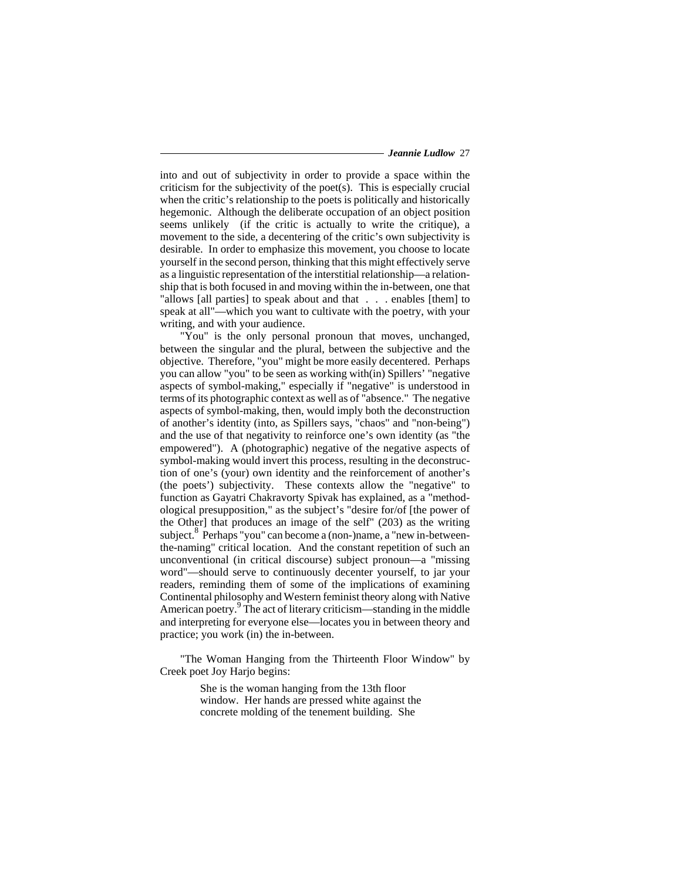into and out of subjectivity in order to provide a space within the criticism for the subjectivity of the poet(s). This is especially crucial when the critic's relationship to the poets is politically and historically hegemonic. Although the deliberate occupation of an object position seems unlikely (if the critic is actually to write the critique), a movement to the side, a decentering of the critic's own subjectivity is desirable. In order to emphasize this movement, you choose to locate yourself in the second person, thinking that this might effectively serve as a linguistic representation of the interstitial relationship—a relationship that is both focused in and moving within the in-between, one that "allows [all parties] to speak about and that . . . enables [them] to speak at all"—which you want to cultivate with the poetry, with your writing, and with your audience.

"You" is the only personal pronoun that moves, unchanged, between the singular and the plural, between the subjective and the objective. Therefore, "you" might be more easily decentered. Perhaps you can allow "you" to be seen as working with(in) Spillers' "negative aspects of symbol-making," especially if "negative" is understood in terms of its photographic context as well as of "absence." The negative aspects of symbol-making, then, would imply both the deconstruction of another's identity (into, as Spillers says, "chaos" and "non-being") and the use of that negativity to reinforce one's own identity (as "the empowered"). A (photographic) negative of the negative aspects of symbol-making would invert this process, resulting in the deconstruction of one's (your) own identity and the reinforcement of another's (the poets') subjectivity. These contexts allow the "negative" to function as Gayatri Chakravorty Spivak has explained, as a "methodological presupposition," as the subject's "desire for/of [the power of the Other] that produces an image of the self" (203) as the writing subject.[8] Perhaps "you" can become a (non-)name, a "new in-between-the-naming" critical location. And the constant repetition of such an unconventional (in critical discourse) subject pronoun—a "missing word"—should serve to continuously decenter yourself, to jar your readers, reminding them of some of the implications of examining Continental philosophy and Western feminist theory along with Native American poetry.[9] The act of literary criticism—standing in the middle and interpreting for everyone else—locates you in between theory and practice; you work (in) the in-between.

"The Woman Hanging from the Thirteenth Floor Window" by Creek poet Joy Harjo begins:

> She is the woman hanging from the 13th floor
> window. Her hands are pressed white against the
> concrete molding of the tenement building. She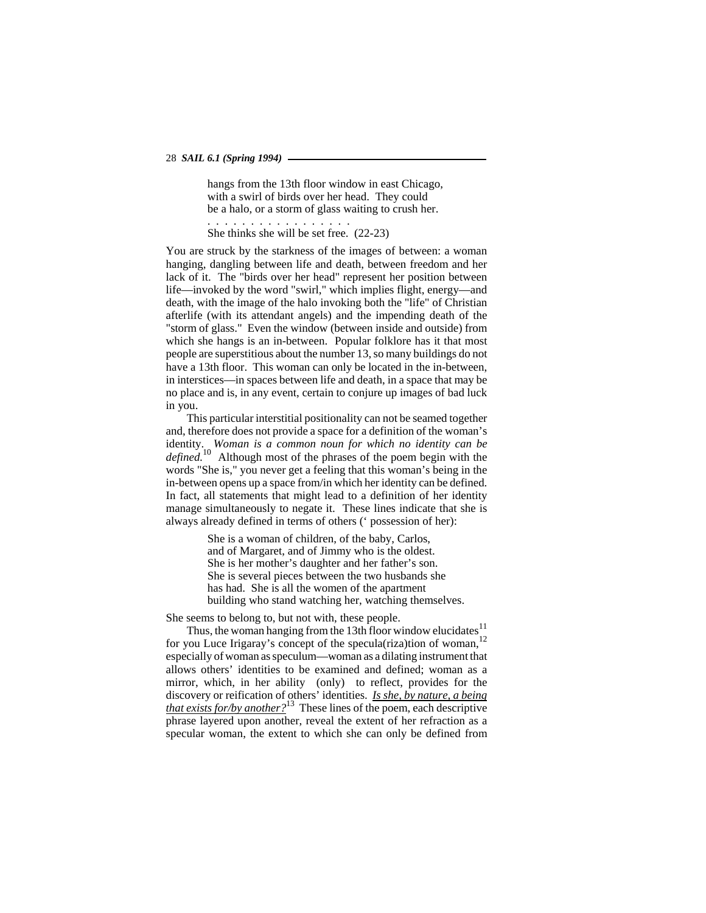> hangs from the 13th floor window in east Chicago,
> with a swirl of birds over her head. They could
> be a halo, or a storm of glass waiting to crush her.
> . . . . . . . . . . . . . . . . .
> She thinks she will be set free. (22-23)

You are struck by the starkness of the images of between: a woman hanging, dangling between life and death, between freedom and her lack of it. The "birds over her head" represent her position between life—invoked by the word "swirl," which implies flight, energy—and death, with the image of the halo invoking both the "life" of Christian afterlife (with its attendant angels) and the impending death of the "storm of glass." Even the window (between inside and outside) from which she hangs is an in-between. Popular folklore has it that most people are superstitious about the number 13, so many buildings do not have a 13th floor. This woman can only be located in the in-between, in interstices—in spaces between life and death, in a space that may be no place and is, in any event, certain to conjure up images of bad luck in you.

This particular interstitial positionality can not be seamed together and, therefore does not provide a space for a definition of the woman's identity. *Woman is a common noun for which no identity can be defined.*[10] Although most of the phrases of the poem begin with the words "She is," you never get a feeling that this woman's being in the in-between opens up a space from/in which her identity can be defined. In fact, all statements that might lead to a definition of her identity manage simultaneously to negate it. These lines indicate that she is always already defined in terms of others (' possession of her):

> She is a woman of children, of the baby, Carlos,
> and of Margaret, and of Jimmy who is the oldest.
> She is her mother's daughter and her father's son.
> She is several pieces between the two husbands she
> has had. She is all the women of the apartment
> building who stand watching her, watching themselves.

She seems to belong to, but not with, these people.

Thus, the woman hanging from the 13th floor window elucidates[11] for you Luce Irigaray's concept of the specula(riza)tion of woman,[12] especially of woman as speculum—woman as a dilating instrument that allows others' identities to be examined and defined; woman as a mirror, which, in her ability (only) to reflect, provides for the discovery or reification of others' identities. <u>*Is she, by nature, a being that exists for/by another?*</u>[13] These lines of the poem, each descriptive phrase layered upon another, reveal the extent of her refraction as a specular woman, the extent to which she can only be defined from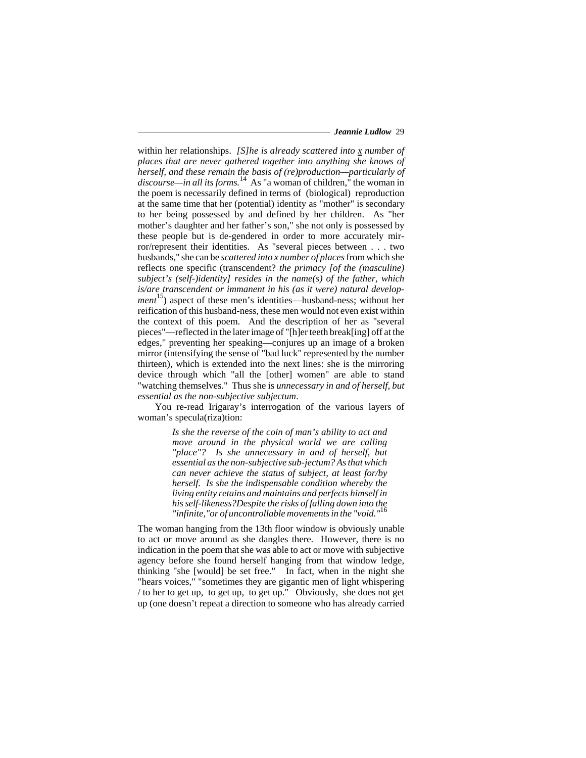within her relationships. *[S]he is already scattered into x number of places that are never gathered together into anything she knows of herself, and these remain the basis of (re)production—particularly of discourse—in all its forms.*[14] As "a woman of children," the woman in the poem is necessarily defined in terms of (biological) reproduction at the same time that her (potential) identity as "mother" is secondary to her being possessed by and defined by her children. As "her mother's daughter and her father's son," she not only is possessed by these people but is de-gendered in order to more accurately mirror/represent their identities. As "several pieces between . . . two husbands," she can be *scattered into x number of places* from which she reflects one specific (transcendent? *the primacy [of the (masculine) subject's (self-)identity] resides in the name(s) of the father, which is/are transcendent or immanent in his (as it were) natural development*[15]) aspect of these men's identities—husband-ness; without her reification of this husband-ness, these men would not even exist within the context of this poem. And the description of her as "several pieces"—reflected in the later image of "[h]er teeth break[ing] off at the edges," preventing her speaking—conjures up an image of a broken mirror (intensifying the sense of "bad luck" represented by the number thirteen), which is extended into the next lines: she is the mirroring device through which "all the [other] women" are able to stand "watching themselves." Thus she is *unnecessary in and of herself, but essential as the non-subjective subjectum*.

You re-read Irigaray's interrogation of the various layers of woman's specula(riza)tion:

> *Is she the reverse of the coin of man's ability to act and move around in the physical world we are calling "place"? Is she unnecessary in and of herself, but essential as the non-subjective sub-jectum? As that which can never achieve the status of subject, at least for/by herself. Is she the indispensable condition whereby the living entity retains and maintains and perfects himself in his self-likeness?Despite the risks of falling down into the "infinite,"or of uncontrollable movements in the "void."*[16]

The woman hanging from the 13th floor window is obviously unable to act or move around as she dangles there. However, there is no indication in the poem that she was able to act or move with subjective agency before she found herself hanging from that window ledge, thinking "she [would] be set free." In fact, when in the night she "hears voices," "sometimes they are gigantic men of light whispering / to her to get up, to get up, to get up." Obviously, she does not get up (one doesn't repeat a direction to someone who has already carried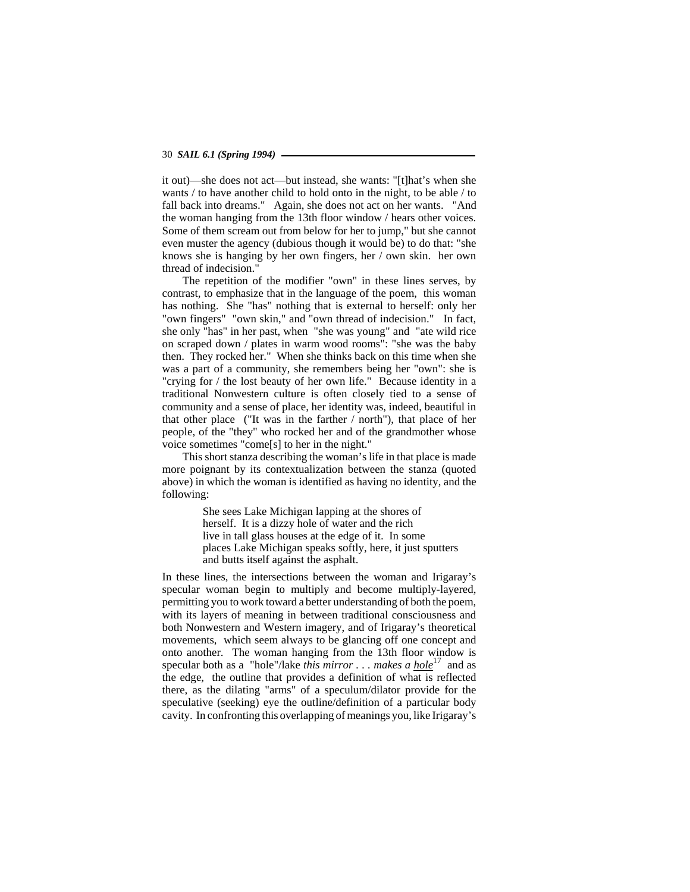it out)—she does not act—but instead, she wants: "[t]hat's when she wants / to have another child to hold onto in the night, to be able / to fall back into dreams." Again, she does not act on her wants. "And the woman hanging from the 13th floor window / hears other voices. Some of them scream out from below for her to jump," but she cannot even muster the agency (dubious though it would be) to do that: "she knows she is hanging by her own fingers, her / own skin. her own thread of indecision."

The repetition of the modifier "own" in these lines serves, by contrast, to emphasize that in the language of the poem, this woman has nothing. She "has" nothing that is external to herself: only her "own fingers" "own skin," and "own thread of indecision." In fact, she only "has" in her past, when "she was young" and "ate wild rice on scraped down / plates in warm wood rooms": "she was the baby then. They rocked her." When she thinks back on this time when she was a part of a community, she remembers being her "own": she is "crying for / the lost beauty of her own life." Because identity in a traditional Nonwestern culture is often closely tied to a sense of community and a sense of place, her identity was, indeed, beautiful in that other place ("It was in the farther / north"), that place of her people, of the "they" who rocked her and of the grandmother whose voice sometimes "come[s] to her in the night."

This short stanza describing the woman's life in that place is made more poignant by its contextualization between the stanza (quoted above) in which the woman is identified as having no identity, and the following:

> She sees Lake Michigan lapping at the shores of
> herself. It is a dizzy hole of water and the rich
> live in tall glass houses at the edge of it. In some
> places Lake Michigan speaks softly, here, it just sputters
> and butts itself against the asphalt.

In these lines, the intersections between the woman and Irigaray's specular woman begin to multiply and become multiply-layered, permitting you to work toward a better understanding of both the poem, with its layers of meaning in between traditional consciousness and both Nonwestern and Western imagery, and of Irigaray's theoretical movements, which seem always to be glancing off one concept and onto another. The woman hanging from the 13th floor window is specular both as a "hole"/lake *this mirror . . . makes a <u>hole</u>*[17] and as the edge, the outline that provides a definition of what is reflected there, as the dilating "arms" of a speculum/dilator provide for the speculative (seeking) eye the outline/definition of a particular body cavity. In confronting this overlapping of meanings you, like Irigaray's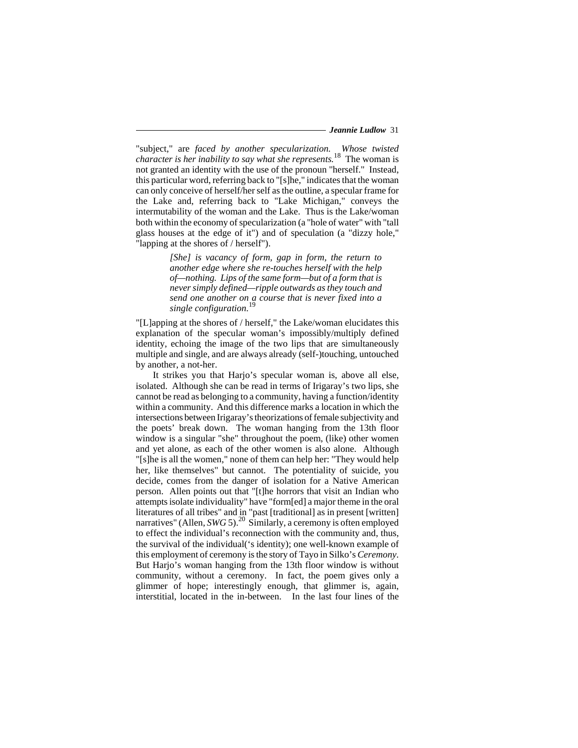"subject," are *faced by another specularization. Whose twisted character is her inability to say what she represents.*[18] The woman is not granted an identity with the use of the pronoun "herself." Instead, this particular word, referring back to "[s]he," indicates that the woman can only conceive of herself/her self as the outline, a specular frame for the Lake and, referring back to "Lake Michigan," conveys the intermutability of the woman and the Lake. Thus is the Lake/woman both within the economy of specularization (a "hole of water" with "tall glass houses at the edge of it") and of speculation (a "dizzy hole," "lapping at the shores of / herself").

> *[She] is vacancy of form, gap in form, the return to another edge where she re-touches herself with the help of—nothing. Lips of the same form—but of a form that is never simply defined—ripple outwards as they touch and send one another on a course that is never fixed into a single configuration.*[19]

"[L]apping at the shores of / herself," the Lake/woman elucidates this explanation of the specular woman's impossibly/multiply defined identity, echoing the image of the two lips that are simultaneously multiple and single, and are always already (self-)touching, untouched by another, a not-her.

It strikes you that Harjo's specular woman is, above all else, isolated. Although she can be read in terms of Irigaray's two lips, she cannot be read as belonging to a community, having a function/identity within a community. And this difference marks a location in which the intersections between Irigaray's theorizations of female subjectivity and the poets' break down. The woman hanging from the 13th floor window is a singular "she" throughout the poem, (like) other women and yet alone, as each of the other women is also alone. Although "[s]he is all the women," none of them can help her: "They would help her, like themselves" but cannot. The potentiality of suicide, you decide, comes from the danger of isolation for a Native American person. Allen points out that "[t]he horrors that visit an Indian who attempts isolate individuality" have "form[ed] a major theme in the oral literatures of all tribes" and in "past [traditional] as in present [written] narratives" (Allen, *SWG* 5).[20] Similarly, a ceremony is often employed to effect the individual's reconnection with the community and, thus, the survival of the individual('s identity); one well-known example of this employment of ceremony is the story of Tayo in Silko's *Ceremony*. But Harjo's woman hanging from the 13th floor window is without community, without a ceremony. In fact, the poem gives only a glimmer of hope; interestingly enough, that glimmer is, again, interstitial, located in the in-between. In the last four lines of the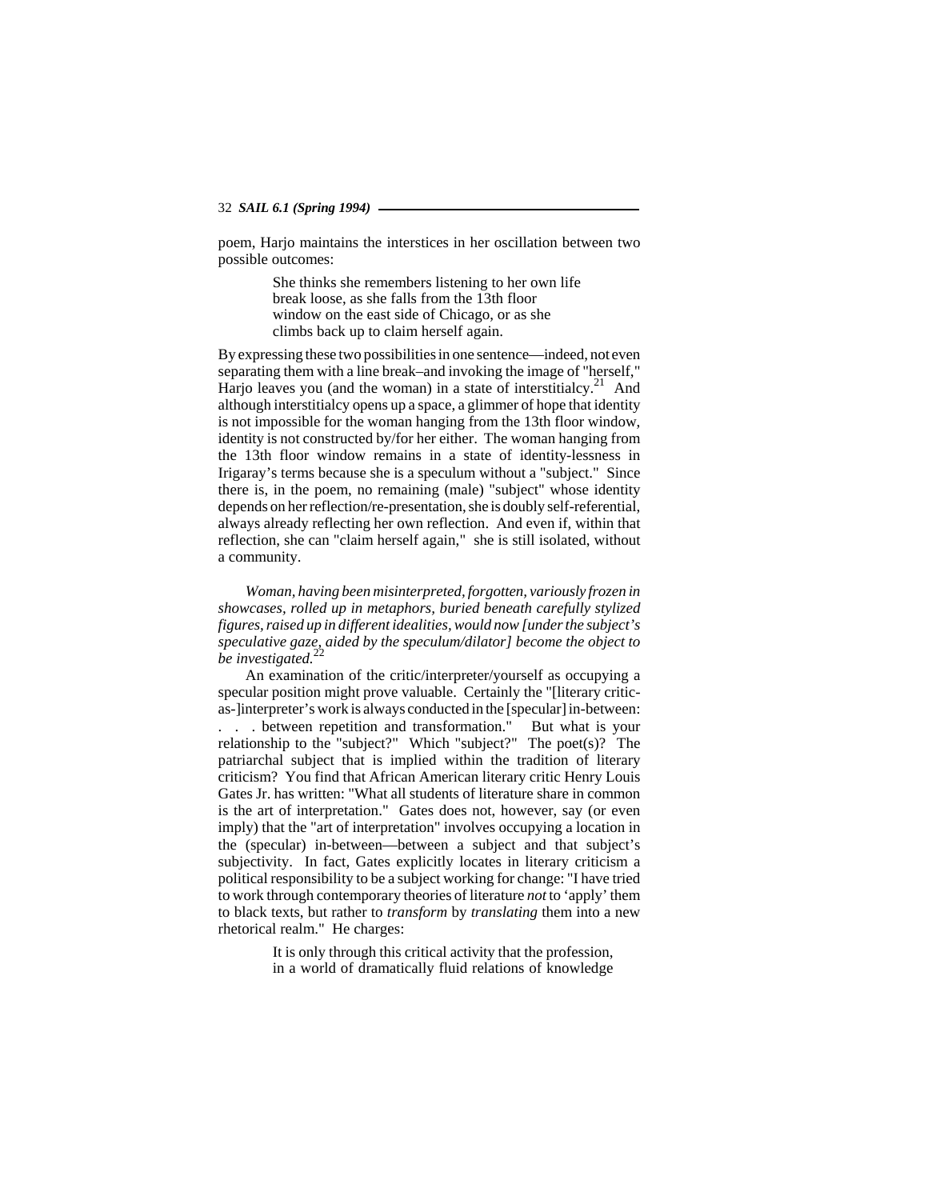poem, Harjo maintains the interstices in her oscillation between two possible outcomes:

> She thinks she remembers listening to her own life
> break loose, as she falls from the 13th floor
> window on the east side of Chicago, or as she
> climbs back up to claim herself again.

By expressing these two possibilities in one sentence—indeed, not even separating them with a line break–and invoking the image of "herself," Harjo leaves you (and the woman) in a state of interstitialcy.[21] And although interstitialcy opens up a space, a glimmer of hope that identity is not impossible for the woman hanging from the 13th floor window, identity is not constructed by/for her either. The woman hanging from the 13th floor window remains in a state of identity-lessness in Irigaray's terms because she is a speculum without a "subject." Since there is, in the poem, no remaining (male) "subject" whose identity depends on her reflection/re-presentation, she is doubly self-referential, always already reflecting her own reflection. And even if, within that reflection, she can "claim herself again," she is still isolated, without a community.

*Woman, having been misinterpreted, forgotten, variously frozen in showcases, rolled up in metaphors, buried beneath carefully stylized figures, raised up in different idealities, would now [under the subject's speculative gaze, aided by the speculum/dilator] become the object to be investigated.*[22]

An examination of the critic/interpreter/yourself as occupying a specular position might prove valuable. Certainly the "[literary critic-as-]interpreter's work is always conducted in the [specular] in-between: . . . between repetition and transformation." But what is your relationship to the "subject?" Which "subject?" The poet(s)? The patriarchal subject that is implied within the tradition of literary criticism? You find that African American literary critic Henry Louis Gates Jr. has written: "What all students of literature share in common is the art of interpretation." Gates does not, however, say (or even imply) that the "art of interpretation" involves occupying a location in the (specular) in-between—between a subject and that subject's subjectivity. In fact, Gates explicitly locates in literary criticism a political responsibility to be a subject working for change: "I have tried to work through contemporary theories of literature *not* to 'apply' them to black texts, but rather to *transform* by *translating* them into a new rhetorical realm." He charges:

> It is only through this critical activity that the profession,
> in a world of dramatically fluid relations of knowledge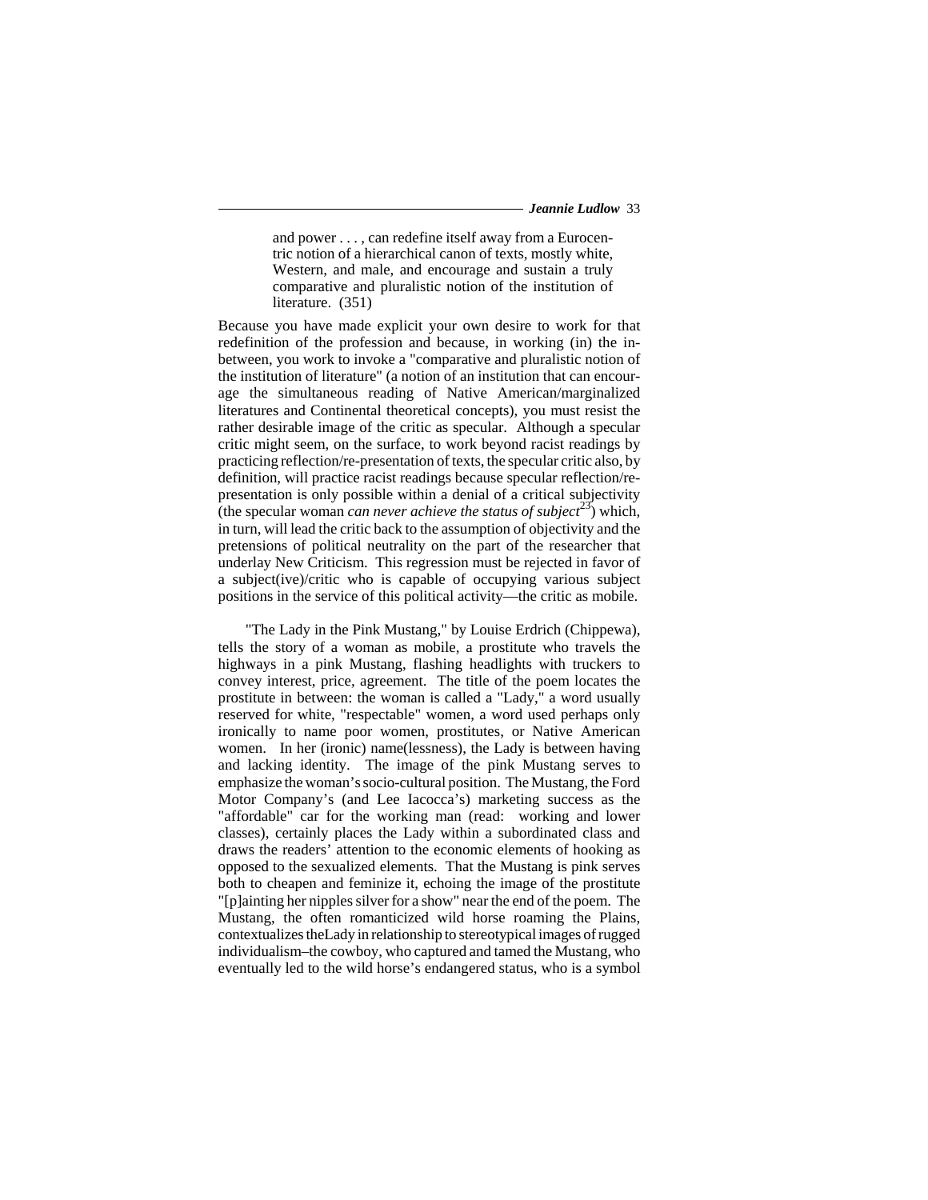> and power . . . , can redefine itself away from a Eurocentric notion of a hierarchical canon of texts, mostly white, Western, and male, and encourage and sustain a truly comparative and pluralistic notion of the institution of literature. (351)

Because you have made explicit your own desire to work for that redefinition of the profession and because, in working (in) the in-between, you work to invoke a "comparative and pluralistic notion of the institution of literature" (a notion of an institution that can encourage the simultaneous reading of Native American/marginalized literatures and Continental theoretical concepts), you must resist the rather desirable image of the critic as specular. Although a specular critic might seem, on the surface, to work beyond racist readings by practicing reflection/re-presentation of texts, the specular critic also, by definition, will practice racist readings because specular reflection/re-presentation is only possible within a denial of a critical subjectivity (the specular woman *can never achieve the status of subject*[23]) which, in turn, will lead the critic back to the assumption of objectivity and the pretensions of political neutrality on the part of the researcher that underlay New Criticism. This regression must be rejected in favor of a subject(ive)/critic who is capable of occupying various subject positions in the service of this political activity—the critic as mobile.

"The Lady in the Pink Mustang," by Louise Erdrich (Chippewa), tells the story of a woman as mobile, a prostitute who travels the highways in a pink Mustang, flashing headlights with truckers to convey interest, price, agreement. The title of the poem locates the prostitute in between: the woman is called a "Lady," a word usually reserved for white, "respectable" women, a word used perhaps only ironically to name poor women, prostitutes, or Native American women. In her (ironic) name(lessness), the Lady is between having and lacking identity. The image of the pink Mustang serves to emphasize the woman's socio-cultural position. The Mustang, the Ford Motor Company's (and Lee Iacocca's) marketing success as the "affordable" car for the working man (read: working and lower classes), certainly places the Lady within a subordinated class and draws the readers' attention to the economic elements of hooking as opposed to the sexualized elements. That the Mustang is pink serves both to cheapen and feminize it, echoing the image of the prostitute "[p]ainting her nipples silver for a show" near the end of the poem. The Mustang, the often romanticized wild horse roaming the Plains, contextualizes theLady in relationship to stereotypical images of rugged individualism–the cowboy, who captured and tamed the Mustang, who eventually led to the wild horse's endangered status, who is a symbol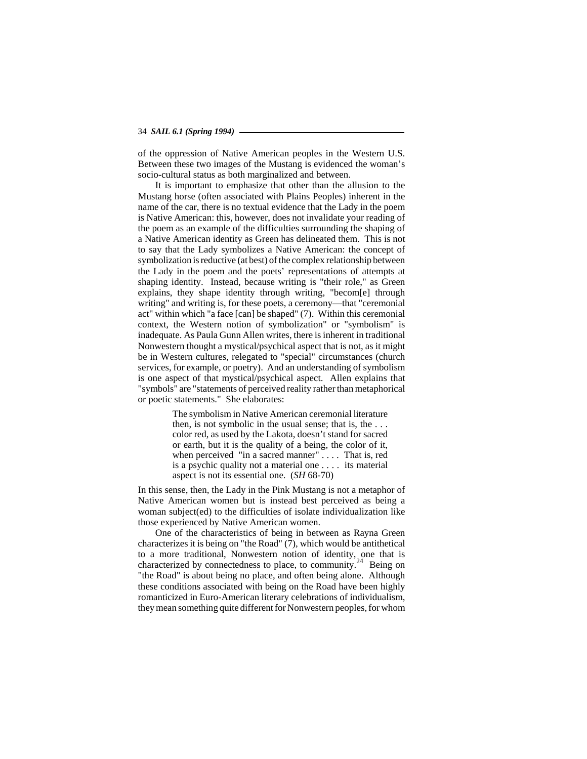of the oppression of Native American peoples in the Western U.S. Between these two images of the Mustang is evidenced the woman's socio-cultural status as both marginalized and between.

It is important to emphasize that other than the allusion to the Mustang horse (often associated with Plains Peoples) inherent in the name of the car, there is no textual evidence that the Lady in the poem is Native American: this, however, does not invalidate your reading of the poem as an example of the difficulties surrounding the shaping of a Native American identity as Green has delineated them. This is not to say that the Lady symbolizes a Native American: the concept of symbolization is reductive (at best) of the complex relationship between the Lady in the poem and the poets' representations of attempts at shaping identity. Instead, because writing is "their role," as Green explains, they shape identity through writing, "becom[e] through writing" and writing is, for these poets, a ceremony—that "ceremonial act" within which "a face [can] be shaped" (7). Within this ceremonial context, the Western notion of symbolization" or "symbolism" is inadequate. As Paula Gunn Allen writes, there is inherent in traditional Nonwestern thought a mystical/psychical aspect that is not, as it might be in Western cultures, relegated to "special" circumstances (church services, for example, or poetry). And an understanding of symbolism is one aspect of that mystical/psychical aspect. Allen explains that "symbols" are "statements of perceived reality rather than metaphorical or poetic statements." She elaborates:

> The symbolism in Native American ceremonial literature then, is not symbolic in the usual sense; that is, the . . . color red, as used by the Lakota, doesn't stand for sacred or earth, but it is the quality of a being, the color of it, when perceived "in a sacred manner" . . . . That is, red is a psychic quality not a material one . . . . its material aspect is not its essential one. (*SH* 68-70)

In this sense, then, the Lady in the Pink Mustang is not a metaphor of Native American women but is instead best perceived as being a woman subject(ed) to the difficulties of isolate individualization like those experienced by Native American women.

One of the characteristics of being in between as Rayna Green characterizes it is being on "the Road" (7), which would be antithetical to a more traditional, Nonwestern notion of identity, one that is characterized by connectedness to place, to community.[24] Being on "the Road" is about being no place, and often being alone. Although these conditions associated with being on the Road have been highly romanticized in Euro-American literary celebrations of individualism, they mean something quite different for Nonwestern peoples, for whom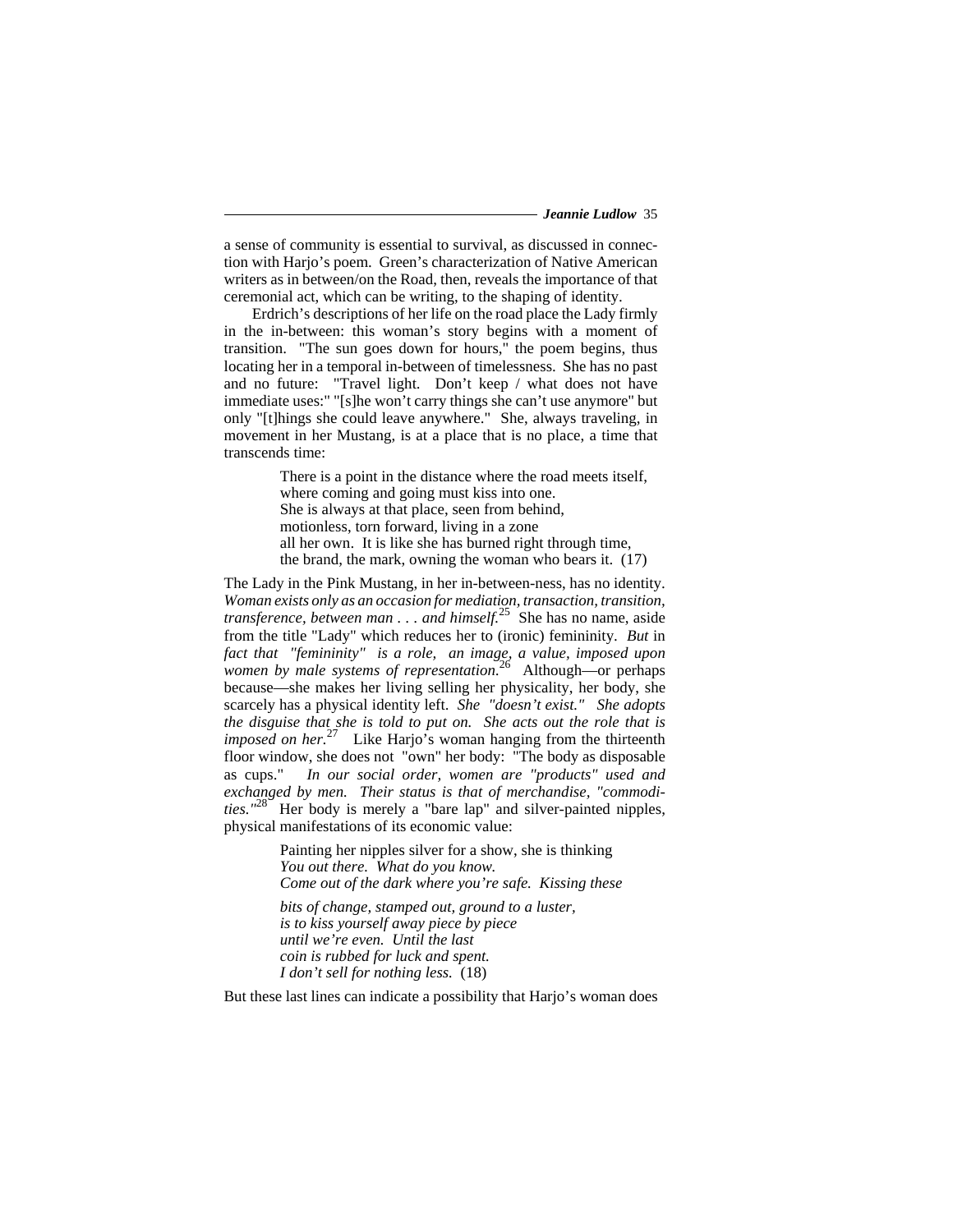a sense of community is essential to survival, as discussed in connection with Harjo's poem. Green's characterization of Native American writers as in between/on the Road, then, reveals the importance of that ceremonial act, which can be writing, to the shaping of identity.

Erdrich's descriptions of her life on the road place the Lady firmly in the in-between: this woman's story begins with a moment of transition. "The sun goes down for hours," the poem begins, thus locating her in a temporal in-between of timelessness. She has no past and no future: "Travel light. Don't keep / what does not have immediate uses:" "[s]he won't carry things she can't use anymore" but only "[t]hings she could leave anywhere." She, always traveling, in movement in her Mustang, is at a place that is no place, a time that transcends time:

> There is a point in the distance where the road meets itself,
> where coming and going must kiss into one.
> She is always at that place, seen from behind,
> motionless, torn forward, living in a zone
> all her own. It is like she has burned right through time,
> the brand, the mark, owning the woman who bears it. (17)

The Lady in the Pink Mustang, in her in-between-ness, has no identity. *Woman exists only as an occasion for mediation, transaction, transition, transference, between man . . . and himself.*[25] She has no name, aside from the title "Lady" which reduces her to (ironic) femininity. *But in fact that "femininity" is a role, an image, a value, imposed upon women by male systems of representation.*[26] Although—or perhaps because—she makes her living selling her physicality, her body, she scarcely has a physical identity left. *She "doesn't exist." She adopts the disguise that she is told to put on. She acts out the role that is imposed on her.*[27] Like Harjo's woman hanging from the thirteenth floor window, she does not "own" her body: "The body as disposable as cups." *In our social order, women are "products" used and exchanged by men. Their status is that of merchandise, "commodities."*[28] Her body is merely a "bare lap" and silver-painted nipples, physical manifestations of its economic value:

> Painting her nipples silver for a show, she is thinking
> *You out there. What do you know.*
> *Come out of the dark where you're safe. Kissing these*
>
> *bits of change, stamped out, ground to a luster,*
> *is to kiss yourself away piece by piece*
> *until we're even. Until the last*
> *coin is rubbed for luck and spent.*
> *I don't sell for nothing less.* (18)

But these last lines can indicate a possibility that Harjo's woman does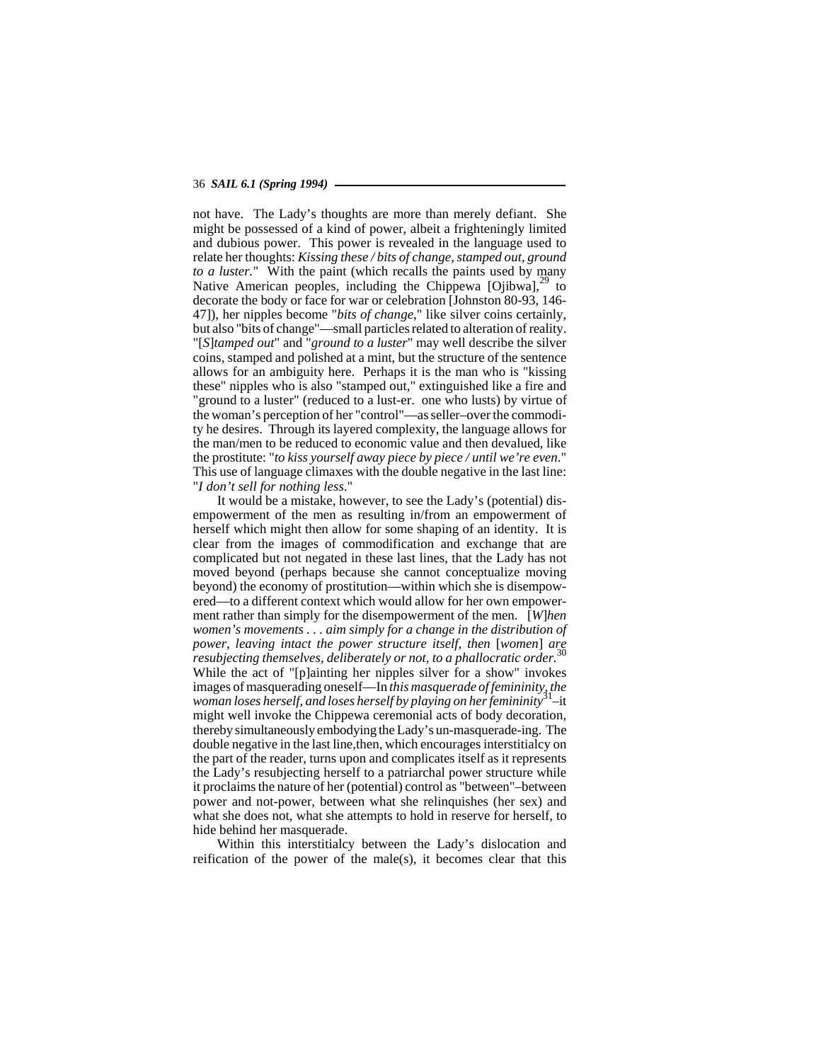not have. The Lady's thoughts are more than merely defiant. She might be possessed of a kind of power, albeit a frighteningly limited and dubious power. This power is revealed in the language used to relate her thoughts: *Kissing these / bits of change, stamped out, ground to a luster.*" With the paint (which recalls the paints used by many Native American peoples, including the Chippewa [Ojibwa],[29] to decorate the body or face for war or celebration [Johnston 80-93, 146-47]), her nipples become "*bits of change*," like silver coins certainly, but also "bits of change"—small particles related to alteration of reality. "[*S*]*tamped out*" and "*ground to a luster*" may well describe the silver coins, stamped and polished at a mint, but the structure of the sentence allows for an ambiguity here. Perhaps it is the man who is "kissing these" nipples who is also "stamped out," extinguished like a fire and "ground to a luster" (reduced to a lust-er. one who lusts) by virtue of the woman's perception of her "control"—as seller–over the commodity he desires. Through its layered complexity, the language allows for the man/men to be reduced to economic value and then devalued, like the prostitute: "*to kiss yourself away piece by piece / until we're even*." This use of language climaxes with the double negative in the last line: "*I don't sell for nothing less*."

It would be a mistake, however, to see the Lady's (potential) disempowerment of the men as resulting in/from an empowerment of herself which might then allow for some shaping of an identity. It is clear from the images of commodification and exchange that are complicated but not negated in these last lines, that the Lady has not moved beyond (perhaps because she cannot conceptualize moving beyond) the economy of prostitution—within which she is disempowered—to a different context which would allow for her own empowerment rather than simply for the disempowerment of the men. [*W*]*hen women's movements . . . aim simply for a change in the distribution of power, leaving intact the power structure itself, then* [*women*] *are resubjecting themselves, deliberately or not, to a phallocratic order.*[30] While the act of "[p]ainting her nipples silver for a show" invokes images of masquerading oneself—In *this masquerade of femininity, the woman loses herself, and loses herself by playing on her femininity*[31]–it might well invoke the Chippewa ceremonial acts of body decoration, thereby simultaneously embodying the Lady's un-masquerade-ing. The double negative in the last line,then, which encourages interstitialcy on the part of the reader, turns upon and complicates itself as it represents the Lady's resubjecting herself to a patriarchal power structure while it proclaims the nature of her (potential) control as "between"–between power and not-power, between what she relinquishes (her sex) and what she does not, what she attempts to hold in reserve for herself, to hide behind her masquerade.

Within this interstitialcy between the Lady's dislocation and reification of the power of the male(s), it becomes clear that this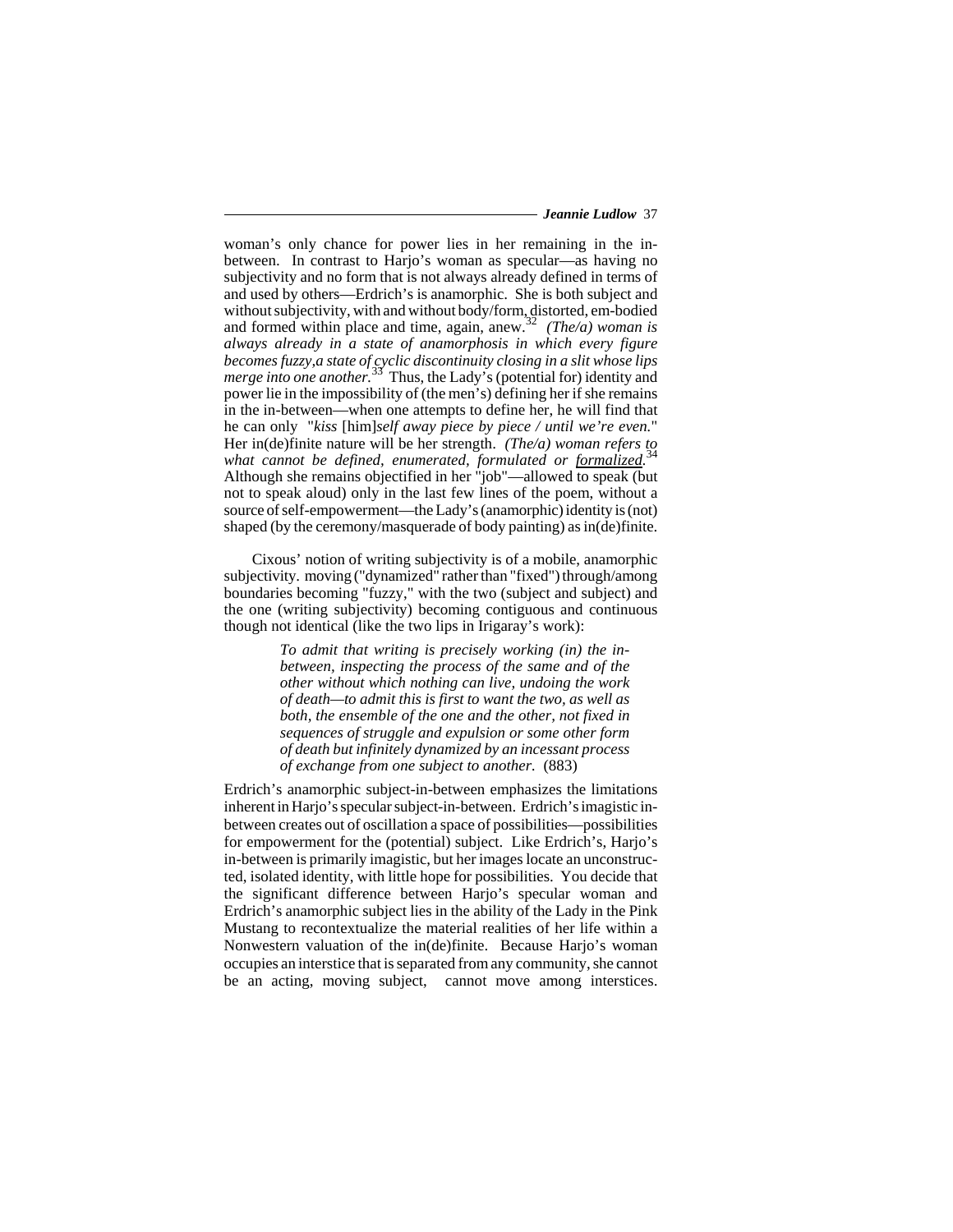woman's only chance for power lies in her remaining in the in-between. In contrast to Harjo's woman as specular—as having no subjectivity and no form that is not always already defined in terms of and used by others—Erdrich's is anamorphic. She is both subject and without subjectivity, with and without body/form, distorted, em-bodied and formed within place and time, again, anew.[32] *(The/a) woman is always already in a state of anamorphosis in which every figure becomes fuzzy,a state of cyclic discontinuity closing in a slit whose lips merge into one another.*[33] Thus, the Lady's (potential for) identity and power lie in the impossibility of (the men's) defining her if she remains in the in-between—when one attempts to define her, he will find that he can only "*kiss* [him]*self away piece by piece / until we're even.*" Her in(de)finite nature will be her strength. *(The/a) woman refers to what cannot be defined, enumerated, formulated or* *<u>formalized</u>.*[34] Although she remains objectified in her "job"—allowed to speak (but not to speak aloud) only in the last few lines of the poem, without a source of self-empowerment—the Lady's (anamorphic) identity is (not) shaped (by the ceremony/masquerade of body painting) as in(de)finite.

Cixous' notion of writing subjectivity is of a mobile, anamorphic subjectivity. moving ("dynamized" rather than "fixed") through/among boundaries becoming "fuzzy," with the two (subject and subject) and the one (writing subjectivity) becoming contiguous and continuous though not identical (like the two lips in Irigaray's work):

> *To admit that writing is precisely working (in) the in-between, inspecting the process of the same and of the other without which nothing can live, undoing the work of death—to admit this is first to want the two, as well as both, the ensemble of the one and the other, not fixed in sequences of struggle and expulsion or some other form of death but infinitely dynamized by an incessant process of exchange from one subject to another.* (883)

Erdrich's anamorphic subject-in-between emphasizes the limitations inherent in Harjo's specular subject-in-between. Erdrich's imagistic in-between creates out of oscillation a space of possibilities—possibilities for empowerment for the (potential) subject. Like Erdrich's, Harjo's in-between is primarily imagistic, but her images locate an unconstructed, isolated identity, with little hope for possibilities. You decide that the significant difference between Harjo's specular woman and Erdrich's anamorphic subject lies in the ability of the Lady in the Pink Mustang to recontextualize the material realities of her life within a Nonwestern valuation of the in(de)finite. Because Harjo's woman occupies an interstice that is separated from any community, she cannot be an acting, moving subject, cannot move among interstices.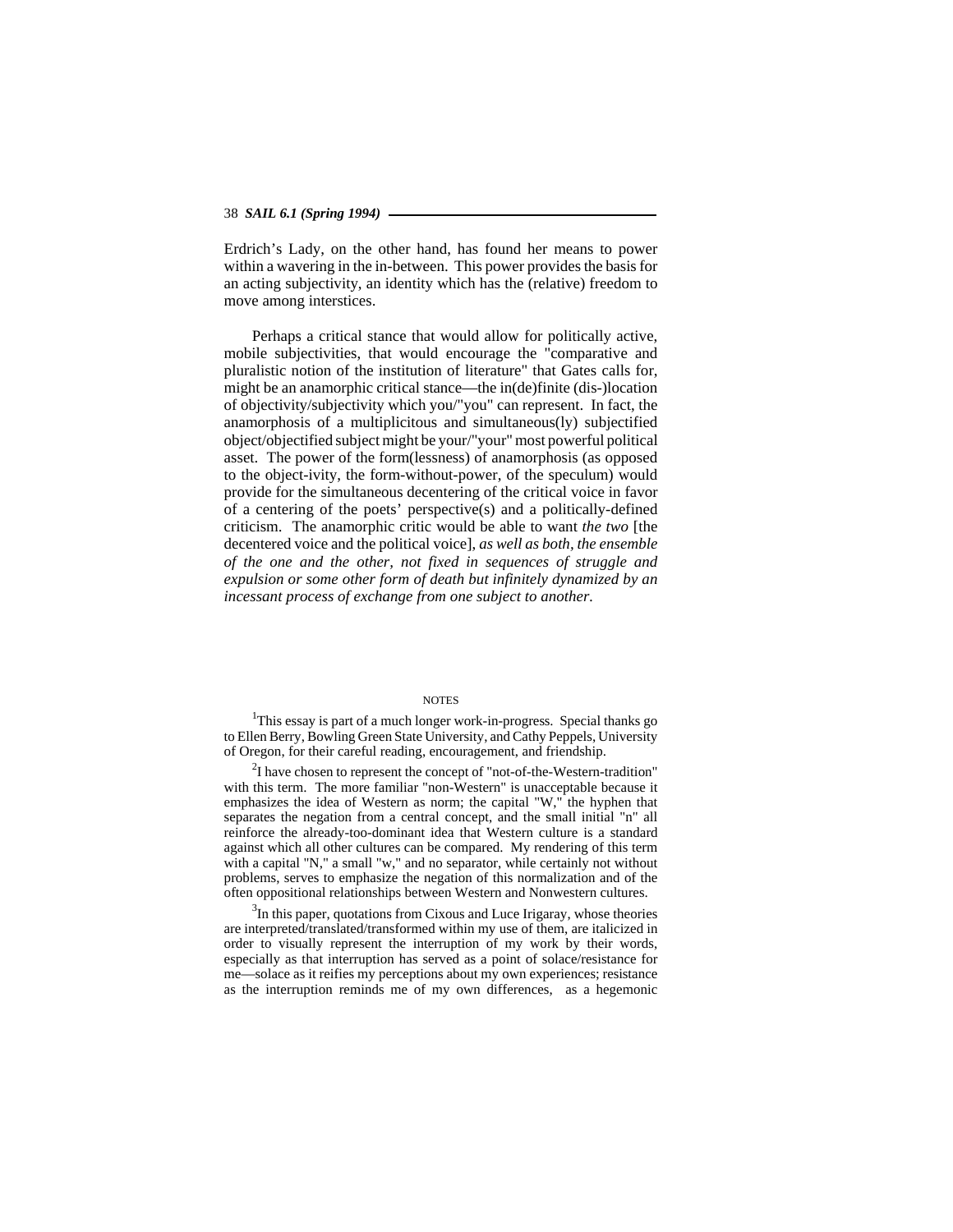Erdrich's Lady, on the other hand, has found her means to power within a wavering in the in-between. This power provides the basis for an acting subjectivity, an identity which has the (relative) freedom to move among interstices.

Perhaps a critical stance that would allow for politically active, mobile subjectivities, that would encourage the "comparative and pluralistic notion of the institution of literature" that Gates calls for, might be an anamorphic critical stance—the in(de)finite (dis-)location of objectivity/subjectivity which you/"you" can represent. In fact, the anamorphosis of a multiplicitous and simultaneous(ly) subjectified object/objectified subject might be your/"your" most powerful political asset. The power of the form(lessness) of anamorphosis (as opposed to the object-ivity, the form-without-power, of the speculum) would provide for the simultaneous decentering of the critical voice in favor of a centering of the poets' perspective(s) and a politically-defined criticism. The anamorphic critic would be able to want *the two* [the decentered voice and the political voice], *as well as both, the ensemble of the one and the other, not fixed in sequences of struggle and expulsion or some other form of death but infinitely dynamized by an incessant process of exchange from one subject to another.*

NOTES

[1]This essay is part of a much longer work-in-progress. Special thanks go to Ellen Berry, Bowling Green State University, and Cathy Peppels, University of Oregon, for their careful reading, encouragement, and friendship.

[2]I have chosen to represent the concept of "not-of-the-Western-tradition" with this term. The more familiar "non-Western" is unacceptable because it emphasizes the idea of Western as norm; the capital "W," the hyphen that separates the negation from a central concept, and the small initial "n" all reinforce the already-too-dominant idea that Western culture is a standard against which all other cultures can be compared. My rendering of this term with a capital "N," a small "w," and no separator, while certainly not without problems, serves to emphasize the negation of this normalization and of the often oppositional relationships between Western and Nonwestern cultures.

[3]In this paper, quotations from Cixous and Luce Irigaray, whose theories are interpreted/translated/transformed within my use of them, are italicized in order to visually represent the interruption of my work by their words, especially as that interruption has served as a point of solace/resistance for me—solace as it reifies my perceptions about my own experiences; resistance as the interruption reminds me of my own differences, as a hegemonic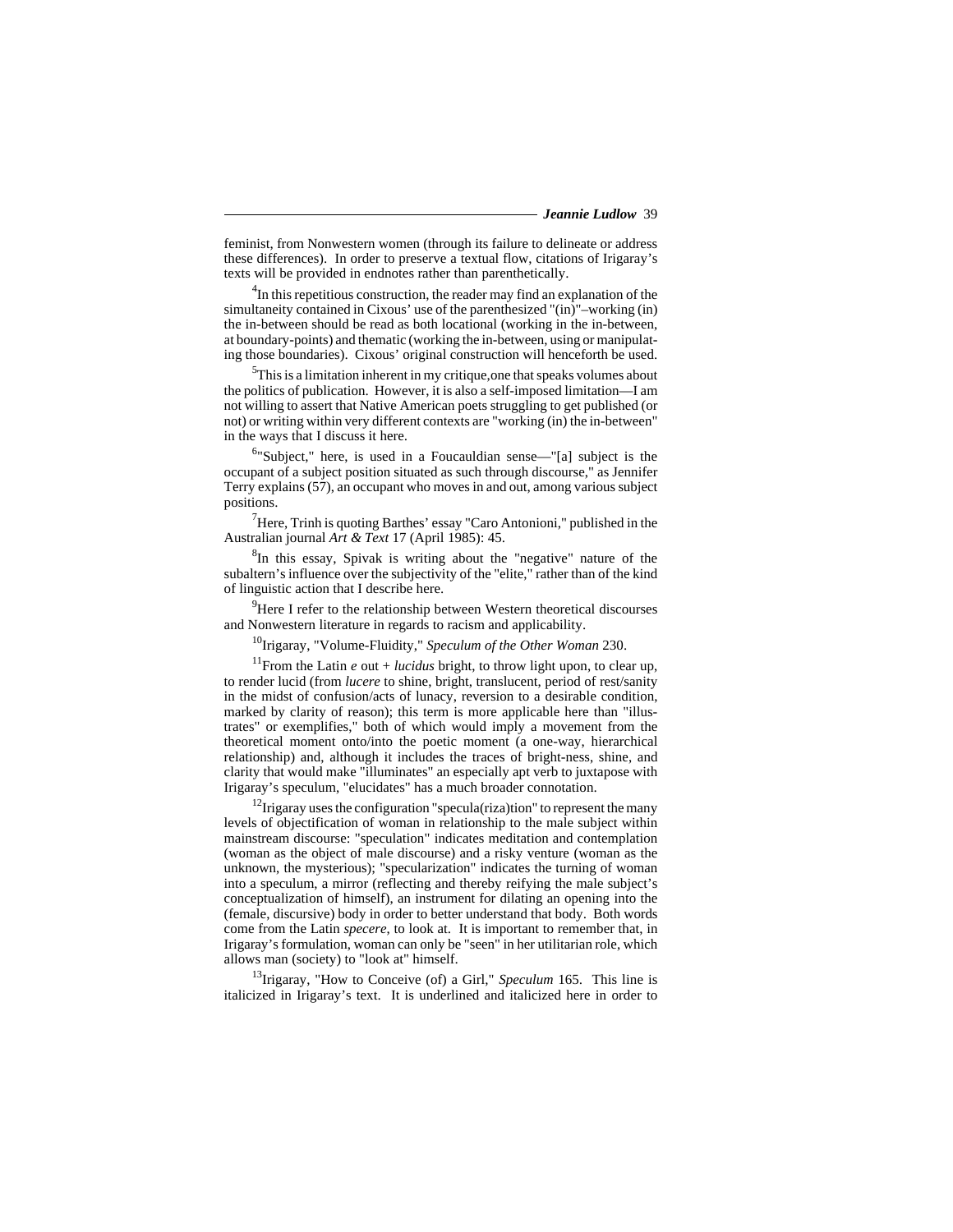feminist, from Nonwestern women (through its failure to delineate or address these differences). In order to preserve a textual flow, citations of Irigaray's texts will be provided in endnotes rather than parenthetically.

[4]In this repetitious construction, the reader may find an explanation of the simultaneity contained in Cixous' use of the parenthesized "(in)"–working (in) the in-between should be read as both locational (working in the in-between, at boundary-points) and thematic (working the in-between, using or manipulating those boundaries). Cixous' original construction will henceforth be used.

[5]This is a limitation inherent in my critique,one that speaks volumes about the politics of publication. However, it is also a self-imposed limitation—I am not willing to assert that Native American poets struggling to get published (or not) or writing within very different contexts are "working (in) the in-between" in the ways that I discuss it here.

[6]"Subject," here, is used in a Foucauldian sense—"[a] subject is the occupant of a subject position situated as such through discourse," as Jennifer Terry explains (57), an occupant who moves in and out, among various subject positions.

[7]Here, Trinh is quoting Barthes' essay "Caro Antonioni," published in the Australian journal *Art & Text* 17 (April 1985): 45.

[8]In this essay, Spivak is writing about the "negative" nature of the subaltern's influence over the subjectivity of the "elite," rather than of the kind of linguistic action that I describe here.

[9]Here I refer to the relationship between Western theoretical discourses and Nonwestern literature in regards to racism and applicability.

[10]Irigaray, "Volume-Fluidity," *Speculum of the Other Woman* 230.

[11]From the Latin *e* out + *lucidus* bright, to throw light upon, to clear up, to render lucid (from *lucere* to shine, bright, translucent, period of rest/sanity in the midst of confusion/acts of lunacy, reversion to a desirable condition, marked by clarity of reason); this term is more applicable here than "illustrates" or exemplifies," both of which would imply a movement from the theoretical moment onto/into the poetic moment (a one-way, hierarchical relationship) and, although it includes the traces of bright-ness, shine, and clarity that would make "illuminates" an especially apt verb to juxtapose with Irigaray's speculum, "elucidates" has a much broader connotation.

[12]Irigaray uses the configuration "specula(riza)tion" to represent the many levels of objectification of woman in relationship to the male subject within mainstream discourse: "speculation" indicates meditation and contemplation (woman as the object of male discourse) and a risky venture (woman as the unknown, the mysterious); "specularization" indicates the turning of woman into a speculum, a mirror (reflecting and thereby reifying the male subject's conceptualization of himself), an instrument for dilating an opening into the (female, discursive) body in order to better understand that body. Both words come from the Latin *specere*, to look at. It is important to remember that, in Irigaray's formulation, woman can only be "seen" in her utilitarian role, which allows man (society) to "look at" himself.

[13]Irigaray, "How to Conceive (of) a Girl," *Speculum* 165. This line is italicized in Irigaray's text. It is underlined and italicized here in order to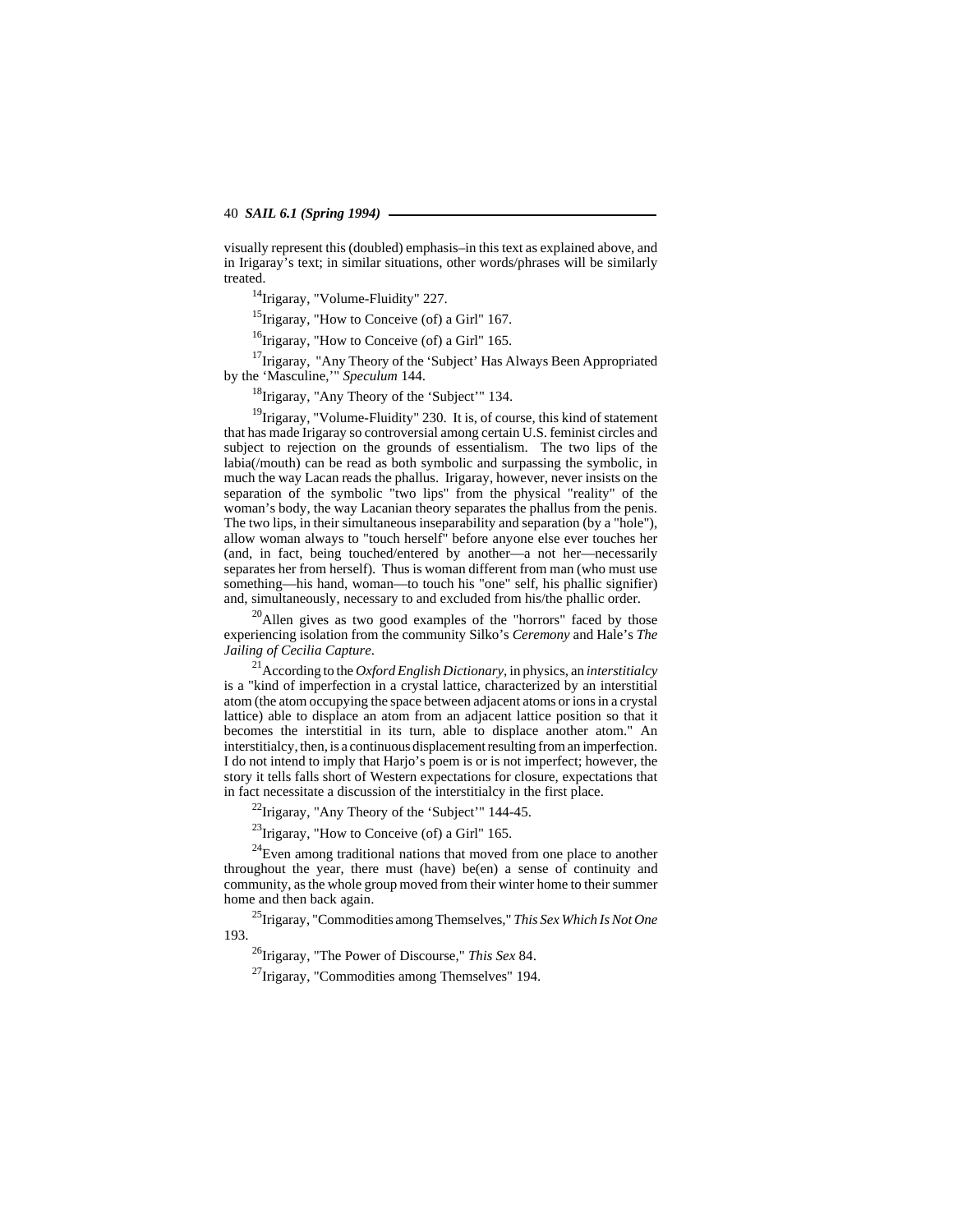visually represent this (doubled) emphasis–in this text as explained above, and in Irigaray's text; in similar situations, other words/phrases will be similarly treated.

[14]Irigaray, "Volume-Fluidity" 227.

[15]Irigaray, "How to Conceive (of) a Girl" 167.

[16]Irigaray, "How to Conceive (of) a Girl" 165.

[17]Irigaray, "Any Theory of the 'Subject' Has Always Been Appropriated by the 'Masculine,'" *Speculum* 144.

[18]Irigaray, "Any Theory of the 'Subject'" 134.

[19]Irigaray, "Volume-Fluidity" 230. It is, of course, this kind of statement that has made Irigaray so controversial among certain U.S. feminist circles and subject to rejection on the grounds of essentialism. The two lips of the labia(/mouth) can be read as both symbolic and surpassing the symbolic, in much the way Lacan reads the phallus. Irigaray, however, never insists on the separation of the symbolic "two lips" from the physical "reality" of the woman's body, the way Lacanian theory separates the phallus from the penis. The two lips, in their simultaneous inseparability and separation (by a "hole"), allow woman always to "touch herself" before anyone else ever touches her (and, in fact, being touched/entered by another—a not her—necessarily separates her from herself). Thus is woman different from man (who must use something—his hand, woman—to touch his "one" self, his phallic signifier) and, simultaneously, necessary to and excluded from his/the phallic order.

[20]Allen gives as two good examples of the "horrors" faced by those experiencing isolation from the community Silko's *Ceremony* and Hale's *The Jailing of Cecilia Capture*.

[21]According to the *Oxford English Dictionary*, in physics, an *interstitialcy* is a "kind of imperfection in a crystal lattice, characterized by an interstitial atom (the atom occupying the space between adjacent atoms or ions in a crystal lattice) able to displace an atom from an adjacent lattice position so that it becomes the interstitial in its turn, able to displace another atom." An interstitialcy, then, is a continuous displacement resulting from an imperfection. I do not intend to imply that Harjo's poem is or is not imperfect; however, the story it tells falls short of Western expectations for closure, expectations that in fact necessitate a discussion of the interstitialcy in the first place.

[22]Irigaray, "Any Theory of the 'Subject'" 144-45.

[23]Irigaray, "How to Conceive (of) a Girl" 165.

[24]Even among traditional nations that moved from one place to another throughout the year, there must (have) be(en) a sense of continuity and community, as the whole group moved from their winter home to their summer home and then back again.

[25]Irigaray, "Commodities among Themselves," *This Sex Which Is Not One* 193.

[26]Irigaray, "The Power of Discourse," *This Sex* 84.

[27]Irigaray, "Commodities among Themselves" 194.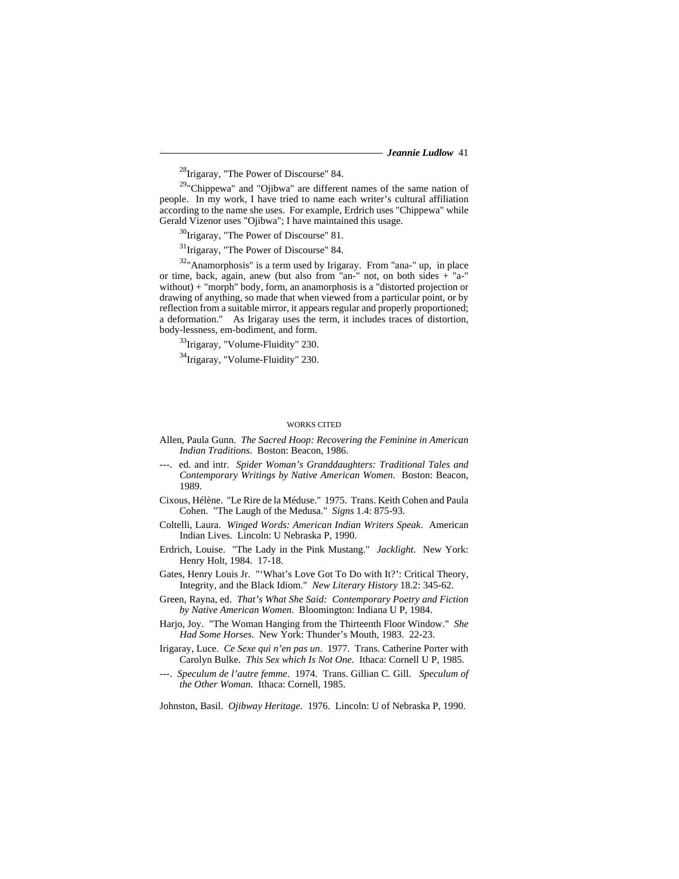[28]Irigaray, "The Power of Discourse" 84.

[29]"Chippewa" and "Ojibwa" are different names of the same nation of people. In my work, I have tried to name each writer's cultural affiliation according to the name she uses. For example, Erdrich uses "Chippewa" while Gerald Vizenor uses "Ojibwa"; I have maintained this usage.

[30]Irigaray, "The Power of Discourse" 81.

[31]Irigaray, "The Power of Discourse" 84.

[32]"Anamorphosis" is a term used by Irigaray. From "ana-" up, in place or time, back, again, anew (but also from "an-" not, on both sides + "a-" without) + "morph" body, form, an anamorphosis is a "distorted projection or drawing of anything, so made that when viewed from a particular point, or by reflection from a suitable mirror, it appears regular and properly proportioned; a deformation." As Irigaray uses the term, it includes traces of distortion, body-lessness, em-bodiment, and form.

[33]Irigaray, "Volume-Fluidity" 230.

[34]Irigaray, "Volume-Fluidity" 230.

## WORKS CITED

Allen, Paula Gunn. *The Sacred Hoop: Recovering the Feminine in American Indian Traditions*. Boston: Beacon, 1986.

---. ed. and intr. *Spider Woman's Granddaughters: Traditional Tales and Contemporary Writings by Native American Women*. Boston: Beacon, 1989.

Cixous, Hélène. "Le Rire de la Méduse." 1975. Trans. Keith Cohen and Paula Cohen. "The Laugh of the Medusa." *Signs* 1.4: 875-93.

Coltelli, Laura. *Winged Words: American Indian Writers Speak*. American Indian Lives. Lincoln: U Nebraska P, 1990.

Erdrich, Louise. "The Lady in the Pink Mustang." *Jacklight*. New York: Henry Holt, 1984. 17-18.

Gates, Henry Louis Jr. "'What's Love Got To Do with It?': Critical Theory, Integrity, and the Black Idiom." *New Literary History* 18.2: 345-62.

Green, Rayna, ed. *That's What She Said: Contemporary Poetry and Fiction by Native American Women*. Bloomington: Indiana U P, 1984.

Harjo, Joy. "The Woman Hanging from the Thirteenth Floor Window." *She Had Some Horses*. New York: Thunder's Mouth, 1983. 22-23.

Irigaray, Luce. *Ce Sexe qui n'en pas un*. 1977. Trans. Catherine Porter with Carolyn Bulke. *This Sex which Is Not One*. Ithaca: Cornell U P, 1985.

---. *Speculum de l'autre femme*. 1974. Trans. Gillian C. Gill. *Speculum of the Other Woman*. Ithaca: Cornell, 1985.

Johnston, Basil. *Ojibway Heritage*. 1976. Lincoln: U of Nebraska P, 1990.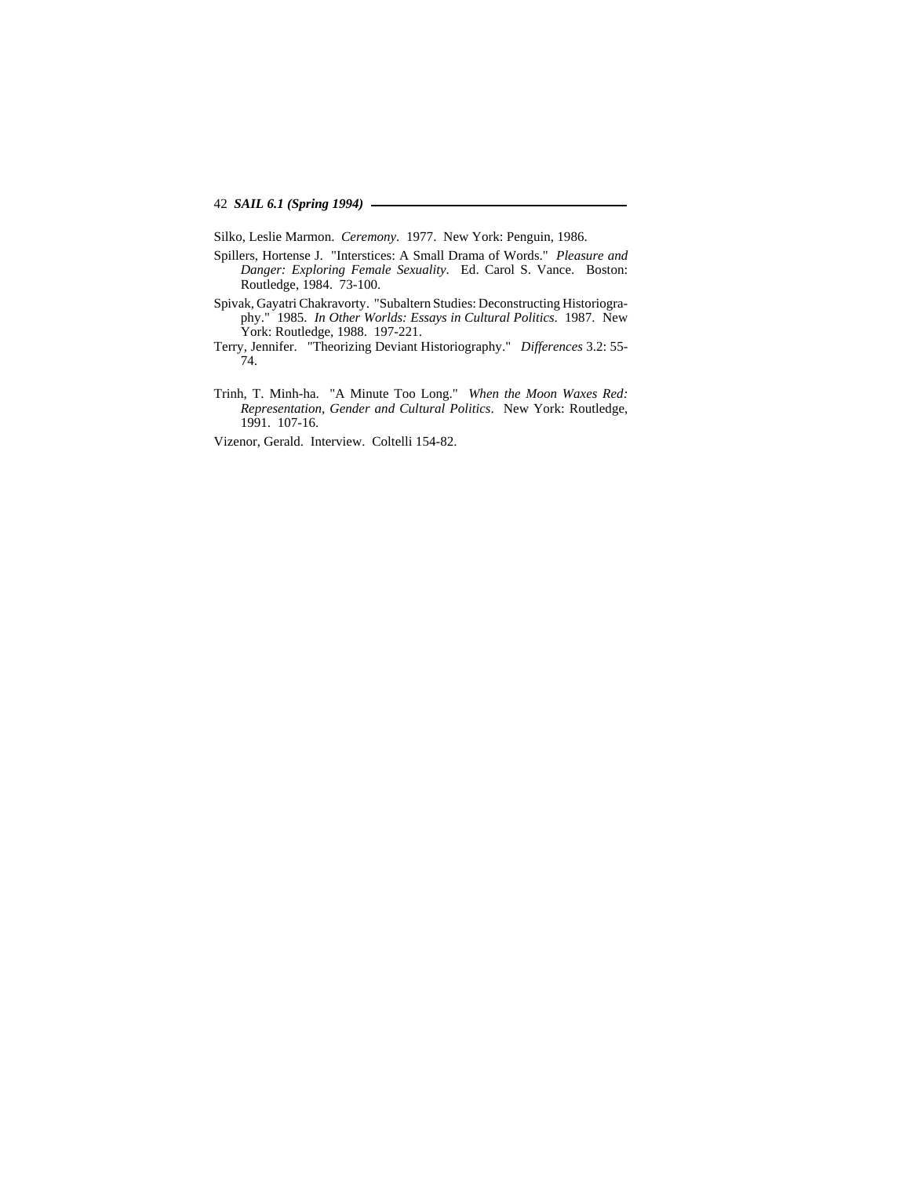Silko, Leslie Marmon. *Ceremony*. 1977. New York: Penguin, 1986.

Spillers, Hortense J. "Interstices: A Small Drama of Words." *Pleasure and Danger: Exploring Female Sexuality*. Ed. Carol S. Vance. Boston: Routledge, 1984. 73-100.

Spivak, Gayatri Chakravorty. "Subaltern Studies: Deconstructing Historiography." 1985. *In Other Worlds: Essays in Cultural Politics*. 1987. New York: Routledge, 1988. 197-221.

Terry, Jennifer. "Theorizing Deviant Historiography." *Differences* 3.2: 55-74.

Trinh, T. Minh-ha. "A Minute Too Long." *When the Moon Waxes Red: Representation, Gender and Cultural Politics*. New York: Routledge, 1991. 107-16.

Vizenor, Gerald. Interview. Coltelli 154-82.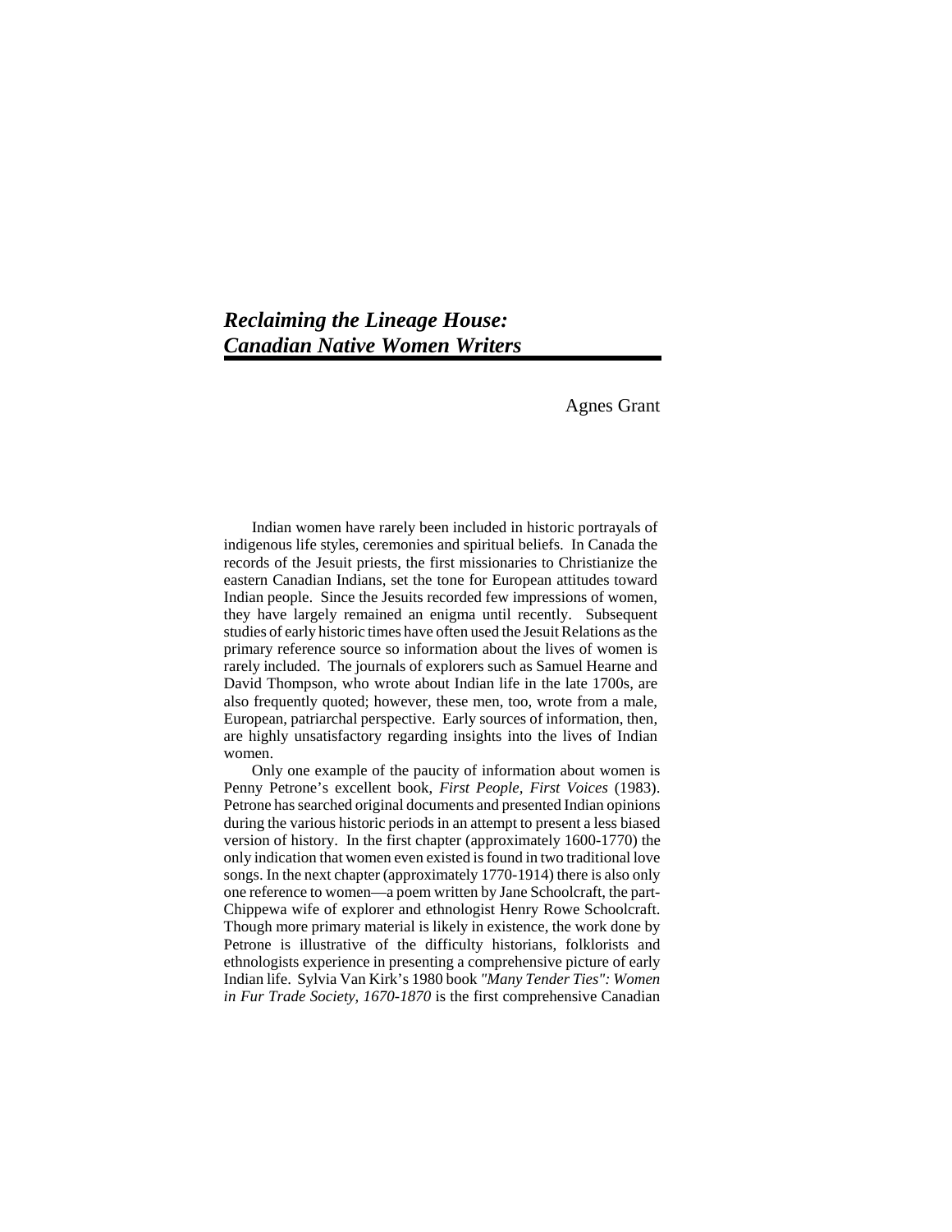# *Reclaiming the Lineage House: Canadian Native Women Writers*

Agnes Grant

Indian women have rarely been included in historic portrayals of indigenous life styles, ceremonies and spiritual beliefs. In Canada the records of the Jesuit priests, the first missionaries to Christianize the eastern Canadian Indians, set the tone for European attitudes toward Indian people. Since the Jesuits recorded few impressions of women, they have largely remained an enigma until recently. Subsequent studies of early historic times have often used the Jesuit Relations as the primary reference source so information about the lives of women is rarely included. The journals of explorers such as Samuel Hearne and David Thompson, who wrote about Indian life in the late 1700s, are also frequently quoted; however, these men, too, wrote from a male, European, patriarchal perspective. Early sources of information, then, are highly unsatisfactory regarding insights into the lives of Indian women.

Only one example of the paucity of information about women is Penny Petrone's excellent book, *First People, First Voices* (1983). Petrone has searched original documents and presented Indian opinions during the various historic periods in an attempt to present a less biased version of history. In the first chapter (approximately 1600-1770) the only indication that women even existed is found in two traditional love songs. In the next chapter (approximately 1770-1914) there is also only one reference to women—a poem written by Jane Schoolcraft, the part-Chippewa wife of explorer and ethnologist Henry Rowe Schoolcraft. Though more primary material is likely in existence, the work done by Petrone is illustrative of the difficulty historians, folklorists and ethnologists experience in presenting a comprehensive picture of early Indian life. Sylvia Van Kirk's 1980 book *"Many Tender Ties": Women in Fur Trade Society, 1670-1870* is the first comprehensive Canadian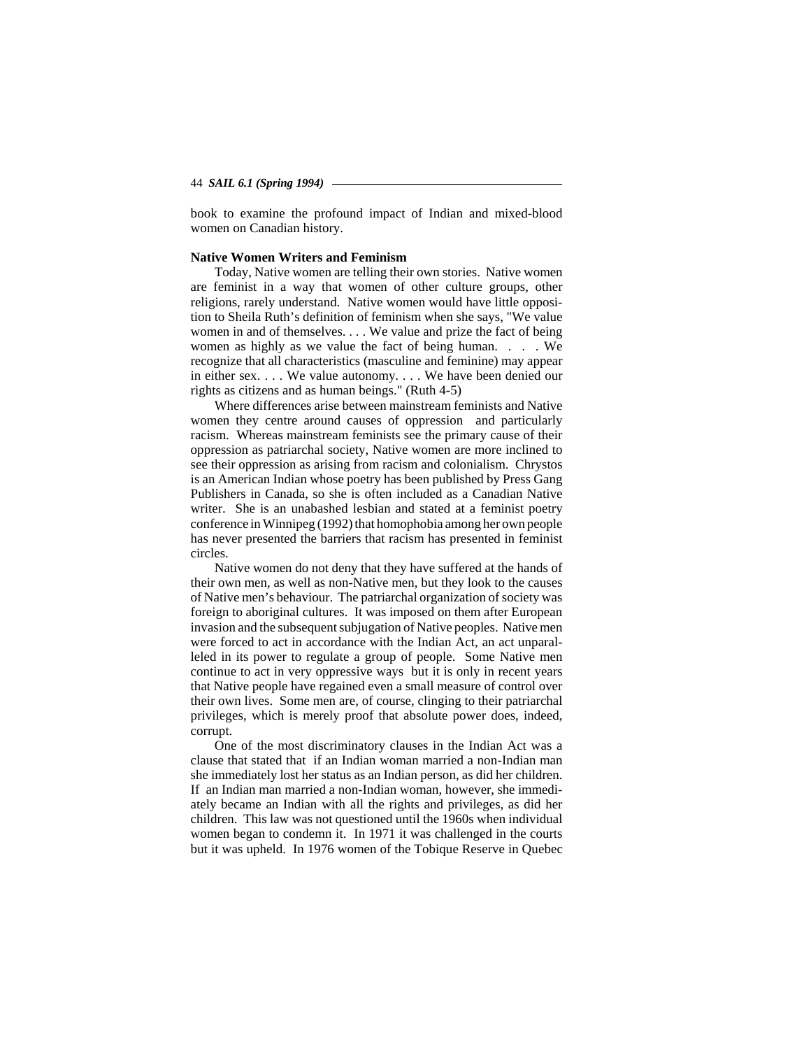book to examine the profound impact of Indian and mixed-blood women on Canadian history.

**Native Women Writers and Feminism**

Today, Native women are telling their own stories. Native women are feminist in a way that women of other culture groups, other religions, rarely understand. Native women would have little opposition to Sheila Ruth's definition of feminism when she says, "We value women in and of themselves. . . . We value and prize the fact of being women as highly as we value the fact of being human. . . . We recognize that all characteristics (masculine and feminine) may appear in either sex. . . . We value autonomy. . . . We have been denied our rights as citizens and as human beings." (Ruth 4-5)

Where differences arise between mainstream feminists and Native women they centre around causes of oppression and particularly racism. Whereas mainstream feminists see the primary cause of their oppression as patriarchal society, Native women are more inclined to see their oppression as arising from racism and colonialism. Chrystos is an American Indian whose poetry has been published by Press Gang Publishers in Canada, so she is often included as a Canadian Native writer. She is an unabashed lesbian and stated at a feminist poetry conference in Winnipeg (1992) that homophobia among her own people has never presented the barriers that racism has presented in feminist circles.

Native women do not deny that they have suffered at the hands of their own men, as well as non-Native men, but they look to the causes of Native men's behaviour. The patriarchal organization of society was foreign to aboriginal cultures. It was imposed on them after European invasion and the subsequent subjugation of Native peoples. Native men were forced to act in accordance with the Indian Act, an act unparalleled in its power to regulate a group of people. Some Native men continue to act in very oppressive ways but it is only in recent years that Native people have regained even a small measure of control over their own lives. Some men are, of course, clinging to their patriarchal privileges, which is merely proof that absolute power does, indeed, corrupt.

One of the most discriminatory clauses in the Indian Act was a clause that stated that if an Indian woman married a non-Indian man she immediately lost her status as an Indian person, as did her children. If an Indian man married a non-Indian woman, however, she immediately became an Indian with all the rights and privileges, as did her children. This law was not questioned until the 1960s when individual women began to condemn it. In 1971 it was challenged in the courts but it was upheld. In 1976 women of the Tobique Reserve in Quebec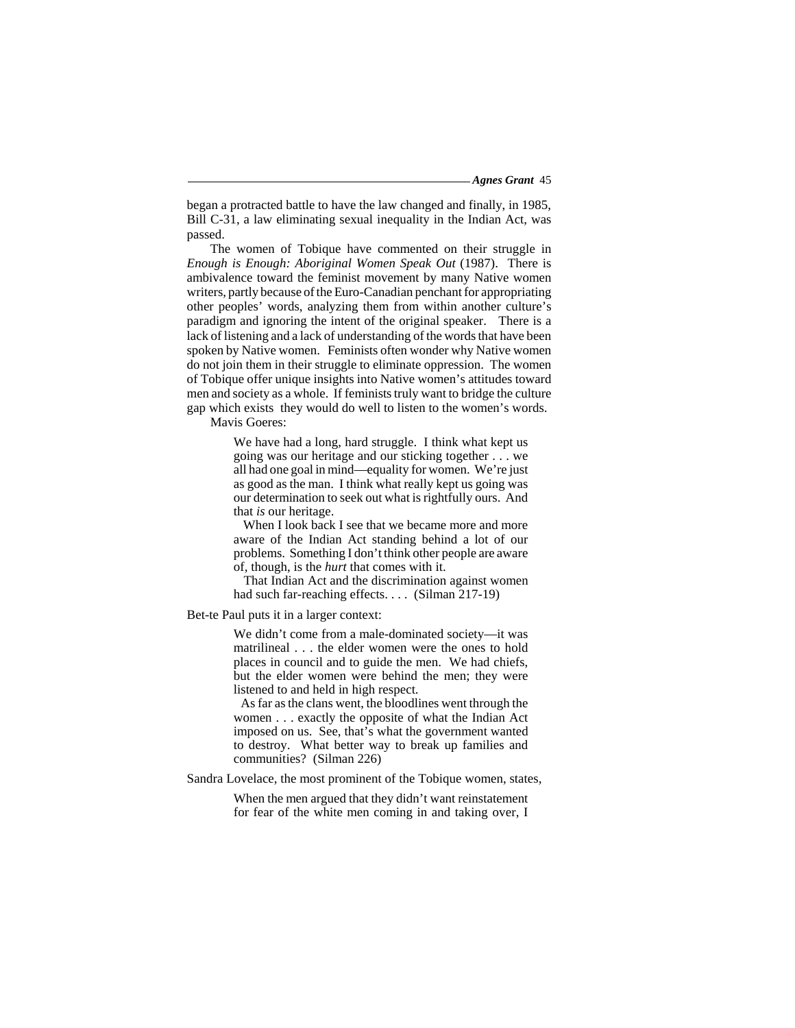began a protracted battle to have the law changed and finally, in 1985, Bill C-31, a law eliminating sexual inequality in the Indian Act, was passed.

The women of Tobique have commented on their struggle in *Enough is Enough: Aboriginal Women Speak Out* (1987). There is ambivalence toward the feminist movement by many Native women writers, partly because of the Euro-Canadian penchant for appropriating other peoples' words, analyzing them from within another culture's paradigm and ignoring the intent of the original speaker. There is a lack of listening and a lack of understanding of the words that have been spoken by Native women. Feminists often wonder why Native women do not join them in their struggle to eliminate oppression. The women of Tobique offer unique insights into Native women's attitudes toward men and society as a whole. If feminists truly want to bridge the culture gap which exists they would do well to listen to the women's words.

Mavis Goeres:

> We have had a long, hard struggle. I think what kept us going was our heritage and our sticking together . . . we all had one goal in mind—equality for women. We're just as good as the man. I think what really kept us going was our determination to seek out what is rightfully ours. And that *is* our heritage.
>
> When I look back I see that we became more and more aware of the Indian Act standing behind a lot of our problems. Something I don't think other people are aware of, though, is the *hurt* that comes with it.
>
> That Indian Act and the discrimination against women had such far-reaching effects. . . . (Silman 217-19)

Bet-te Paul puts it in a larger context:

> We didn't come from a male-dominated society—it was matrilineal . . . the elder women were the ones to hold places in council and to guide the men. We had chiefs, but the elder women were behind the men; they were listened to and held in high respect.
>
> As far as the clans went, the bloodlines went through the women . . . exactly the opposite of what the Indian Act imposed on us. See, that's what the government wanted to destroy. What better way to break up families and communities? (Silman 226)

Sandra Lovelace, the most prominent of the Tobique women, states,

> When the men argued that they didn't want reinstatement for fear of the white men coming in and taking over, I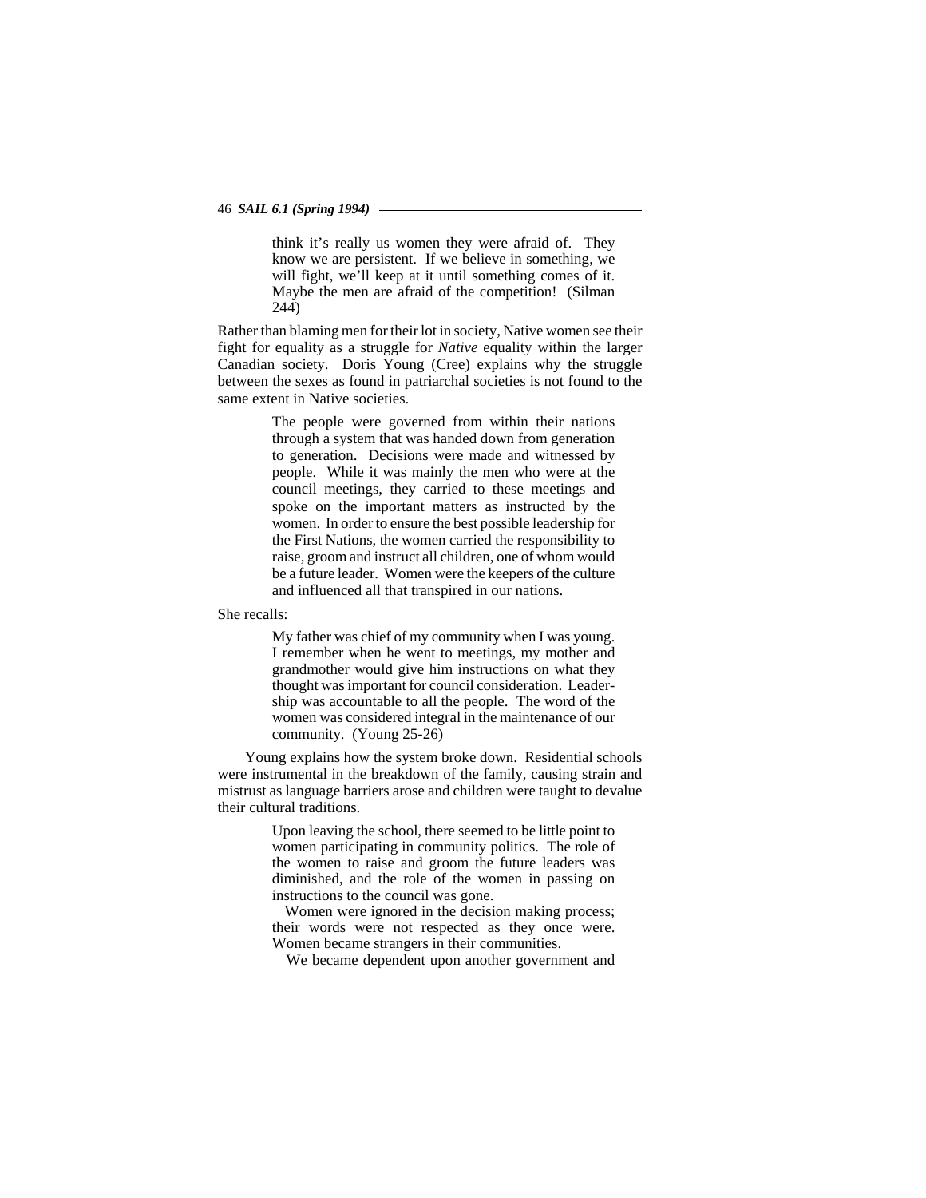> think it's really us women they were afraid of. They know we are persistent. If we believe in something, we will fight, we'll keep at it until something comes of it. Maybe the men are afraid of the competition! (Silman 244)

Rather than blaming men for their lot in society, Native women see their fight for equality as a struggle for *Native* equality within the larger Canadian society. Doris Young (Cree) explains why the struggle between the sexes as found in patriarchal societies is not found to the same extent in Native societies.

> The people were governed from within their nations through a system that was handed down from generation to generation. Decisions were made and witnessed by people. While it was mainly the men who were at the council meetings, they carried to these meetings and spoke on the important matters as instructed by the women. In order to ensure the best possible leadership for the First Nations, the women carried the responsibility to raise, groom and instruct all children, one of whom would be a future leader. Women were the keepers of the culture and influenced all that transpired in our nations.

She recalls:

> My father was chief of my community when I was young. I remember when he went to meetings, my mother and grandmother would give him instructions on what they thought was important for council consideration. Leadership was accountable to all the people. The word of the women was considered integral in the maintenance of our community. (Young 25-26)

Young explains how the system broke down. Residential schools were instrumental in the breakdown of the family, causing strain and mistrust as language barriers arose and children were taught to devalue their cultural traditions.

> Upon leaving the school, there seemed to be little point to women participating in community politics. The role of the women to raise and groom the future leaders was diminished, and the role of the women in passing on instructions to the council was gone.
>
> Women were ignored in the decision making process; their words were not respected as they once were. Women became strangers in their communities.
>
> We became dependent upon another government and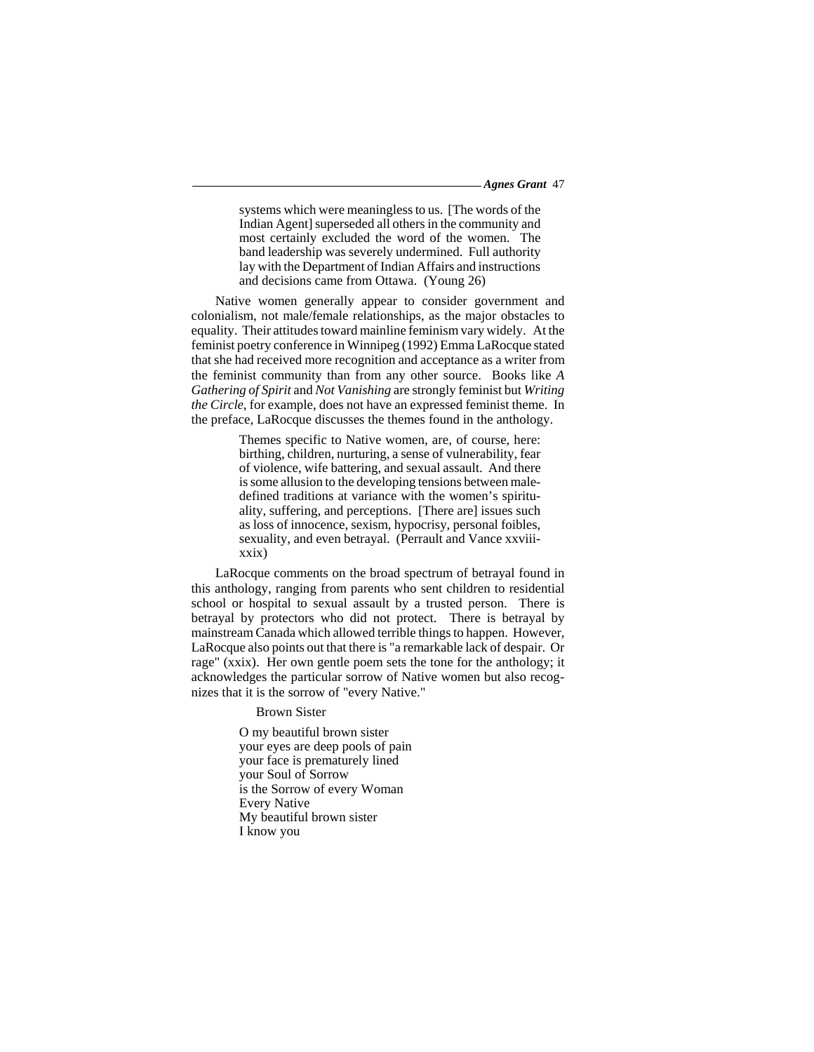> systems which were meaningless to us. [The words of the Indian Agent] superseded all others in the community and most certainly excluded the word of the women. The band leadership was severely undermined. Full authority lay with the Department of Indian Affairs and instructions and decisions came from Ottawa. (Young 26)

Native women generally appear to consider government and colonialism, not male/female relationships, as the major obstacles to equality. Their attitudes toward mainline feminism vary widely. At the feminist poetry conference in Winnipeg (1992) Emma LaRocque stated that she had received more recognition and acceptance as a writer from the feminist community than from any other source. Books like *A Gathering of Spirit* and *Not Vanishing* are strongly feminist but *Writing the Circle*, for example, does not have an expressed feminist theme. In the preface, LaRocque discusses the themes found in the anthology.

> Themes specific to Native women, are, of course, here: birthing, children, nurturing, a sense of vulnerability, fear of violence, wife battering, and sexual assault. And there is some allusion to the developing tensions between male-defined traditions at variance with the women's spirituality, suffering, and perceptions. [There are] issues such as loss of innocence, sexism, hypocrisy, personal foibles, sexuality, and even betrayal. (Perrault and Vance xxviii-xxix)

LaRocque comments on the broad spectrum of betrayal found in this anthology, ranging from parents who sent children to residential school or hospital to sexual assault by a trusted person. There is betrayal by protectors who did not protect. There is betrayal by mainstream Canada which allowed terrible things to happen. However, LaRocque also points out that there is "a remarkable lack of despair. Or rage" (xxix). Her own gentle poem sets the tone for the anthology; it acknowledges the particular sorrow of Native women but also recognizes that it is the sorrow of "every Native."

> Brown Sister
>
> O my beautiful brown sister
> your eyes are deep pools of pain
> your face is prematurely lined
> your Soul of Sorrow
> is the Sorrow of every Woman
> Every Native
> My beautiful brown sister
> I know you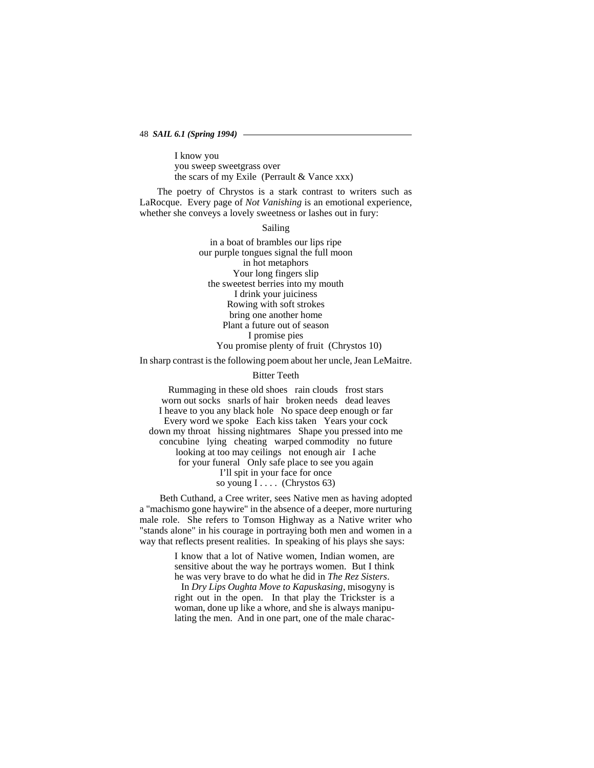I know you  
you sweep sweetgrass over  
the scars of my Exile (Perrault & Vance xxx)

The poetry of Chrystos is a stark contrast to writers such as LaRocque. Every page of *Not Vanishing* is an emotional experience, whether she conveys a lovely sweetness or lashes out in fury:

Sailing

in a boat of brambles our lips ripe  
our purple tongues signal the full moon  
in hot metaphors  
Your long fingers slip  
the sweetest berries into my mouth  
I drink your juiciness  
Rowing with soft strokes  
bring one another home  
Plant a future out of season  
I promise pies  
You promise plenty of fruit (Chrystos 10)

In sharp contrast is the following poem about her uncle, Jean LeMaitre.

Bitter Teeth

Rummaging in these old shoes   rain clouds   frost stars  
worn out socks   snarls of hair   broken needs   dead leaves  
I heave to you any black hole   No space deep enough or far  
Every word we spoke   Each kiss taken   Years your cock  
down my throat   hissing nightmares   Shape you pressed into me  
concubine   lying   cheating   warped commodity   no future  
looking at too may ceilings   not enough air   I ache  
for your funeral   Only safe place to see you again  
I'll spit in your face for once  
so young I . . . . (Chrystos 63)

Beth Cuthand, a Cree writer, sees Native men as having adopted a "machismo gone haywire" in the absence of a deeper, more nurturing male role. She refers to Tomson Highway as a Native writer who "stands alone" in his courage in portraying both men and women in a way that reflects present realities. In speaking of his plays she says:

> I know that a lot of Native women, Indian women, are sensitive about the way he portrays women. But I think he was very brave to do what he did in *The Rez Sisters*.
>
> In *Dry Lips Oughta Move to Kapuskasing*, misogyny is right out in the open. In that play the Trickster is a woman, done up like a whore, and she is always manipulating the men. And in one part, one of the male charac-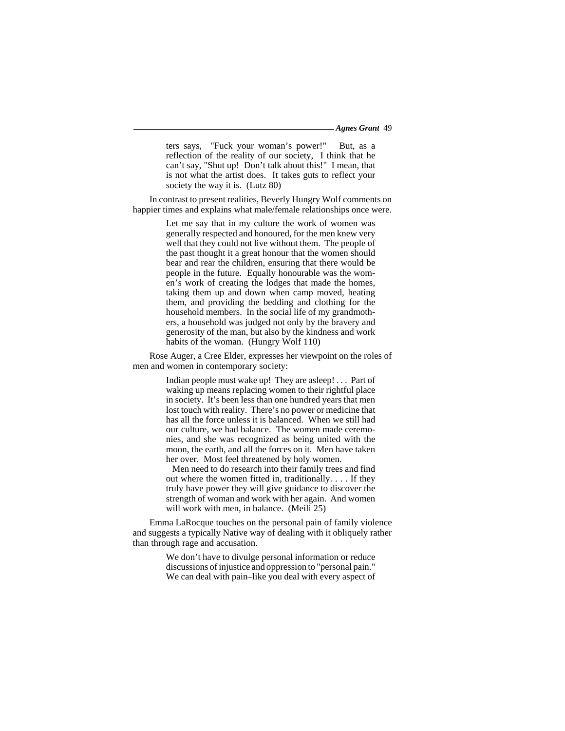> ters says, "Fuck your woman's power!" But, as a reflection of the reality of our society, I think that he can't say, "Shut up! Don't talk about this!" I mean, that is not what the artist does. It takes guts to reflect your society the way it is. (Lutz 80)

In contrast to present realities, Beverly Hungry Wolf comments on happier times and explains what male/female relationships once were.

> Let me say that in my culture the work of women was generally respected and honoured, for the men knew very well that they could not live without them. The people of the past thought it a great honour that the women should bear and rear the children, ensuring that there would be people in the future. Equally honourable was the women's work of creating the lodges that made the homes, taking them up and down when camp moved, heating them, and providing the bedding and clothing for the household members. In the social life of my grandmothers, a household was judged not only by the bravery and generosity of the man, but also by the kindness and work habits of the woman. (Hungry Wolf 110)

Rose Auger, a Cree Elder, expresses her viewpoint on the roles of men and women in contemporary society:

> Indian people must wake up! They are asleep! . . . Part of waking up means replacing women to their rightful place in society. It's been less than one hundred years that men lost touch with reality. There's no power or medicine that has all the force unless it is balanced. When we still had our culture, we had balance. The women made ceremonies, and she was recognized as being united with the moon, the earth, and all the forces on it. Men have taken her over. Most feel threatened by holy women.
>
> Men need to do research into their family trees and find out where the women fitted in, traditionally. . . . If they truly have power they will give guidance to discover the strength of woman and work with her again. And women will work with men, in balance. (Meili 25)

Emma LaRocque touches on the personal pain of family violence and suggests a typically Native way of dealing with it obliquely rather than through rage and accusation.

> We don't have to divulge personal information or reduce discussions of injustice and oppression to "personal pain." We can deal with pain–like you deal with every aspect of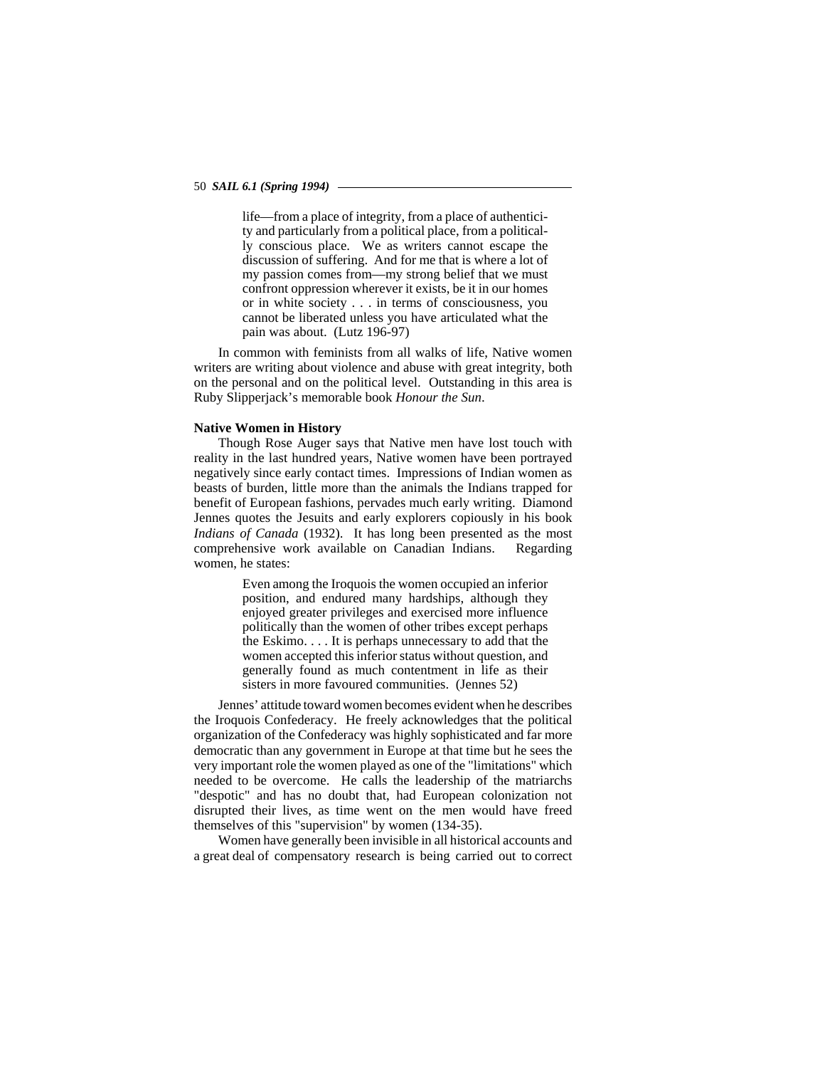> life—from a place of integrity, from a place of authenticity and particularly from a political place, from a politically conscious place. We as writers cannot escape the discussion of suffering. And for me that is where a lot of my passion comes from—my strong belief that we must confront oppression wherever it exists, be it in our homes or in white society . . . in terms of consciousness, you cannot be liberated unless you have articulated what the pain was about. (Lutz 196-97)

In common with feminists from all walks of life, Native women writers are writing about violence and abuse with great integrity, both on the personal and on the political level. Outstanding in this area is Ruby Slipperjack's memorable book *Honour the Sun*.

**Native Women in History**

Though Rose Auger says that Native men have lost touch with reality in the last hundred years, Native women have been portrayed negatively since early contact times. Impressions of Indian women as beasts of burden, little more than the animals the Indians trapped for benefit of European fashions, pervades much early writing. Diamond Jennes quotes the Jesuits and early explorers copiously in his book *Indians of Canada* (1932). It has long been presented as the most comprehensive work available on Canadian Indians. Regarding women, he states:

> Even among the Iroquois the women occupied an inferior position, and endured many hardships, although they enjoyed greater privileges and exercised more influence politically than the women of other tribes except perhaps the Eskimo. . . . It is perhaps unnecessary to add that the women accepted this inferior status without question, and generally found as much contentment in life as their sisters in more favoured communities. (Jennes 52)

Jennes' attitude toward women becomes evident when he describes the Iroquois Confederacy. He freely acknowledges that the political organization of the Confederacy was highly sophisticated and far more democratic than any government in Europe at that time but he sees the very important role the women played as one of the "limitations" which needed to be overcome. He calls the leadership of the matriarchs "despotic" and has no doubt that, had European colonization not disrupted their lives, as time went on the men would have freed themselves of this "supervision" by women (134-35).

Women have generally been invisible in all historical accounts and a great deal of compensatory research is being carried out to correct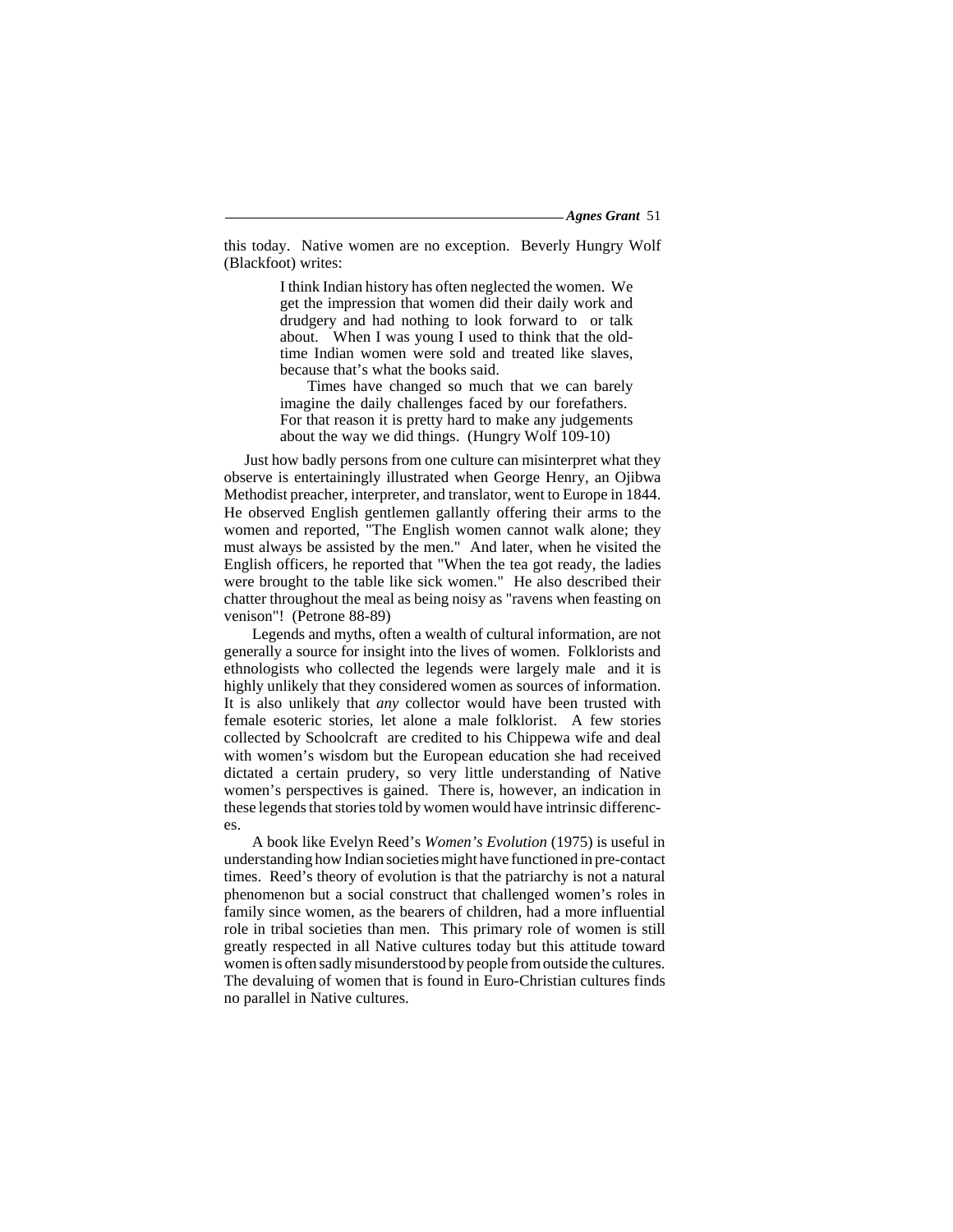this today. Native women are no exception. Beverly Hungry Wolf (Blackfoot) writes:

> I think Indian history has often neglected the women. We get the impression that women did their daily work and drudgery and had nothing to look forward to or talk about. When I was young I used to think that the old-time Indian women were sold and treated like slaves, because that's what the books said.
>
> Times have changed so much that we can barely imagine the daily challenges faced by our forefathers. For that reason it is pretty hard to make any judgements about the way we did things. (Hungry Wolf 109-10)

Just how badly persons from one culture can misinterpret what they observe is entertainingly illustrated when George Henry, an Ojibwa Methodist preacher, interpreter, and translator, went to Europe in 1844. He observed English gentlemen gallantly offering their arms to the women and reported, "The English women cannot walk alone; they must always be assisted by the men." And later, when he visited the English officers, he reported that "When the tea got ready, the ladies were brought to the table like sick women." He also described their chatter throughout the meal as being noisy as "ravens when feasting on venison"! (Petrone 88-89)

Legends and myths, often a wealth of cultural information, are not generally a source for insight into the lives of women. Folklorists and ethnologists who collected the legends were largely male and it is highly unlikely that they considered women as sources of information. It is also unlikely that *any* collector would have been trusted with female esoteric stories, let alone a male folklorist. A few stories collected by Schoolcraft are credited to his Chippewa wife and deal with women's wisdom but the European education she had received dictated a certain prudery, so very little understanding of Native women's perspectives is gained. There is, however, an indication in these legends that stories told by women would have intrinsic differences.

A book like Evelyn Reed's *Women's Evolution* (1975) is useful in understanding how Indian societies might have functioned in pre-contact times. Reed's theory of evolution is that the patriarchy is not a natural phenomenon but a social construct that challenged women's roles in family since women, as the bearers of children, had a more influential role in tribal societies than men. This primary role of women is still greatly respected in all Native cultures today but this attitude toward women is often sadly misunderstood by people from outside the cultures. The devaluing of women that is found in Euro-Christian cultures finds no parallel in Native cultures.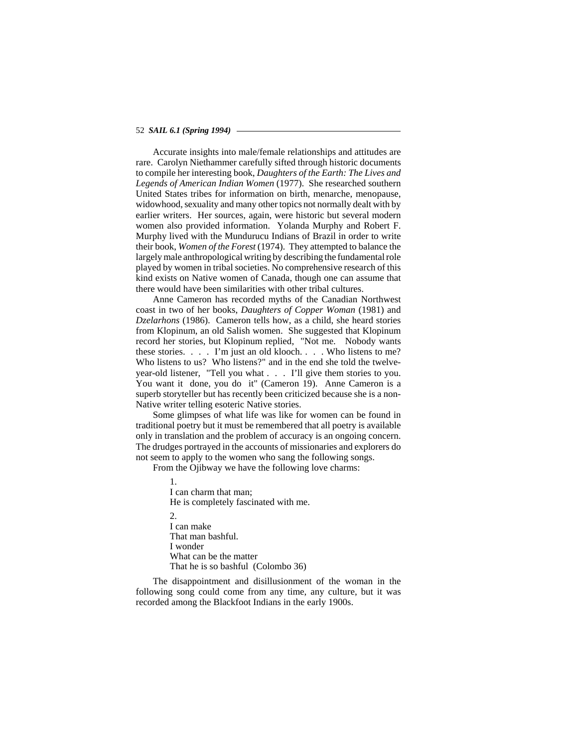Accurate insights into male/female relationships and attitudes are rare. Carolyn Niethammer carefully sifted through historic documents to compile her interesting book, *Daughters of the Earth: The Lives and Legends of American Indian Women* (1977). She researched southern United States tribes for information on birth, menarche, menopause, widowhood, sexuality and many other topics not normally dealt with by earlier writers. Her sources, again, were historic but several modern women also provided information. Yolanda Murphy and Robert F. Murphy lived with the Mundurucu Indians of Brazil in order to write their book, *Women of the Forest* (1974). They attempted to balance the largely male anthropological writing by describing the fundamental role played by women in tribal societies. No comprehensive research of this kind exists on Native women of Canada, though one can assume that there would have been similarities with other tribal cultures.

Anne Cameron has recorded myths of the Canadian Northwest coast in two of her books, *Daughters of Copper Woman* (1981) and *Dzelarhons* (1986). Cameron tells how, as a child, she heard stories from Klopinum, an old Salish women. She suggested that Klopinum record her stories, but Klopinum replied, "Not me. Nobody wants these stories. . . . I'm just an old klooch. . . . Who listens to me? Who listens to us? Who listens?" and in the end she told the twelve-year-old listener, "Tell you what . . . I'll give them stories to you. You want it done, you do it" (Cameron 19). Anne Cameron is a superb storyteller but has recently been criticized because she is a non-Native writer telling esoteric Native stories.

Some glimpses of what life was like for women can be found in traditional poetry but it must be remembered that all poetry is available only in translation and the problem of accuracy is an ongoing concern. The drudges portrayed in the accounts of missionaries and explorers do not seem to apply to the women who sang the following songs.

From the Ojibway we have the following love charms:

> 1.
> I can charm that man;
> He is completely fascinated with me.
>
> 2.
> I can make
> That man bashful.
> I wonder
> What can be the matter
> That he is so bashful (Colombo 36)

The disappointment and disillusionment of the woman in the following song could come from any time, any culture, but it was recorded among the Blackfoot Indians in the early 1900s.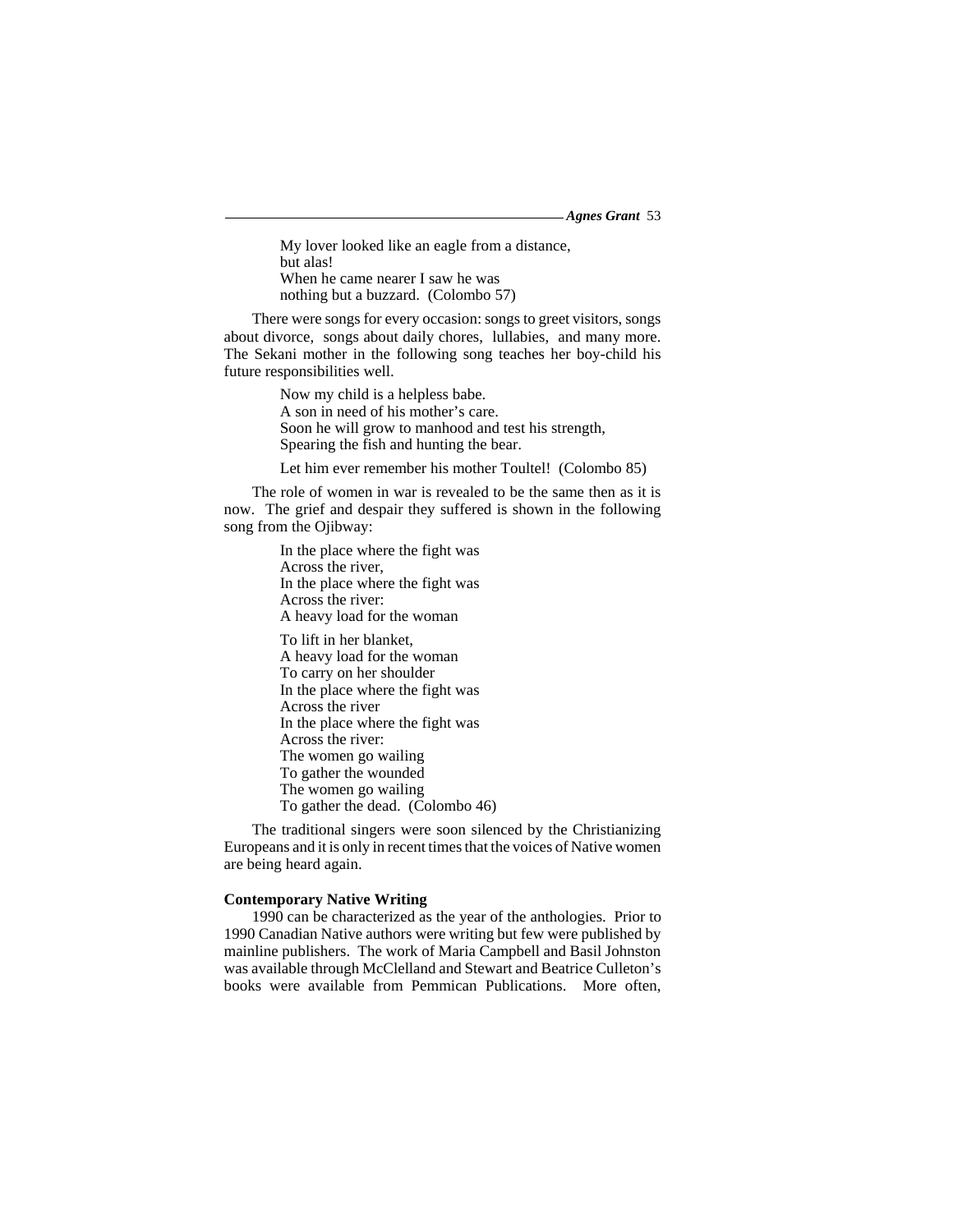My lover looked like an eagle from a distance,  
but alas!  
When he came nearer I saw he was  
nothing but a buzzard. (Colombo 57)

There were songs for every occasion: songs to greet visitors, songs about divorce, songs about daily chores, lullabies, and many more. The Sekani mother in the following song teaches her boy-child his future responsibilities well.

Now my child is a helpless babe.  
A son in need of his mother's care.  
Soon he will grow to manhood and test his strength,  
Spearing the fish and hunting the bear.

Let him ever remember his mother Toultel! (Colombo 85)

The role of women in war is revealed to be the same then as it is now. The grief and despair they suffered is shown in the following song from the Ojibway:

In the place where the fight was  
Across the river,  
In the place where the fight was  
Across the river:  
A heavy load for the woman

To lift in her blanket,  
A heavy load for the woman  
To carry on her shoulder  
In the place where the fight was  
Across the river  
In the place where the fight was  
Across the river:  
The women go wailing  
To gather the wounded  
The women go wailing  
To gather the dead. (Colombo 46)

The traditional singers were soon silenced by the Christianizing Europeans and it is only in recent times that the voices of Native women are being heard again.

**Contemporary Native Writing**

1990 can be characterized as the year of the anthologies. Prior to 1990 Canadian Native authors were writing but few were published by mainline publishers. The work of Maria Campbell and Basil Johnston was available through McClelland and Stewart and Beatrice Culleton's books were available from Pemmican Publications. More often,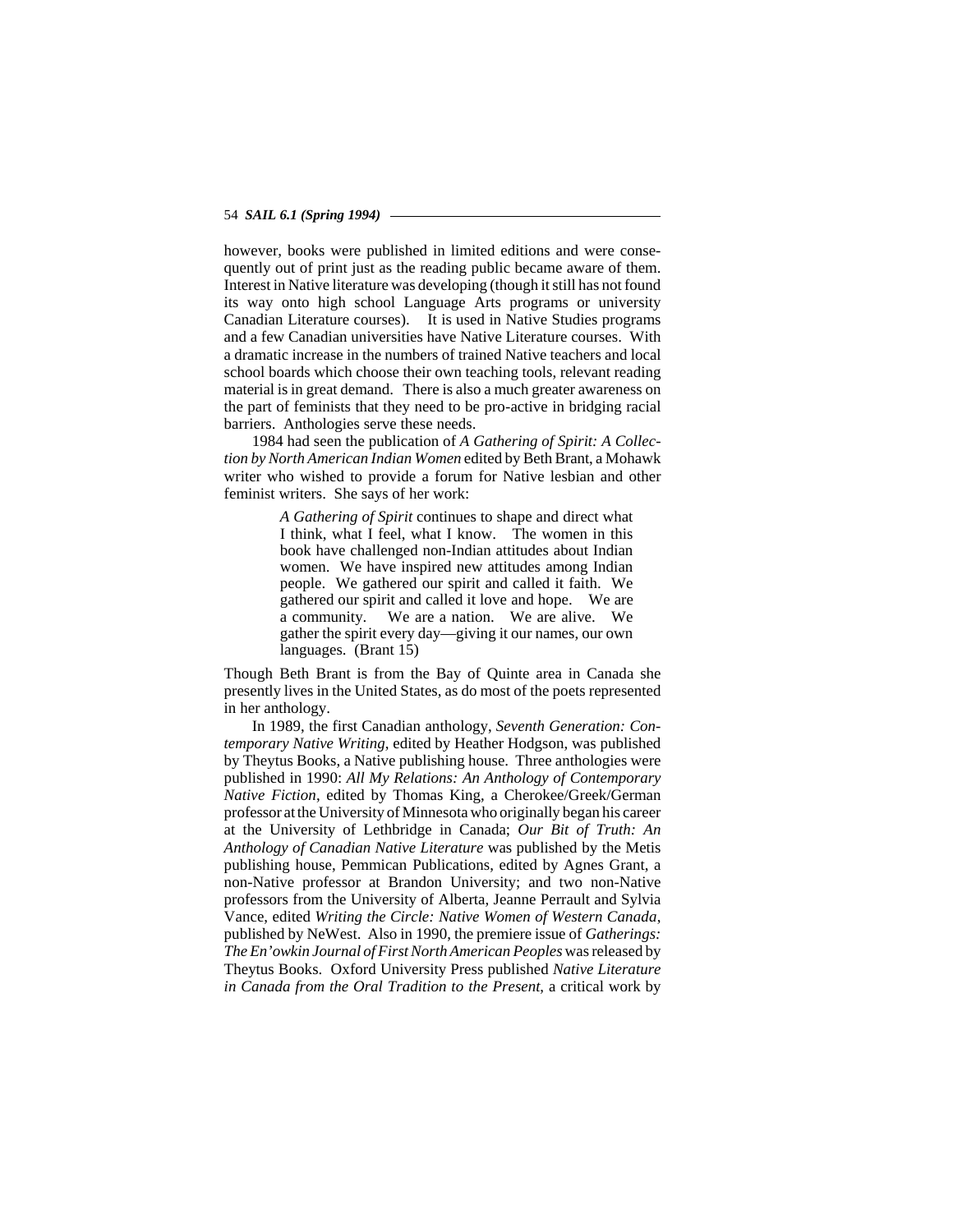however, books were published in limited editions and were consequently out of print just as the reading public became aware of them. Interest in Native literature was developing (though it still has not found its way onto high school Language Arts programs or university Canadian Literature courses). It is used in Native Studies programs and a few Canadian universities have Native Literature courses. With a dramatic increase in the numbers of trained Native teachers and local school boards which choose their own teaching tools, relevant reading material is in great demand. There is also a much greater awareness on the part of feminists that they need to be pro-active in bridging racial barriers. Anthologies serve these needs.

1984 had seen the publication of *A Gathering of Spirit: A Collection by North American Indian Women* edited by Beth Brant, a Mohawk writer who wished to provide a forum for Native lesbian and other feminist writers. She says of her work:

> *A Gathering of Spirit* continues to shape and direct what I think, what I feel, what I know. The women in this book have challenged non-Indian attitudes about Indian women. We have inspired new attitudes among Indian people. We gathered our spirit and called it faith. We gathered our spirit and called it love and hope. We are a community. We are a nation. We are alive. We gather the spirit every day—giving it our names, our own languages. (Brant 15)

Though Beth Brant is from the Bay of Quinte area in Canada she presently lives in the United States, as do most of the poets represented in her anthology.

In 1989, the first Canadian anthology, *Seventh Generation: Contemporary Native Writing*, edited by Heather Hodgson, was published by Theytus Books, a Native publishing house. Three anthologies were published in 1990: *All My Relations: An Anthology of Contemporary Native Fiction*, edited by Thomas King, a Cherokee/Greek/German professor at the University of Minnesota who originally began his career at the University of Lethbridge in Canada; *Our Bit of Truth: An Anthology of Canadian Native Literature* was published by the Metis publishing house, Pemmican Publications, edited by Agnes Grant, a non-Native professor at Brandon University; and two non-Native professors from the University of Alberta, Jeanne Perrault and Sylvia Vance, edited *Writing the Circle: Native Women of Western Canada*, published by NeWest. Also in 1990, the premiere issue of *Gatherings: The En'owkin Journal of First North American Peoples* was released by Theytus Books. Oxford University Press published *Native Literature in Canada from the Oral Tradition to the Present*, a critical work by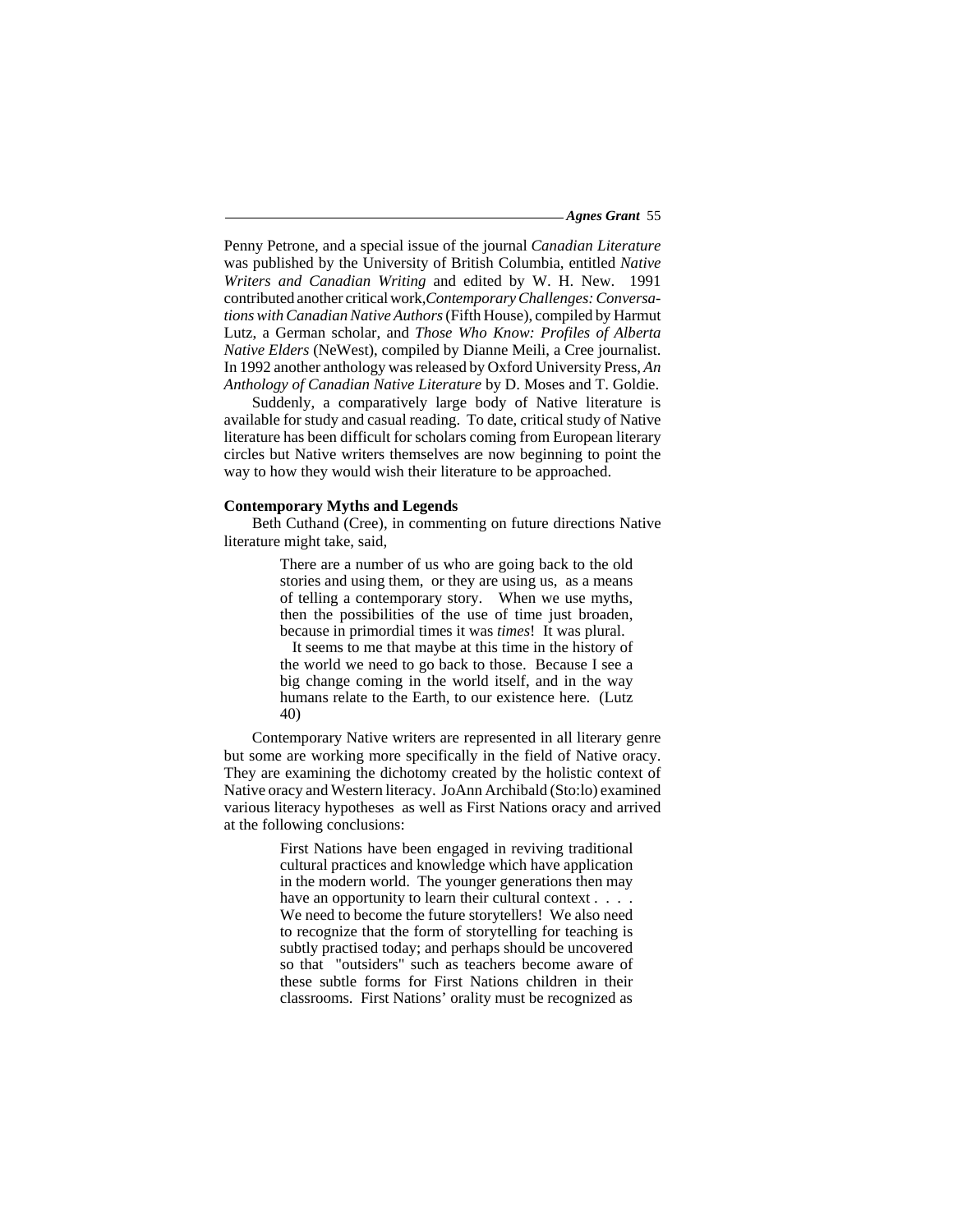Penny Petrone, and a special issue of the journal *Canadian Literature* was published by the University of British Columbia, entitled *Native Writers and Canadian Writing* and edited by W. H. New. 1991 contributed another critical work, *Contemporary Challenges: Conversations with Canadian Native Authors* (Fifth House), compiled by Harmut Lutz, a German scholar, and *Those Who Know: Profiles of Alberta Native Elders* (NeWest), compiled by Dianne Meili, a Cree journalist. In 1992 another anthology was released by Oxford University Press, *An Anthology of Canadian Native Literature* by D. Moses and T. Goldie.

Suddenly, a comparatively large body of Native literature is available for study and casual reading. To date, critical study of Native literature has been difficult for scholars coming from European literary circles but Native writers themselves are now beginning to point the way to how they would wish their literature to be approached.

**Contemporary Myths and Legends**

Beth Cuthand (Cree), in commenting on future directions Native literature might take, said,

> There are a number of us who are going back to the old stories and using them, or they are using us, as a means of telling a contemporary story. When we use myths, then the possibilities of the use of time just broaden, because in primordial times it was *times*! It was plural.
>
> It seems to me that maybe at this time in the history of the world we need to go back to those. Because I see a big change coming in the world itself, and in the way humans relate to the Earth, to our existence here. (Lutz 40)

Contemporary Native writers are represented in all literary genre but some are working more specifically in the field of Native oracy. They are examining the dichotomy created by the holistic context of Native oracy and Western literacy. JoAnn Archibald (Sto:lo) examined various literacy hypotheses as well as First Nations oracy and arrived at the following conclusions:

> First Nations have been engaged in reviving traditional cultural practices and knowledge which have application in the modern world. The younger generations then may have an opportunity to learn their cultural context . . . . We need to become the future storytellers! We also need to recognize that the form of storytelling for teaching is subtly practised today; and perhaps should be uncovered so that "outsiders" such as teachers become aware of these subtle forms for First Nations children in their classrooms. First Nations' orality must be recognized as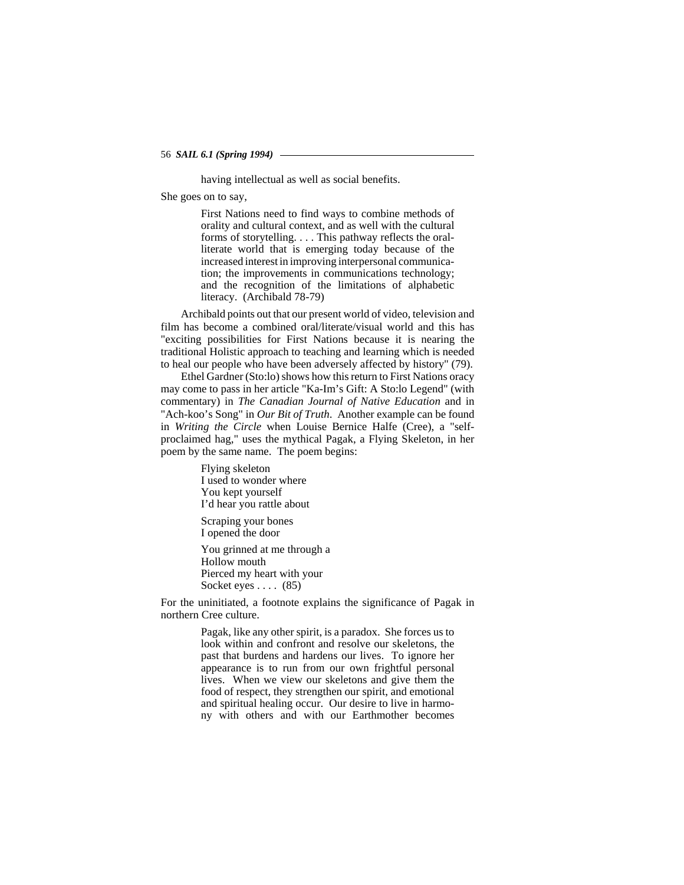> having intellectual as well as social benefits.

She goes on to say,

> First Nations need to find ways to combine methods of orality and cultural context, and as well with the cultural forms of storytelling. . . . This pathway reflects the oral-literate world that is emerging today because of the increased interest in improving interpersonal communication; the improvements in communications technology; and the recognition of the limitations of alphabetic literacy. (Archibald 78-79)

Archibald points out that our present world of video, television and film has become a combined oral/literate/visual world and this has "exciting possibilities for First Nations because it is nearing the traditional Holistic approach to teaching and learning which is needed to heal our people who have been adversely affected by history" (79).

Ethel Gardner (Sto:lo) shows how this return to First Nations oracy may come to pass in her article "Ka-Im's Gift: A Sto:lo Legend" (with commentary) in *The Canadian Journal of Native Education* and in "Ach-koo's Song" in *Our Bit of Truth*. Another example can be found in *Writing the Circle* when Louise Bernice Halfe (Cree), a "self-proclaimed hag," uses the mythical Pagak, a Flying Skeleton, in her poem by the same name. The poem begins:

> Flying skeleton
> I used to wonder where
> You kept yourself
> I'd hear you rattle about
>
> Scraping your bones
> I opened the door
>
> You grinned at me through a
> Hollow mouth
> Pierced my heart with your
> Socket eyes . . . . (85)

For the uninitiated, a footnote explains the significance of Pagak in northern Cree culture.

> Pagak, like any other spirit, is a paradox. She forces us to look within and confront and resolve our skeletons, the past that burdens and hardens our lives. To ignore her appearance is to run from our own frightful personal lives. When we view our skeletons and give them the food of respect, they strengthen our spirit, and emotional and spiritual healing occur. Our desire to live in harmony with others and with our Earthmother becomes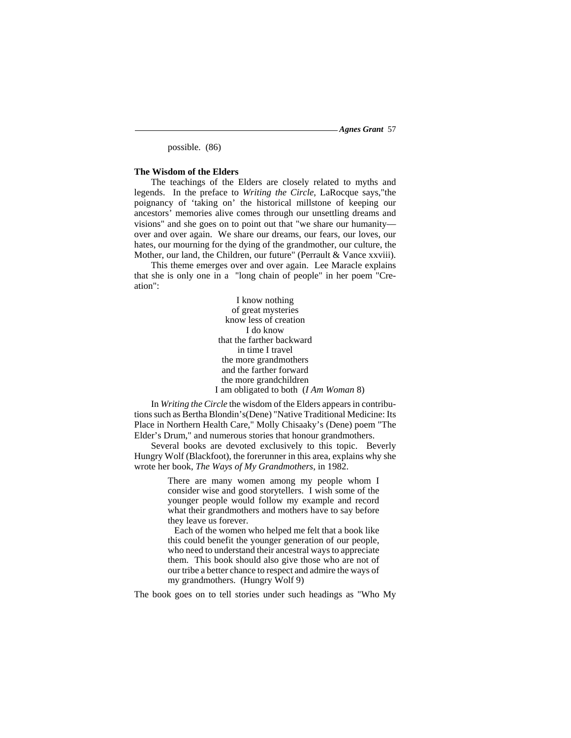possible. (86)

**The Wisdom of the Elders**

The teachings of the Elders are closely related to myths and legends. In the preface to *Writing the Circle*, LaRocque says,"the poignancy of 'taking on' the historical millstone of keeping our ancestors' memories alive comes through our unsettling dreams and visions" and she goes on to point out that "we share our humanity—over and over again. We share our dreams, our fears, our loves, our hates, our mourning for the dying of the grandmother, our culture, the Mother, our land, the Children, our future" (Perrault & Vance xxviii).

This theme emerges over and over again. Lee Maracle explains that she is only one in a "long chain of people" in her poem "Creation":

> I know nothing
> of great mysteries
> know less of creation
> I do know
> that the farther backward
> in time I travel
> the more grandmothers
> and the farther forward
> the more grandchildren
> I am obligated to both (*I Am Woman* 8)

In *Writing the Circle* the wisdom of the Elders appears in contributions such as Bertha Blondin's(Dene) "Native Traditional Medicine: Its Place in Northern Health Care," Molly Chisaaky's (Dene) poem "The Elder's Drum," and numerous stories that honour grandmothers.

Several books are devoted exclusively to this topic. Beverly Hungry Wolf (Blackfoot), the forerunner in this area, explains why she wrote her book, *The Ways of My Grandmothers*, in 1982.

> There are many women among my people whom I consider wise and good storytellers. I wish some of the younger people would follow my example and record what their grandmothers and mothers have to say before they leave us forever.
>
> Each of the women who helped me felt that a book like this could benefit the younger generation of our people, who need to understand their ancestral ways to appreciate them. This book should also give those who are not of our tribe a better chance to respect and admire the ways of my grandmothers. (Hungry Wolf 9)

The book goes on to tell stories under such headings as "Who My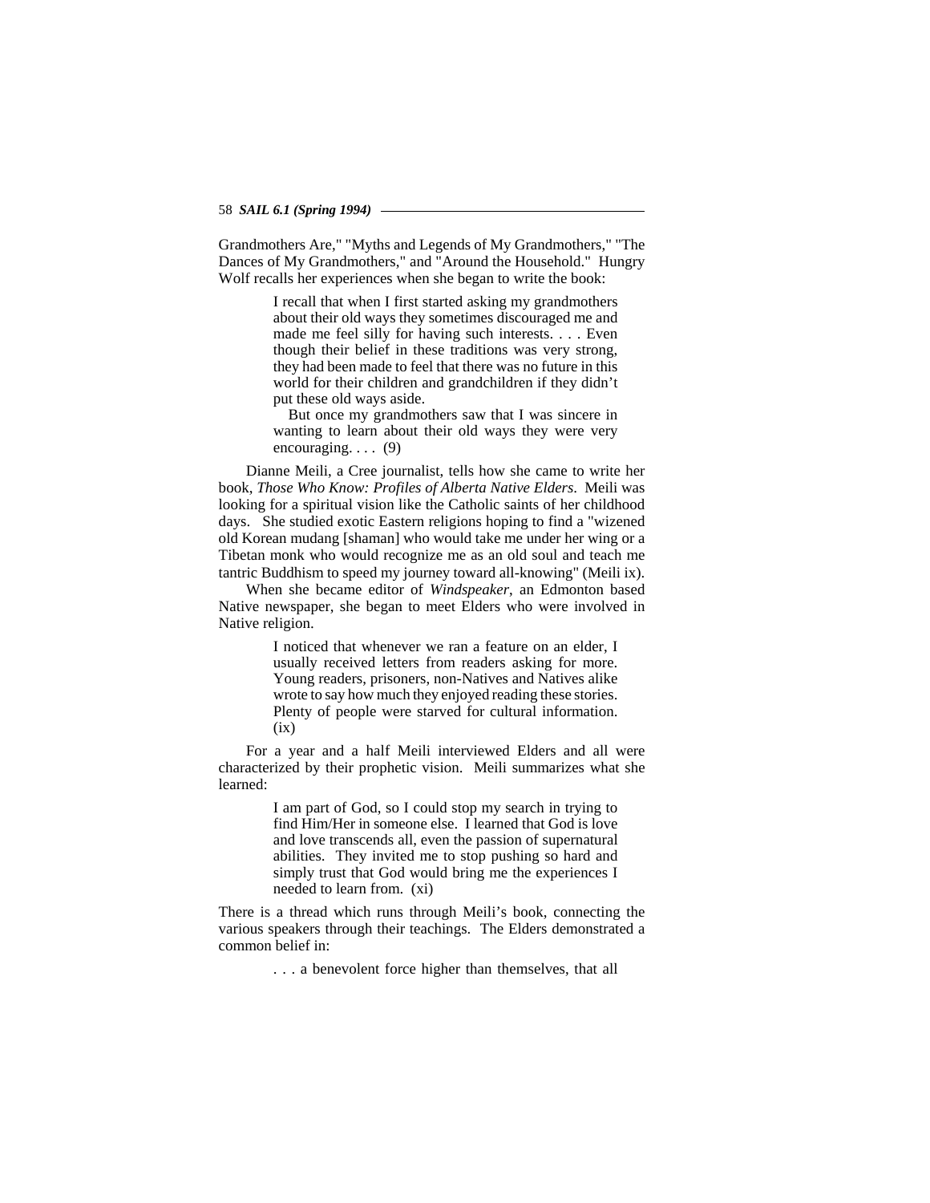Grandmothers Are," "Myths and Legends of My Grandmothers," "The Dances of My Grandmothers," and "Around the Household." Hungry Wolf recalls her experiences when she began to write the book:

> I recall that when I first started asking my grandmothers about their old ways they sometimes discouraged me and made me feel silly for having such interests. . . . Even though their belief in these traditions was very strong, they had been made to feel that there was no future in this world for their children and grandchildren if they didn't put these old ways aside.
>
> But once my grandmothers saw that I was sincere in wanting to learn about their old ways they were very encouraging. . . . (9)

Dianne Meili, a Cree journalist, tells how she came to write her book, *Those Who Know: Profiles of Alberta Native Elders.* Meili was looking for a spiritual vision like the Catholic saints of her childhood days. She studied exotic Eastern religions hoping to find a "wizened old Korean mudang [shaman] who would take me under her wing or a Tibetan monk who would recognize me as an old soul and teach me tantric Buddhism to speed my journey toward all-knowing" (Meili ix).

When she became editor of *Windspeaker*, an Edmonton based Native newspaper, she began to meet Elders who were involved in Native religion.

> I noticed that whenever we ran a feature on an elder, I usually received letters from readers asking for more. Young readers, prisoners, non-Natives and Natives alike wrote to say how much they enjoyed reading these stories. Plenty of people were starved for cultural information. (ix)

For a year and a half Meili interviewed Elders and all were characterized by their prophetic vision. Meili summarizes what she learned:

> I am part of God, so I could stop my search in trying to find Him/Her in someone else. I learned that God is love and love transcends all, even the passion of supernatural abilities. They invited me to stop pushing so hard and simply trust that God would bring me the experiences I needed to learn from. (xi)

There is a thread which runs through Meili's book, connecting the various speakers through their teachings. The Elders demonstrated a common belief in:

> . . . a benevolent force higher than themselves, that all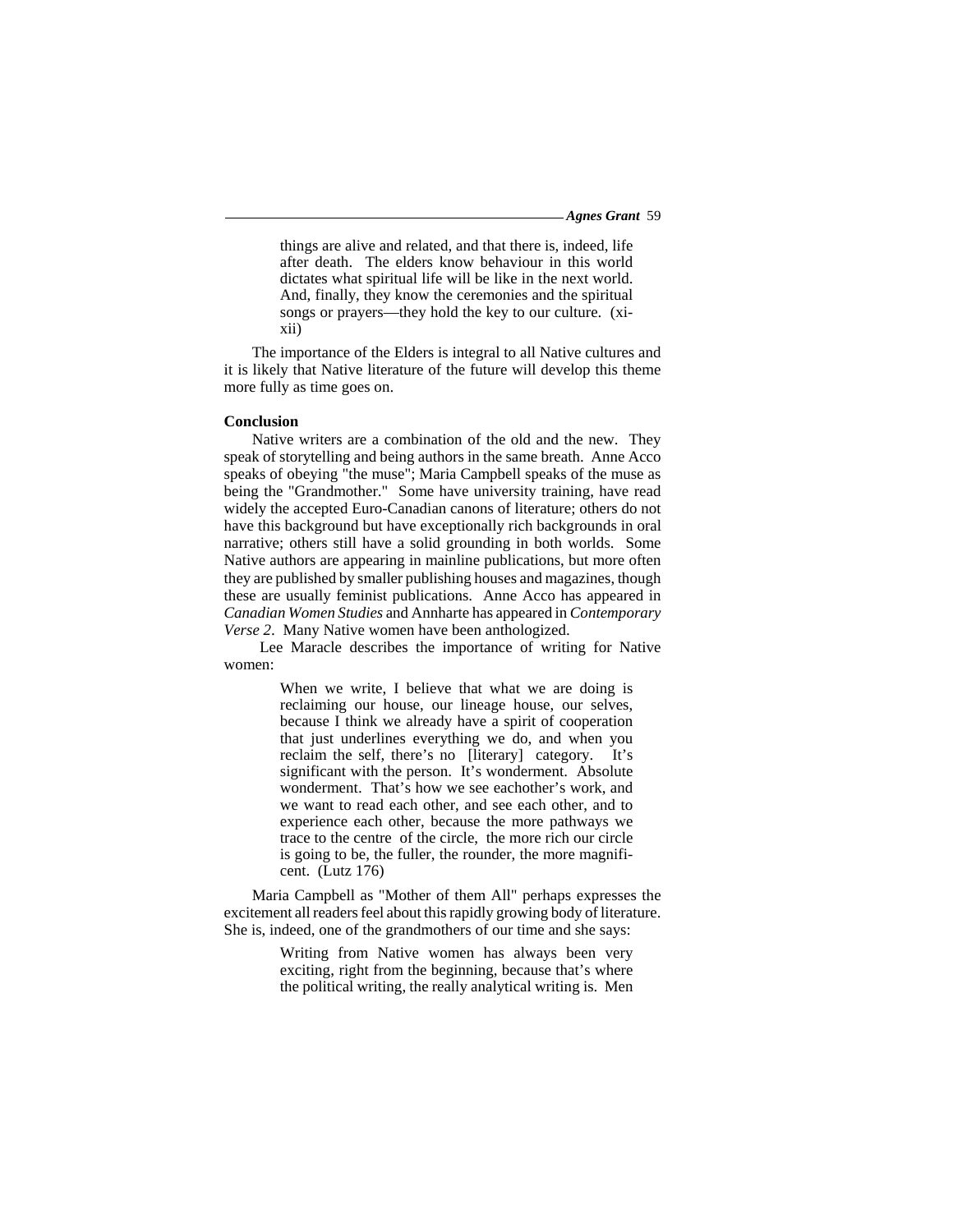> things are alive and related, and that there is, indeed, life after death. The elders know behaviour in this world dictates what spiritual life will be like in the next world. And, finally, they know the ceremonies and the spiritual songs or prayers—they hold the key to our culture. (xi-xii)

The importance of the Elders is integral to all Native cultures and it is likely that Native literature of the future will develop this theme more fully as time goes on.

**Conclusion**

Native writers are a combination of the old and the new. They speak of storytelling and being authors in the same breath. Anne Acco speaks of obeying "the muse"; Maria Campbell speaks of the muse as being the "Grandmother." Some have university training, have read widely the accepted Euro-Canadian canons of literature; others do not have this background but have exceptionally rich backgrounds in oral narrative; others still have a solid grounding in both worlds. Some Native authors are appearing in mainline publications, but more often they are published by smaller publishing houses and magazines, though these are usually feminist publications. Anne Acco has appeared in *Canadian Women Studies* and Annharte has appeared in *Contemporary Verse 2*. Many Native women have been anthologized.

Lee Maracle describes the importance of writing for Native women:

> When we write, I believe that what we are doing is reclaiming our house, our lineage house, our selves, because I think we already have a spirit of cooperation that just underlines everything we do, and when you reclaim the self, there's no [literary] category. It's significant with the person. It's wonderment. Absolute wonderment. That's how we see eachother's work, and we want to read each other, and see each other, and to experience each other, because the more pathways we trace to the centre of the circle, the more rich our circle is going to be, the fuller, the rounder, the more magnificent. (Lutz 176)

Maria Campbell as "Mother of them All" perhaps expresses the excitement all readers feel about this rapidly growing body of literature. She is, indeed, one of the grandmothers of our time and she says:

> Writing from Native women has always been very exciting, right from the beginning, because that's where the political writing, the really analytical writing is. Men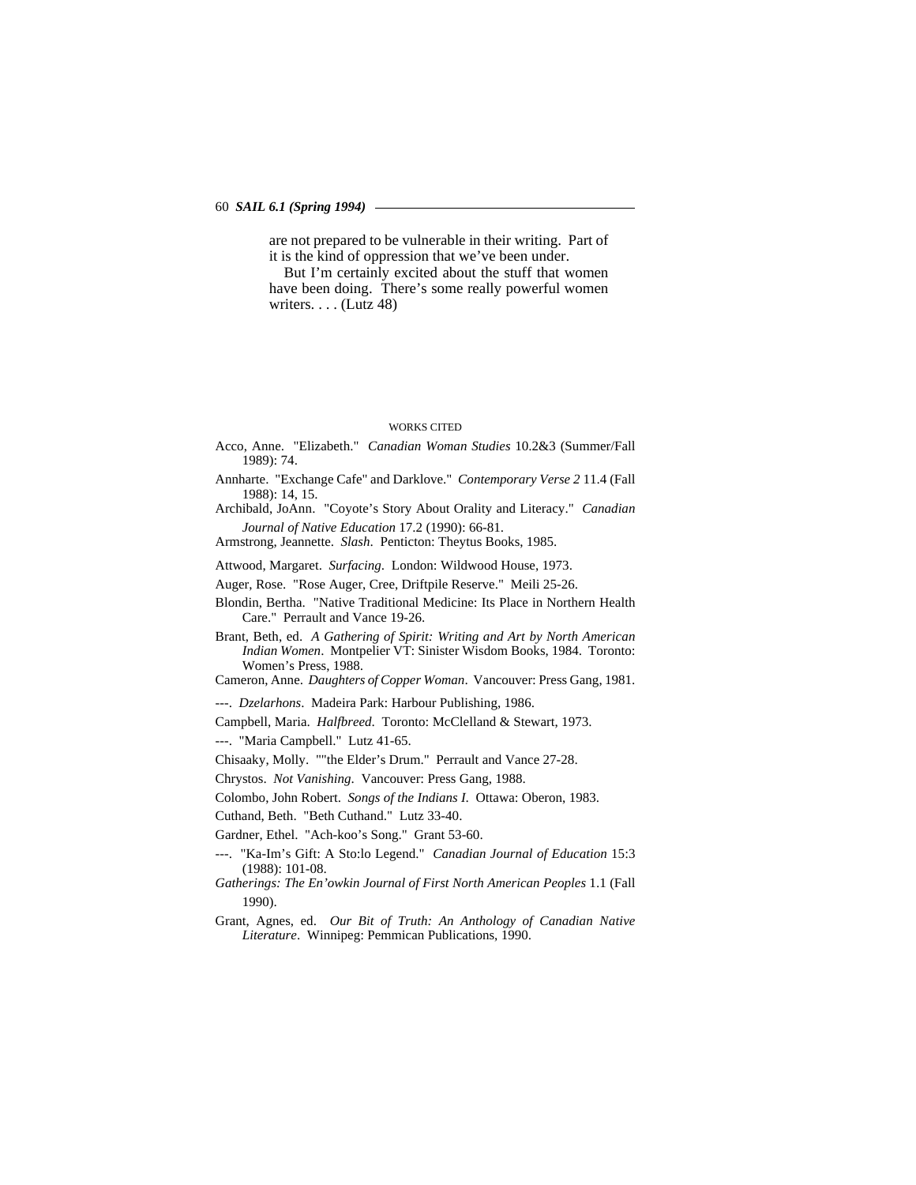are not prepared to be vulnerable in their writing. Part of it is the kind of oppression that we've been under.

But I'm certainly excited about the stuff that women have been doing. There's some really powerful women writers. . . . (Lutz 48)

## WORKS CITED

Acco, Anne. "Elizabeth." *Canadian Woman Studies* 10.2&3 (Summer/Fall 1989): 74.

Annharte. "Exchange Cafe" and Darklove." *Contemporary Verse 2* 11.4 (Fall 1988): 14, 15.

Archibald, JoAnn. "Coyote's Story About Orality and Literacy." *Canadian Journal of Native Education* 17.2 (1990): 66-81.

Armstrong, Jeannette. *Slash*. Penticton: Theytus Books, 1985.

Attwood, Margaret. *Surfacing*. London: Wildwood House, 1973.

Auger, Rose. "Rose Auger, Cree, Driftpile Reserve." Meili 25-26.

Blondin, Bertha. "Native Traditional Medicine: Its Place in Northern Health Care." Perrault and Vance 19-26.

Brant, Beth, ed. *A Gathering of Spirit: Writing and Art by North American Indian Women*. Montpelier VT: Sinister Wisdom Books, 1984. Toronto: Women's Press, 1988.

Cameron, Anne. *Daughters of Copper Woman*. Vancouver: Press Gang, 1981.

---. *Dzelarhons*. Madeira Park: Harbour Publishing, 1986.

Campbell, Maria. *Halfbreed*. Toronto: McClelland & Stewart, 1973.

---. "Maria Campbell." Lutz 41-65.

Chisaaky, Molly. ""the Elder's Drum." Perrault and Vance 27-28.

Chrystos. *Not Vanishing*. Vancouver: Press Gang, 1988.

Colombo, John Robert. *Songs of the Indians I*. Ottawa: Oberon, 1983.

Cuthand, Beth. "Beth Cuthand." Lutz 33-40.

Gardner, Ethel. "Ach-koo's Song." Grant 53-60.

---. "Ka-Im's Gift: A Sto:lo Legend." *Canadian Journal of Education* 15:3 (1988): 101-08.

*Gatherings: The En'owkin Journal of First North American Peoples* 1.1 (Fall 1990).

Grant, Agnes, ed. *Our Bit of Truth: An Anthology of Canadian Native Literature*. Winnipeg: Pemmican Publications, 1990.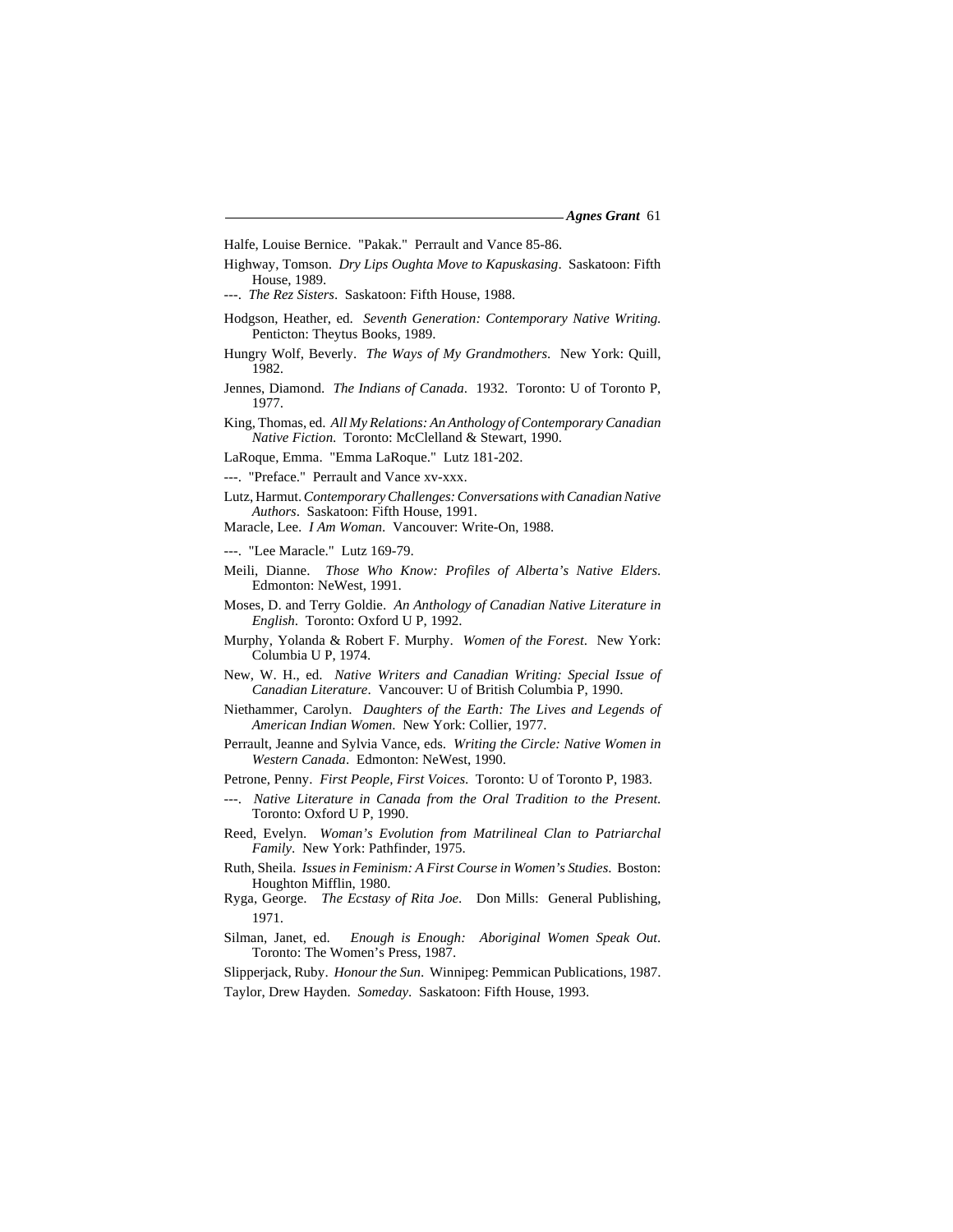Halfe, Louise Bernice. "Pakak." Perrault and Vance 85-86.

Highway, Tomson. *Dry Lips Oughta Move to Kapuskasing*. Saskatoon: Fifth House, 1989.

---. *The Rez Sisters*. Saskatoon: Fifth House, 1988.

Hodgson, Heather, ed. *Seventh Generation: Contemporary Native Writing.* Penticton: Theytus Books, 1989.

Hungry Wolf, Beverly. *The Ways of My Grandmothers.* New York: Quill, 1982.

Jennes, Diamond. *The Indians of Canada*. 1932. Toronto: U of Toronto P, 1977.

King, Thomas, ed. *All My Relations: An Anthology of Contemporary Canadian Native Fiction.* Toronto: McClelland & Stewart, 1990.

LaRoque, Emma. "Emma LaRoque." Lutz 181-202.

---. "Preface." Perrault and Vance xv-xxx.

Lutz, Harmut. *Contemporary Challenges: Conversations with Canadian Native Authors*. Saskatoon: Fifth House, 1991.

Maracle, Lee. *I Am Woman*. Vancouver: Write-On, 1988.

---. "Lee Maracle." Lutz 169-79.

Meili, Dianne. *Those Who Know: Profiles of Alberta's Native Elders.* Edmonton: NeWest, 1991.

Moses, D. and Terry Goldie. *An Anthology of Canadian Native Literature in English*. Toronto: Oxford U P, 1992.

Murphy, Yolanda & Robert F. Murphy. *Women of the Forest*. New York: Columbia U P, 1974.

New, W. H., ed. *Native Writers and Canadian Writing: Special Issue of Canadian Literature*. Vancouver: U of British Columbia P, 1990.

Niethammer, Carolyn. *Daughters of the Earth: The Lives and Legends of American Indian Women*. New York: Collier, 1977.

Perrault, Jeanne and Sylvia Vance, eds. *Writing the Circle: Native Women in Western Canada*. Edmonton: NeWest, 1990.

Petrone, Penny. *First People, First Voices*. Toronto: U of Toronto P, 1983.

---. *Native Literature in Canada from the Oral Tradition to the Present.* Toronto: Oxford U P, 1990.

Reed, Evelyn. *Woman's Evolution from Matrilineal Clan to Patriarchal Family*. New York: Pathfinder, 1975.

Ruth, Sheila. *Issues in Feminism: A First Course in Women's Studies*. Boston: Houghton Mifflin, 1980.

Ryga, George. *The Ecstasy of Rita Joe*. Don Mills: General Publishing, 1971.

Silman, Janet, ed. *Enough is Enough: Aboriginal Women Speak Out*. Toronto: The Women's Press, 1987.

Slipperjack, Ruby. *Honour the Sun*. Winnipeg: Pemmican Publications, 1987.

Taylor, Drew Hayden. *Someday*. Saskatoon: Fifth House, 1993.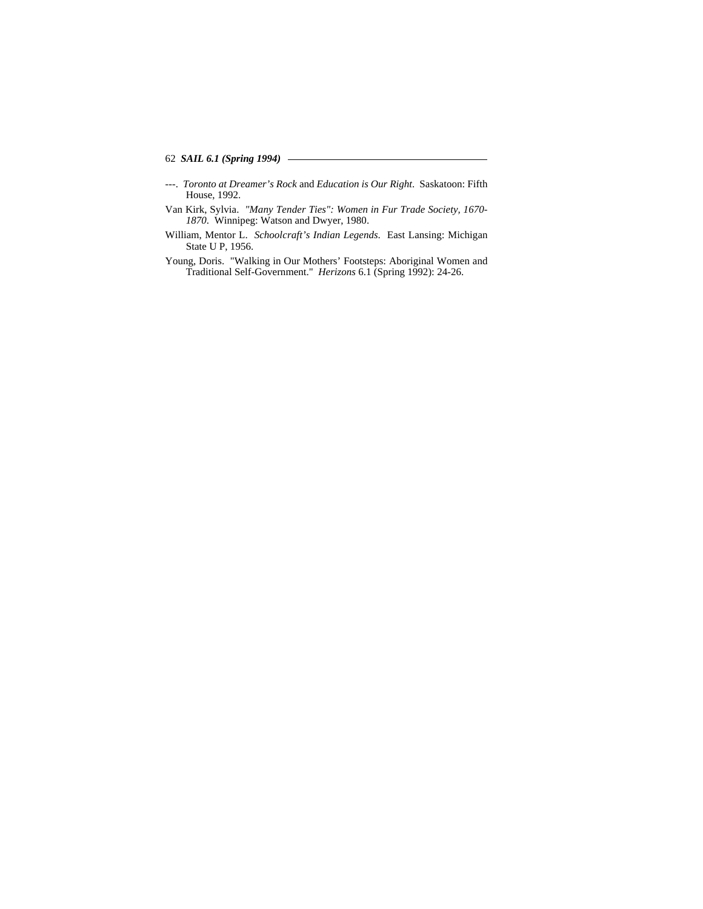---. *Toronto at Dreamer's Rock* and *Education is Our Right*. Saskatoon: Fifth House, 1992.

Van Kirk, Sylvia. *"Many Tender Ties": Women in Fur Trade Society, 1670-1870*. Winnipeg: Watson and Dwyer, 1980.

William, Mentor L. *Schoolcraft's Indian Legends*. East Lansing: Michigan State U P, 1956.

Young, Doris. "Walking in Our Mothers' Footsteps: Aboriginal Women and Traditional Self-Government." *Herizons* 6.1 (Spring 1992): 24-26.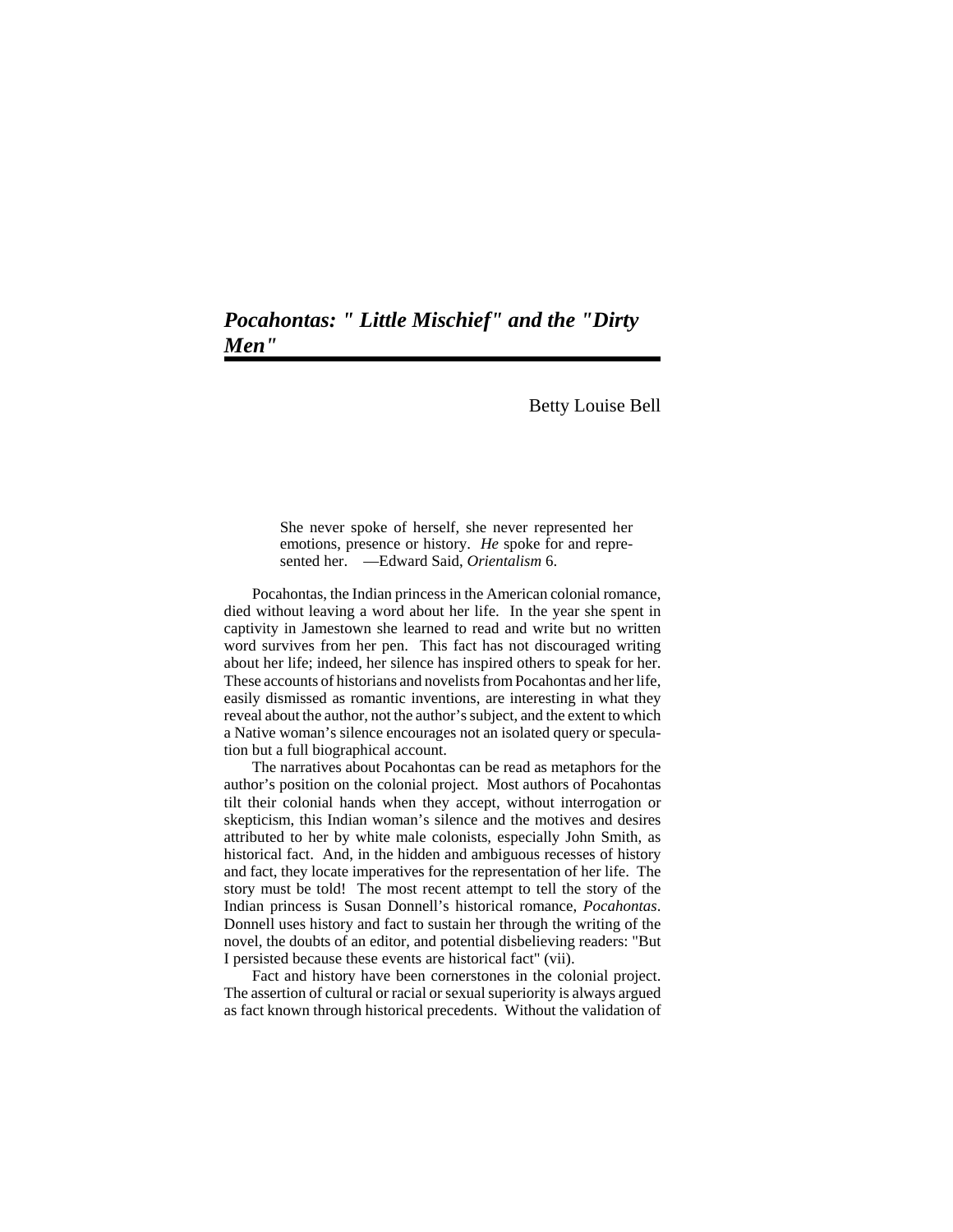## *Pocahontas: " Little Mischief" and the "Dirty Men"*

Betty Louise Bell

> She never spoke of herself, she never represented her emotions, presence or history. *He* spoke for and represented her. —Edward Said, *Orientalism* 6.

Pocahontas, the Indian princess in the American colonial romance, died without leaving a word about her life. In the year she spent in captivity in Jamestown she learned to read and write but no written word survives from her pen. This fact has not discouraged writing about her life; indeed, her silence has inspired others to speak for her. These accounts of historians and novelists from Pocahontas and her life, easily dismissed as romantic inventions, are interesting in what they reveal about the author, not the author's subject, and the extent to which a Native woman's silence encourages not an isolated query or speculation but a full biographical account.

The narratives about Pocahontas can be read as metaphors for the author's position on the colonial project. Most authors of Pocahontas tilt their colonial hands when they accept, without interrogation or skepticism, this Indian woman's silence and the motives and desires attributed to her by white male colonists, especially John Smith, as historical fact. And, in the hidden and ambiguous recesses of history and fact, they locate imperatives for the representation of her life. The story must be told! The most recent attempt to tell the story of the Indian princess is Susan Donnell's historical romance, *Pocahontas*. Donnell uses history and fact to sustain her through the writing of the novel, the doubts of an editor, and potential disbelieving readers: "But I persisted because these events are historical fact" (vii).

Fact and history have been cornerstones in the colonial project. The assertion of cultural or racial or sexual superiority is always argued as fact known through historical precedents. Without the validation of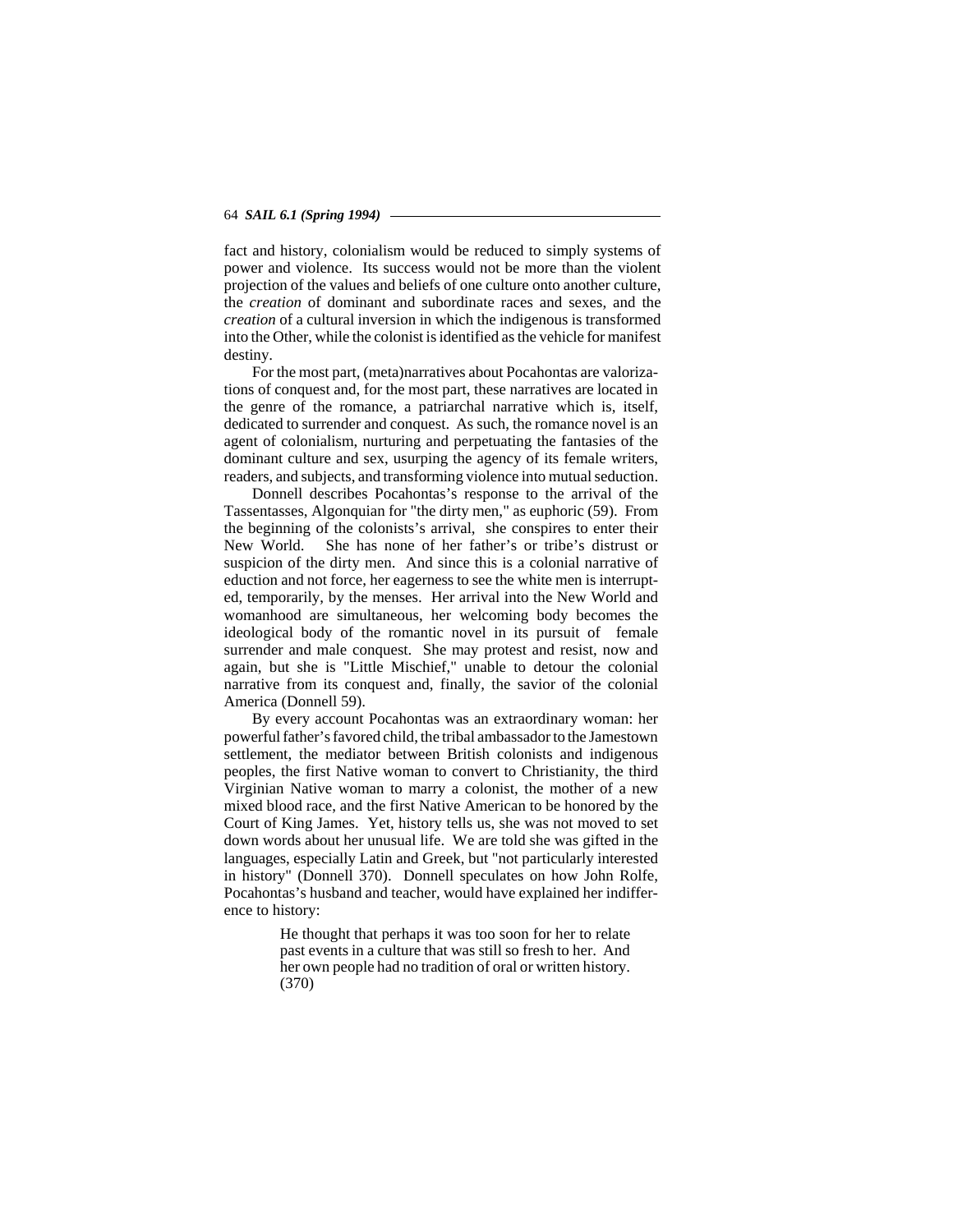fact and history, colonialism would be reduced to simply systems of power and violence. Its success would not be more than the violent projection of the values and beliefs of one culture onto another culture, the *creation* of dominant and subordinate races and sexes, and the *creation* of a cultural inversion in which the indigenous is transformed into the Other, while the colonist is identified as the vehicle for manifest destiny.

For the most part, (meta)narratives about Pocahontas are valorizations of conquest and, for the most part, these narratives are located in the genre of the romance, a patriarchal narrative which is, itself, dedicated to surrender and conquest. As such, the romance novel is an agent of colonialism, nurturing and perpetuating the fantasies of the dominant culture and sex, usurping the agency of its female writers, readers, and subjects, and transforming violence into mutual seduction.

Donnell describes Pocahontas's response to the arrival of the Tassentasses, Algonquian for "the dirty men," as euphoric (59). From the beginning of the colonists's arrival, she conspires to enter their New World. She has none of her father's or tribe's distrust or suspicion of the dirty men. And since this is a colonial narrative of eduction and not force, her eagerness to see the white men is interrupted, temporarily, by the menses. Her arrival into the New World and womanhood are simultaneous, her welcoming body becomes the ideological body of the romantic novel in its pursuit of female surrender and male conquest. She may protest and resist, now and again, but she is "Little Mischief," unable to detour the colonial narrative from its conquest and, finally, the savior of the colonial America (Donnell 59).

By every account Pocahontas was an extraordinary woman: her powerful father's favored child, the tribal ambassador to the Jamestown settlement, the mediator between British colonists and indigenous peoples, the first Native woman to convert to Christianity, the third Virginian Native woman to marry a colonist, the mother of a new mixed blood race, and the first Native American to be honored by the Court of King James. Yet, history tells us, she was not moved to set down words about her unusual life. We are told she was gifted in the languages, especially Latin and Greek, but "not particularly interested in history" (Donnell 370). Donnell speculates on how John Rolfe, Pocahontas's husband and teacher, would have explained her indifference to history:

> He thought that perhaps it was too soon for her to relate past events in a culture that was still so fresh to her. And her own people had no tradition of oral or written history. (370)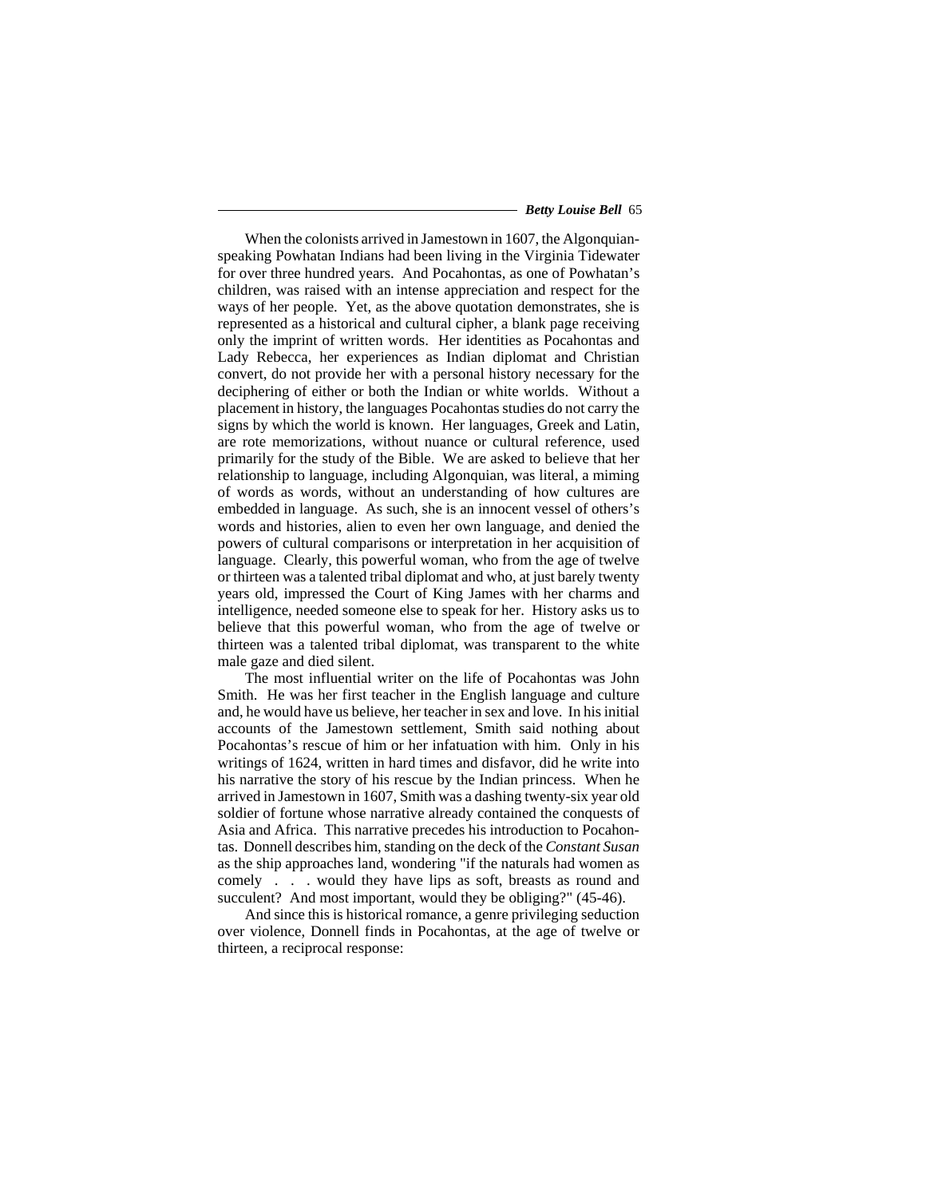When the colonists arrived in Jamestown in 1607, the Algonquian-speaking Powhatan Indians had been living in the Virginia Tidewater for over three hundred years. And Pocahontas, as one of Powhatan's children, was raised with an intense appreciation and respect for the ways of her people. Yet, as the above quotation demonstrates, she is represented as a historical and cultural cipher, a blank page receiving only the imprint of written words. Her identities as Pocahontas and Lady Rebecca, her experiences as Indian diplomat and Christian convert, do not provide her with a personal history necessary for the deciphering of either or both the Indian or white worlds. Without a placement in history, the languages Pocahontas studies do not carry the signs by which the world is known. Her languages, Greek and Latin, are rote memorizations, without nuance or cultural reference, used primarily for the study of the Bible. We are asked to believe that her relationship to language, including Algonquian, was literal, a miming of words as words, without an understanding of how cultures are embedded in language. As such, she is an innocent vessel of others's words and histories, alien to even her own language, and denied the powers of cultural comparisons or interpretation in her acquisition of language. Clearly, this powerful woman, who from the age of twelve or thirteen was a talented tribal diplomat and who, at just barely twenty years old, impressed the Court of King James with her charms and intelligence, needed someone else to speak for her. History asks us to believe that this powerful woman, who from the age of twelve or thirteen was a talented tribal diplomat, was transparent to the white male gaze and died silent.

The most influential writer on the life of Pocahontas was John Smith. He was her first teacher in the English language and culture and, he would have us believe, her teacher in sex and love. In his initial accounts of the Jamestown settlement, Smith said nothing about Pocahontas's rescue of him or her infatuation with him. Only in his writings of 1624, written in hard times and disfavor, did he write into his narrative the story of his rescue by the Indian princess. When he arrived in Jamestown in 1607, Smith was a dashing twenty-six year old soldier of fortune whose narrative already contained the conquests of Asia and Africa. This narrative precedes his introduction to Pocahontas. Donnell describes him, standing on the deck of the *Constant Susan* as the ship approaches land, wondering "if the naturals had women as comely . . . would they have lips as soft, breasts as round and succulent? And most important, would they be obliging?" (45-46).

And since this is historical romance, a genre privileging seduction over violence, Donnell finds in Pocahontas, at the age of twelve or thirteen, a reciprocal response: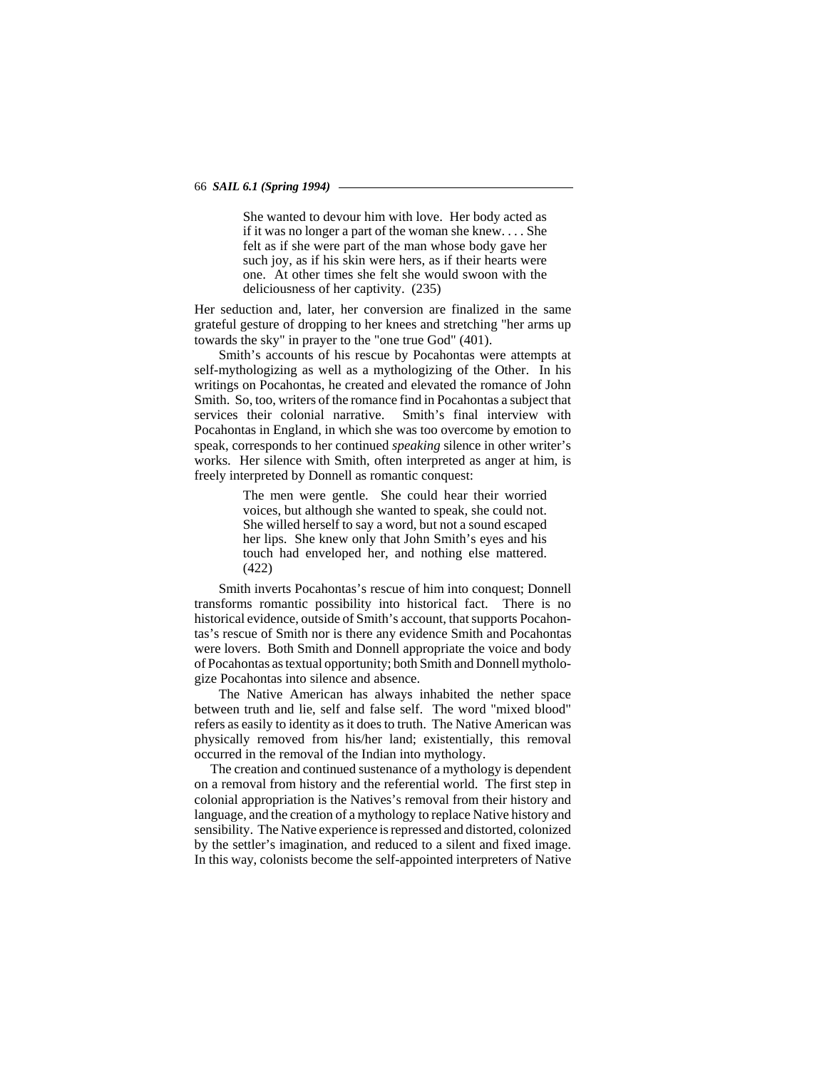> She wanted to devour him with love. Her body acted as if it was no longer a part of the woman she knew. . . . She felt as if she were part of the man whose body gave her such joy, as if his skin were hers, as if their hearts were one. At other times she felt she would swoon with the deliciousness of her captivity. (235)

Her seduction and, later, her conversion are finalized in the same grateful gesture of dropping to her knees and stretching "her arms up towards the sky" in prayer to the "one true God" (401).

Smith's accounts of his rescue by Pocahontas were attempts at self-mythologizing as well as a mythologizing of the Other. In his writings on Pocahontas, he created and elevated the romance of John Smith. So, too, writers of the romance find in Pocahontas a subject that services their colonial narrative. Smith's final interview with Pocahontas in England, in which she was too overcome by emotion to speak, corresponds to her continued *speaking* silence in other writer's works. Her silence with Smith, often interpreted as anger at him, is freely interpreted by Donnell as romantic conquest:

> The men were gentle. She could hear their worried voices, but although she wanted to speak, she could not. She willed herself to say a word, but not a sound escaped her lips. She knew only that John Smith's eyes and his touch had enveloped her, and nothing else mattered. (422)

Smith inverts Pocahontas's rescue of him into conquest; Donnell transforms romantic possibility into historical fact. There is no historical evidence, outside of Smith's account, that supports Pocahontas's rescue of Smith nor is there any evidence Smith and Pocahontas were lovers. Both Smith and Donnell appropriate the voice and body of Pocahontas as textual opportunity; both Smith and Donnell mythologize Pocahontas into silence and absence.

The Native American has always inhabited the nether space between truth and lie, self and false self. The word "mixed blood" refers as easily to identity as it does to truth. The Native American was physically removed from his/her land; existentially, this removal occurred in the removal of the Indian into mythology.

The creation and continued sustenance of a mythology is dependent on a removal from history and the referential world. The first step in colonial appropriation is the Natives's removal from their history and language, and the creation of a mythology to replace Native history and sensibility. The Native experience is repressed and distorted, colonized by the settler's imagination, and reduced to a silent and fixed image. In this way, colonists become the self-appointed interpreters of Native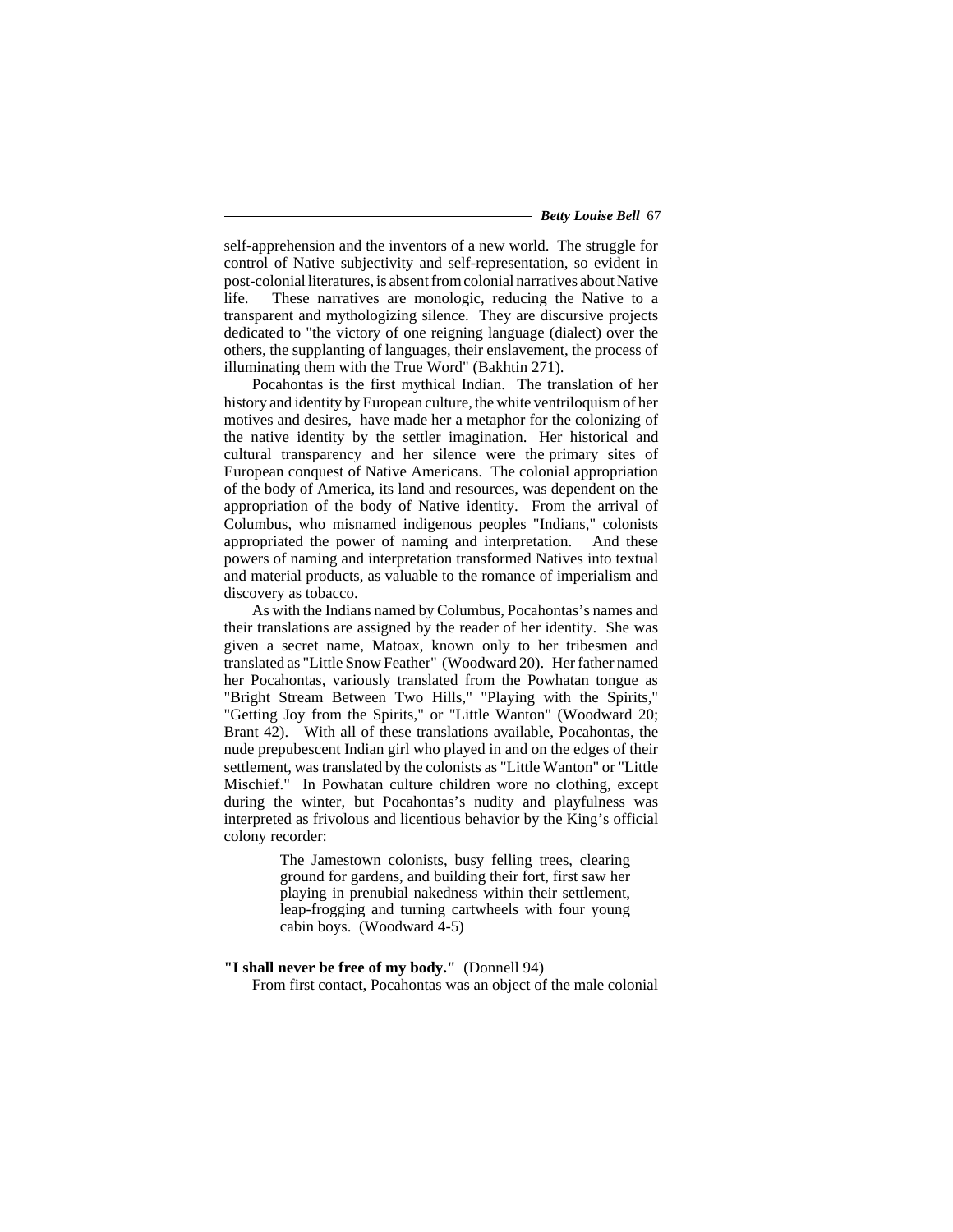self-apprehension and the inventors of a new world. The struggle for control of Native subjectivity and self-representation, so evident in post-colonial literatures, is absent from colonial narratives about Native life. These narratives are monologic, reducing the Native to a transparent and mythologizing silence. They are discursive projects dedicated to "the victory of one reigning language (dialect) over the others, the supplanting of languages, their enslavement, the process of illuminating them with the True Word" (Bakhtin 271).

Pocahontas is the first mythical Indian. The translation of her history and identity by European culture, the white ventriloquism of her motives and desires, have made her a metaphor for the colonizing of the native identity by the settler imagination. Her historical and cultural transparency and her silence were the primary sites of European conquest of Native Americans. The colonial appropriation of the body of America, its land and resources, was dependent on the appropriation of the body of Native identity. From the arrival of Columbus, who misnamed indigenous peoples "Indians," colonists appropriated the power of naming and interpretation. And these powers of naming and interpretation transformed Natives into textual and material products, as valuable to the romance of imperialism and discovery as tobacco.

As with the Indians named by Columbus, Pocahontas's names and their translations are assigned by the reader of her identity. She was given a secret name, Matoax, known only to her tribesmen and translated as "Little Snow Feather" (Woodward 20). Her father named her Pocahontas, variously translated from the Powhatan tongue as "Bright Stream Between Two Hills," "Playing with the Spirits," "Getting Joy from the Spirits," or "Little Wanton" (Woodward 20; Brant 42). With all of these translations available, Pocahontas, the nude prepubescent Indian girl who played in and on the edges of their settlement, was translated by the colonists as "Little Wanton" or "Little Mischief." In Powhatan culture children wore no clothing, except during the winter, but Pocahontas's nudity and playfulness was interpreted as frivolous and licentious behavior by the King's official colony recorder:

> The Jamestown colonists, busy felling trees, clearing ground for gardens, and building their fort, first saw her playing in prenubial nakedness within their settlement, leap-frogging and turning cartwheels with four young cabin boys. (Woodward 4-5)

**"I shall never be free of my body."** (Donnell 94)

From first contact, Pocahontas was an object of the male colonial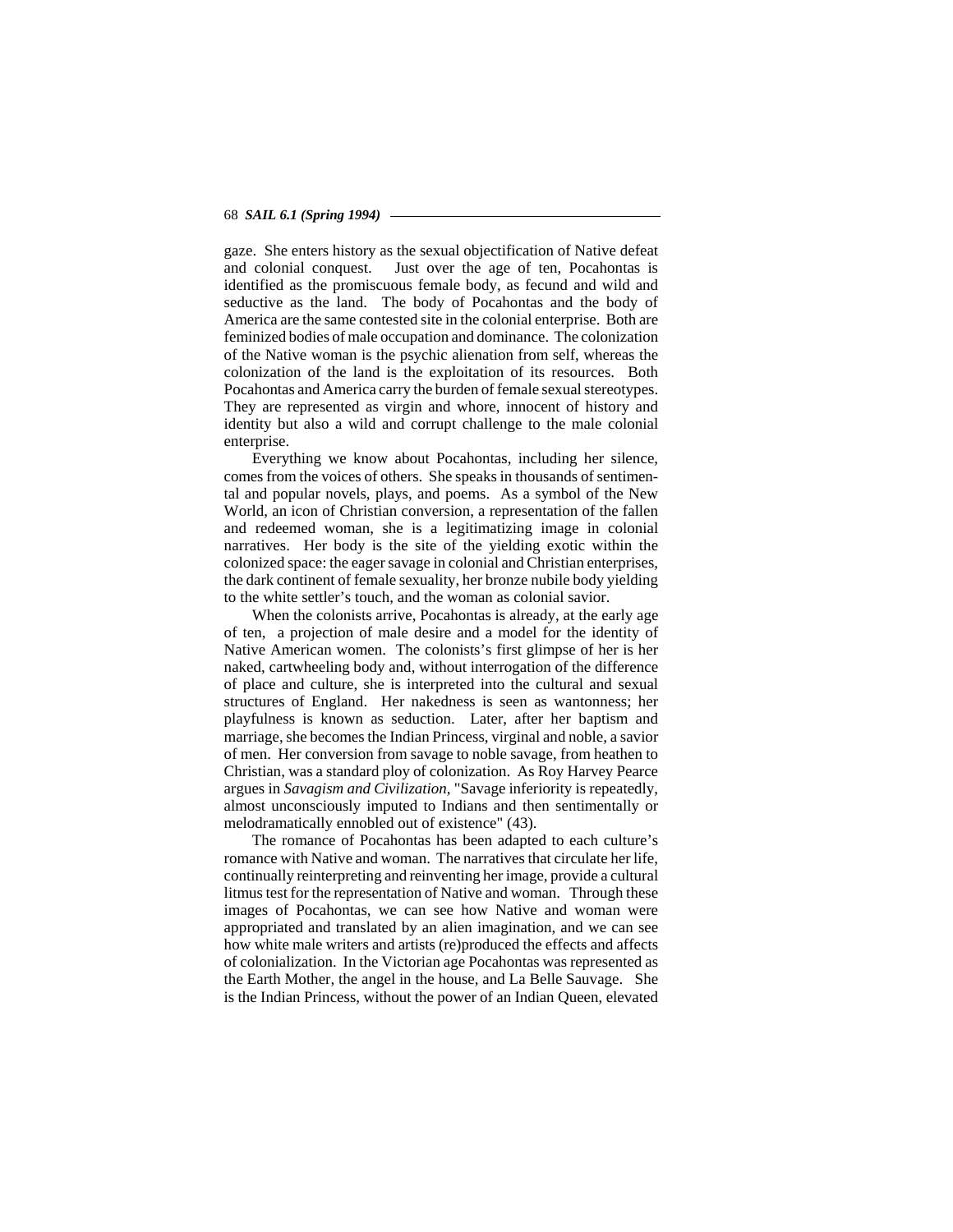gaze. She enters history as the sexual objectification of Native defeat and colonial conquest. Just over the age of ten, Pocahontas is identified as the promiscuous female body, as fecund and wild and seductive as the land. The body of Pocahontas and the body of America are the same contested site in the colonial enterprise. Both are feminized bodies of male occupation and dominance. The colonization of the Native woman is the psychic alienation from self, whereas the colonization of the land is the exploitation of its resources. Both Pocahontas and America carry the burden of female sexual stereotypes. They are represented as virgin and whore, innocent of history and identity but also a wild and corrupt challenge to the male colonial enterprise.

Everything we know about Pocahontas, including her silence, comes from the voices of others. She speaks in thousands of sentimental and popular novels, plays, and poems. As a symbol of the New World, an icon of Christian conversion, a representation of the fallen and redeemed woman, she is a legitimatizing image in colonial narratives. Her body is the site of the yielding exotic within the colonized space: the eager savage in colonial and Christian enterprises, the dark continent of female sexuality, her bronze nubile body yielding to the white settler's touch, and the woman as colonial savior.

When the colonists arrive, Pocahontas is already, at the early age of ten, a projection of male desire and a model for the identity of Native American women. The colonists's first glimpse of her is her naked, cartwheeling body and, without interrogation of the difference of place and culture, she is interpreted into the cultural and sexual structures of England. Her nakedness is seen as wantonness; her playfulness is known as seduction. Later, after her baptism and marriage, she becomes the Indian Princess, virginal and noble, a savior of men. Her conversion from savage to noble savage, from heathen to Christian, was a standard ploy of colonization. As Roy Harvey Pearce argues in *Savagism and Civilization*, "Savage inferiority is repeatedly, almost unconsciously imputed to Indians and then sentimentally or melodramatically ennobled out of existence" (43).

The romance of Pocahontas has been adapted to each culture's romance with Native and woman. The narratives that circulate her life, continually reinterpreting and reinventing her image, provide a cultural litmus test for the representation of Native and woman. Through these images of Pocahontas, we can see how Native and woman were appropriated and translated by an alien imagination, and we can see how white male writers and artists (re)produced the effects and affects of colonialization. In the Victorian age Pocahontas was represented as the Earth Mother, the angel in the house, and La Belle Sauvage. She is the Indian Princess, without the power of an Indian Queen, elevated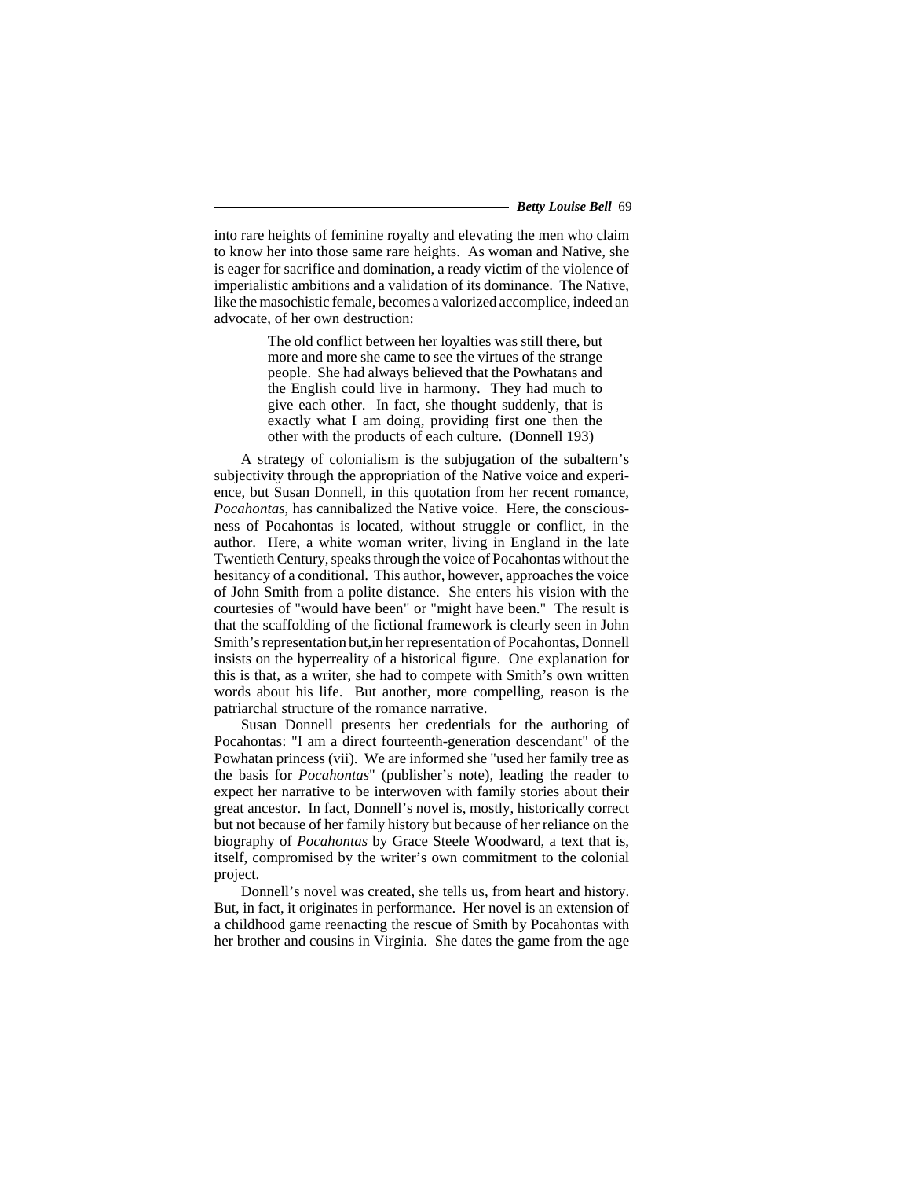into rare heights of feminine royalty and elevating the men who claim to know her into those same rare heights. As woman and Native, she is eager for sacrifice and domination, a ready victim of the violence of imperialistic ambitions and a validation of its dominance. The Native, like the masochistic female, becomes a valorized accomplice, indeed an advocate, of her own destruction:

> The old conflict between her loyalties was still there, but more and more she came to see the virtues of the strange people. She had always believed that the Powhatans and the English could live in harmony. They had much to give each other. In fact, she thought suddenly, that is exactly what I am doing, providing first one then the other with the products of each culture. (Donnell 193)

A strategy of colonialism is the subjugation of the subaltern's subjectivity through the appropriation of the Native voice and experience, but Susan Donnell, in this quotation from her recent romance, *Pocahontas*, has cannibalized the Native voice. Here, the consciousness of Pocahontas is located, without struggle or conflict, in the author. Here, a white woman writer, living in England in the late Twentieth Century, speaks through the voice of Pocahontas without the hesitancy of a conditional. This author, however, approaches the voice of John Smith from a polite distance. She enters his vision with the courtesies of "would have been" or "might have been." The result is that the scaffolding of the fictional framework is clearly seen in John Smith's representation but,in her representation of Pocahontas, Donnell insists on the hyperreality of a historical figure. One explanation for this is that, as a writer, she had to compete with Smith's own written words about his life. But another, more compelling, reason is the patriarchal structure of the romance narrative.

Susan Donnell presents her credentials for the authoring of Pocahontas: "I am a direct fourteenth-generation descendant" of the Powhatan princess (vii). We are informed she "used her family tree as the basis for *Pocahontas*" (publisher's note), leading the reader to expect her narrative to be interwoven with family stories about their great ancestor. In fact, Donnell's novel is, mostly, historically correct but not because of her family history but because of her reliance on the biography of *Pocahontas* by Grace Steele Woodward, a text that is, itself, compromised by the writer's own commitment to the colonial project.

Donnell's novel was created, she tells us, from heart and history. But, in fact, it originates in performance. Her novel is an extension of a childhood game reenacting the rescue of Smith by Pocahontas with her brother and cousins in Virginia. She dates the game from the age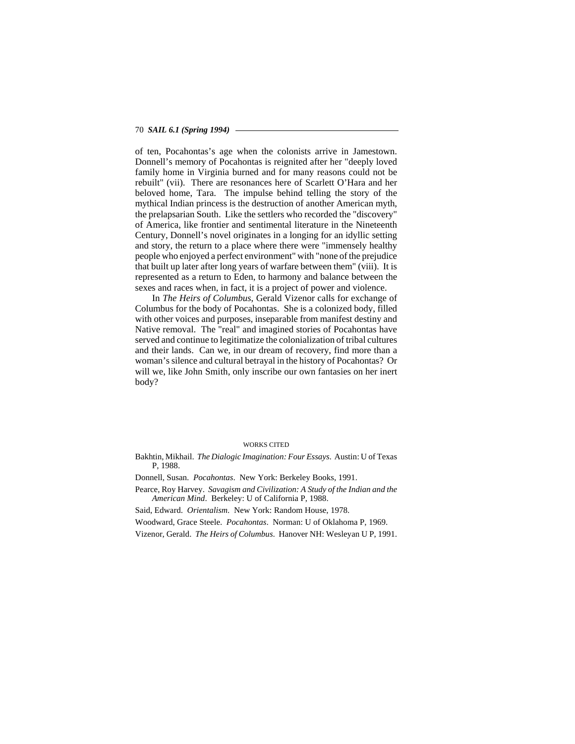of ten, Pocahontas's age when the colonists arrive in Jamestown. Donnell's memory of Pocahontas is reignited after her "deeply loved family home in Virginia burned and for many reasons could not be rebuilt" (vii). There are resonances here of Scarlett O'Hara and her beloved home, Tara. The impulse behind telling the story of the mythical Indian princess is the destruction of another American myth, the prelapsarian South. Like the settlers who recorded the "discovery" of America, like frontier and sentimental literature in the Nineteenth Century, Donnell's novel originates in a longing for an idyllic setting and story, the return to a place where there were "immensely healthy people who enjoyed a perfect environment" with "none of the prejudice that built up later after long years of warfare between them" (viii). It is represented as a return to Eden, to harmony and balance between the sexes and races when, in fact, it is a project of power and violence.

In *The Heirs of Columbus*, Gerald Vizenor calls for exchange of Columbus for the body of Pocahontas. She is a colonized body, filled with other voices and purposes, inseparable from manifest destiny and Native removal. The "real" and imagined stories of Pocahontas have served and continue to legitimatize the colonialization of tribal cultures and their lands. Can we, in our dream of recovery, find more than a woman's silence and cultural betrayal in the history of Pocahontas? Or will we, like John Smith, only inscribe our own fantasies on her inert body?

## WORKS CITED

Bakhtin, Mikhail. *The Dialogic Imagination: Four Essays*. Austin: U of Texas P, 1988.

Donnell, Susan. *Pocahontas*. New York: Berkeley Books, 1991.

Pearce, Roy Harvey. *Savagism and Civilization: A Study of the Indian and the American Mind*. Berkeley: U of California P, 1988.

Said, Edward. *Orientalism*. New York: Random House, 1978.

Woodward, Grace Steele. *Pocahontas*. Norman: U of Oklahoma P, 1969.

Vizenor, Gerald. *The Heirs of Columbus*. Hanover NH: Wesleyan U P, 1991.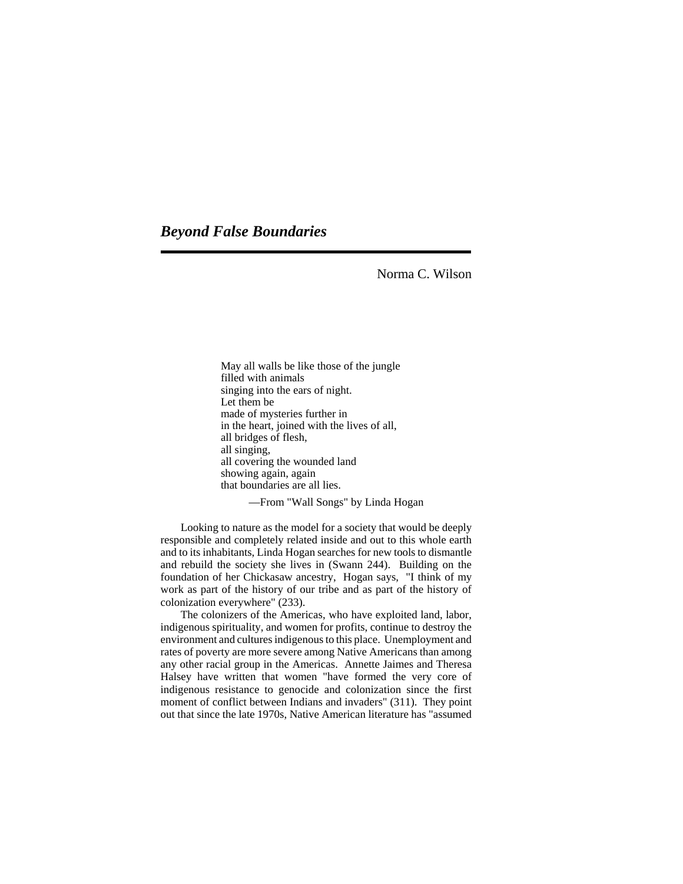# *Beyond False Boundaries*

Norma C. Wilson

> May all walls be like those of the jungle
> filled with animals
> singing into the ears of night.
> Let them be
> made of mysteries further in
> in the heart, joined with the lives of all,
> all bridges of flesh,
> all singing,
> all covering the wounded land
> showing again, again
> that boundaries are all lies.
>
> —From "Wall Songs" by Linda Hogan

Looking to nature as the model for a society that would be deeply responsible and completely related inside and out to this whole earth and to its inhabitants, Linda Hogan searches for new tools to dismantle and rebuild the society she lives in (Swann 244). Building on the foundation of her Chickasaw ancestry, Hogan says, "I think of my work as part of the history of our tribe and as part of the history of colonization everywhere" (233).

The colonizers of the Americas, who have exploited land, labor, indigenous spirituality, and women for profits, continue to destroy the environment and cultures indigenous to this place. Unemployment and rates of poverty are more severe among Native Americans than among any other racial group in the Americas. Annette Jaimes and Theresa Halsey have written that women "have formed the very core of indigenous resistance to genocide and colonization since the first moment of conflict between Indians and invaders" (311). They point out that since the late 1970s, Native American literature has "assumed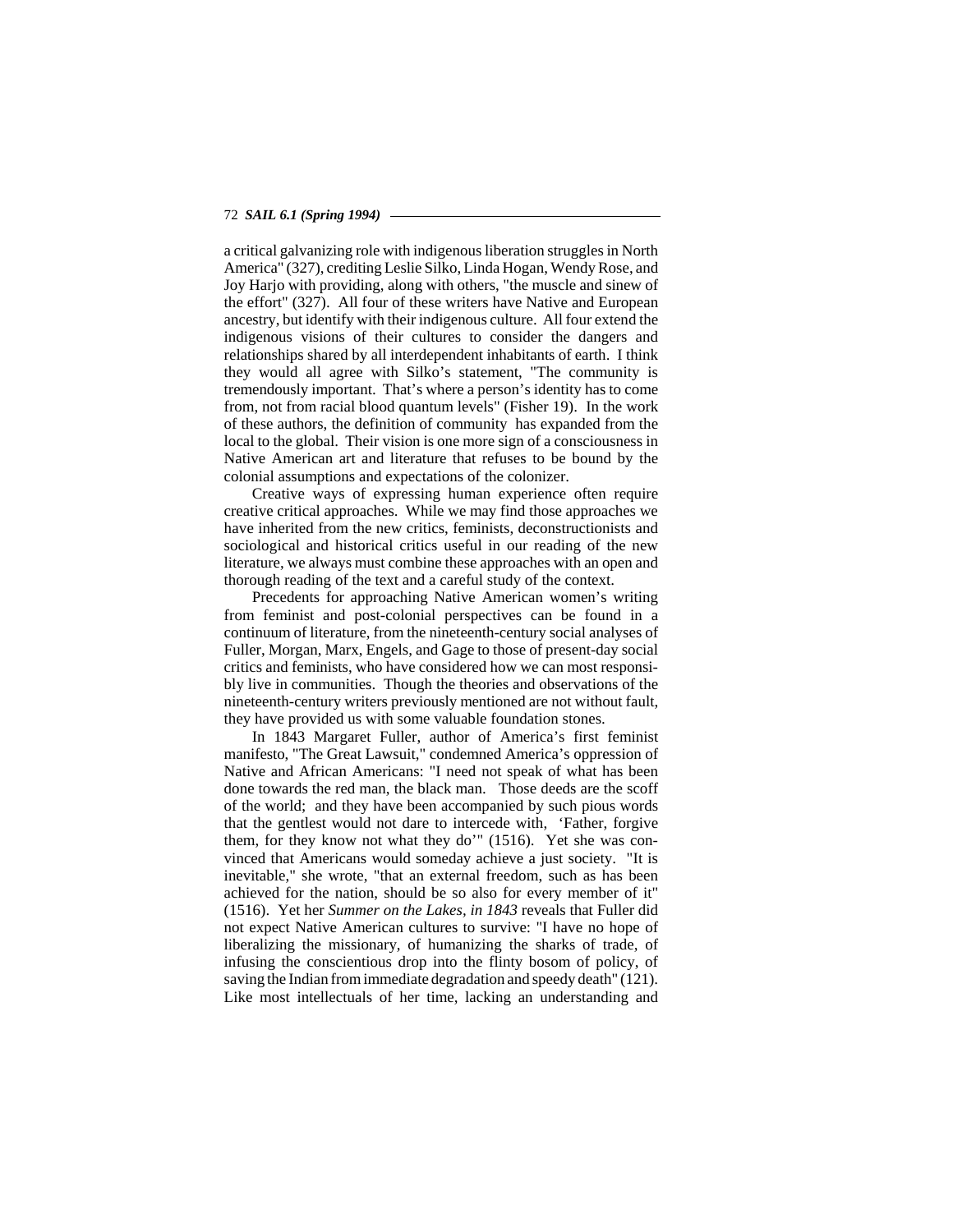a critical galvanizing role with indigenous liberation struggles in North America" (327), crediting Leslie Silko, Linda Hogan, Wendy Rose, and Joy Harjo with providing, along with others, "the muscle and sinew of the effort" (327). All four of these writers have Native and European ancestry, but identify with their indigenous culture. All four extend the indigenous visions of their cultures to consider the dangers and relationships shared by all interdependent inhabitants of earth. I think they would all agree with Silko's statement, "The community is tremendously important. That's where a person's identity has to come from, not from racial blood quantum levels" (Fisher 19). In the work of these authors, the definition of community has expanded from the local to the global. Their vision is one more sign of a consciousness in Native American art and literature that refuses to be bound by the colonial assumptions and expectations of the colonizer.

Creative ways of expressing human experience often require creative critical approaches. While we may find those approaches we have inherited from the new critics, feminists, deconstructionists and sociological and historical critics useful in our reading of the new literature, we always must combine these approaches with an open and thorough reading of the text and a careful study of the context.

Precedents for approaching Native American women's writing from feminist and post-colonial perspectives can be found in a continuum of literature, from the nineteenth-century social analyses of Fuller, Morgan, Marx, Engels, and Gage to those of present-day social critics and feminists, who have considered how we can most responsibly live in communities. Though the theories and observations of the nineteenth-century writers previously mentioned are not without fault, they have provided us with some valuable foundation stones.

In 1843 Margaret Fuller, author of America's first feminist manifesto, "The Great Lawsuit," condemned America's oppression of Native and African Americans: "I need not speak of what has been done towards the red man, the black man. Those deeds are the scoff of the world; and they have been accompanied by such pious words that the gentlest would not dare to intercede with, 'Father, forgive them, for they know not what they do'" (1516). Yet she was convinced that Americans would someday achieve a just society. "It is inevitable," she wrote, "that an external freedom, such as has been achieved for the nation, should be so also for every member of it" (1516). Yet her *Summer on the Lakes, in 1843* reveals that Fuller did not expect Native American cultures to survive: "I have no hope of liberalizing the missionary, of humanizing the sharks of trade, of infusing the conscientious drop into the flinty bosom of policy, of saving the Indian from immediate degradation and speedy death" (121). Like most intellectuals of her time, lacking an understanding and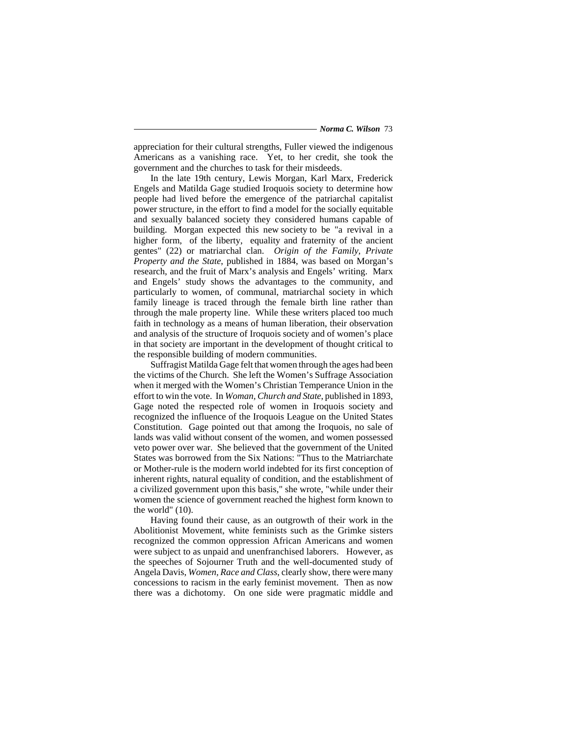appreciation for their cultural strengths, Fuller viewed the indigenous Americans as a vanishing race. Yet, to her credit, she took the government and the churches to task for their misdeeds.

In the late 19th century, Lewis Morgan, Karl Marx, Frederick Engels and Matilda Gage studied Iroquois society to determine how people had lived before the emergence of the patriarchal capitalist power structure, in the effort to find a model for the socially equitable and sexually balanced society they considered humans capable of building. Morgan expected this new society to be "a revival in a higher form, of the liberty, equality and fraternity of the ancient gentes" (22) or matriarchal clan. *Origin of the Family, Private Property and the State*, published in 1884, was based on Morgan's research, and the fruit of Marx's analysis and Engels' writing. Marx and Engels' study shows the advantages to the community, and particularly to women, of communal, matriarchal society in which family lineage is traced through the female birth line rather than through the male property line. While these writers placed too much faith in technology as a means of human liberation, their observation and analysis of the structure of Iroquois society and of women's place in that society are important in the development of thought critical to the responsible building of modern communities.

Suffragist Matilda Gage felt that women through the ages had been the victims of the Church. She left the Women's Suffrage Association when it merged with the Women's Christian Temperance Union in the effort to win the vote. In *Woman, Church and State*, published in 1893, Gage noted the respected role of women in Iroquois society and recognized the influence of the Iroquois League on the United States Constitution. Gage pointed out that among the Iroquois, no sale of lands was valid without consent of the women, and women possessed veto power over war. She believed that the government of the United States was borrowed from the Six Nations: "Thus to the Matriarchate or Mother-rule is the modern world indebted for its first conception of inherent rights, natural equality of condition, and the establishment of a civilized government upon this basis," she wrote, "while under their women the science of government reached the highest form known to the world" (10).

Having found their cause, as an outgrowth of their work in the Abolitionist Movement, white feminists such as the Grimke sisters recognized the common oppression African Americans and women were subject to as unpaid and unenfranchised laborers. However, as the speeches of Sojourner Truth and the well-documented study of Angela Davis, *Women, Race and Class*, clearly show, there were many concessions to racism in the early feminist movement. Then as now there was a dichotomy. On one side were pragmatic middle and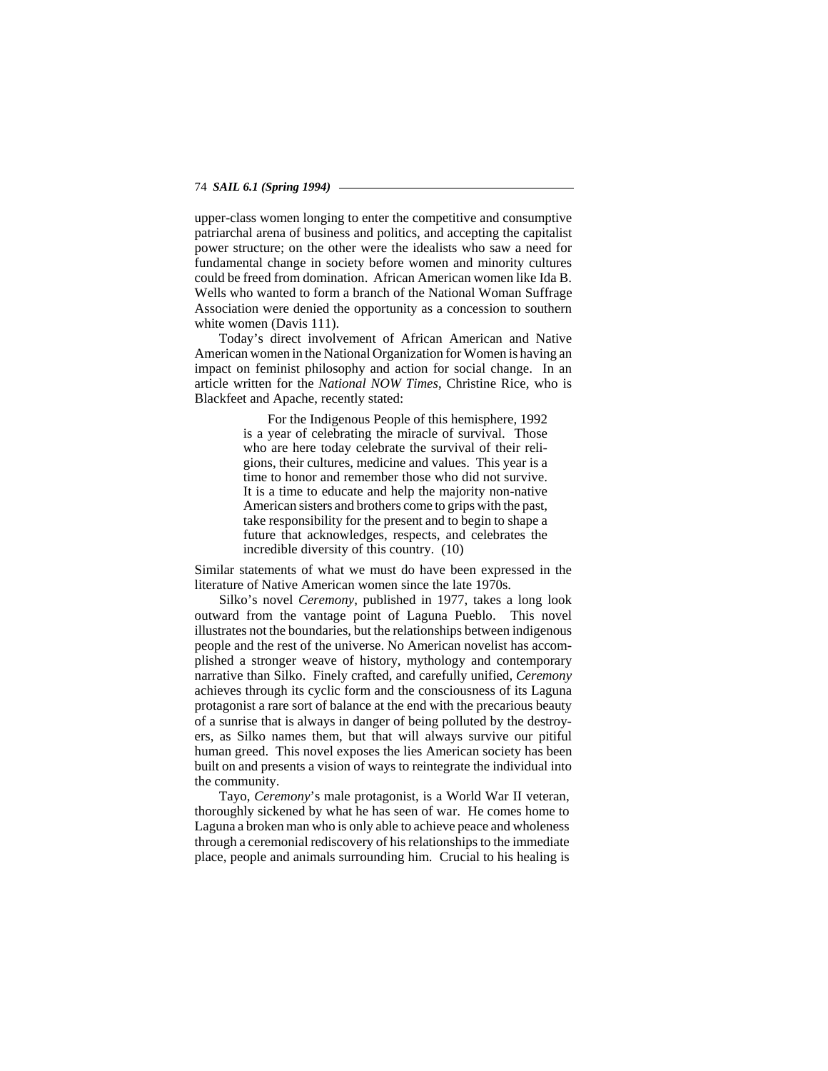upper-class women longing to enter the competitive and consumptive patriarchal arena of business and politics, and accepting the capitalist power structure; on the other were the idealists who saw a need for fundamental change in society before women and minority cultures could be freed from domination. African American women like Ida B. Wells who wanted to form a branch of the National Woman Suffrage Association were denied the opportunity as a concession to southern white women (Davis 111).

Today's direct involvement of African American and Native American women in the National Organization for Women is having an impact on feminist philosophy and action for social change. In an article written for the *National NOW Times*, Christine Rice, who is Blackfeet and Apache, recently stated:

> For the Indigenous People of this hemisphere, 1992 is a year of celebrating the miracle of survival. Those who are here today celebrate the survival of their religions, their cultures, medicine and values. This year is a time to honor and remember those who did not survive. It is a time to educate and help the majority non-native American sisters and brothers come to grips with the past, take responsibility for the present and to begin to shape a future that acknowledges, respects, and celebrates the incredible diversity of this country. (10)

Similar statements of what we must do have been expressed in the literature of Native American women since the late 1970s.

Silko's novel *Ceremony*, published in 1977, takes a long look outward from the vantage point of Laguna Pueblo. This novel illustrates not the boundaries, but the relationships between indigenous people and the rest of the universe. No American novelist has accomplished a stronger weave of history, mythology and contemporary narrative than Silko. Finely crafted, and carefully unified, *Ceremony* achieves through its cyclic form and the consciousness of its Laguna protagonist a rare sort of balance at the end with the precarious beauty of a sunrise that is always in danger of being polluted by the destroyers, as Silko names them, but that will always survive our pitiful human greed. This novel exposes the lies American society has been built on and presents a vision of ways to reintegrate the individual into the community.

Tayo, *Ceremony*'s male protagonist, is a World War II veteran, thoroughly sickened by what he has seen of war. He comes home to Laguna a broken man who is only able to achieve peace and wholeness through a ceremonial rediscovery of his relationships to the immediate place, people and animals surrounding him. Crucial to his healing is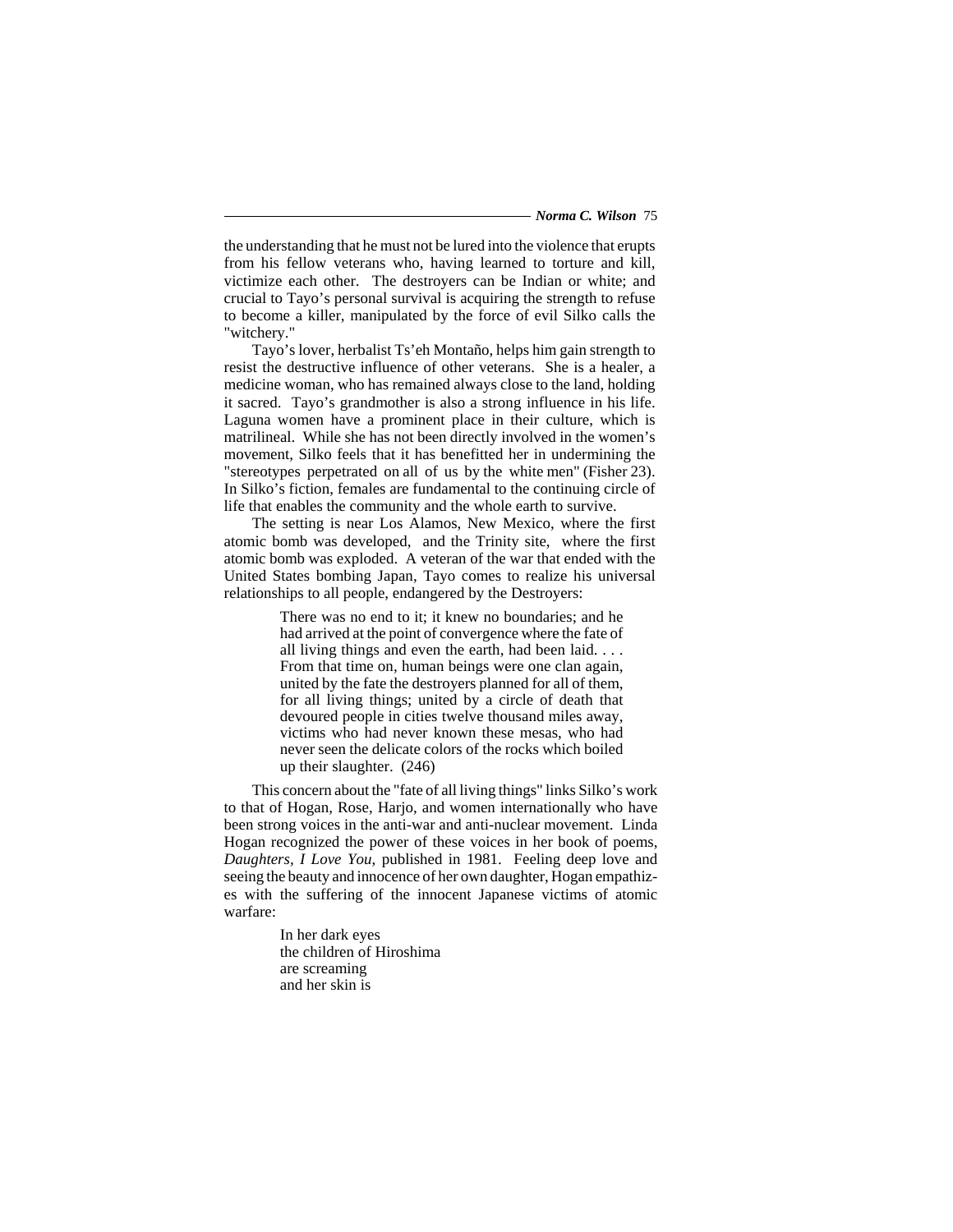the understanding that he must not be lured into the violence that erupts from his fellow veterans who, having learned to torture and kill, victimize each other. The destroyers can be Indian or white; and crucial to Tayo's personal survival is acquiring the strength to refuse to become a killer, manipulated by the force of evil Silko calls the "witchery."

Tayo's lover, herbalist Ts'eh Montaño, helps him gain strength to resist the destructive influence of other veterans. She is a healer, a medicine woman, who has remained always close to the land, holding it sacred. Tayo's grandmother is also a strong influence in his life. Laguna women have a prominent place in their culture, which is matrilineal. While she has not been directly involved in the women's movement, Silko feels that it has benefitted her in undermining the "stereotypes perpetrated on all of us by the white men" (Fisher 23). In Silko's fiction, females are fundamental to the continuing circle of life that enables the community and the whole earth to survive.

The setting is near Los Alamos, New Mexico, where the first atomic bomb was developed, and the Trinity site, where the first atomic bomb was exploded. A veteran of the war that ended with the United States bombing Japan, Tayo comes to realize his universal relationships to all people, endangered by the Destroyers:

> There was no end to it; it knew no boundaries; and he had arrived at the point of convergence where the fate of all living things and even the earth, had been laid. . . . From that time on, human beings were one clan again, united by the fate the destroyers planned for all of them, for all living things; united by a circle of death that devoured people in cities twelve thousand miles away, victims who had never known these mesas, who had never seen the delicate colors of the rocks which boiled up their slaughter. (246)

This concern about the "fate of all living things" links Silko's work to that of Hogan, Rose, Harjo, and women internationally who have been strong voices in the anti-war and anti-nuclear movement. Linda Hogan recognized the power of these voices in her book of poems, *Daughters, I Love You,* published in 1981. Feeling deep love and seeing the beauty and innocence of her own daughter, Hogan empathizes with the suffering of the innocent Japanese victims of atomic warfare:

> In her dark eyes
> the children of Hiroshima
> are screaming
> and her skin is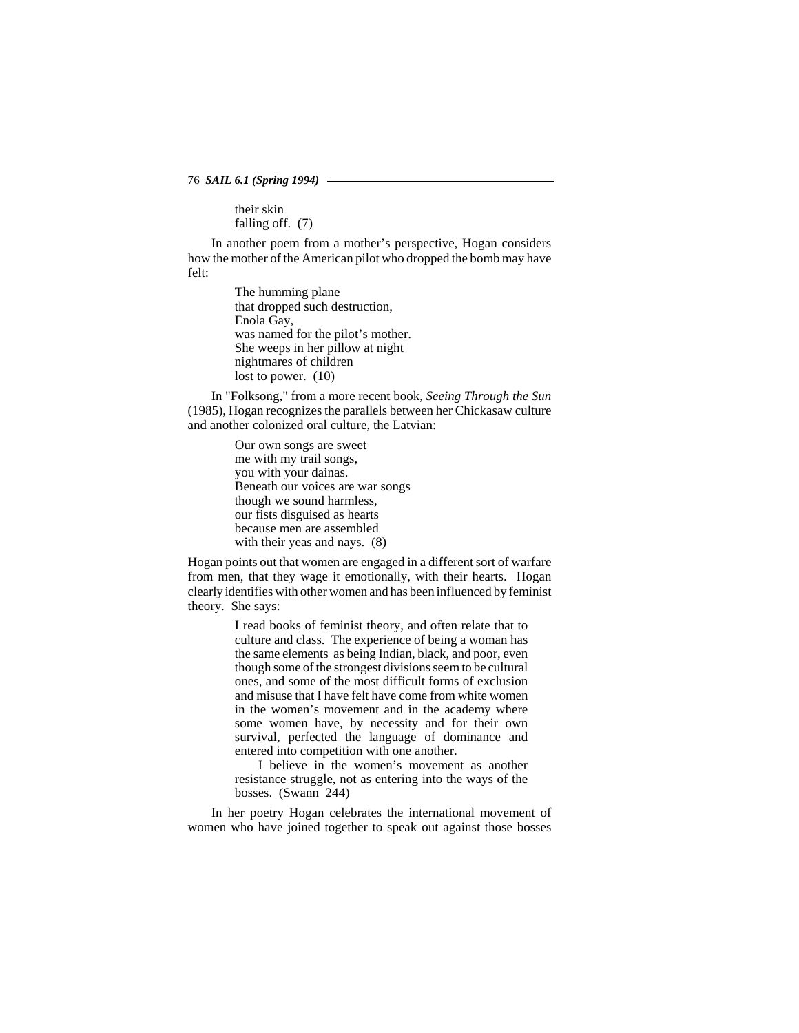their skin
falling off. (7)

In another poem from a mother's perspective, Hogan considers how the mother of the American pilot who dropped the bomb may have felt:

> The humming plane
> that dropped such destruction,
> Enola Gay,
> was named for the pilot's mother.
> She weeps in her pillow at night
> nightmares of children
> lost to power. (10)

In "Folksong," from a more recent book, *Seeing Through the Sun* (1985), Hogan recognizes the parallels between her Chickasaw culture and another colonized oral culture, the Latvian:

> Our own songs are sweet
> me with my trail songs,
> you with your dainas.
> Beneath our voices are war songs
> though we sound harmless,
> our fists disguised as hearts
> because men are assembled
> with their yeas and nays. (8)

Hogan points out that women are engaged in a different sort of warfare from men, that they wage it emotionally, with their hearts. Hogan clearly identifies with other women and has been influenced by feminist theory. She says:

> I read books of feminist theory, and often relate that to culture and class. The experience of being a woman has the same elements as being Indian, black, and poor, even though some of the strongest divisions seem to be cultural ones, and some of the most difficult forms of exclusion and misuse that I have felt have come from white women in the women's movement and in the academy where some women have, by necessity and for their own survival, perfected the language of dominance and entered into competition with one another.
>
> I believe in the women's movement as another resistance struggle, not as entering into the ways of the bosses. (Swann 244)

In her poetry Hogan celebrates the international movement of women who have joined together to speak out against those bosses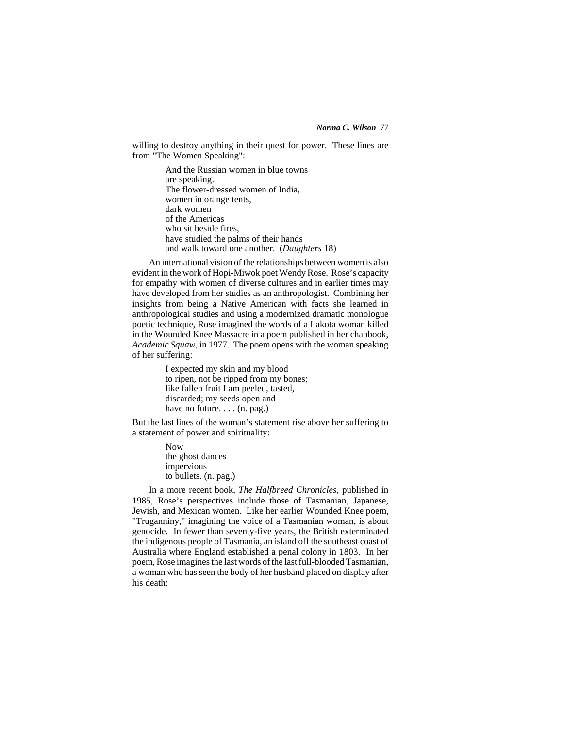willing to destroy anything in their quest for power. These lines are from "The Women Speaking":

> And the Russian women in blue towns
> are speaking.
> The flower-dressed women of India,
> women in orange tents,
> dark women
> of the Americas
> who sit beside fires,
> have studied the palms of their hands
> and walk toward one another. (*Daughters* 18)

An international vision of the relationships between women is also evident in the work of Hopi-Miwok poet Wendy Rose. Rose's capacity for empathy with women of diverse cultures and in earlier times may have developed from her studies as an anthropologist. Combining her insights from being a Native American with facts she learned in anthropological studies and using a modernized dramatic monologue poetic technique, Rose imagined the words of a Lakota woman killed in the Wounded Knee Massacre in a poem published in her chapbook, *Academic Squaw*, in 1977. The poem opens with the woman speaking of her suffering:

> I expected my skin and my blood
> to ripen, not be ripped from my bones;
> like fallen fruit I am peeled, tasted,
> discarded; my seeds open and
> have no future. . . . (n. pag.)

But the last lines of the woman's statement rise above her suffering to a statement of power and spirituality:

> Now
> the ghost dances
> impervious
> to bullets. (n. pag.)

In a more recent book, *The Halfbreed Chronicles*, published in 1985, Rose's perspectives include those of Tasmanian, Japanese, Jewish, and Mexican women. Like her earlier Wounded Knee poem, "Truganniny," imagining the voice of a Tasmanian woman, is about genocide. In fewer than seventy-five years, the British exterminated the indigenous people of Tasmania, an island off the southeast coast of Australia where England established a penal colony in 1803. In her poem, Rose imagines the last words of the last full-blooded Tasmanian, a woman who has seen the body of her husband placed on display after his death: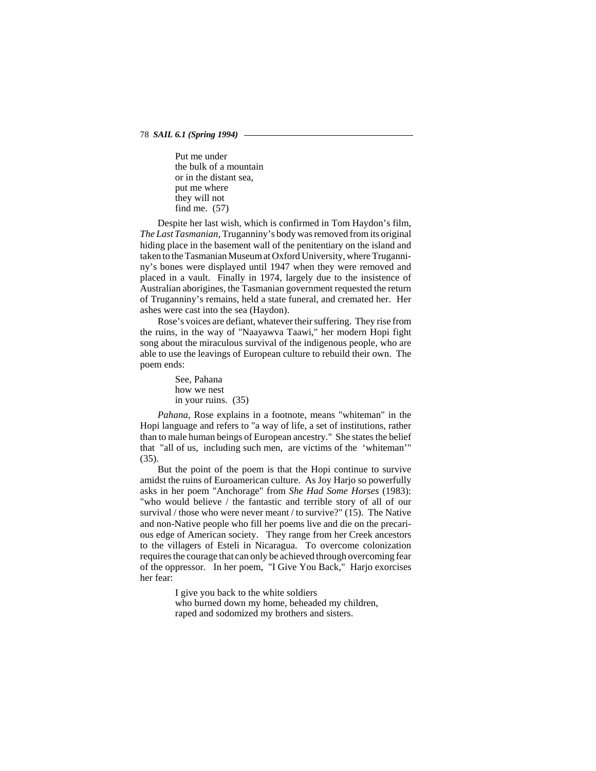Put me under
the bulk of a mountain
or in the distant sea,
put me where
they will not
find me. (57)

Despite her last wish, which is confirmed in Tom Haydon's film, *The Last Tasmanian*, Truganniny's body was removed from its original hiding place in the basement wall of the penitentiary on the island and taken to the Tasmanian Museum at Oxford University, where Truganniny's bones were displayed until 1947 when they were removed and placed in a vault. Finally in 1974, largely due to the insistence of Australian aborigines, the Tasmanian government requested the return of Truganniny's remains, held a state funeral, and cremated her. Her ashes were cast into the sea (Haydon).

Rose's voices are defiant, whatever their suffering. They rise from the ruins, in the way of "Naayawva Taawi," her modern Hopi fight song about the miraculous survival of the indigenous people, who are able to use the leavings of European culture to rebuild their own. The poem ends:

See, Pahana
how we nest
in your ruins. (35)

*Pahana*, Rose explains in a footnote, means "whiteman" in the Hopi language and refers to "a way of life, a set of institutions, rather than to male human beings of European ancestry." She states the belief that "all of us, including such men, are victims of the 'whiteman'" (35).

But the point of the poem is that the Hopi continue to survive amidst the ruins of Euroamerican culture. As Joy Harjo so powerfully asks in her poem "Anchorage" from *She Had Some Horses* (1983): "who would believe / the fantastic and terrible story of all of our survival / those who were never meant / to survive?" (15). The Native and non-Native people who fill her poems live and die on the precarious edge of American society. They range from her Creek ancestors to the villagers of Esteli in Nicaragua. To overcome colonization requires the courage that can only be achieved through overcoming fear of the oppressor. In her poem, "I Give You Back," Harjo exorcises her fear:

I give you back to the white soldiers
who burned down my home, beheaded my children,
raped and sodomized my brothers and sisters.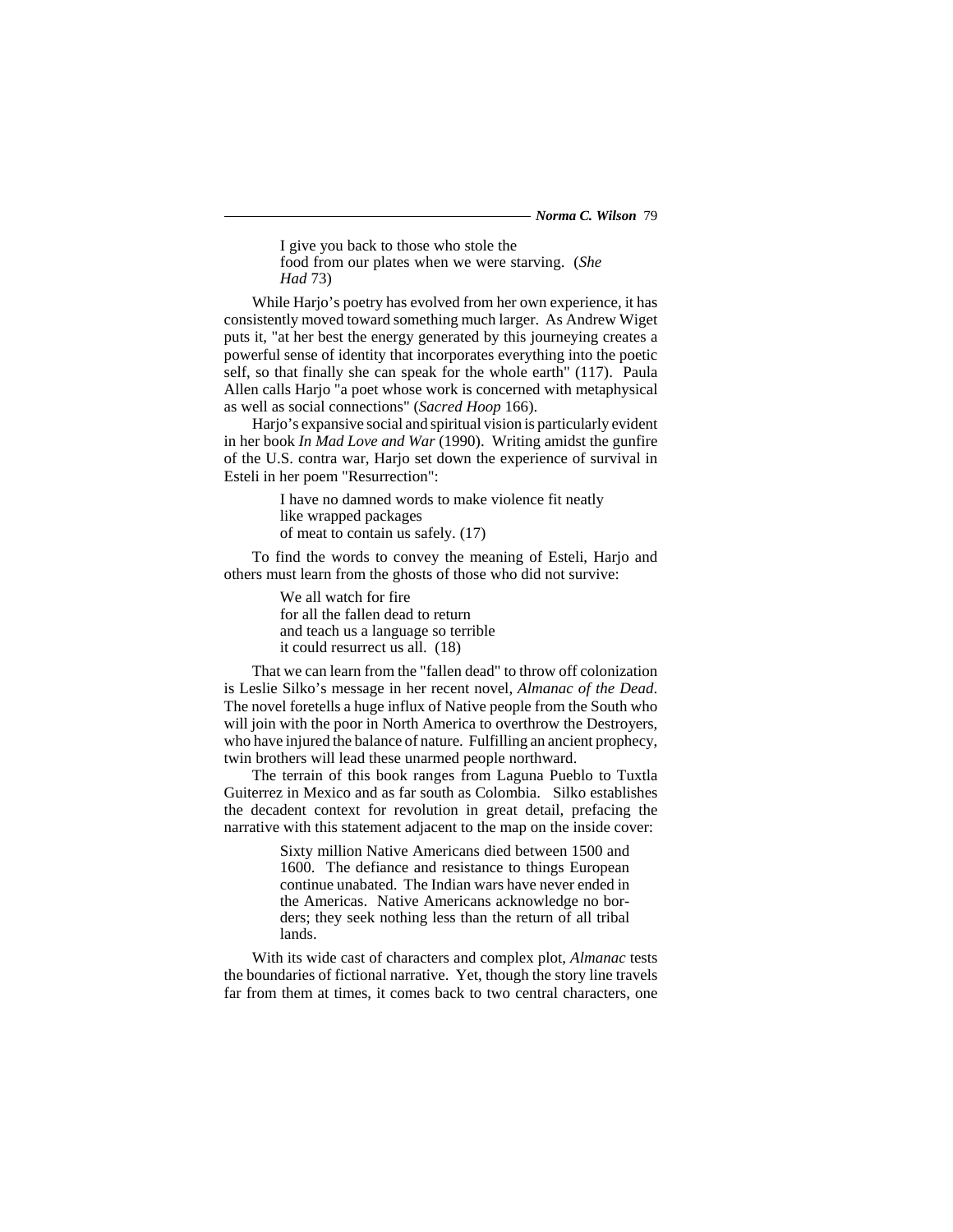> I give you back to those who stole the
> food from our plates when we were starving. (*She Had* 73)

While Harjo's poetry has evolved from her own experience, it has consistently moved toward something much larger. As Andrew Wiget puts it, "at her best the energy generated by this journeying creates a powerful sense of identity that incorporates everything into the poetic self, so that finally she can speak for the whole earth" (117). Paula Allen calls Harjo "a poet whose work is concerned with metaphysical as well as social connections" (*Sacred Hoop* 166).

Harjo's expansive social and spiritual vision is particularly evident in her book *In Mad Love and War* (1990). Writing amidst the gunfire of the U.S. contra war, Harjo set down the experience of survival in Esteli in her poem "Resurrection":

> I have no damned words to make violence fit neatly
> like wrapped packages
> of meat to contain us safely. (17)

To find the words to convey the meaning of Esteli, Harjo and others must learn from the ghosts of those who did not survive:

> We all watch for fire
> for all the fallen dead to return
> and teach us a language so terrible
> it could resurrect us all. (18)

That we can learn from the "fallen dead" to throw off colonization is Leslie Silko's message in her recent novel, *Almanac of the Dead*. The novel foretells a huge influx of Native people from the South who will join with the poor in North America to overthrow the Destroyers, who have injured the balance of nature. Fulfilling an ancient prophecy, twin brothers will lead these unarmed people northward.

The terrain of this book ranges from Laguna Pueblo to Tuxtla Guiterrez in Mexico and as far south as Colombia. Silko establishes the decadent context for revolution in great detail, prefacing the narrative with this statement adjacent to the map on the inside cover:

> Sixty million Native Americans died between 1500 and 1600. The defiance and resistance to things European continue unabated. The Indian wars have never ended in the Americas. Native Americans acknowledge no borders; they seek nothing less than the return of all tribal lands.

With its wide cast of characters and complex plot, *Almanac* tests the boundaries of fictional narrative. Yet, though the story line travels far from them at times, it comes back to two central characters, one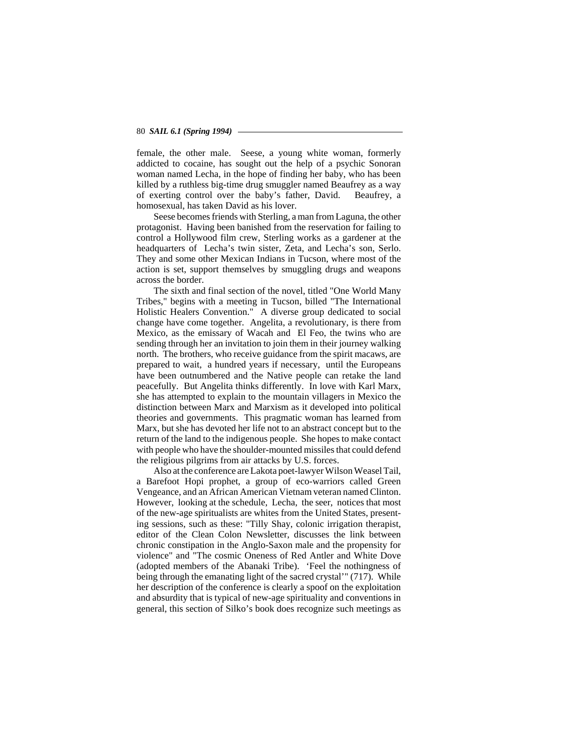female, the other male. Seese, a young white woman, formerly addicted to cocaine, has sought out the help of a psychic Sonoran woman named Lecha, in the hope of finding her baby, who has been killed by a ruthless big-time drug smuggler named Beaufrey as a way of exerting control over the baby's father, David. Beaufrey, a homosexual, has taken David as his lover.

Seese becomes friends with Sterling, a man from Laguna, the other protagonist. Having been banished from the reservation for failing to control a Hollywood film crew, Sterling works as a gardener at the headquarters of Lecha's twin sister, Zeta, and Lecha's son, Serlo. They and some other Mexican Indians in Tucson, where most of the action is set, support themselves by smuggling drugs and weapons across the border.

The sixth and final section of the novel, titled "One World Many Tribes," begins with a meeting in Tucson, billed "The International Holistic Healers Convention." A diverse group dedicated to social change have come together. Angelita, a revolutionary, is there from Mexico, as the emissary of Wacah and El Feo, the twins who are sending through her an invitation to join them in their journey walking north. The brothers, who receive guidance from the spirit macaws, are prepared to wait, a hundred years if necessary, until the Europeans have been outnumbered and the Native people can retake the land peacefully. But Angelita thinks differently. In love with Karl Marx, she has attempted to explain to the mountain villagers in Mexico the distinction between Marx and Marxism as it developed into political theories and governments. This pragmatic woman has learned from Marx, but she has devoted her life not to an abstract concept but to the return of the land to the indigenous people. She hopes to make contact with people who have the shoulder-mounted missiles that could defend the religious pilgrims from air attacks by U.S. forces.

Also at the conference are Lakota poet-lawyer Wilson Weasel Tail, a Barefoot Hopi prophet, a group of eco-warriors called Green Vengeance, and an African American Vietnam veteran named Clinton. However, looking at the schedule, Lecha, the seer, notices that most of the new-age spiritualists are whites from the United States, presenting sessions, such as these: "Tilly Shay, colonic irrigation therapist, editor of the Clean Colon Newsletter, discusses the link between chronic constipation in the Anglo-Saxon male and the propensity for violence" and "The cosmic Oneness of Red Antler and White Dove (adopted members of the Abanaki Tribe). 'Feel the nothingness of being through the emanating light of the sacred crystal'" (717). While her description of the conference is clearly a spoof on the exploitation and absurdity that is typical of new-age spirituality and conventions in general, this section of Silko's book does recognize such meetings as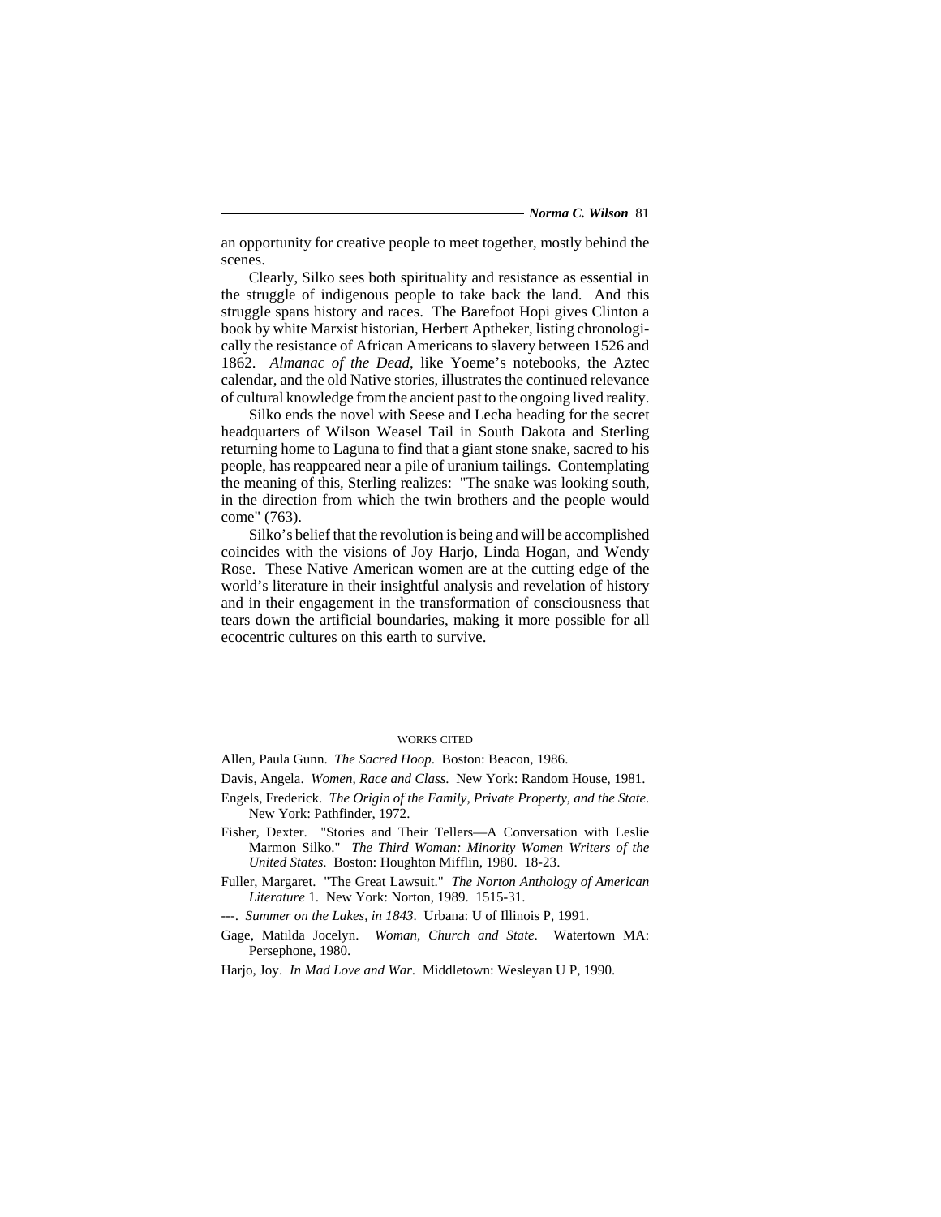an opportunity for creative people to meet together, mostly behind the scenes.

Clearly, Silko sees both spirituality and resistance as essential in the struggle of indigenous people to take back the land. And this struggle spans history and races. The Barefoot Hopi gives Clinton a book by white Marxist historian, Herbert Aptheker, listing chronologically the resistance of African Americans to slavery between 1526 and 1862. *Almanac of the Dead*, like Yoeme's notebooks, the Aztec calendar, and the old Native stories, illustrates the continued relevance of cultural knowledge from the ancient past to the ongoing lived reality.

Silko ends the novel with Seese and Lecha heading for the secret headquarters of Wilson Weasel Tail in South Dakota and Sterling returning home to Laguna to find that a giant stone snake, sacred to his people, has reappeared near a pile of uranium tailings. Contemplating the meaning of this, Sterling realizes: "The snake was looking south, in the direction from which the twin brothers and the people would come" (763).

Silko's belief that the revolution is being and will be accomplished coincides with the visions of Joy Harjo, Linda Hogan, and Wendy Rose. These Native American women are at the cutting edge of the world's literature in their insightful analysis and revelation of history and in their engagement in the transformation of consciousness that tears down the artificial boundaries, making it more possible for all ecocentric cultures on this earth to survive.

## WORKS CITED

Allen, Paula Gunn. *The Sacred Hoop*. Boston: Beacon, 1986.

Davis, Angela. *Women, Race and Class.* New York: Random House, 1981.

Engels, Frederick. *The Origin of the Family, Private Property, and the State*. New York: Pathfinder, 1972.

Fisher, Dexter. "Stories and Their Tellers—A Conversation with Leslie Marmon Silko." *The Third Woman: Minority Women Writers of the United States*. Boston: Houghton Mifflin, 1980. 18-23.

Fuller, Margaret. "The Great Lawsuit." *The Norton Anthology of American Literature* 1. New York: Norton, 1989. 1515-31.

---. *Summer on the Lakes, in 1843*. Urbana: U of Illinois P, 1991.

Gage, Matilda Jocelyn. *Woman, Church and State*. Watertown MA: Persephone, 1980.

Harjo, Joy. *In Mad Love and War*. Middletown: Wesleyan U P, 1990.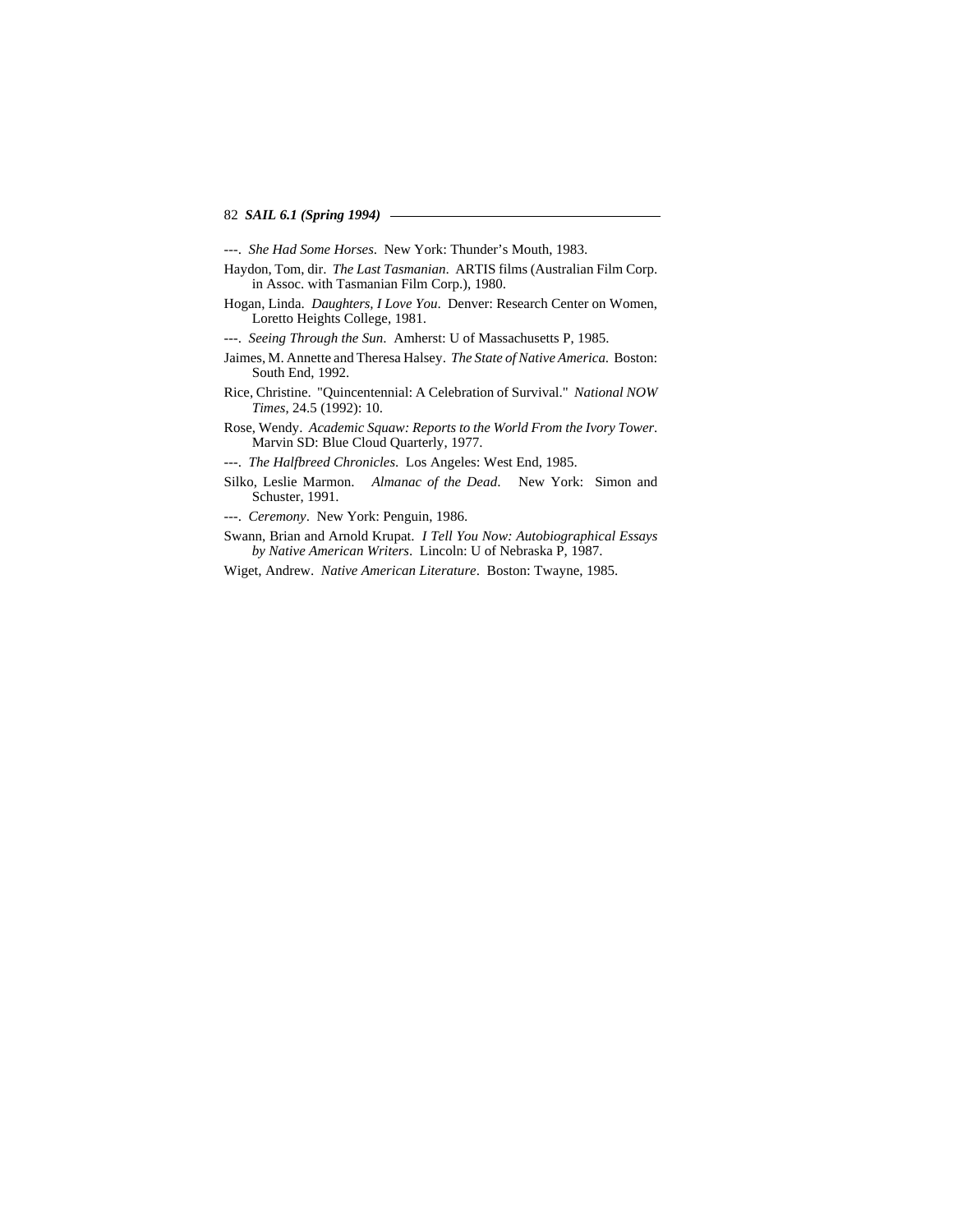---. *She Had Some Horses*. New York: Thunder's Mouth, 1983.

Haydon, Tom, dir. *The Last Tasmanian*. ARTIS films (Australian Film Corp. in Assoc. with Tasmanian Film Corp.), 1980.

Hogan, Linda. *Daughters, I Love You*. Denver: Research Center on Women, Loretto Heights College, 1981.

---. *Seeing Through the Sun*. Amherst: U of Massachusetts P, 1985.

Jaimes, M. Annette and Theresa Halsey. *The State of Native America*. Boston: South End, 1992.

Rice, Christine. "Quincentennial: A Celebration of Survival." *National NOW Times*, 24.5 (1992): 10.

Rose, Wendy. *Academic Squaw: Reports to the World From the Ivory Tower*. Marvin SD: Blue Cloud Quarterly, 1977.

---. *The Halfbreed Chronicles*. Los Angeles: West End, 1985.

Silko, Leslie Marmon. *Almanac of the Dead*. New York: Simon and Schuster, 1991.

---. *Ceremony*. New York: Penguin, 1986.

Swann, Brian and Arnold Krupat. *I Tell You Now: Autobiographical Essays by Native American Writers*. Lincoln: U of Nebraska P, 1987.

Wiget, Andrew. *Native American Literature*. Boston: Twayne, 1985.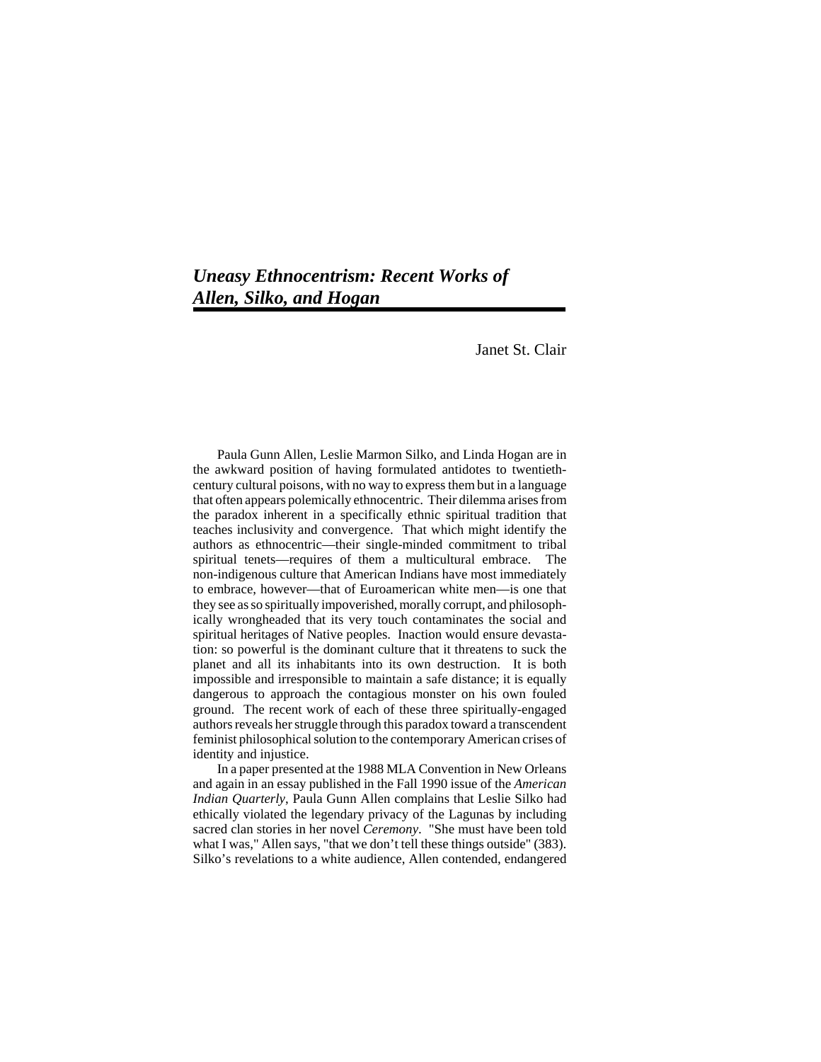# *Uneasy Ethnocentrism: Recent Works of Allen, Silko, and Hogan*

Janet St. Clair

Paula Gunn Allen, Leslie Marmon Silko, and Linda Hogan are in the awkward position of having formulated antidotes to twentieth-century cultural poisons, with no way to express them but in a language that often appears polemically ethnocentric. Their dilemma arises from the paradox inherent in a specifically ethnic spiritual tradition that teaches inclusivity and convergence. That which might identify the authors as ethnocentric—their single-minded commitment to tribal spiritual tenets—requires of them a multicultural embrace. The non-indigenous culture that American Indians have most immediately to embrace, however—that of Euroamerican white men—is one that they see as so spiritually impoverished, morally corrupt, and philosophically wrongheaded that its very touch contaminates the social and spiritual heritages of Native peoples. Inaction would ensure devastation: so powerful is the dominant culture that it threatens to suck the planet and all its inhabitants into its own destruction. It is both impossible and irresponsible to maintain a safe distance; it is equally dangerous to approach the contagious monster on his own fouled ground. The recent work of each of these three spiritually-engaged authors reveals her struggle through this paradox toward a transcendent feminist philosophical solution to the contemporary American crises of identity and injustice.

In a paper presented at the 1988 MLA Convention in New Orleans and again in an essay published in the Fall 1990 issue of the *American Indian Quarterly*, Paula Gunn Allen complains that Leslie Silko had ethically violated the legendary privacy of the Lagunas by including sacred clan stories in her novel *Ceremony*. "She must have been told what I was," Allen says, "that we don't tell these things outside" (383). Silko's revelations to a white audience, Allen contended, endangered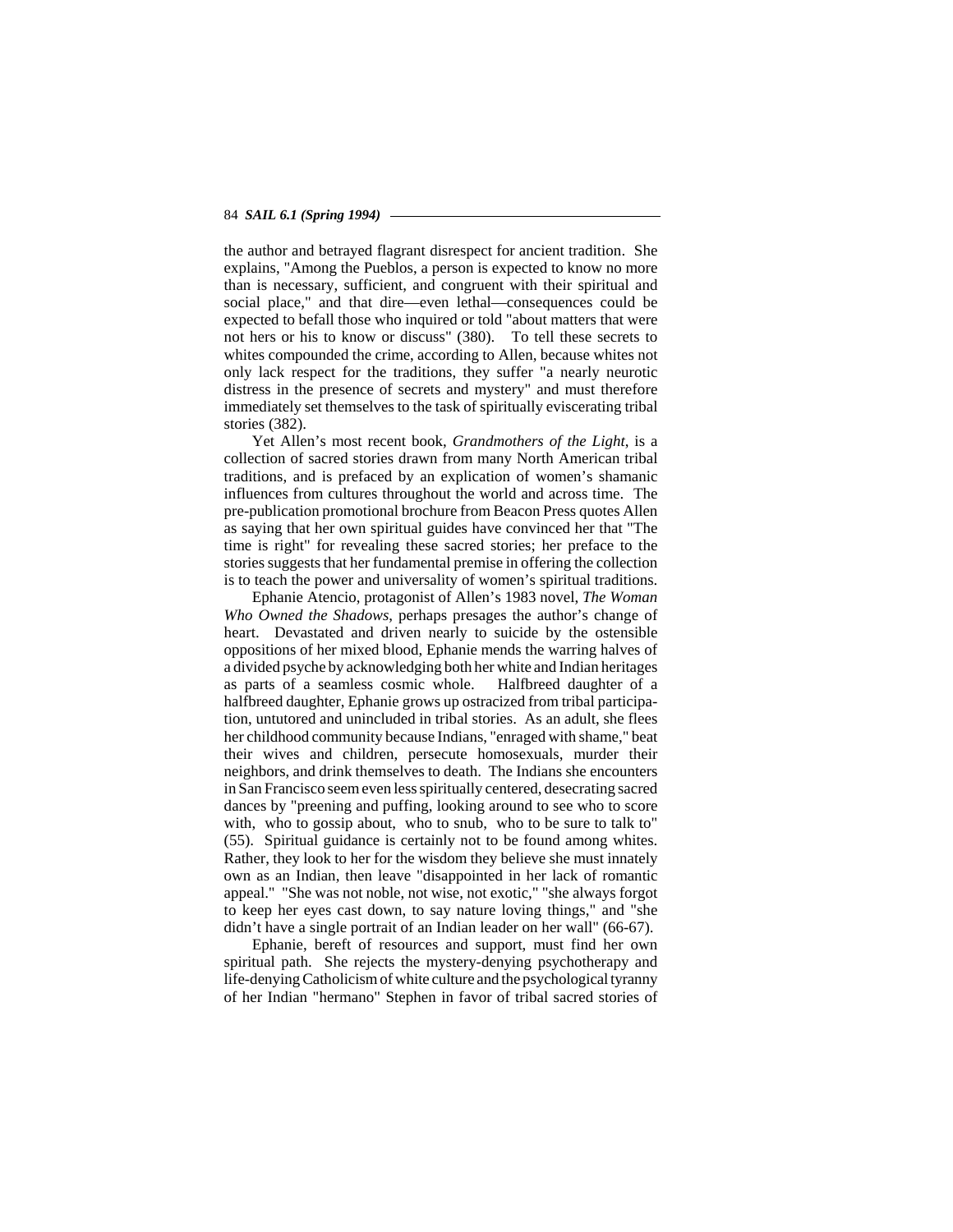the author and betrayed flagrant disrespect for ancient tradition. She explains, "Among the Pueblos, a person is expected to know no more than is necessary, sufficient, and congruent with their spiritual and social place," and that dire—even lethal—consequences could be expected to befall those who inquired or told "about matters that were not hers or his to know or discuss" (380). To tell these secrets to whites compounded the crime, according to Allen, because whites not only lack respect for the traditions, they suffer "a nearly neurotic distress in the presence of secrets and mystery" and must therefore immediately set themselves to the task of spiritually eviscerating tribal stories (382).

Yet Allen's most recent book, *Grandmothers of the Light*, is a collection of sacred stories drawn from many North American tribal traditions, and is prefaced by an explication of women's shamanic influences from cultures throughout the world and across time. The pre-publication promotional brochure from Beacon Press quotes Allen as saying that her own spiritual guides have convinced her that "The time is right" for revealing these sacred stories; her preface to the stories suggests that her fundamental premise in offering the collection is to teach the power and universality of women's spiritual traditions.

Ephanie Atencio, protagonist of Allen's 1983 novel, *The Woman Who Owned the Shadows*, perhaps presages the author's change of heart. Devastated and driven nearly to suicide by the ostensible oppositions of her mixed blood, Ephanie mends the warring halves of a divided psyche by acknowledging both her white and Indian heritages as parts of a seamless cosmic whole. Halfbreed daughter of a halfbreed daughter, Ephanie grows up ostracized from tribal participation, untutored and unincluded in tribal stories. As an adult, she flees her childhood community because Indians, "enraged with shame," beat their wives and children, persecute homosexuals, murder their neighbors, and drink themselves to death. The Indians she encounters in San Francisco seem even less spiritually centered, desecrating sacred dances by "preening and puffing, looking around to see who to score with, who to gossip about, who to snub, who to be sure to talk to" (55). Spiritual guidance is certainly not to be found among whites. Rather, they look to her for the wisdom they believe she must innately own as an Indian, then leave "disappointed in her lack of romantic appeal." "She was not noble, not wise, not exotic," "she always forgot to keep her eyes cast down, to say nature loving things," and "she didn't have a single portrait of an Indian leader on her wall" (66-67).

Ephanie, bereft of resources and support, must find her own spiritual path. She rejects the mystery-denying psychotherapy and life-denying Catholicism of white culture and the psychological tyranny of her Indian "hermano" Stephen in favor of tribal sacred stories of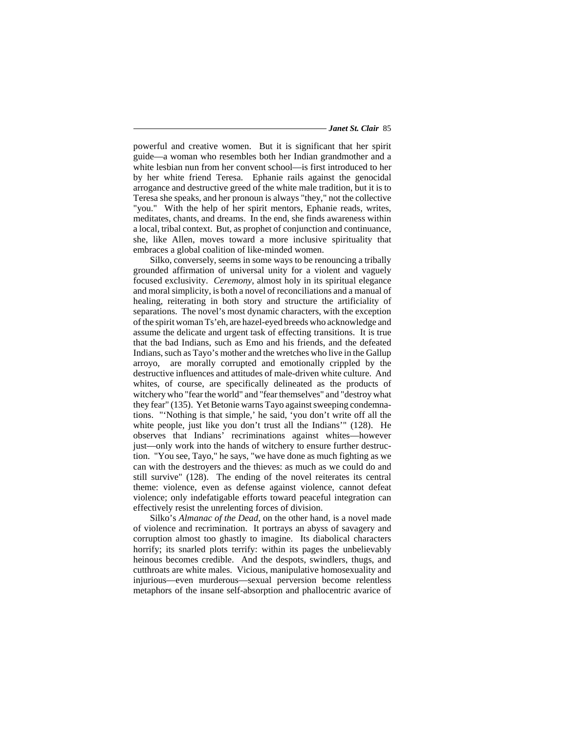powerful and creative women. But it is significant that her spirit guide—a woman who resembles both her Indian grandmother and a white lesbian nun from her convent school—is first introduced to her by her white friend Teresa. Ephanie rails against the genocidal arrogance and destructive greed of the white male tradition, but it is to Teresa she speaks, and her pronoun is always "they," not the collective "you." With the help of her spirit mentors, Ephanie reads, writes, meditates, chants, and dreams. In the end, she finds awareness within a local, tribal context. But, as prophet of conjunction and continuance, she, like Allen, moves toward a more inclusive spirituality that embraces a global coalition of like-minded women.

Silko, conversely, seems in some ways to be renouncing a tribally grounded affirmation of universal unity for a violent and vaguely focused exclusivity. *Ceremony*, almost holy in its spiritual elegance and moral simplicity, is both a novel of reconciliations and a manual of healing, reiterating in both story and structure the artificiality of separations. The novel's most dynamic characters, with the exception of the spirit woman Ts'eh, are hazel-eyed breeds who acknowledge and assume the delicate and urgent task of effecting transitions. It is true that the bad Indians, such as Emo and his friends, and the defeated Indians, such as Tayo's mother and the wretches who live in the Gallup arroyo, are morally corrupted and emotionally crippled by the destructive influences and attitudes of male-driven white culture. And whites, of course, are specifically delineated as the products of witchery who "fear the world" and "fear themselves" and "destroy what they fear" (135). Yet Betonie warns Tayo against sweeping condemnations. "'Nothing is that simple,' he said, 'you don't write off all the white people, just like you don't trust all the Indians'" (128). He observes that Indians' recriminations against whites—however just—only work into the hands of witchery to ensure further destruction. "You see, Tayo," he says, "we have done as much fighting as we can with the destroyers and the thieves: as much as we could do and still survive" (128). The ending of the novel reiterates its central theme: violence, even as defense against violence, cannot defeat violence; only indefatigable efforts toward peaceful integration can effectively resist the unrelenting forces of division.

Silko's *Almanac of the Dead*, on the other hand, is a novel made of violence and recrimination. It portrays an abyss of savagery and corruption almost too ghastly to imagine. Its diabolical characters horrify; its snarled plots terrify: within its pages the unbelievably heinous becomes credible. And the despots, swindlers, thugs, and cutthroats are white males. Vicious, manipulative homosexuality and injurious—even murderous—sexual perversion become relentless metaphors of the insane self-absorption and phallocentric avarice of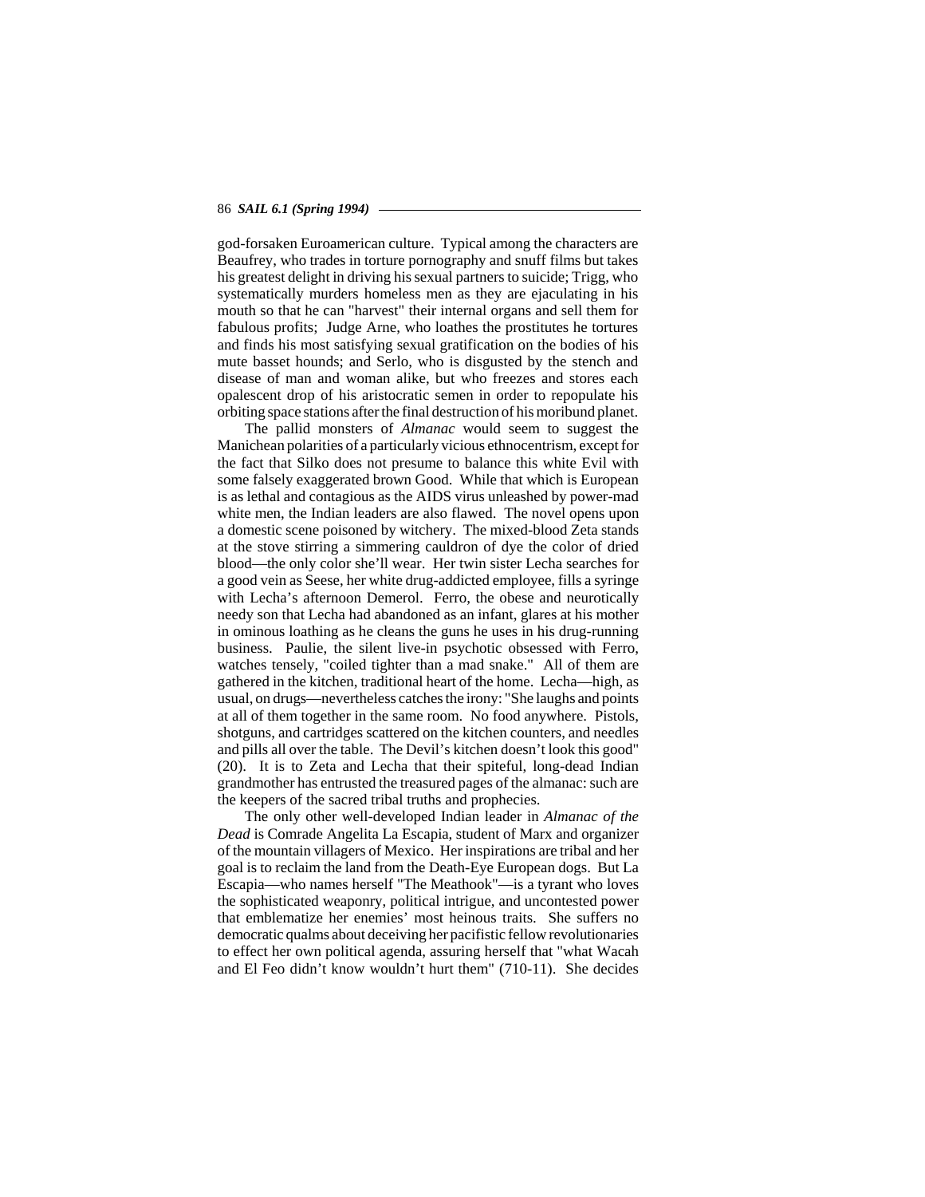god-forsaken Euroamerican culture. Typical among the characters are Beaufrey, who trades in torture pornography and snuff films but takes his greatest delight in driving his sexual partners to suicide; Trigg, who systematically murders homeless men as they are ejaculating in his mouth so that he can "harvest" their internal organs and sell them for fabulous profits; Judge Arne, who loathes the prostitutes he tortures and finds his most satisfying sexual gratification on the bodies of his mute basset hounds; and Serlo, who is disgusted by the stench and disease of man and woman alike, but who freezes and stores each opalescent drop of his aristocratic semen in order to repopulate his orbiting space stations after the final destruction of his moribund planet.

The pallid monsters of *Almanac* would seem to suggest the Manichean polarities of a particularly vicious ethnocentrism, except for the fact that Silko does not presume to balance this white Evil with some falsely exaggerated brown Good. While that which is European is as lethal and contagious as the AIDS virus unleashed by power-mad white men, the Indian leaders are also flawed. The novel opens upon a domestic scene poisoned by witchery. The mixed-blood Zeta stands at the stove stirring a simmering cauldron of dye the color of dried blood—the only color she'll wear. Her twin sister Lecha searches for a good vein as Seese, her white drug-addicted employee, fills a syringe with Lecha's afternoon Demerol. Ferro, the obese and neurotically needy son that Lecha had abandoned as an infant, glares at his mother in ominous loathing as he cleans the guns he uses in his drug-running business. Paulie, the silent live-in psychotic obsessed with Ferro, watches tensely, "coiled tighter than a mad snake." All of them are gathered in the kitchen, traditional heart of the home. Lecha—high, as usual, on drugs—nevertheless catches the irony: "She laughs and points at all of them together in the same room. No food anywhere. Pistols, shotguns, and cartridges scattered on the kitchen counters, and needles and pills all over the table. The Devil's kitchen doesn't look this good" (20). It is to Zeta and Lecha that their spiteful, long-dead Indian grandmother has entrusted the treasured pages of the almanac: such are the keepers of the sacred tribal truths and prophecies.

The only other well-developed Indian leader in *Almanac of the Dead* is Comrade Angelita La Escapia, student of Marx and organizer of the mountain villagers of Mexico. Her inspirations are tribal and her goal is to reclaim the land from the Death-Eye European dogs. But La Escapia—who names herself "The Meathook"—is a tyrant who loves the sophisticated weaponry, political intrigue, and uncontested power that emblematize her enemies' most heinous traits. She suffers no democratic qualms about deceiving her pacifistic fellow revolutionaries to effect her own political agenda, assuring herself that "what Wacah and El Feo didn't know wouldn't hurt them" (710-11). She decides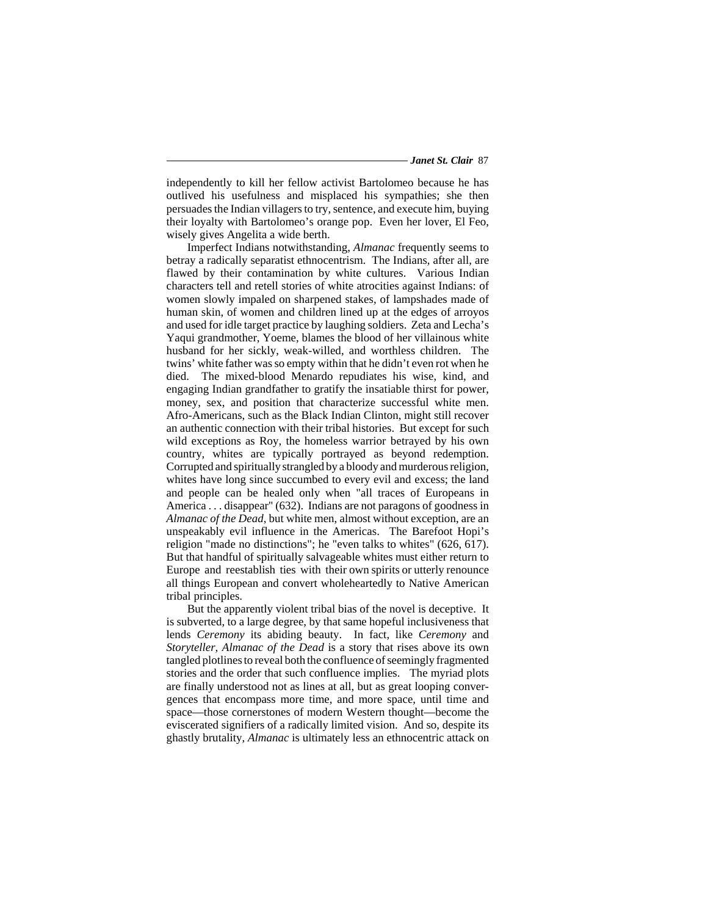independently to kill her fellow activist Bartolomeo because he has outlived his usefulness and misplaced his sympathies; she then persuades the Indian villagers to try, sentence, and execute him, buying their loyalty with Bartolomeo's orange pop. Even her lover, El Feo, wisely gives Angelita a wide berth.

Imperfect Indians notwithstanding, *Almanac* frequently seems to betray a radically separatist ethnocentrism. The Indians, after all, are flawed by their contamination by white cultures. Various Indian characters tell and retell stories of white atrocities against Indians: of women slowly impaled on sharpened stakes, of lampshades made of human skin, of women and children lined up at the edges of arroyos and used for idle target practice by laughing soldiers. Zeta and Lecha's Yaqui grandmother, Yoeme, blames the blood of her villainous white husband for her sickly, weak-willed, and worthless children. The twins' white father was so empty within that he didn't even rot when he died. The mixed-blood Menardo repudiates his wise, kind, and engaging Indian grandfather to gratify the insatiable thirst for power, money, sex, and position that characterize successful white men. Afro-Americans, such as the Black Indian Clinton, might still recover an authentic connection with their tribal histories. But except for such wild exceptions as Roy, the homeless warrior betrayed by his own country, whites are typically portrayed as beyond redemption. Corrupted and spiritually strangled by a bloody and murderous religion, whites have long since succumbed to every evil and excess; the land and people can be healed only when "all traces of Europeans in America . . . disappear" (632). Indians are not paragons of goodness in *Almanac of the Dead*, but white men, almost without exception, are an unspeakably evil influence in the Americas. The Barefoot Hopi's religion "made no distinctions"; he "even talks to whites" (626, 617). But that handful of spiritually salvageable whites must either return to Europe and reestablish ties with their own spirits or utterly renounce all things European and convert wholeheartedly to Native American tribal principles.

But the apparently violent tribal bias of the novel is deceptive. It is subverted, to a large degree, by that same hopeful inclusiveness that lends *Ceremony* its abiding beauty. In fact, like *Ceremony* and *Storyteller*, *Almanac of the Dead* is a story that rises above its own tangled plotlines to reveal both the confluence of seemingly fragmented stories and the order that such confluence implies. The myriad plots are finally understood not as lines at all, but as great looping convergences that encompass more time, and more space, until time and space—those cornerstones of modern Western thought—become the eviscerated signifiers of a radically limited vision. And so, despite its ghastly brutality, *Almanac* is ultimately less an ethnocentric attack on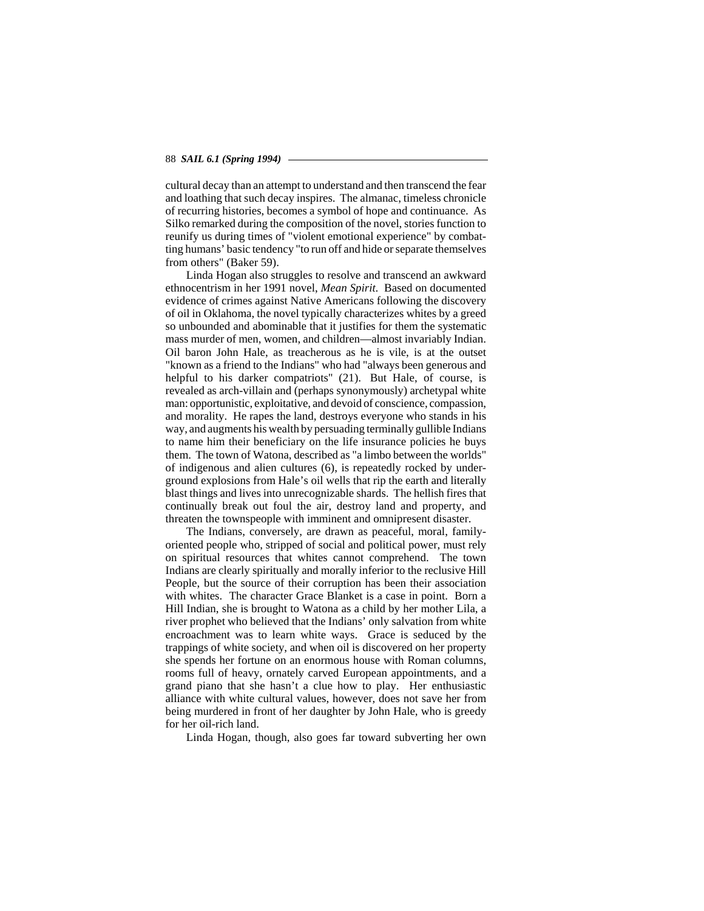cultural decay than an attempt to understand and then transcend the fear and loathing that such decay inspires. The almanac, timeless chronicle of recurring histories, becomes a symbol of hope and continuance. As Silko remarked during the composition of the novel, stories function to reunify us during times of "violent emotional experience" by combatting humans' basic tendency "to run off and hide or separate themselves from others" (Baker 59).

Linda Hogan also struggles to resolve and transcend an awkward ethnocentrism in her 1991 novel, *Mean Spirit.* Based on documented evidence of crimes against Native Americans following the discovery of oil in Oklahoma, the novel typically characterizes whites by a greed so unbounded and abominable that it justifies for them the systematic mass murder of men, women, and children—almost invariably Indian. Oil baron John Hale, as treacherous as he is vile, is at the outset "known as a friend to the Indians" who had "always been generous and helpful to his darker compatriots" (21). But Hale, of course, is revealed as arch-villain and (perhaps synonymously) archetypal white man: opportunistic, exploitative, and devoid of conscience, compassion, and morality. He rapes the land, destroys everyone who stands in his way, and augments his wealth by persuading terminally gullible Indians to name him their beneficiary on the life insurance policies he buys them. The town of Watona, described as "a limbo between the worlds" of indigenous and alien cultures (6), is repeatedly rocked by underground explosions from Hale's oil wells that rip the earth and literally blast things and lives into unrecognizable shards. The hellish fires that continually break out foul the air, destroy land and property, and threaten the townspeople with imminent and omnipresent disaster.

The Indians, conversely, are drawn as peaceful, moral, family-oriented people who, stripped of social and political power, must rely on spiritual resources that whites cannot comprehend. The town Indians are clearly spiritually and morally inferior to the reclusive Hill People, but the source of their corruption has been their association with whites. The character Grace Blanket is a case in point. Born a Hill Indian, she is brought to Watona as a child by her mother Lila, a river prophet who believed that the Indians' only salvation from white encroachment was to learn white ways. Grace is seduced by the trappings of white society, and when oil is discovered on her property she spends her fortune on an enormous house with Roman columns, rooms full of heavy, ornately carved European appointments, and a grand piano that she hasn't a clue how to play. Her enthusiastic alliance with white cultural values, however, does not save her from being murdered in front of her daughter by John Hale, who is greedy for her oil-rich land.

Linda Hogan, though, also goes far toward subverting her own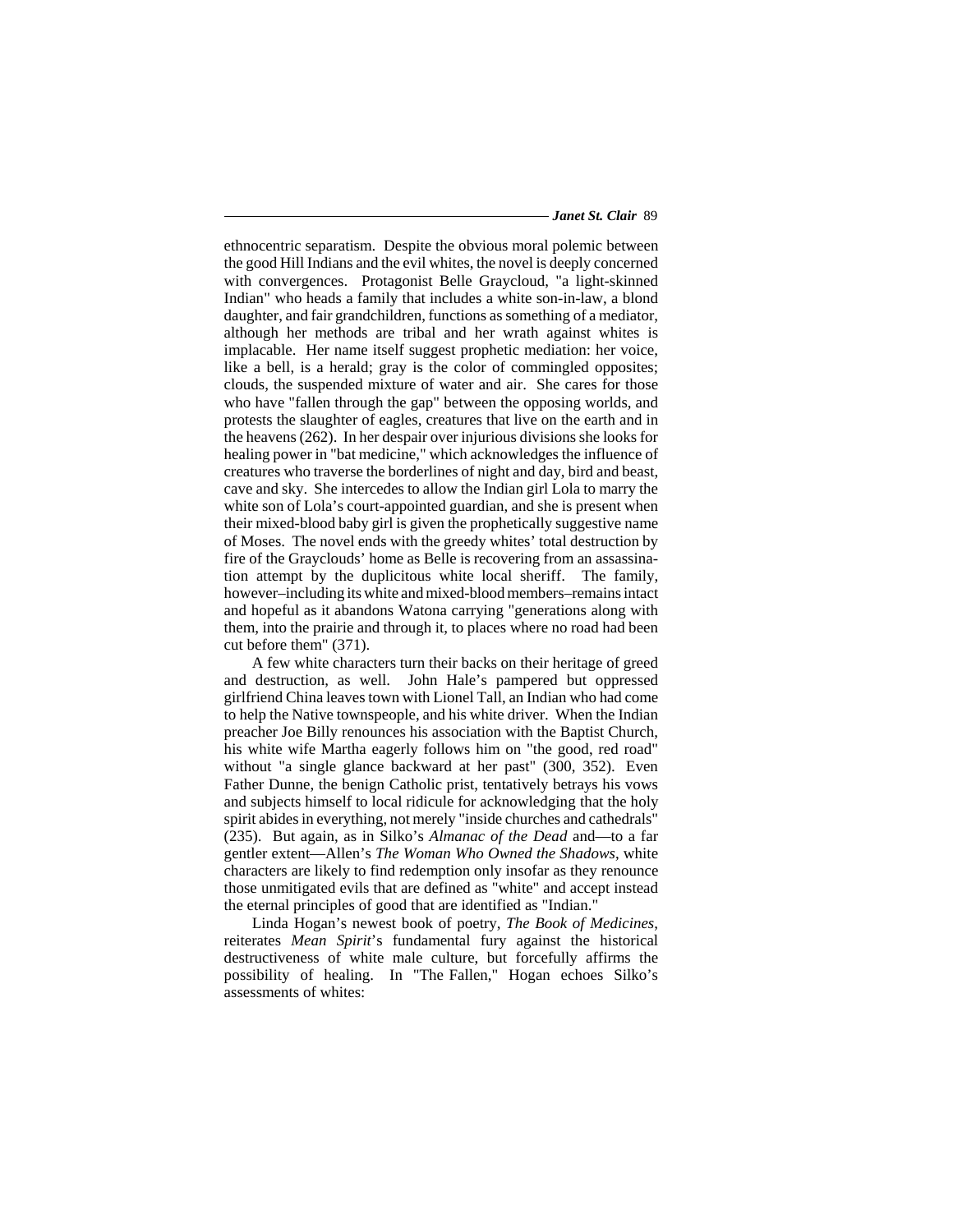ethnocentric separatism. Despite the obvious moral polemic between the good Hill Indians and the evil whites, the novel is deeply concerned with convergences. Protagonist Belle Graycloud, "a light-skinned Indian" who heads a family that includes a white son-in-law, a blond daughter, and fair grandchildren, functions as something of a mediator, although her methods are tribal and her wrath against whites is implacable. Her name itself suggest prophetic mediation: her voice, like a bell, is a herald; gray is the color of commingled opposites; clouds, the suspended mixture of water and air. She cares for those who have "fallen through the gap" between the opposing worlds, and protests the slaughter of eagles, creatures that live on the earth and in the heavens (262). In her despair over injurious divisions she looks for healing power in "bat medicine," which acknowledges the influence of creatures who traverse the borderlines of night and day, bird and beast, cave and sky. She intercedes to allow the Indian girl Lola to marry the white son of Lola's court-appointed guardian, and she is present when their mixed-blood baby girl is given the prophetically suggestive name of Moses. The novel ends with the greedy whites' total destruction by fire of the Grayclouds' home as Belle is recovering from an assassination attempt by the duplicitous white local sheriff. The family, however–including its white and mixed-blood members–remains intact and hopeful as it abandons Watona carrying "generations along with them, into the prairie and through it, to places where no road had been cut before them" (371).

A few white characters turn their backs on their heritage of greed and destruction, as well. John Hale's pampered but oppressed girlfriend China leaves town with Lionel Tall, an Indian who had come to help the Native townspeople, and his white driver. When the Indian preacher Joe Billy renounces his association with the Baptist Church, his white wife Martha eagerly follows him on "the good, red road" without "a single glance backward at her past" (300, 352). Even Father Dunne, the benign Catholic prist, tentatively betrays his vows and subjects himself to local ridicule for acknowledging that the holy spirit abides in everything, not merely "inside churches and cathedrals" (235). But again, as in Silko's *Almanac of the Dead* and—to a far gentler extent—Allen's *The Woman Who Owned the Shadows*, white characters are likely to find redemption only insofar as they renounce those unmitigated evils that are defined as "white" and accept instead the eternal principles of good that are identified as "Indian."

Linda Hogan's newest book of poetry, *The Book of Medicines*, reiterates *Mean Spirit*'s fundamental fury against the historical destructiveness of white male culture, but forcefully affirms the possibility of healing. In "The Fallen," Hogan echoes Silko's assessments of whites: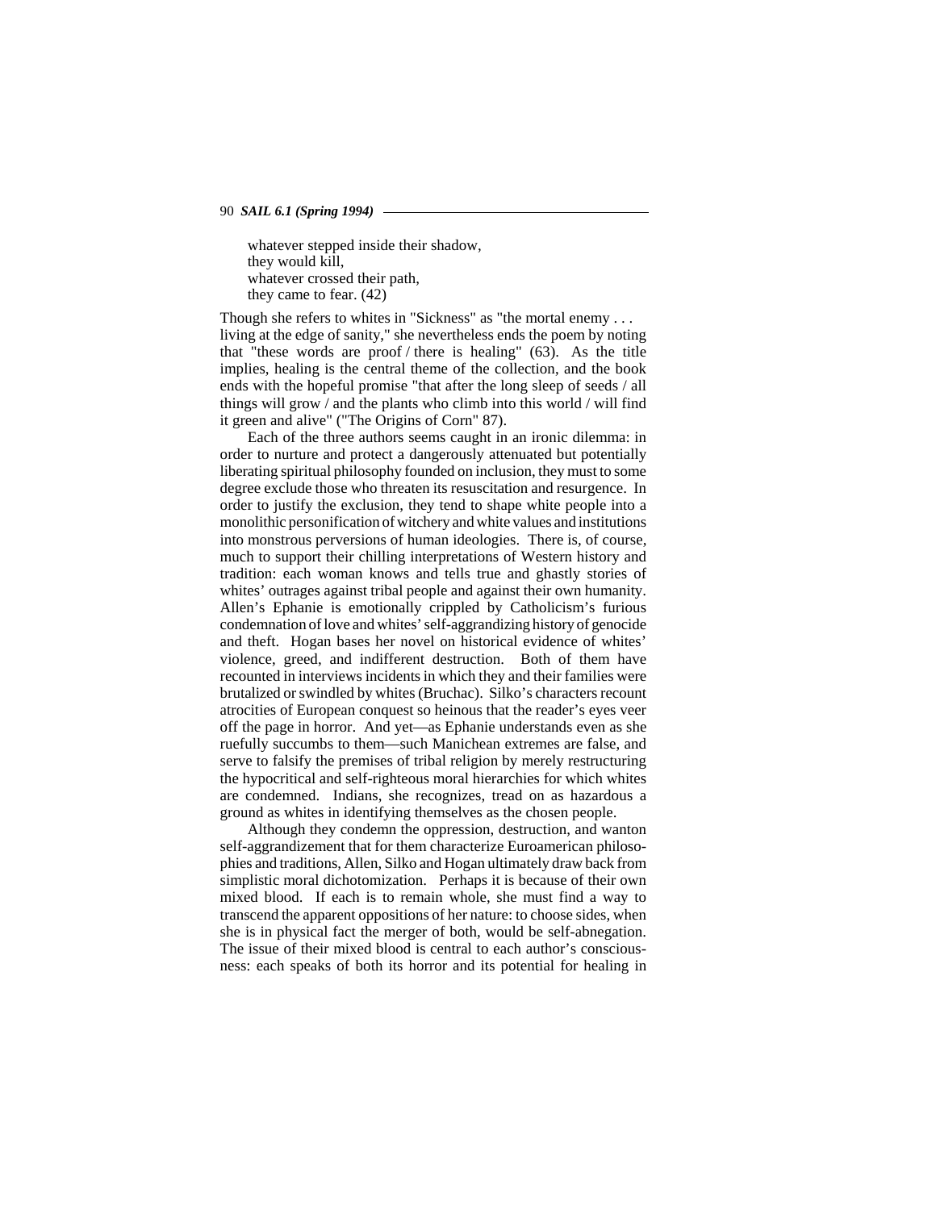whatever stepped inside their shadow,  
they would kill,  
whatever crossed their path,  
they came to fear. (42)

Though she refers to whites in "Sickness" as "the mortal enemy . . . living at the edge of sanity," she nevertheless ends the poem by noting that "these words are proof / there is healing" (63). As the title implies, healing is the central theme of the collection, and the book ends with the hopeful promise "that after the long sleep of seeds / all things will grow / and the plants who climb into this world / will find it green and alive" ("The Origins of Corn" 87).

Each of the three authors seems caught in an ironic dilemma: in order to nurture and protect a dangerously attenuated but potentially liberating spiritual philosophy founded on inclusion, they must to some degree exclude those who threaten its resuscitation and resurgence. In order to justify the exclusion, they tend to shape white people into a monolithic personification of witchery and white values and institutions into monstrous perversions of human ideologies. There is, of course, much to support their chilling interpretations of Western history and tradition: each woman knows and tells true and ghastly stories of whites' outrages against tribal people and against their own humanity. Allen's Ephanie is emotionally crippled by Catholicism's furious condemnation of love and whites' self-aggrandizing history of genocide and theft. Hogan bases her novel on historical evidence of whites' violence, greed, and indifferent destruction. Both of them have recounted in interviews incidents in which they and their families were brutalized or swindled by whites (Bruchac). Silko's characters recount atrocities of European conquest so heinous that the reader's eyes veer off the page in horror. And yet—as Ephanie understands even as she ruefully succumbs to them—such Manichean extremes are false, and serve to falsify the premises of tribal religion by merely restructuring the hypocritical and self-righteous moral hierarchies for which whites are condemned. Indians, she recognizes, tread on as hazardous a ground as whites in identifying themselves as the chosen people.

Although they condemn the oppression, destruction, and wanton self-aggrandizement that for them characterize Euroamerican philosophies and traditions, Allen, Silko and Hogan ultimately draw back from simplistic moral dichotomization. Perhaps it is because of their own mixed blood. If each is to remain whole, she must find a way to transcend the apparent oppositions of her nature: to choose sides, when she is in physical fact the merger of both, would be self-abnegation. The issue of their mixed blood is central to each author's consciousness: each speaks of both its horror and its potential for healing in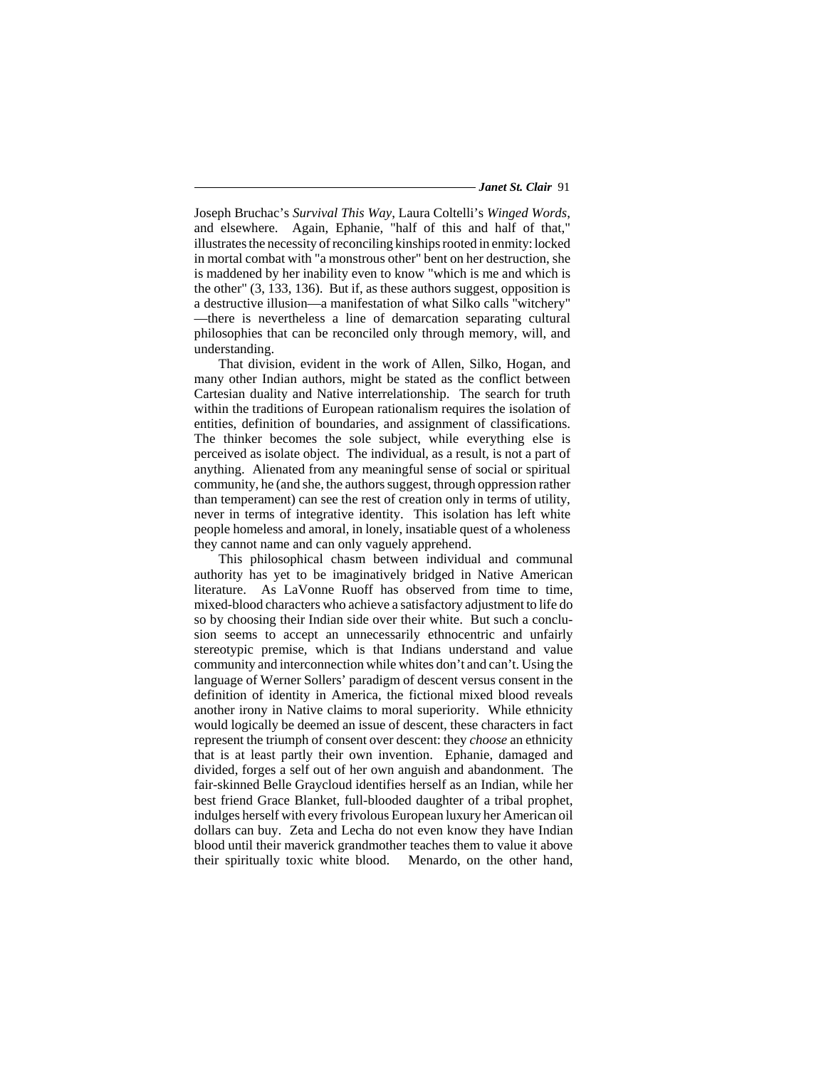Joseph Bruchac's *Survival This Way*, Laura Coltelli's *Winged Words*, and elsewhere. Again, Ephanie, "half of this and half of that," illustrates the necessity of reconciling kinships rooted in enmity: locked in mortal combat with "a monstrous other" bent on her destruction, she is maddened by her inability even to know "which is me and which is the other" (3, 133, 136). But if, as these authors suggest, opposition is a destructive illusion—a manifestation of what Silko calls "witchery"—there is nevertheless a line of demarcation separating cultural philosophies that can be reconciled only through memory, will, and understanding.

That division, evident in the work of Allen, Silko, Hogan, and many other Indian authors, might be stated as the conflict between Cartesian duality and Native interrelationship. The search for truth within the traditions of European rationalism requires the isolation of entities, definition of boundaries, and assignment of classifications. The thinker becomes the sole subject, while everything else is perceived as isolate object. The individual, as a result, is not a part of anything. Alienated from any meaningful sense of social or spiritual community, he (and she, the authors suggest, through oppression rather than temperament) can see the rest of creation only in terms of utility, never in terms of integrative identity. This isolation has left white people homeless and amoral, in lonely, insatiable quest of a wholeness they cannot name and can only vaguely apprehend.

This philosophical chasm between individual and communal authority has yet to be imaginatively bridged in Native American literature. As LaVonne Ruoff has observed from time to time, mixed-blood characters who achieve a satisfactory adjustment to life do so by choosing their Indian side over their white. But such a conclusion seems to accept an unnecessarily ethnocentric and unfairly stereotypic premise, which is that Indians understand and value community and interconnection while whites don't and can't. Using the language of Werner Sollers' paradigm of descent versus consent in the definition of identity in America, the fictional mixed blood reveals another irony in Native claims to moral superiority. While ethnicity would logically be deemed an issue of descent, these characters in fact represent the triumph of consent over descent: they *choose* an ethnicity that is at least partly their own invention. Ephanie, damaged and divided, forges a self out of her own anguish and abandonment. The fair-skinned Belle Graycloud identifies herself as an Indian, while her best friend Grace Blanket, full-blooded daughter of a tribal prophet, indulges herself with every frivolous European luxury her American oil dollars can buy. Zeta and Lecha do not even know they have Indian blood until their maverick grandmother teaches them to value it above their spiritually toxic white blood. Menardo, on the other hand,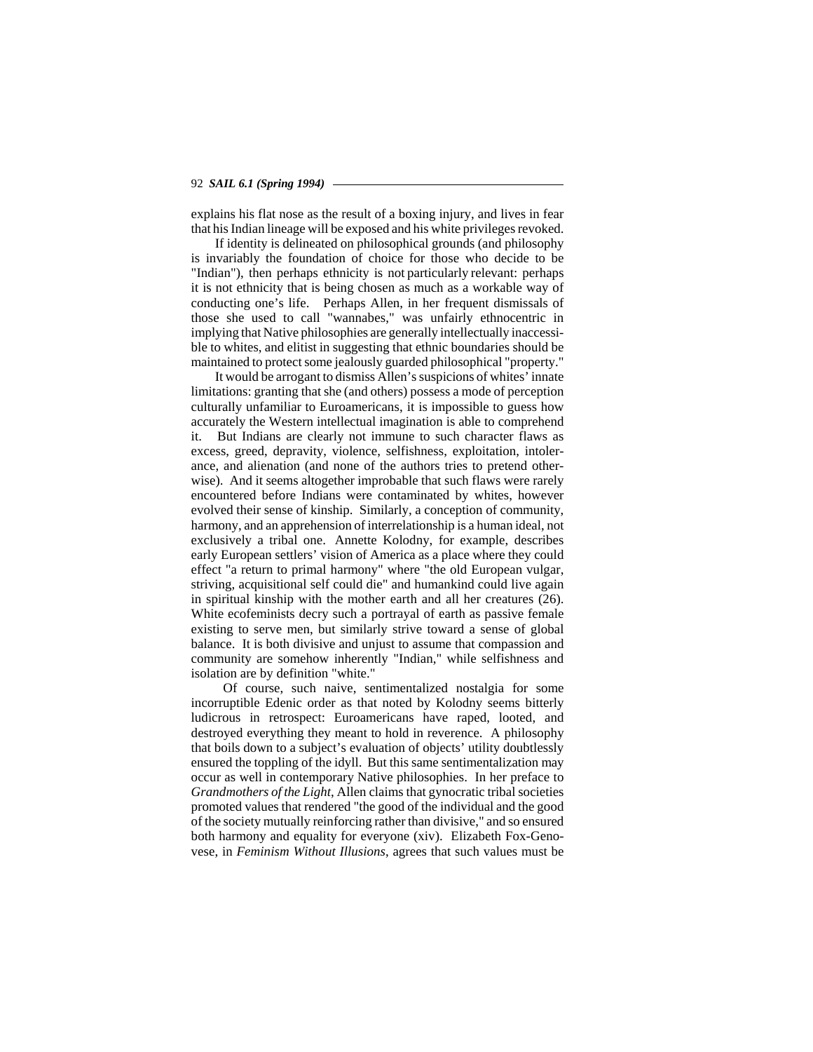explains his flat nose as the result of a boxing injury, and lives in fear that his Indian lineage will be exposed and his white privileges revoked.

If identity is delineated on philosophical grounds (and philosophy is invariably the foundation of choice for those who decide to be "Indian"), then perhaps ethnicity is not particularly relevant: perhaps it is not ethnicity that is being chosen as much as a workable way of conducting one's life. Perhaps Allen, in her frequent dismissals of those she used to call "wannabes," was unfairly ethnocentric in implying that Native philosophies are generally intellectually inaccessible to whites, and elitist in suggesting that ethnic boundaries should be maintained to protect some jealously guarded philosophical "property."

It would be arrogant to dismiss Allen's suspicions of whites' innate limitations: granting that she (and others) possess a mode of perception culturally unfamiliar to Euroamericans, it is impossible to guess how accurately the Western intellectual imagination is able to comprehend it. But Indians are clearly not immune to such character flaws as excess, greed, depravity, violence, selfishness, exploitation, intolerance, and alienation (and none of the authors tries to pretend otherwise). And it seems altogether improbable that such flaws were rarely encountered before Indians were contaminated by whites, however evolved their sense of kinship. Similarly, a conception of community, harmony, and an apprehension of interrelationship is a human ideal, not exclusively a tribal one. Annette Kolodny, for example, describes early European settlers' vision of America as a place where they could effect "a return to primal harmony" where "the old European vulgar, striving, acquisitional self could die" and humankind could live again in spiritual kinship with the mother earth and all her creatures (26). White ecofeminists decry such a portrayal of earth as passive female existing to serve men, but similarly strive toward a sense of global balance. It is both divisive and unjust to assume that compassion and community are somehow inherently "Indian," while selfishness and isolation are by definition "white."

Of course, such naive, sentimentalized nostalgia for some incorruptible Edenic order as that noted by Kolodny seems bitterly ludicrous in retrospect: Euroamericans have raped, looted, and destroyed everything they meant to hold in reverence. A philosophy that boils down to a subject's evaluation of objects' utility doubtlessly ensured the toppling of the idyll. But this same sentimentalization may occur as well in contemporary Native philosophies. In her preface to *Grandmothers of the Light*, Allen claims that gynocratic tribal societies promoted values that rendered "the good of the individual and the good of the society mutually reinforcing rather than divisive," and so ensured both harmony and equality for everyone (xiv). Elizabeth Fox-Genovese, in *Feminism Without Illusions*, agrees that such values must be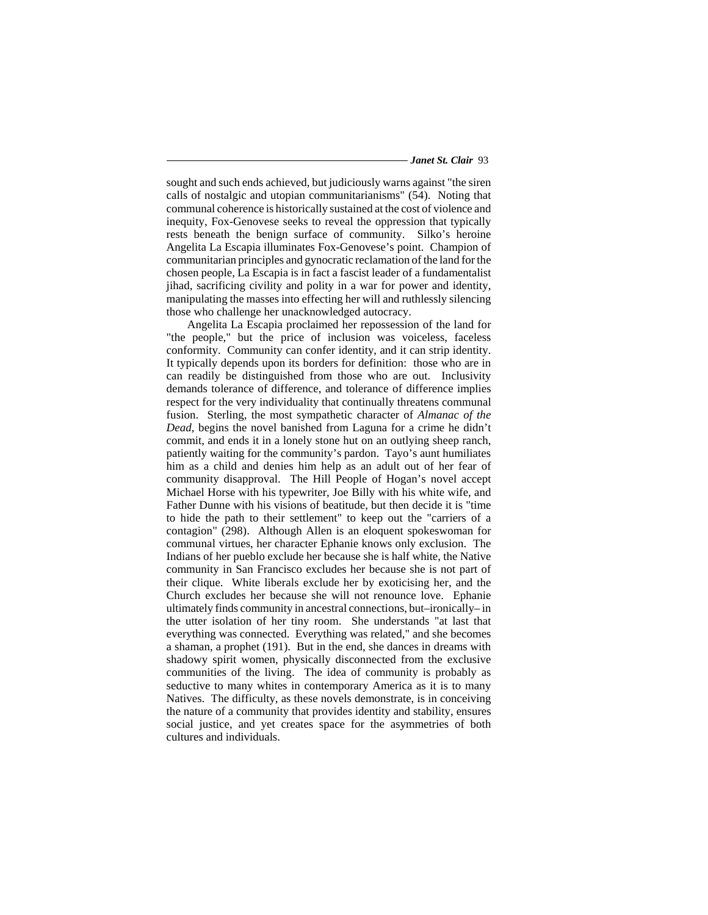sought and such ends achieved, but judiciously warns against "the siren calls of nostalgic and utopian communitarianisms" (54). Noting that communal coherence is historically sustained at the cost of violence and inequity, Fox-Genovese seeks to reveal the oppression that typically rests beneath the benign surface of community. Silko's heroine Angelita La Escapia illuminates Fox-Genovese's point. Champion of communitarian principles and gynocratic reclamation of the land for the chosen people, La Escapia is in fact a fascist leader of a fundamentalist jihad, sacrificing civility and polity in a war for power and identity, manipulating the masses into effecting her will and ruthlessly silencing those who challenge her unacknowledged autocracy.

Angelita La Escapia proclaimed her repossession of the land for "the people," but the price of inclusion was voiceless, faceless conformity. Community can confer identity, and it can strip identity. It typically depends upon its borders for definition: those who are in can readily be distinguished from those who are out. Inclusivity demands tolerance of difference, and tolerance of difference implies respect for the very individuality that continually threatens communal fusion. Sterling, the most sympathetic character of *Almanac of the Dead*, begins the novel banished from Laguna for a crime he didn't commit, and ends it in a lonely stone hut on an outlying sheep ranch, patiently waiting for the community's pardon. Tayo's aunt humiliates him as a child and denies him help as an adult out of her fear of community disapproval. The Hill People of Hogan's novel accept Michael Horse with his typewriter, Joe Billy with his white wife, and Father Dunne with his visions of beatitude, but then decide it is "time to hide the path to their settlement" to keep out the "carriers of a contagion" (298). Although Allen is an eloquent spokeswoman for communal virtues, her character Ephanie knows only exclusion. The Indians of her pueblo exclude her because she is half white, the Native community in San Francisco excludes her because she is not part of their clique. White liberals exclude her by exoticising her, and the Church excludes her because she will not renounce love. Ephanie ultimately finds community in ancestral connections, but–ironically– in the utter isolation of her tiny room. She understands "at last that everything was connected. Everything was related," and she becomes a shaman, a prophet (191). But in the end, she dances in dreams with shadowy spirit women, physically disconnected from the exclusive communities of the living. The idea of community is probably as seductive to many whites in contemporary America as it is to many Natives. The difficulty, as these novels demonstrate, is in conceiving the nature of a community that provides identity and stability, ensures social justice, and yet creates space for the asymmetries of both cultures and individuals.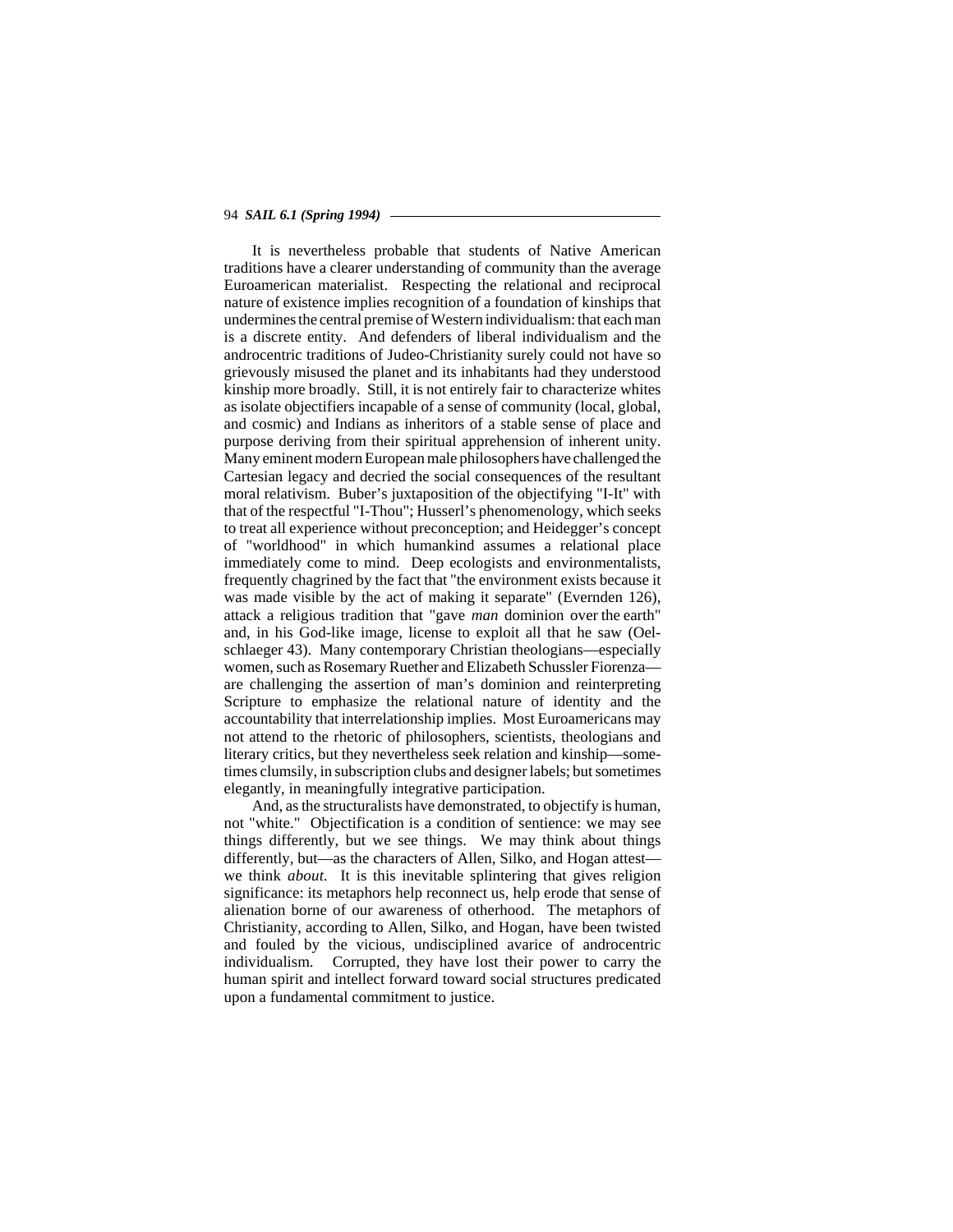It is nevertheless probable that students of Native American traditions have a clearer understanding of community than the average Euroamerican materialist. Respecting the relational and reciprocal nature of existence implies recognition of a foundation of kinships that undermines the central premise of Western individualism: that each man is a discrete entity. And defenders of liberal individualism and the androcentric traditions of Judeo-Christianity surely could not have so grievously misused the planet and its inhabitants had they understood kinship more broadly. Still, it is not entirely fair to characterize whites as isolate objectifiers incapable of a sense of community (local, global, and cosmic) and Indians as inheritors of a stable sense of place and purpose deriving from their spiritual apprehension of inherent unity. Many eminent modern European male philosophers have challenged the Cartesian legacy and decried the social consequences of the resultant moral relativism. Buber's juxtaposition of the objectifying "I-It" with that of the respectful "I-Thou"; Husserl's phenomenology, which seeks to treat all experience without preconception; and Heidegger's concept of "worldhood" in which humankind assumes a relational place immediately come to mind. Deep ecologists and environmentalists, frequently chagrined by the fact that "the environment exists because it was made visible by the act of making it separate" (Evernden 126), attack a religious tradition that "gave *man* dominion over the earth" and, in his God-like image, license to exploit all that he saw (Oelschlaeger 43). Many contemporary Christian theologians—especially women, such as Rosemary Ruether and Elizabeth Schussler Fiorenza—are challenging the assertion of man's dominion and reinterpreting Scripture to emphasize the relational nature of identity and the accountability that interrelationship implies. Most Euroamericans may not attend to the rhetoric of philosophers, scientists, theologians and literary critics, but they nevertheless seek relation and kinship—sometimes clumsily, in subscription clubs and designer labels; but sometimes elegantly, in meaningfully integrative participation.

And, as the structuralists have demonstrated, to objectify is human, not "white." Objectification is a condition of sentience: we may see things differently, but we see things. We may think about things differently, but—as the characters of Allen, Silko, and Hogan attest—we think *about.* It is this inevitable splintering that gives religion significance: its metaphors help reconnect us, help erode that sense of alienation borne of our awareness of otherhood. The metaphors of Christianity, according to Allen, Silko, and Hogan, have been twisted and fouled by the vicious, undisciplined avarice of androcentric individualism. Corrupted, they have lost their power to carry the human spirit and intellect forward toward social structures predicated upon a fundamental commitment to justice.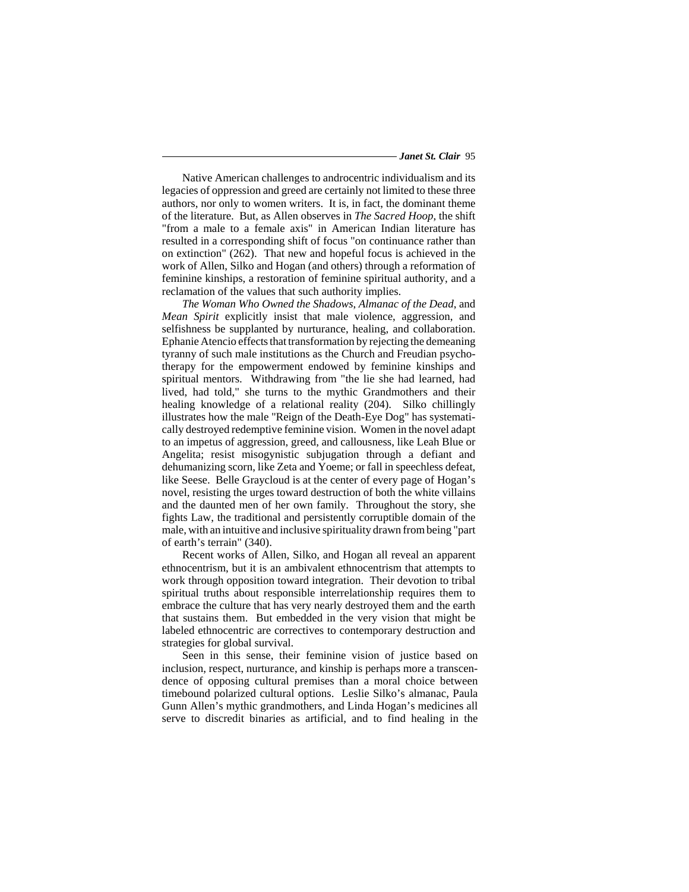Native American challenges to androcentric individualism and its legacies of oppression and greed are certainly not limited to these three authors, nor only to women writers. It is, in fact, the dominant theme of the literature. But, as Allen observes in *The Sacred Hoop*, the shift "from a male to a female axis" in American Indian literature has resulted in a corresponding shift of focus "on continuance rather than on extinction" (262). That new and hopeful focus is achieved in the work of Allen, Silko and Hogan (and others) through a reformation of feminine kinships, a restoration of feminine spiritual authority, and a reclamation of the values that such authority implies.

*The Woman Who Owned the Shadows*, *Almanac of the Dead*, and *Mean Spirit* explicitly insist that male violence, aggression, and selfishness be supplanted by nurturance, healing, and collaboration. Ephanie Atencio effects that transformation by rejecting the demeaning tyranny of such male institutions as the Church and Freudian psychotherapy for the empowerment endowed by feminine kinships and spiritual mentors. Withdrawing from "the lie she had learned, had lived, had told," she turns to the mythic Grandmothers and their healing knowledge of a relational reality (204). Silko chillingly illustrates how the male "Reign of the Death-Eye Dog" has systematically destroyed redemptive feminine vision. Women in the novel adapt to an impetus of aggression, greed, and callousness, like Leah Blue or Angelita; resist misogynistic subjugation through a defiant and dehumanizing scorn, like Zeta and Yoeme; or fall in speechless defeat, like Seese. Belle Graycloud is at the center of every page of Hogan's novel, resisting the urges toward destruction of both the white villains and the daunted men of her own family. Throughout the story, she fights Law, the traditional and persistently corruptible domain of the male, with an intuitive and inclusive spirituality drawn from being "part of earth's terrain" (340).

Recent works of Allen, Silko, and Hogan all reveal an apparent ethnocentrism, but it is an ambivalent ethnocentrism that attempts to work through opposition toward integration. Their devotion to tribal spiritual truths about responsible interrelationship requires them to embrace the culture that has very nearly destroyed them and the earth that sustains them. But embedded in the very vision that might be labeled ethnocentric are correctives to contemporary destruction and strategies for global survival.

Seen in this sense, their feminine vision of justice based on inclusion, respect, nurturance, and kinship is perhaps more a transcendence of opposing cultural premises than a moral choice between timebound polarized cultural options. Leslie Silko's almanac, Paula Gunn Allen's mythic grandmothers, and Linda Hogan's medicines all serve to discredit binaries as artificial, and to find healing in the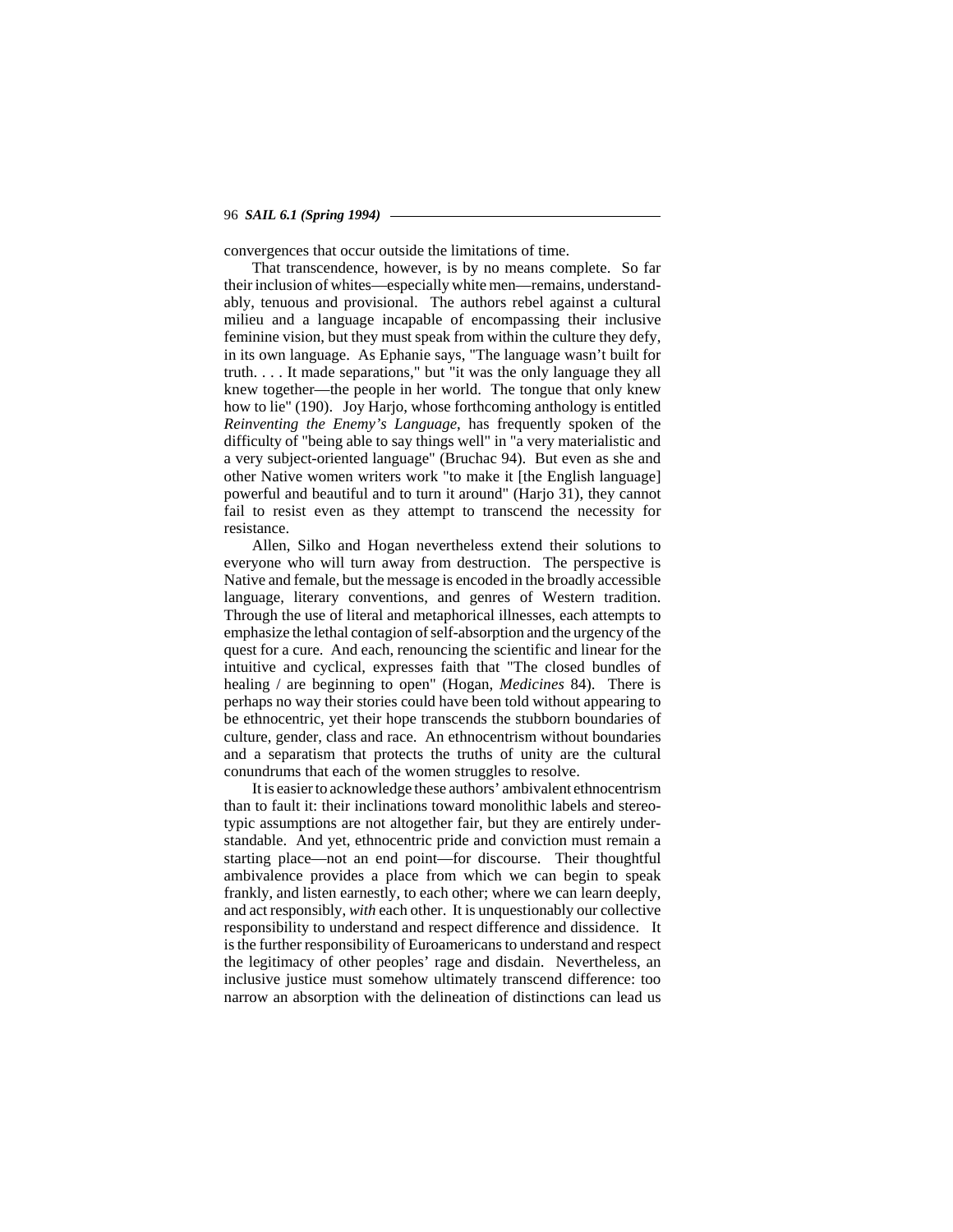convergences that occur outside the limitations of time.

That transcendence, however, is by no means complete. So far their inclusion of whites—especially white men—remains, understandably, tenuous and provisional. The authors rebel against a cultural milieu and a language incapable of encompassing their inclusive feminine vision, but they must speak from within the culture they defy, in its own language. As Ephanie says, "The language wasn't built for truth. . . . It made separations," but "it was the only language they all knew together—the people in her world. The tongue that only knew how to lie" (190). Joy Harjo, whose forthcoming anthology is entitled *Reinventing the Enemy's Language*, has frequently spoken of the difficulty of "being able to say things well" in "a very materialistic and a very subject-oriented language" (Bruchac 94). But even as she and other Native women writers work "to make it [the English language] powerful and beautiful and to turn it around" (Harjo 31), they cannot fail to resist even as they attempt to transcend the necessity for resistance.

Allen, Silko and Hogan nevertheless extend their solutions to everyone who will turn away from destruction. The perspective is Native and female, but the message is encoded in the broadly accessible language, literary conventions, and genres of Western tradition. Through the use of literal and metaphorical illnesses, each attempts to emphasize the lethal contagion of self-absorption and the urgency of the quest for a cure. And each, renouncing the scientific and linear for the intuitive and cyclical, expresses faith that "The closed bundles of healing / are beginning to open" (Hogan, *Medicines* 84). There is perhaps no way their stories could have been told without appearing to be ethnocentric, yet their hope transcends the stubborn boundaries of culture, gender, class and race. An ethnocentrism without boundaries and a separatism that protects the truths of unity are the cultural conundrums that each of the women struggles to resolve.

It is easier to acknowledge these authors' ambivalent ethnocentrism than to fault it: their inclinations toward monolithic labels and stereotypic assumptions are not altogether fair, but they are entirely understandable. And yet, ethnocentric pride and conviction must remain a starting place—not an end point—for discourse. Their thoughtful ambivalence provides a place from which we can begin to speak frankly, and listen earnestly, to each other; where we can learn deeply, and act responsibly, *with* each other. It is unquestionably our collective responsibility to understand and respect difference and dissidence. It is the further responsibility of Euroamericans to understand and respect the legitimacy of other peoples' rage and disdain. Nevertheless, an inclusive justice must somehow ultimately transcend difference: too narrow an absorption with the delineation of distinctions can lead us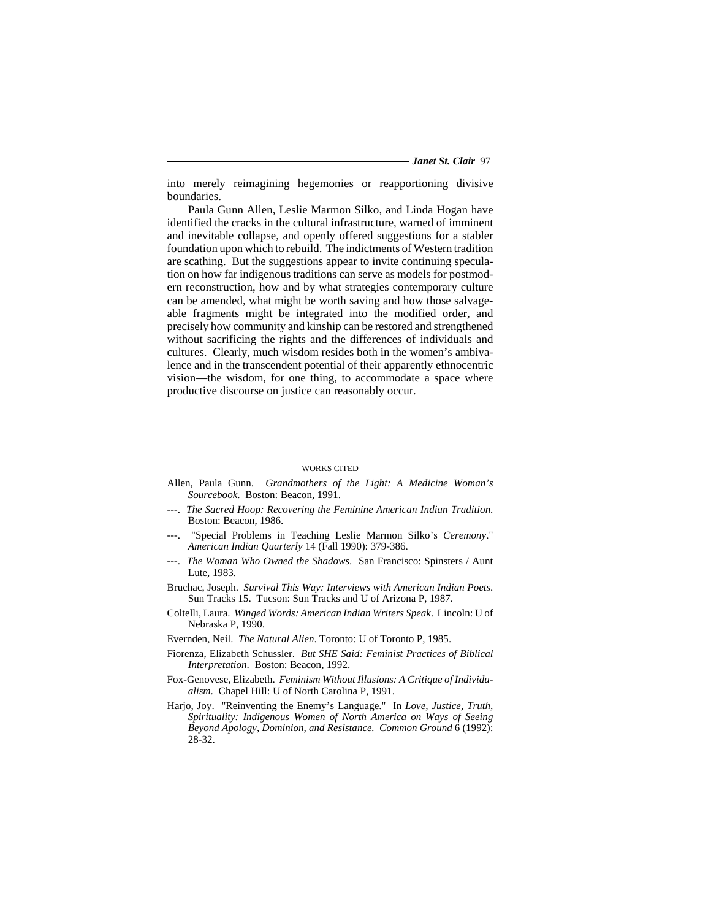into merely reimagining hegemonies or reapportioning divisive boundaries.

Paula Gunn Allen, Leslie Marmon Silko, and Linda Hogan have identified the cracks in the cultural infrastructure, warned of imminent and inevitable collapse, and openly offered suggestions for a stabler foundation upon which to rebuild. The indictments of Western tradition are scathing. But the suggestions appear to invite continuing speculation on how far indigenous traditions can serve as models for postmodern reconstruction, how and by what strategies contemporary culture can be amended, what might be worth saving and how those salvageable fragments might be integrated into the modified order, and precisely how community and kinship can be restored and strengthened without sacrificing the rights and the differences of individuals and cultures. Clearly, much wisdom resides both in the women's ambivalence and in the transcendent potential of their apparently ethnocentric vision—the wisdom, for one thing, to accommodate a space where productive discourse on justice can reasonably occur.

## WORKS CITED

Allen, Paula Gunn. *Grandmothers of the Light: A Medicine Woman's Sourcebook*. Boston: Beacon, 1991.

---. *The Sacred Hoop: Recovering the Feminine American Indian Tradition.* Boston: Beacon, 1986.

---. "Special Problems in Teaching Leslie Marmon Silko's *Ceremony*." *American Indian Quarterly* 14 (Fall 1990): 379-386.

---. *The Woman Who Owned the Shadows.* San Francisco: Spinsters / Aunt Lute, 1983.

Bruchac, Joseph. *Survival This Way: Interviews with American Indian Poets.* Sun Tracks 15. Tucson: Sun Tracks and U of Arizona P, 1987.

Coltelli, Laura. *Winged Words: American Indian Writers Speak*. Lincoln: U of Nebraska P, 1990.

Evernden, Neil. *The Natural Alien*. Toronto: U of Toronto P, 1985.

Fiorenza, Elizabeth Schussler. *But SHE Said: Feminist Practices of Biblical Interpretation*. Boston: Beacon, 1992.

Fox-Genovese, Elizabeth. *Feminism Without Illusions: A Critique of Individualism*. Chapel Hill: U of North Carolina P, 1991.

Harjo, Joy. "Reinventing the Enemy's Language." In *Love, Justice, Truth, Spirituality: Indigenous Women of North America on Ways of Seeing Beyond Apology, Dominion, and Resistance. Common Ground* 6 (1992): 28-32.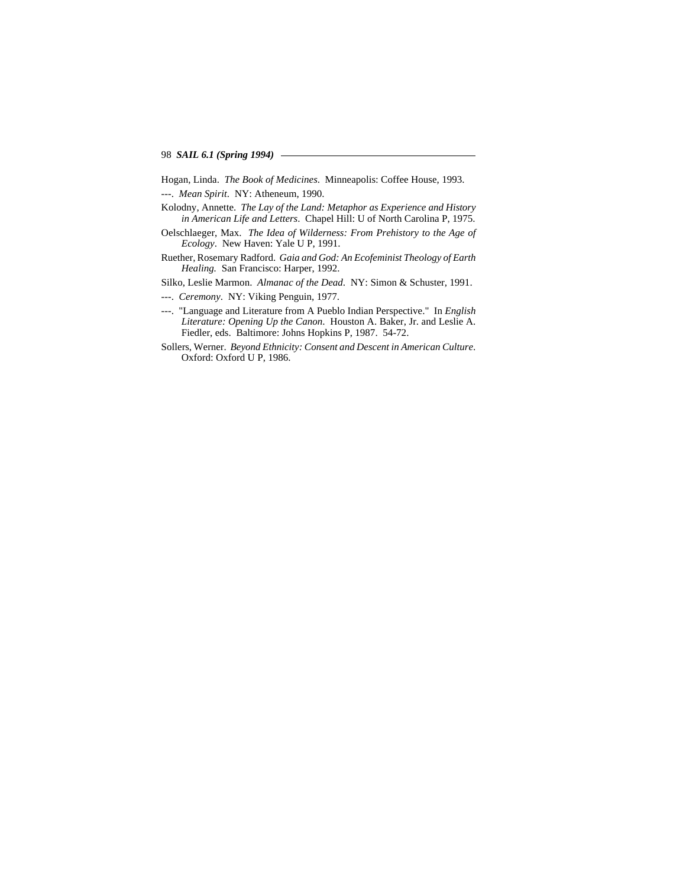Hogan, Linda. *The Book of Medicines*. Minneapolis: Coffee House, 1993.

---. *Mean Spirit*. NY: Atheneum, 1990.

Kolodny, Annette. *The Lay of the Land: Metaphor as Experience and History in American Life and Letters*. Chapel Hill: U of North Carolina P, 1975.

Oelschlaeger, Max. *The Idea of Wilderness: From Prehistory to the Age of Ecology*. New Haven: Yale U P, 1991.

Ruether, Rosemary Radford. *Gaia and God: An Ecofeminist Theology of Earth Healing.* San Francisco: Harper, 1992.

Silko, Leslie Marmon. *Almanac of the Dead*. NY: Simon & Schuster, 1991.

---. *Ceremony*. NY: Viking Penguin, 1977.

---. "Language and Literature from A Pueblo Indian Perspective." In *English Literature: Opening Up the Canon*. Houston A. Baker, Jr. and Leslie A. Fiedler, eds. Baltimore: Johns Hopkins P, 1987. 54-72.

Sollers, Werner. *Beyond Ethnicity: Consent and Descent in American Culture*. Oxford: Oxford U P, 1986.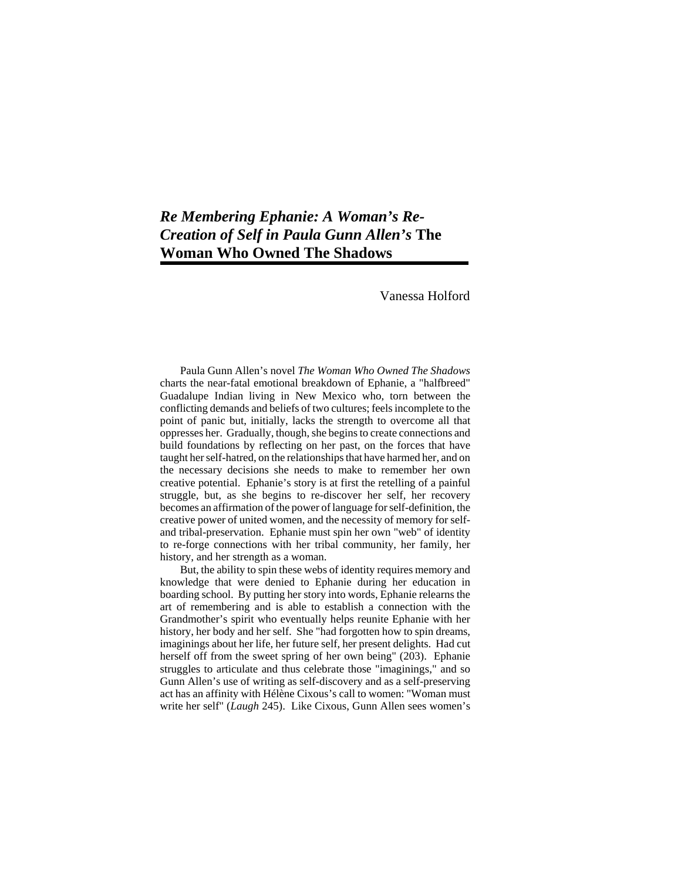# *Re Membering Ephanie: A Woman's Re-Creation of Self in Paula Gunn Allen's* The Woman Who Owned The Shadows

Vanessa Holford

Paula Gunn Allen's novel *The Woman Who Owned The Shadows* charts the near-fatal emotional breakdown of Ephanie, a "halfbreed" Guadalupe Indian living in New Mexico who, torn between the conflicting demands and beliefs of two cultures; feels incomplete to the point of panic but, initially, lacks the strength to overcome all that oppresses her. Gradually, though, she begins to create connections and build foundations by reflecting on her past, on the forces that have taught her self-hatred, on the relationships that have harmed her, and on the necessary decisions she needs to make to remember her own creative potential. Ephanie's story is at first the retelling of a painful struggle, but, as she begins to re-discover her self, her recovery becomes an affirmation of the power of language for self-definition, the creative power of united women, and the necessity of memory for self- and tribal-preservation. Ephanie must spin her own "web" of identity to re-forge connections with her tribal community, her family, her history, and her strength as a woman.

But, the ability to spin these webs of identity requires memory and knowledge that were denied to Ephanie during her education in boarding school. By putting her story into words, Ephanie relearns the art of remembering and is able to establish a connection with the Grandmother's spirit who eventually helps reunite Ephanie with her history, her body and her self. She "had forgotten how to spin dreams, imaginings about her life, her future self, her present delights. Had cut herself off from the sweet spring of her own being" (203). Ephanie struggles to articulate and thus celebrate those "imaginings," and so Gunn Allen's use of writing as self-discovery and as a self-preserving act has an affinity with Hélène Cixous's call to women: "Woman must write her self" (*Laugh* 245). Like Cixous, Gunn Allen sees women's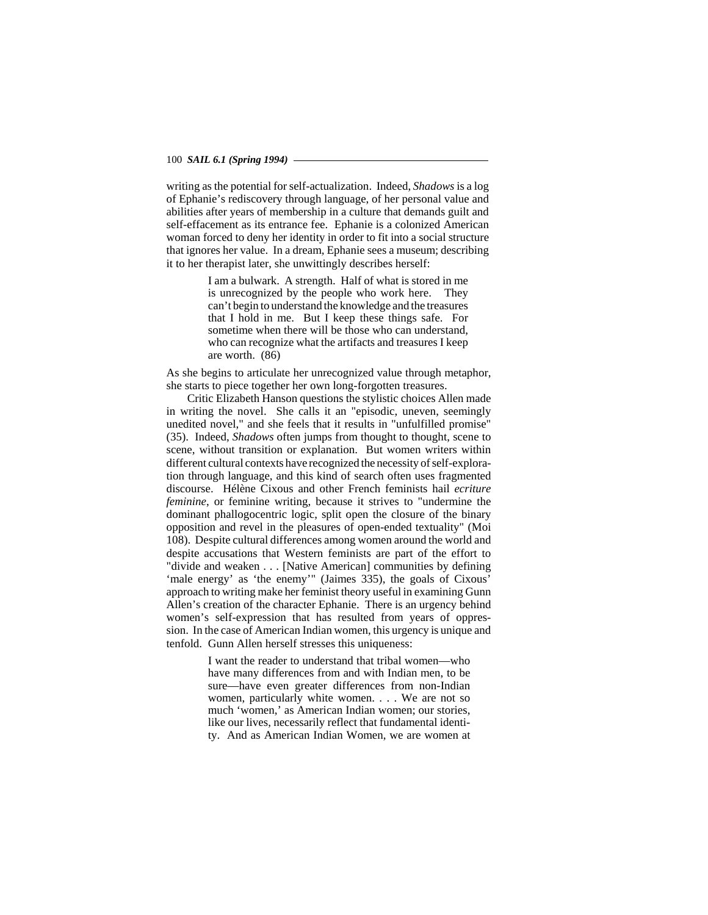writing as the potential for self-actualization. Indeed, *Shadows* is a log of Ephanie's rediscovery through language, of her personal value and abilities after years of membership in a culture that demands guilt and self-effacement as its entrance fee. Ephanie is a colonized American woman forced to deny her identity in order to fit into a social structure that ignores her value. In a dream, Ephanie sees a museum; describing it to her therapist later, she unwittingly describes herself:

> I am a bulwark. A strength. Half of what is stored in me is unrecognized by the people who work here. They can't begin to understand the knowledge and the treasures that I hold in me. But I keep these things safe. For sometime when there will be those who can understand, who can recognize what the artifacts and treasures I keep are worth. (86)

As she begins to articulate her unrecognized value through metaphor, she starts to piece together her own long-forgotten treasures.

Critic Elizabeth Hanson questions the stylistic choices Allen made in writing the novel. She calls it an "episodic, uneven, seemingly unedited novel," and she feels that it results in "unfulfilled promise" (35). Indeed, *Shadows* often jumps from thought to thought, scene to scene, without transition or explanation. But women writers within different cultural contexts have recognized the necessity of self-exploration through language, and this kind of search often uses fragmented discourse. Hélène Cixous and other French feminists hail *ecriture feminine*, or feminine writing, because it strives to "undermine the dominant phallogocentric logic, split open the closure of the binary opposition and revel in the pleasures of open-ended textuality" (Moi 108). Despite cultural differences among women around the world and despite accusations that Western feminists are part of the effort to "divide and weaken . . . [Native American] communities by defining 'male energy' as 'the enemy'" (Jaimes 335), the goals of Cixous' approach to writing make her feminist theory useful in examining Gunn Allen's creation of the character Ephanie. There is an urgency behind women's self-expression that has resulted from years of oppression. In the case of American Indian women, this urgency is unique and tenfold. Gunn Allen herself stresses this uniqueness:

> I want the reader to understand that tribal women—who have many differences from and with Indian men, to be sure—have even greater differences from non-Indian women, particularly white women. . . . We are not so much 'women,' as American Indian women; our stories, like our lives, necessarily reflect that fundamental identity. And as American Indian Women, we are women at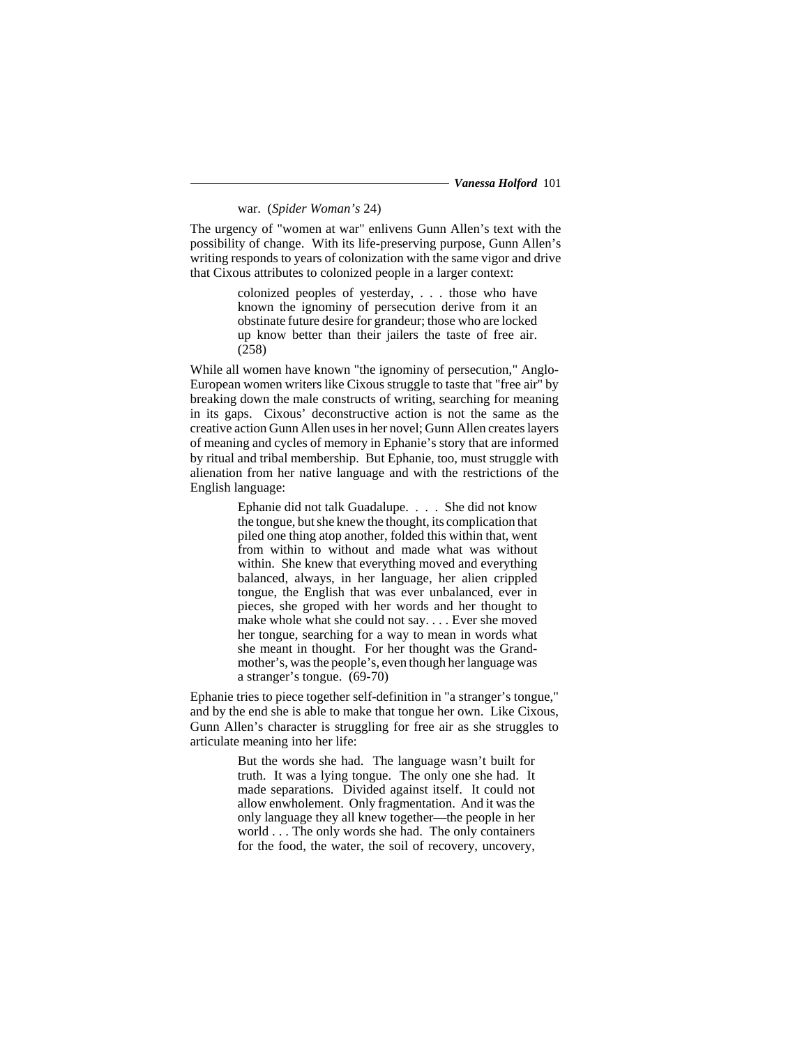> war. (*Spider Woman's* 24)

The urgency of "women at war" enlivens Gunn Allen's text with the possibility of change. With its life-preserving purpose, Gunn Allen's writing responds to years of colonization with the same vigor and drive that Cixous attributes to colonized people in a larger context:

> colonized peoples of yesterday, . . . those who have known the ignominy of persecution derive from it an obstinate future desire for grandeur; those who are locked up know better than their jailers the taste of free air. (258)

While all women have known "the ignominy of persecution," Anglo-European women writers like Cixous struggle to taste that "free air" by breaking down the male constructs of writing, searching for meaning in its gaps. Cixous' deconstructive action is not the same as the creative action Gunn Allen uses in her novel; Gunn Allen creates layers of meaning and cycles of memory in Ephanie's story that are informed by ritual and tribal membership. But Ephanie, too, must struggle with alienation from her native language and with the restrictions of the English language:

> Ephanie did not talk Guadalupe. . . . She did not know the tongue, but she knew the thought, its complication that piled one thing atop another, folded this within that, went from within to without and made what was without within. She knew that everything moved and everything balanced, always, in her language, her alien crippled tongue, the English that was ever unbalanced, ever in pieces, she groped with her words and her thought to make whole what she could not say. . . . Ever she moved her tongue, searching for a way to mean in words what she meant in thought. For her thought was the Grandmother's, was the people's, even though her language was a stranger's tongue. (69-70)

Ephanie tries to piece together self-definition in "a stranger's tongue," and by the end she is able to make that tongue her own. Like Cixous, Gunn Allen's character is struggling for free air as she struggles to articulate meaning into her life:

> But the words she had. The language wasn't built for truth. It was a lying tongue. The only one she had. It made separations. Divided against itself. It could not allow enwholement. Only fragmentation. And it was the only language they all knew together—the people in her world . . . The only words she had. The only containers for the food, the water, the soil of recovery, uncovery,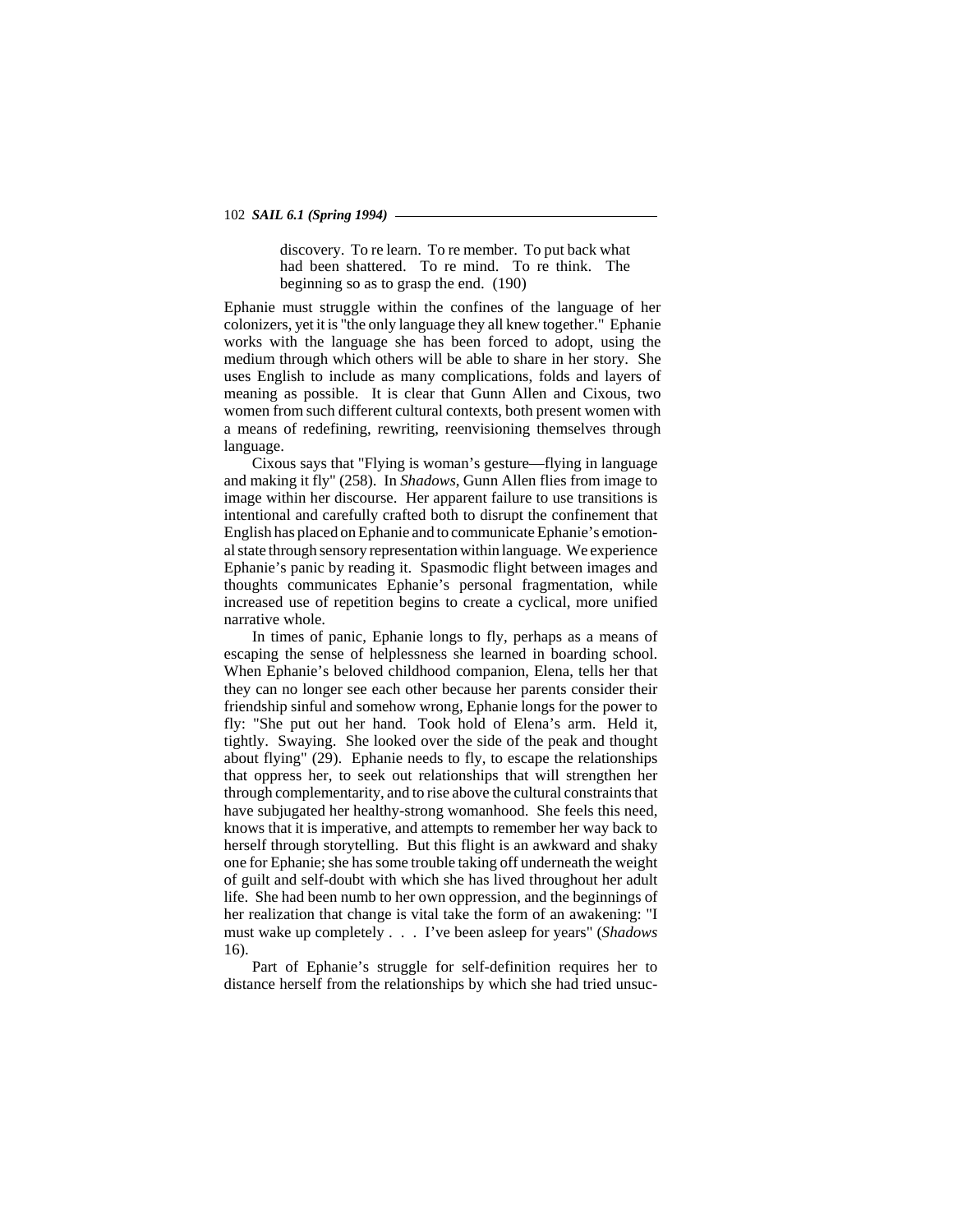> discovery. To re learn. To re member. To put back what had been shattered. To re mind. To re think. The beginning so as to grasp the end. (190)

Ephanie must struggle within the confines of the language of her colonizers, yet it is "the only language they all knew together." Ephanie works with the language she has been forced to adopt, using the medium through which others will be able to share in her story. She uses English to include as many complications, folds and layers of meaning as possible. It is clear that Gunn Allen and Cixous, two women from such different cultural contexts, both present women with a means of redefining, rewriting, reenvisioning themselves through language.

Cixous says that "Flying is woman's gesture—flying in language and making it fly" (258). In *Shadows*, Gunn Allen flies from image to image within her discourse. Her apparent failure to use transitions is intentional and carefully crafted both to disrupt the confinement that English has placed on Ephanie and to communicate Ephanie's emotional state through sensory representation within language. We experience Ephanie's panic by reading it. Spasmodic flight between images and thoughts communicates Ephanie's personal fragmentation, while increased use of repetition begins to create a cyclical, more unified narrative whole.

In times of panic, Ephanie longs to fly, perhaps as a means of escaping the sense of helplessness she learned in boarding school. When Ephanie's beloved childhood companion, Elena, tells her that they can no longer see each other because her parents consider their friendship sinful and somehow wrong, Ephanie longs for the power to fly: "She put out her hand. Took hold of Elena's arm. Held it, tightly. Swaying. She looked over the side of the peak and thought about flying" (29). Ephanie needs to fly, to escape the relationships that oppress her, to seek out relationships that will strengthen her through complementarity, and to rise above the cultural constraints that have subjugated her healthy-strong womanhood. She feels this need, knows that it is imperative, and attempts to remember her way back to herself through storytelling. But this flight is an awkward and shaky one for Ephanie; she has some trouble taking off underneath the weight of guilt and self-doubt with which she has lived throughout her adult life. She had been numb to her own oppression, and the beginnings of her realization that change is vital take the form of an awakening: "I must wake up completely . . . I've been asleep for years" (*Shadows* 16).

Part of Ephanie's struggle for self-definition requires her to distance herself from the relationships by which she had tried unsuc-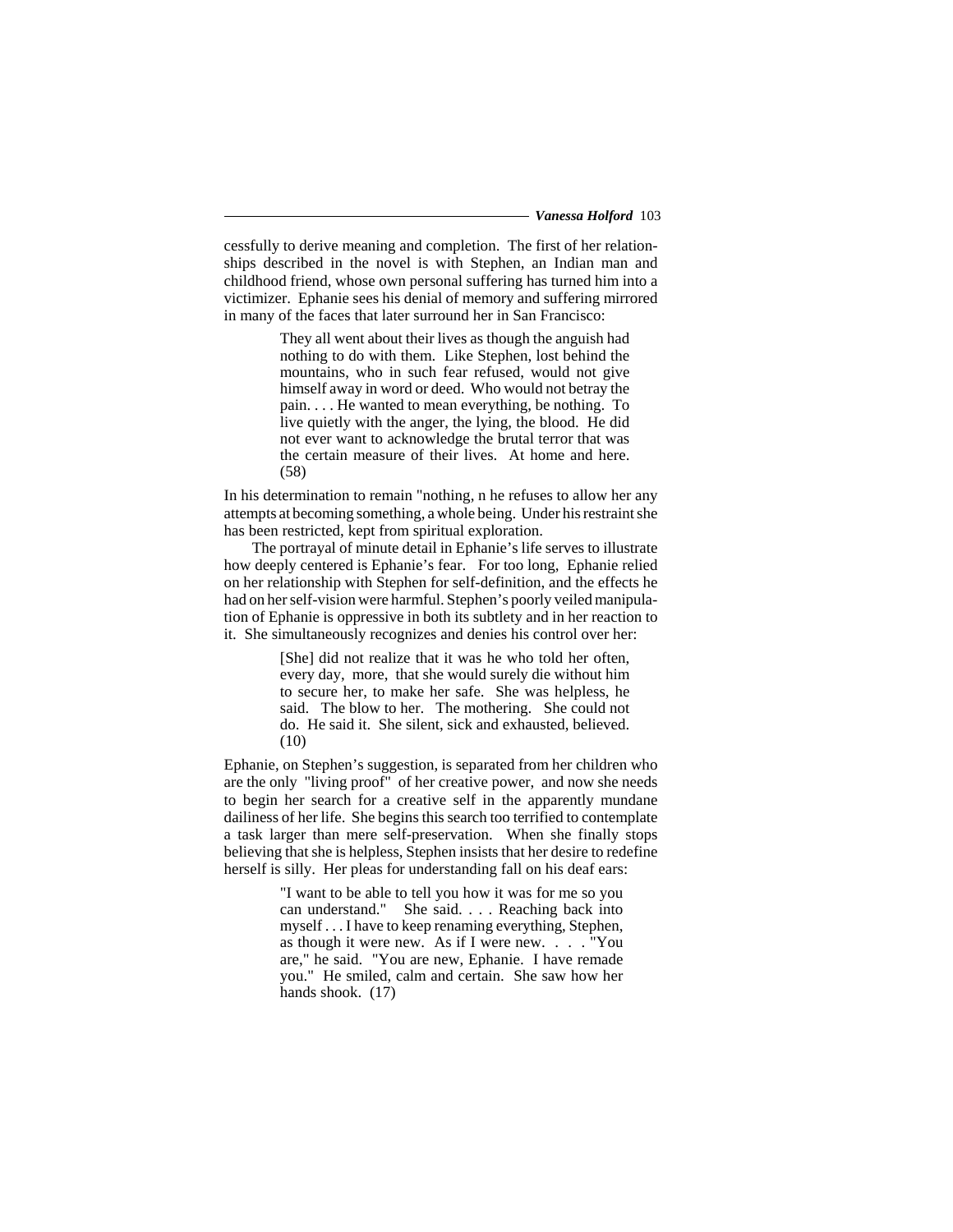cessfully to derive meaning and completion. The first of her relationships described in the novel is with Stephen, an Indian man and childhood friend, whose own personal suffering has turned him into a victimizer. Ephanie sees his denial of memory and suffering mirrored in many of the faces that later surround her in San Francisco:

> They all went about their lives as though the anguish had nothing to do with them. Like Stephen, lost behind the mountains, who in such fear refused, would not give himself away in word or deed. Who would not betray the pain. . . . He wanted to mean everything, be nothing. To live quietly with the anger, the lying, the blood. He did not ever want to acknowledge the brutal terror that was the certain measure of their lives. At home and here. (58)

In his determination to remain "nothing, n he refuses to allow her any attempts at becoming something, a whole being. Under his restraint she has been restricted, kept from spiritual exploration.

The portrayal of minute detail in Ephanie's life serves to illustrate how deeply centered is Ephanie's fear. For too long, Ephanie relied on her relationship with Stephen for self-definition, and the effects he had on her self-vision were harmful. Stephen's poorly veiled manipulation of Ephanie is oppressive in both its subtlety and in her reaction to it. She simultaneously recognizes and denies his control over her:

> [She] did not realize that it was he who told her often, every day, more, that she would surely die without him to secure her, to make her safe. She was helpless, he said. The blow to her. The mothering. She could not do. He said it. She silent, sick and exhausted, believed. (10)

Ephanie, on Stephen's suggestion, is separated from her children who are the only "living proof" of her creative power, and now she needs to begin her search for a creative self in the apparently mundane dailiness of her life. She begins this search too terrified to contemplate a task larger than mere self-preservation. When she finally stops believing that she is helpless, Stephen insists that her desire to redefine herself is silly. Her pleas for understanding fall on his deaf ears:

> "I want to be able to tell you how it was for me so you can understand." She said. . . . Reaching back into myself . . . I have to keep renaming everything, Stephen, as though it were new. As if I were new. . . . "You are," he said. "You are new, Ephanie. I have remade you." He smiled, calm and certain. She saw how her hands shook. (17)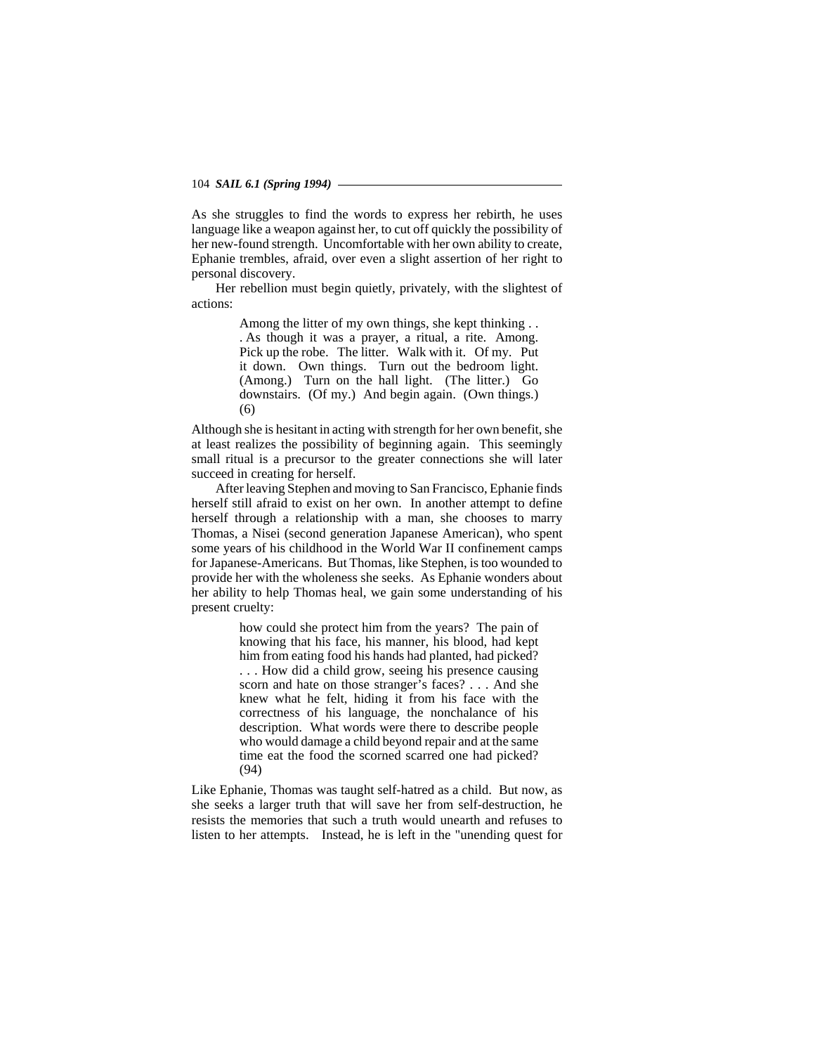As she struggles to find the words to express her rebirth, he uses language like a weapon against her, to cut off quickly the possibility of her new-found strength. Uncomfortable with her own ability to create, Ephanie trembles, afraid, over even a slight assertion of her right to personal discovery.

Her rebellion must begin quietly, privately, with the slightest of actions:

> Among the litter of my own things, she kept thinking . . . As though it was a prayer, a ritual, a rite. Among. Pick up the robe. The litter. Walk with it. Of my. Put it down. Own things. Turn out the bedroom light. (Among.) Turn on the hall light. (The litter.) Go downstairs. (Of my.) And begin again. (Own things.) (6)

Although she is hesitant in acting with strength for her own benefit, she at least realizes the possibility of beginning again. This seemingly small ritual is a precursor to the greater connections she will later succeed in creating for herself.

After leaving Stephen and moving to San Francisco, Ephanie finds herself still afraid to exist on her own. In another attempt to define herself through a relationship with a man, she chooses to marry Thomas, a Nisei (second generation Japanese American), who spent some years of his childhood in the World War II confinement camps for Japanese-Americans. But Thomas, like Stephen, is too wounded to provide her with the wholeness she seeks. As Ephanie wonders about her ability to help Thomas heal, we gain some understanding of his present cruelty:

> how could she protect him from the years? The pain of knowing that his face, his manner, his blood, had kept him from eating food his hands had planted, had picked? . . . How did a child grow, seeing his presence causing scorn and hate on those stranger's faces? . . . And she knew what he felt, hiding it from his face with the correctness of his language, the nonchalance of his description. What words were there to describe people who would damage a child beyond repair and at the same time eat the food the scorned scarred one had picked? (94)

Like Ephanie, Thomas was taught self-hatred as a child. But now, as she seeks a larger truth that will save her from self-destruction, he resists the memories that such a truth would unearth and refuses to listen to her attempts. Instead, he is left in the "unending quest for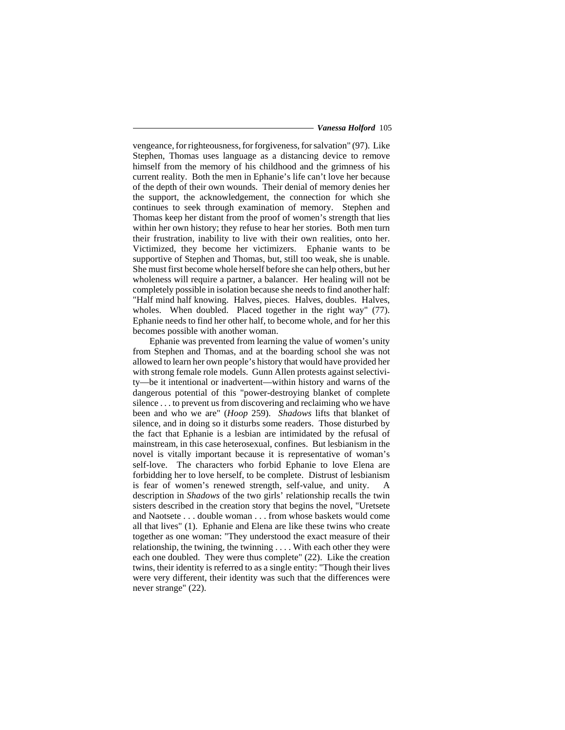vengeance, for righteousness, for forgiveness, for salvation" (97). Like Stephen, Thomas uses language as a distancing device to remove himself from the memory of his childhood and the grimness of his current reality. Both the men in Ephanie's life can't love her because of the depth of their own wounds. Their denial of memory denies her the support, the acknowledgement, the connection for which she continues to seek through examination of memory. Stephen and Thomas keep her distant from the proof of women's strength that lies within her own history; they refuse to hear her stories. Both men turn their frustration, inability to live with their own realities, onto her. Victimized, they become her victimizers. Ephanie wants to be supportive of Stephen and Thomas, but, still too weak, she is unable. She must first become whole herself before she can help others, but her wholeness will require a partner, a balancer. Her healing will not be completely possible in isolation because she needs to find another half: "Half mind half knowing. Halves, pieces. Halves, doubles. Halves, wholes. When doubled. Placed together in the right way" (77). Ephanie needs to find her other half, to become whole, and for her this becomes possible with another woman.

Ephanie was prevented from learning the value of women's unity from Stephen and Thomas, and at the boarding school she was not allowed to learn her own people's history that would have provided her with strong female role models. Gunn Allen protests against selectivity—be it intentional or inadvertent—within history and warns of the dangerous potential of this "power-destroying blanket of complete silence . . . to prevent us from discovering and reclaiming who we have been and who we are" (*Hoop* 259). *Shadows* lifts that blanket of silence, and in doing so it disturbs some readers. Those disturbed by the fact that Ephanie is a lesbian are intimidated by the refusal of mainstream, in this case heterosexual, confines. But lesbianism in the novel is vitally important because it is representative of woman's self-love. The characters who forbid Ephanie to love Elena are forbidding her to love herself, to be complete. Distrust of lesbianism is fear of women's renewed strength, self-value, and unity. A description in *Shadows* of the two girls' relationship recalls the twin sisters described in the creation story that begins the novel, "Uretsete and Naotsete . . . double woman . . . from whose baskets would come all that lives" (1). Ephanie and Elena are like these twins who create together as one woman: "They understood the exact measure of their relationship, the twining, the twinning . . . . With each other they were each one doubled. They were thus complete" (22). Like the creation twins, their identity is referred to as a single entity: "Though their lives were very different, their identity was such that the differences were never strange" (22).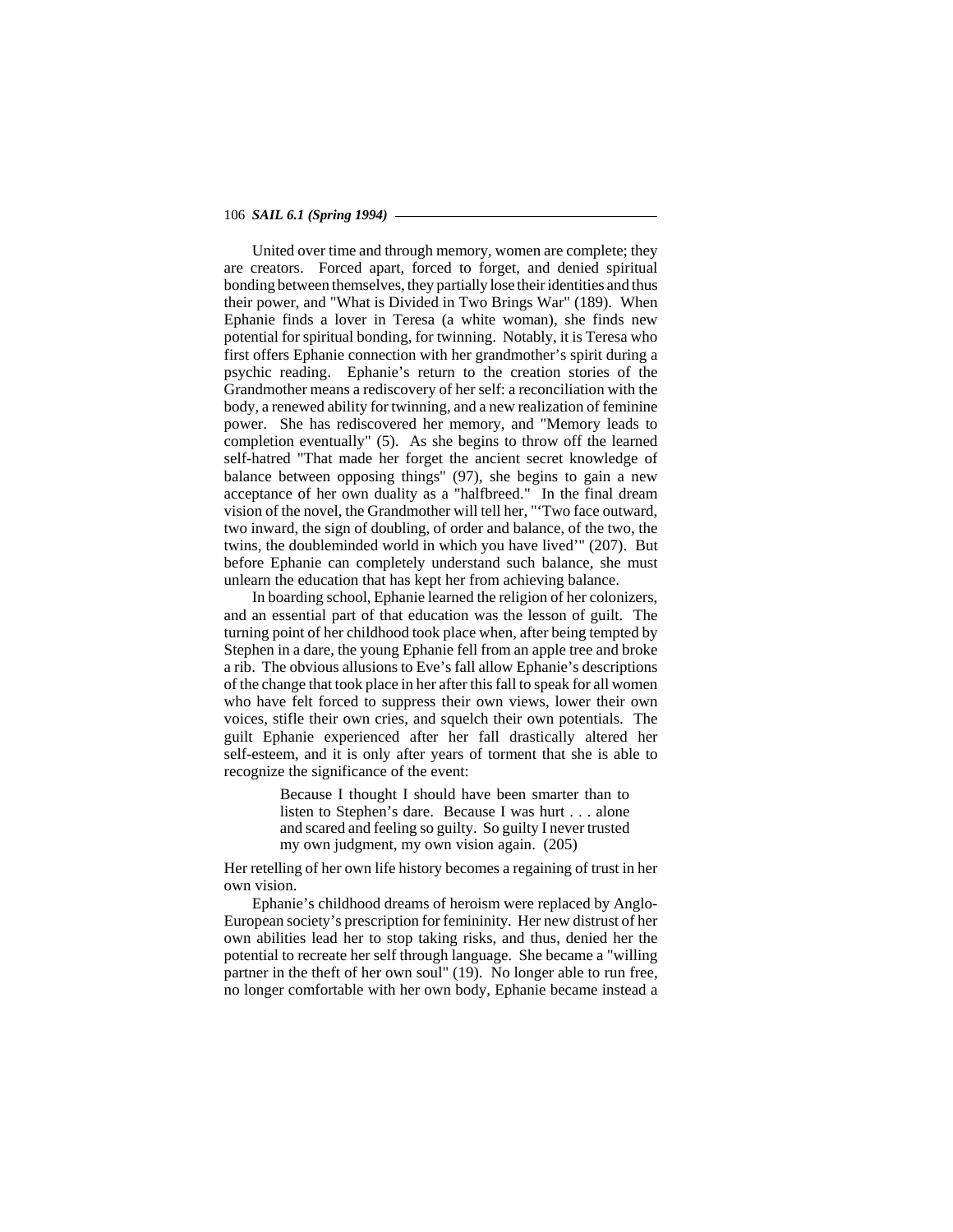United over time and through memory, women are complete; they are creators. Forced apart, forced to forget, and denied spiritual bonding between themselves, they partially lose their identities and thus their power, and "What is Divided in Two Brings War" (189). When Ephanie finds a lover in Teresa (a white woman), she finds new potential for spiritual bonding, for twinning. Notably, it is Teresa who first offers Ephanie connection with her grandmother's spirit during a psychic reading. Ephanie's return to the creation stories of the Grandmother means a rediscovery of her self: a reconciliation with the body, a renewed ability for twinning, and a new realization of feminine power. She has rediscovered her memory, and "Memory leads to completion eventually" (5). As she begins to throw off the learned self-hatred "That made her forget the ancient secret knowledge of balance between opposing things" (97), she begins to gain a new acceptance of her own duality as a "halfbreed." In the final dream vision of the novel, the Grandmother will tell her, "'Two face outward, two inward, the sign of doubling, of order and balance, of the two, the twins, the doubleminded world in which you have lived'" (207). But before Ephanie can completely understand such balance, she must unlearn the education that has kept her from achieving balance.

In boarding school, Ephanie learned the religion of her colonizers, and an essential part of that education was the lesson of guilt. The turning point of her childhood took place when, after being tempted by Stephen in a dare, the young Ephanie fell from an apple tree and broke a rib. The obvious allusions to Eve's fall allow Ephanie's descriptions of the change that took place in her after this fall to speak for all women who have felt forced to suppress their own views, lower their own voices, stifle their own cries, and squelch their own potentials. The guilt Ephanie experienced after her fall drastically altered her self-esteem, and it is only after years of torment that she is able to recognize the significance of the event:

> Because I thought I should have been smarter than to listen to Stephen's dare. Because I was hurt . . . alone and scared and feeling so guilty. So guilty I never trusted my own judgment, my own vision again. (205)

Her retelling of her own life history becomes a regaining of trust in her own vision.

Ephanie's childhood dreams of heroism were replaced by Anglo-European society's prescription for femininity. Her new distrust of her own abilities lead her to stop taking risks, and thus, denied her the potential to recreate her self through language. She became a "willing partner in the theft of her own soul" (19). No longer able to run free, no longer comfortable with her own body, Ephanie became instead a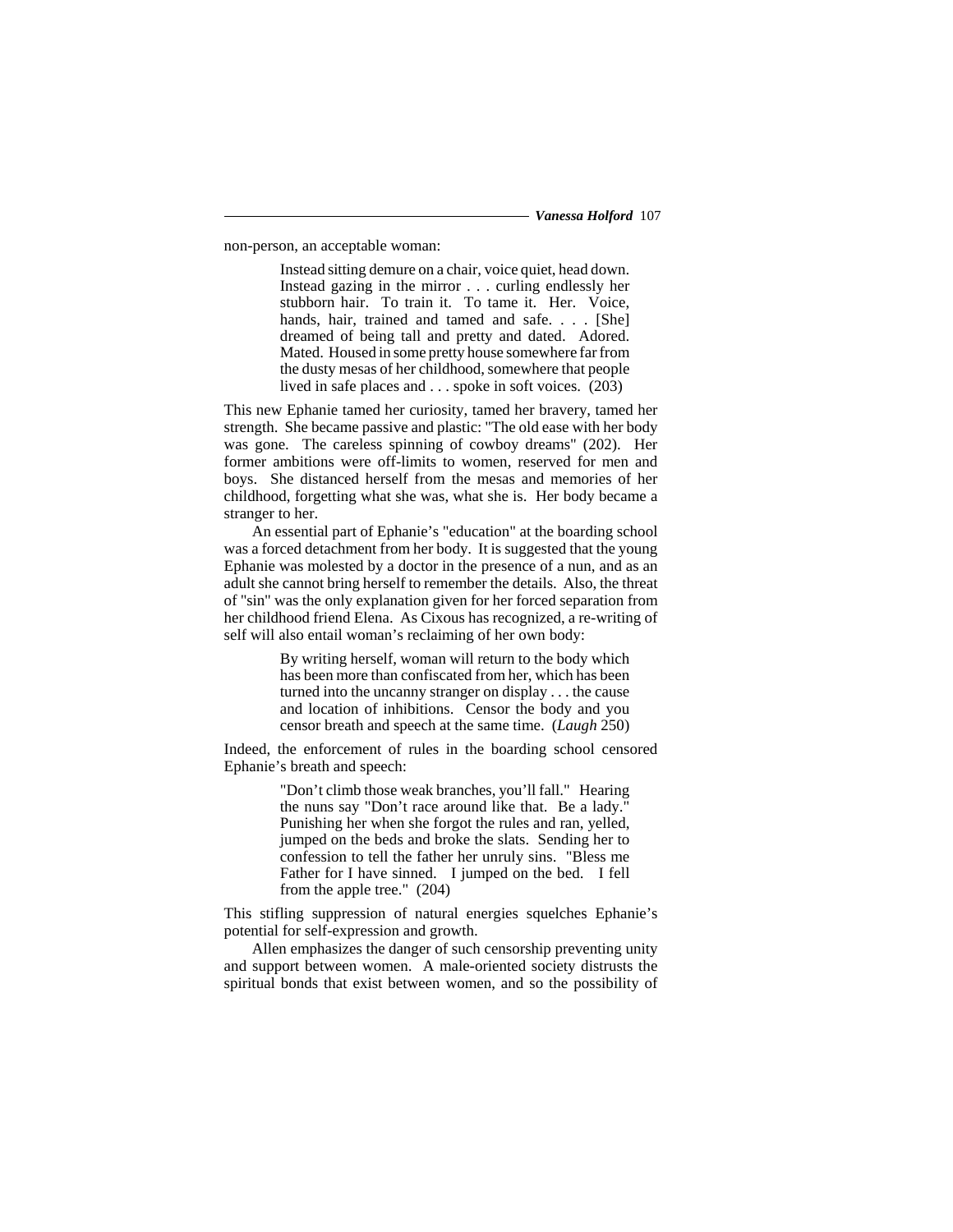non-person, an acceptable woman:

> Instead sitting demure on a chair, voice quiet, head down. Instead gazing in the mirror . . . curling endlessly her stubborn hair. To train it. To tame it. Her. Voice, hands, hair, trained and tamed and safe. . . . [She] dreamed of being tall and pretty and dated. Adored. Mated. Housed in some pretty house somewhere far from the dusty mesas of her childhood, somewhere that people lived in safe places and . . . spoke in soft voices. (203)

This new Ephanie tamed her curiosity, tamed her bravery, tamed her strength. She became passive and plastic: "The old ease with her body was gone. The careless spinning of cowboy dreams" (202). Her former ambitions were off-limits to women, reserved for men and boys. She distanced herself from the mesas and memories of her childhood, forgetting what she was, what she is. Her body became a stranger to her.

An essential part of Ephanie's "education" at the boarding school was a forced detachment from her body. It is suggested that the young Ephanie was molested by a doctor in the presence of a nun, and as an adult she cannot bring herself to remember the details. Also, the threat of "sin" was the only explanation given for her forced separation from her childhood friend Elena. As Cixous has recognized, a re-writing of self will also entail woman's reclaiming of her own body:

> By writing herself, woman will return to the body which has been more than confiscated from her, which has been turned into the uncanny stranger on display . . . the cause and location of inhibitions. Censor the body and you censor breath and speech at the same time. (*Laugh* 250)

Indeed, the enforcement of rules in the boarding school censored Ephanie's breath and speech:

> "Don't climb those weak branches, you'll fall." Hearing the nuns say "Don't race around like that. Be a lady." Punishing her when she forgot the rules and ran, yelled, jumped on the beds and broke the slats. Sending her to confession to tell the father her unruly sins. "Bless me Father for I have sinned. I jumped on the bed. I fell from the apple tree." (204)

This stifling suppression of natural energies squelches Ephanie's potential for self-expression and growth.

Allen emphasizes the danger of such censorship preventing unity and support between women. A male-oriented society distrusts the spiritual bonds that exist between women, and so the possibility of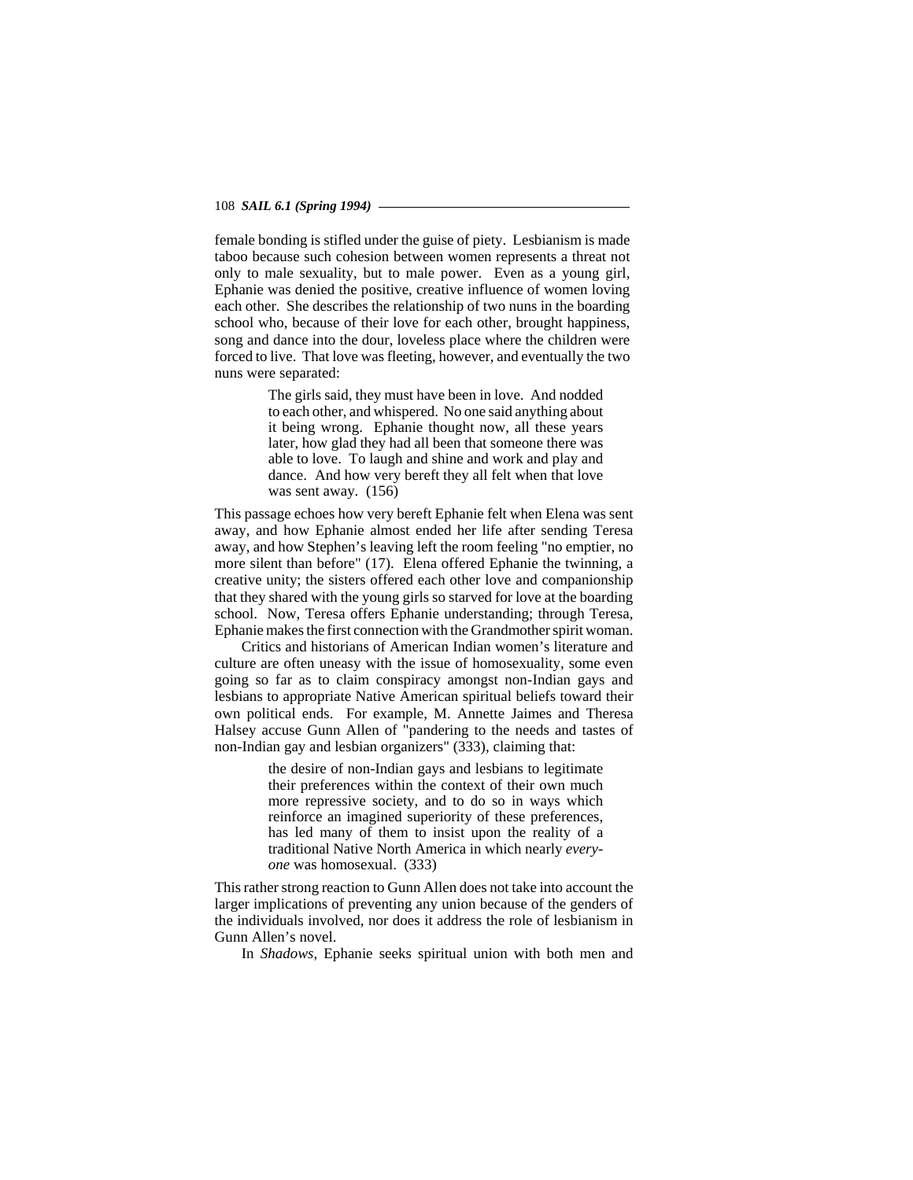female bonding is stifled under the guise of piety. Lesbianism is made taboo because such cohesion between women represents a threat not only to male sexuality, but to male power. Even as a young girl, Ephanie was denied the positive, creative influence of women loving each other. She describes the relationship of two nuns in the boarding school who, because of their love for each other, brought happiness, song and dance into the dour, loveless place where the children were forced to live. That love was fleeting, however, and eventually the two nuns were separated:

> The girls said, they must have been in love. And nodded to each other, and whispered. No one said anything about it being wrong. Ephanie thought now, all these years later, how glad they had all been that someone there was able to love. To laugh and shine and work and play and dance. And how very bereft they all felt when that love was sent away. (156)

This passage echoes how very bereft Ephanie felt when Elena was sent away, and how Ephanie almost ended her life after sending Teresa away, and how Stephen's leaving left the room feeling "no emptier, no more silent than before" (17). Elena offered Ephanie the twinning, a creative unity; the sisters offered each other love and companionship that they shared with the young girls so starved for love at the boarding school. Now, Teresa offers Ephanie understanding; through Teresa, Ephanie makes the first connection with the Grandmother spirit woman.

Critics and historians of American Indian women's literature and culture are often uneasy with the issue of homosexuality, some even going so far as to claim conspiracy amongst non-Indian gays and lesbians to appropriate Native American spiritual beliefs toward their own political ends. For example, M. Annette Jaimes and Theresa Halsey accuse Gunn Allen of "pandering to the needs and tastes of non-Indian gay and lesbian organizers" (333), claiming that:

> the desire of non-Indian gays and lesbians to legitimate their preferences within the context of their own much more repressive society, and to do so in ways which reinforce an imagined superiority of these preferences, has led many of them to insist upon the reality of a traditional Native North America in which nearly *everyone* was homosexual. (333)

This rather strong reaction to Gunn Allen does not take into account the larger implications of preventing any union because of the genders of the individuals involved, nor does it address the role of lesbianism in Gunn Allen's novel.

In *Shadows*, Ephanie seeks spiritual union with both men and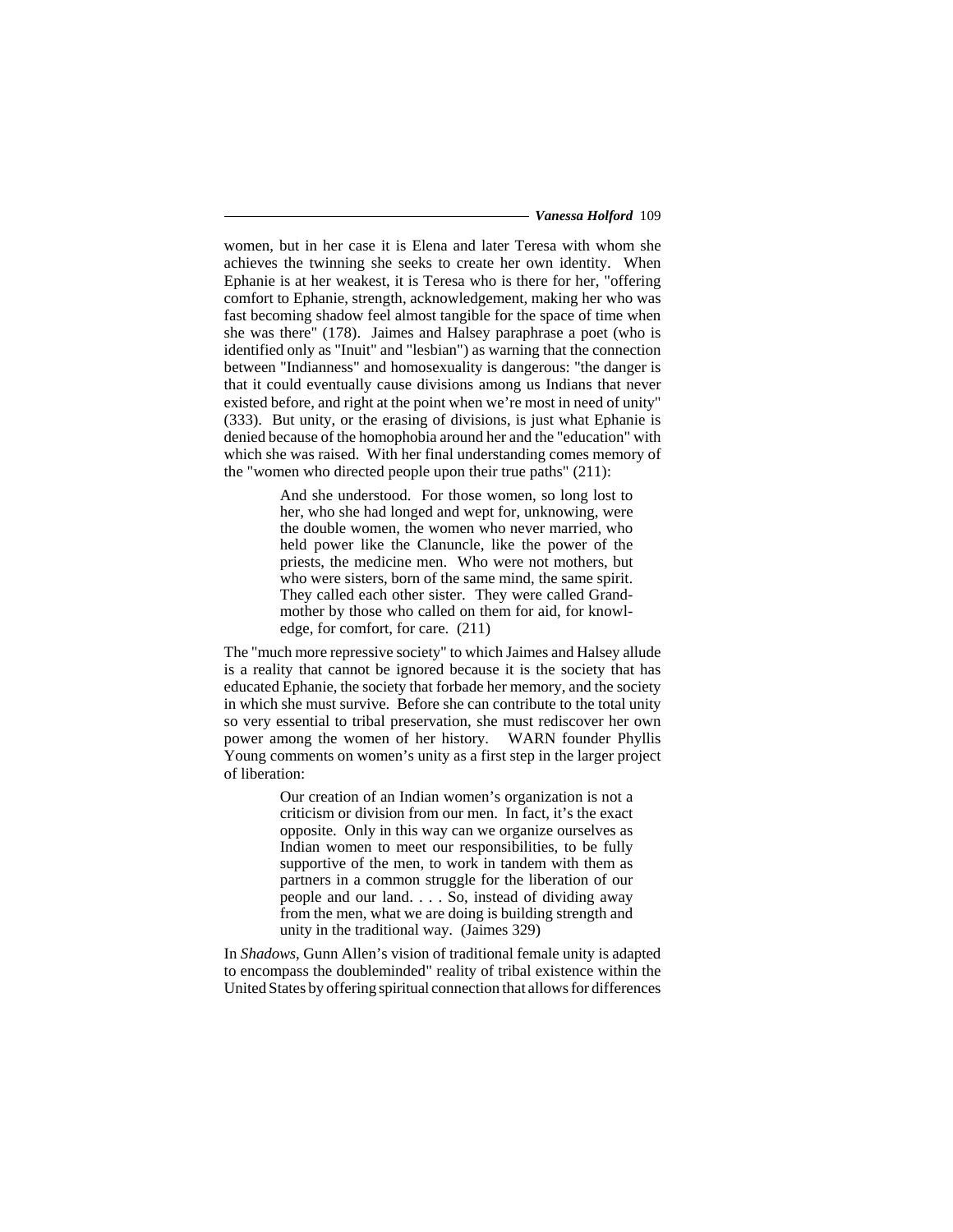women, but in her case it is Elena and later Teresa with whom she achieves the twinning she seeks to create her own identity. When Ephanie is at her weakest, it is Teresa who is there for her, "offering comfort to Ephanie, strength, acknowledgement, making her who was fast becoming shadow feel almost tangible for the space of time when she was there" (178). Jaimes and Halsey paraphrase a poet (who is identified only as "Inuit" and "lesbian") as warning that the connection between "Indianness" and homosexuality is dangerous: "the danger is that it could eventually cause divisions among us Indians that never existed before, and right at the point when we're most in need of unity" (333). But unity, or the erasing of divisions, is just what Ephanie is denied because of the homophobia around her and the "education" with which she was raised. With her final understanding comes memory of the "women who directed people upon their true paths" (211):

> And she understood. For those women, so long lost to her, who she had longed and wept for, unknowing, were the double women, the women who never married, who held power like the Clanuncle, like the power of the priests, the medicine men. Who were not mothers, but who were sisters, born of the same mind, the same spirit. They called each other sister. They were called Grandmother by those who called on them for aid, for knowledge, for comfort, for care. (211)

The "much more repressive society" to which Jaimes and Halsey allude is a reality that cannot be ignored because it is the society that has educated Ephanie, the society that forbade her memory, and the society in which she must survive. Before she can contribute to the total unity so very essential to tribal preservation, she must rediscover her own power among the women of her history. WARN founder Phyllis Young comments on women's unity as a first step in the larger project of liberation:

> Our creation of an Indian women's organization is not a criticism or division from our men. In fact, it's the exact opposite. Only in this way can we organize ourselves as Indian women to meet our responsibilities, to be fully supportive of the men, to work in tandem with them as partners in a common struggle for the liberation of our people and our land. . . . So, instead of dividing away from the men, what we are doing is building strength and unity in the traditional way. (Jaimes 329)

In *Shadows*, Gunn Allen's vision of traditional female unity is adapted to encompass the doubleminded" reality of tribal existence within the United States by offering spiritual connection that allows for differences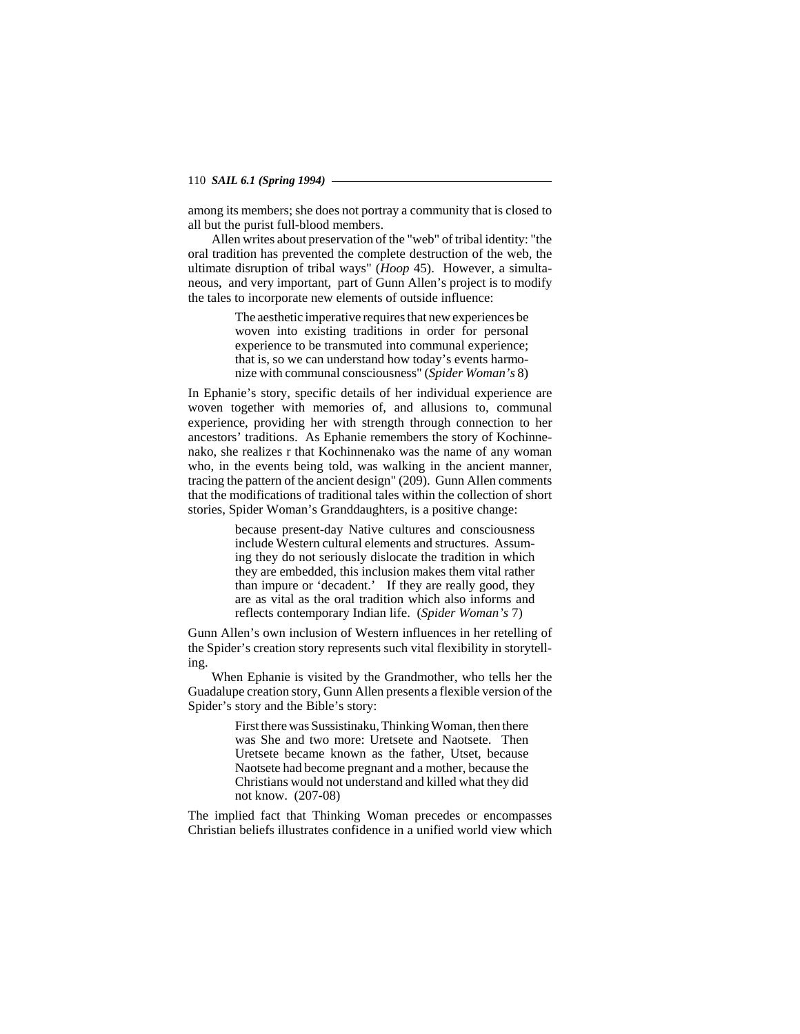among its members; she does not portray a community that is closed to all but the purist full-blood members.

Allen writes about preservation of the "web" of tribal identity: "the oral tradition has prevented the complete destruction of the web, the ultimate disruption of tribal ways" (*Hoop* 45). However, a simultaneous, and very important, part of Gunn Allen's project is to modify the tales to incorporate new elements of outside influence:

> The aesthetic imperative requires that new experiences be woven into existing traditions in order for personal experience to be transmuted into communal experience; that is, so we can understand how today's events harmonize with communal consciousness" (*Spider Woman's* 8)

In Ephanie's story, specific details of her individual experience are woven together with memories of, and allusions to, communal experience, providing her with strength through connection to her ancestors' traditions. As Ephanie remembers the story of Kochinnenako, she realizes r that Kochinnenako was the name of any woman who, in the events being told, was walking in the ancient manner, tracing the pattern of the ancient design" (209). Gunn Allen comments that the modifications of traditional tales within the collection of short stories, Spider Woman's Granddaughters, is a positive change:

> because present-day Native cultures and consciousness include Western cultural elements and structures. Assuming they do not seriously dislocate the tradition in which they are embedded, this inclusion makes them vital rather than impure or 'decadent.' If they are really good, they are as vital as the oral tradition which also informs and reflects contemporary Indian life. (*Spider Woman's* 7)

Gunn Allen's own inclusion of Western influences in her retelling of the Spider's creation story represents such vital flexibility in storytelling.

When Ephanie is visited by the Grandmother, who tells her the Guadalupe creation story, Gunn Allen presents a flexible version of the Spider's story and the Bible's story:

> First there was Sussistinaku, Thinking Woman, then there was She and two more: Uretsete and Naotsete. Then Uretsete became known as the father, Utset, because Naotsete had become pregnant and a mother, because the Christians would not understand and killed what they did not know. (207-08)

The implied fact that Thinking Woman precedes or encompasses Christian beliefs illustrates confidence in a unified world view which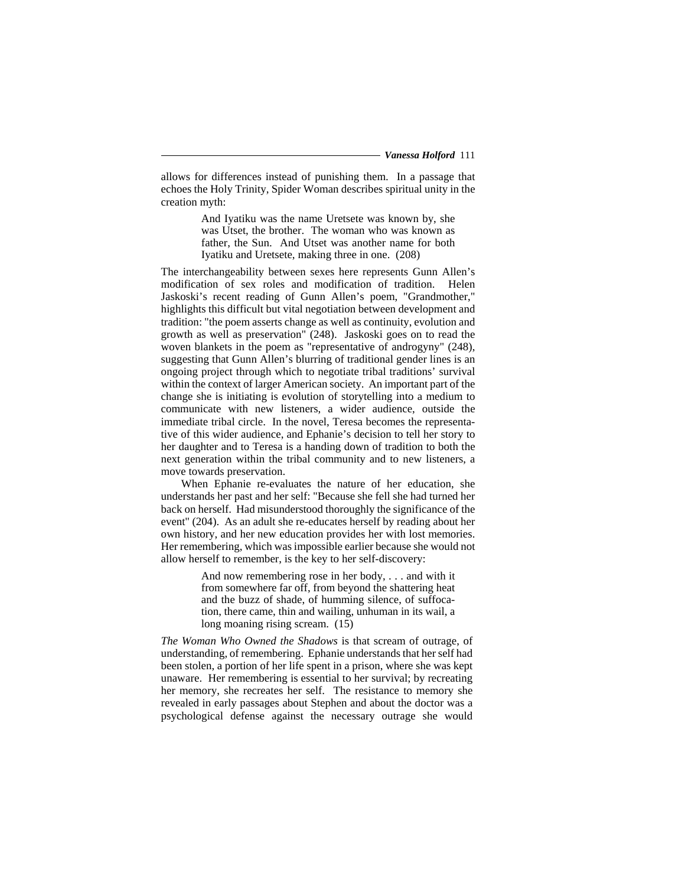allows for differences instead of punishing them. In a passage that echoes the Holy Trinity, Spider Woman describes spiritual unity in the creation myth:

> And Iyatiku was the name Uretsete was known by, she was Utset, the brother. The woman who was known as father, the Sun. And Utset was another name for both Iyatiku and Uretsete, making three in one. (208)

The interchangeability between sexes here represents Gunn Allen's modification of sex roles and modification of tradition. Helen Jaskoski's recent reading of Gunn Allen's poem, "Grandmother," highlights this difficult but vital negotiation between development and tradition: "the poem asserts change as well as continuity, evolution and growth as well as preservation" (248). Jaskoski goes on to read the woven blankets in the poem as "representative of androgyny" (248), suggesting that Gunn Allen's blurring of traditional gender lines is an ongoing project through which to negotiate tribal traditions' survival within the context of larger American society. An important part of the change she is initiating is evolution of storytelling into a medium to communicate with new listeners, a wider audience, outside the immediate tribal circle. In the novel, Teresa becomes the representative of this wider audience, and Ephanie's decision to tell her story to her daughter and to Teresa is a handing down of tradition to both the next generation within the tribal community and to new listeners, a move towards preservation.

When Ephanie re-evaluates the nature of her education, she understands her past and her self: "Because she fell she had turned her back on herself. Had misunderstood thoroughly the significance of the event" (204). As an adult she re-educates herself by reading about her own history, and her new education provides her with lost memories. Her remembering, which was impossible earlier because she would not allow herself to remember, is the key to her self-discovery:

> And now remembering rose in her body, . . . and with it from somewhere far off, from beyond the shattering heat and the buzz of shade, of humming silence, of suffocation, there came, thin and wailing, unhuman in its wail, a long moaning rising scream. (15)

*The Woman Who Owned the Shadows* is that scream of outrage, of understanding, of remembering. Ephanie understands that her self had been stolen, a portion of her life spent in a prison, where she was kept unaware. Her remembering is essential to her survival; by recreating her memory, she recreates her self. The resistance to memory she revealed in early passages about Stephen and about the doctor was a psychological defense against the necessary outrage she would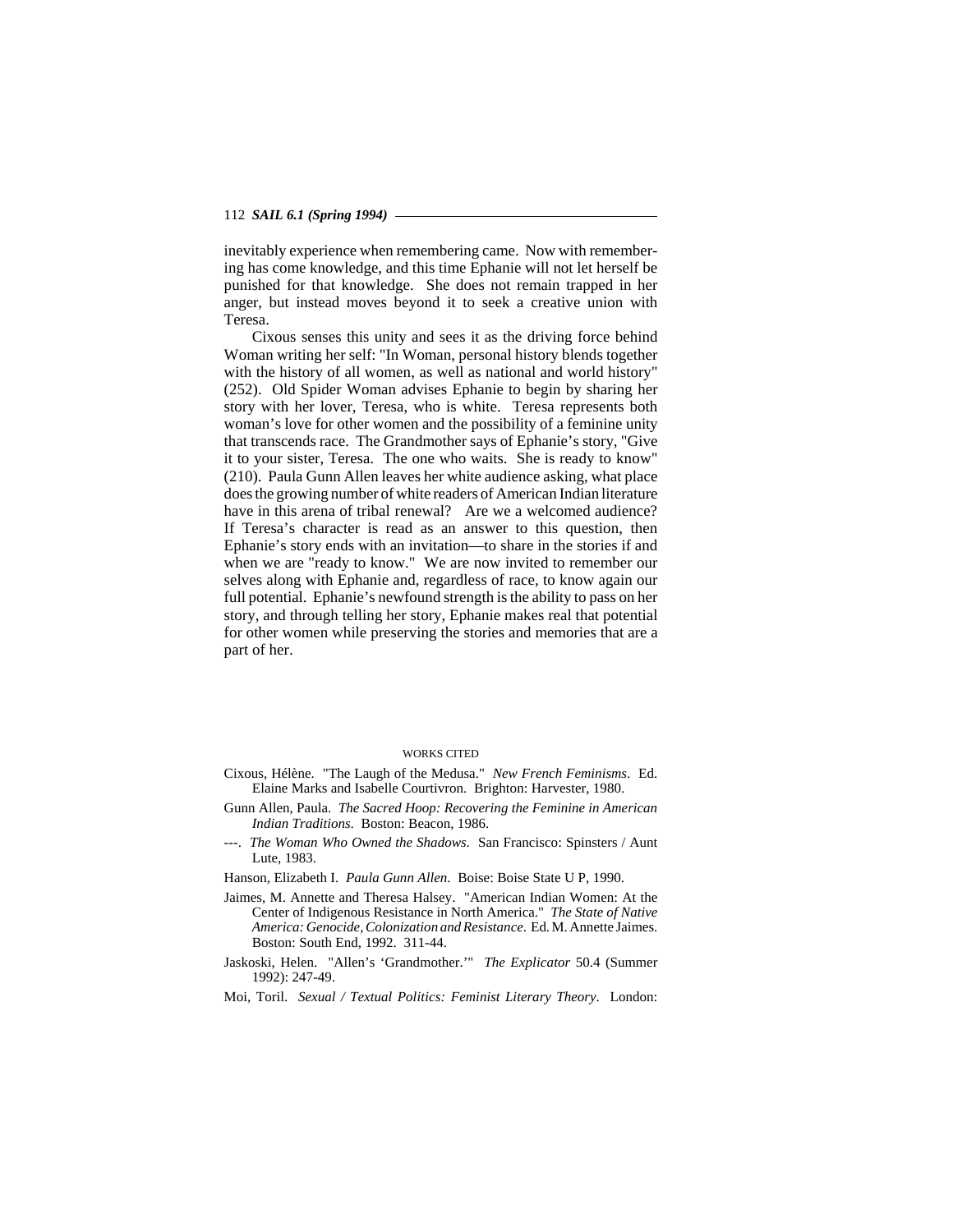inevitably experience when remembering came. Now with remembering has come knowledge, and this time Ephanie will not let herself be punished for that knowledge. She does not remain trapped in her anger, but instead moves beyond it to seek a creative union with Teresa.

Cixous senses this unity and sees it as the driving force behind Woman writing her self: "In Woman, personal history blends together with the history of all women, as well as national and world history" (252). Old Spider Woman advises Ephanie to begin by sharing her story with her lover, Teresa, who is white. Teresa represents both woman's love for other women and the possibility of a feminine unity that transcends race. The Grandmother says of Ephanie's story, "Give it to your sister, Teresa. The one who waits. She is ready to know" (210). Paula Gunn Allen leaves her white audience asking, what place does the growing number of white readers of American Indian literature have in this arena of tribal renewal? Are we a welcomed audience? If Teresa's character is read as an answer to this question, then Ephanie's story ends with an invitation—to share in the stories if and when we are "ready to know." We are now invited to remember our selves along with Ephanie and, regardless of race, to know again our full potential. Ephanie's newfound strength is the ability to pass on her story, and through telling her story, Ephanie makes real that potential for other women while preserving the stories and memories that are a part of her.

WORKS CITED

Cixous, Hélène. "The Laugh of the Medusa." *New French Feminisms*. Ed. Elaine Marks and Isabelle Courtivron. Brighton: Harvester, 1980.

Gunn Allen, Paula. *The Sacred Hoop: Recovering the Feminine in American Indian Traditions*. Boston: Beacon, 1986.

---. *The Woman Who Owned the Shadows*. San Francisco: Spinsters / Aunt Lute, 1983.

Hanson, Elizabeth I. *Paula Gunn Allen*. Boise: Boise State U P, 1990.

Jaimes, M. Annette and Theresa Halsey. "American Indian Women: At the Center of Indigenous Resistance in North America." *The State of Native America: Genocide, Colonization and Resistance*. Ed. M. Annette Jaimes. Boston: South End, 1992. 311-44.

Jaskoski, Helen. "Allen's 'Grandmother.'" *The Explicator* 50.4 (Summer 1992): 247-49.

Moi, Toril. *Sexual / Textual Politics: Feminist Literary Theory*. London: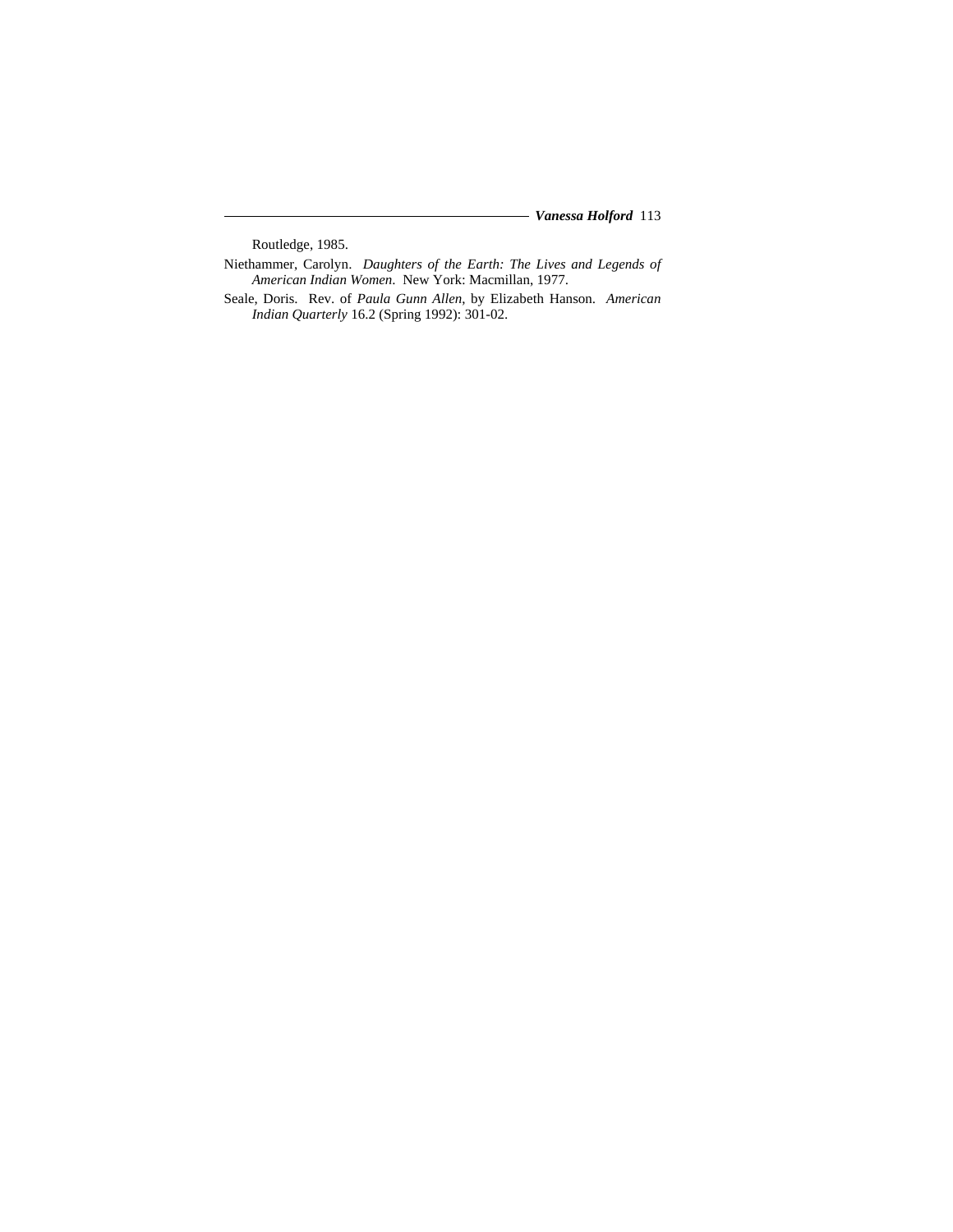Routledge, 1985.

Niethammer, Carolyn. *Daughters of the Earth: The Lives and Legends of American Indian Women*. New York: Macmillan, 1977.

Seale, Doris. Rev. of *Paula Gunn Allen*, by Elizabeth Hanson. *American Indian Quarterly* 16.2 (Spring 1992): 301-02.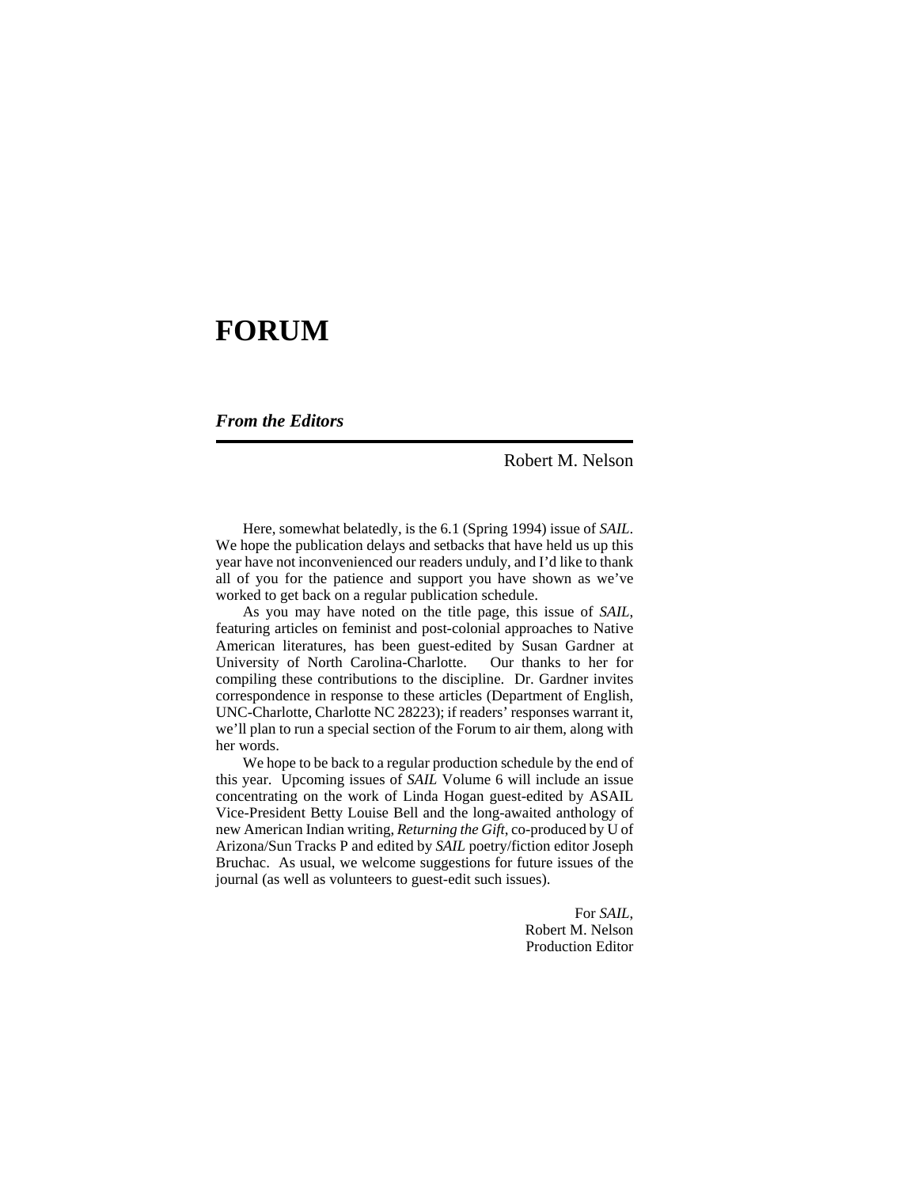# FORUM

## *From the Editors*

Robert M. Nelson

Here, somewhat belatedly, is the 6.1 (Spring 1994) issue of *SAIL*. We hope the publication delays and setbacks that have held us up this year have not inconvenienced our readers unduly, and I'd like to thank all of you for the patience and support you have shown as we've worked to get back on a regular publication schedule.

As you may have noted on the title page, this issue of *SAIL*, featuring articles on feminist and post-colonial approaches to Native American literatures, has been guest-edited by Susan Gardner at University of North Carolina-Charlotte. Our thanks to her for compiling these contributions to the discipline. Dr. Gardner invites correspondence in response to these articles (Department of English, UNC-Charlotte, Charlotte NC 28223); if readers' responses warrant it, we'll plan to run a special section of the Forum to air them, along with her words.

We hope to be back to a regular production schedule by the end of this year. Upcoming issues of *SAIL* Volume 6 will include an issue concentrating on the work of Linda Hogan guest-edited by ASAIL Vice-President Betty Louise Bell and the long-awaited anthology of new American Indian writing, *Returning the Gift*, co-produced by U of Arizona/Sun Tracks P and edited by *SAIL* poetry/fiction editor Joseph Bruchac. As usual, we welcome suggestions for future issues of the journal (as well as volunteers to guest-edit such issues).

For *SAIL*,  
Robert M. Nelson  
Production Editor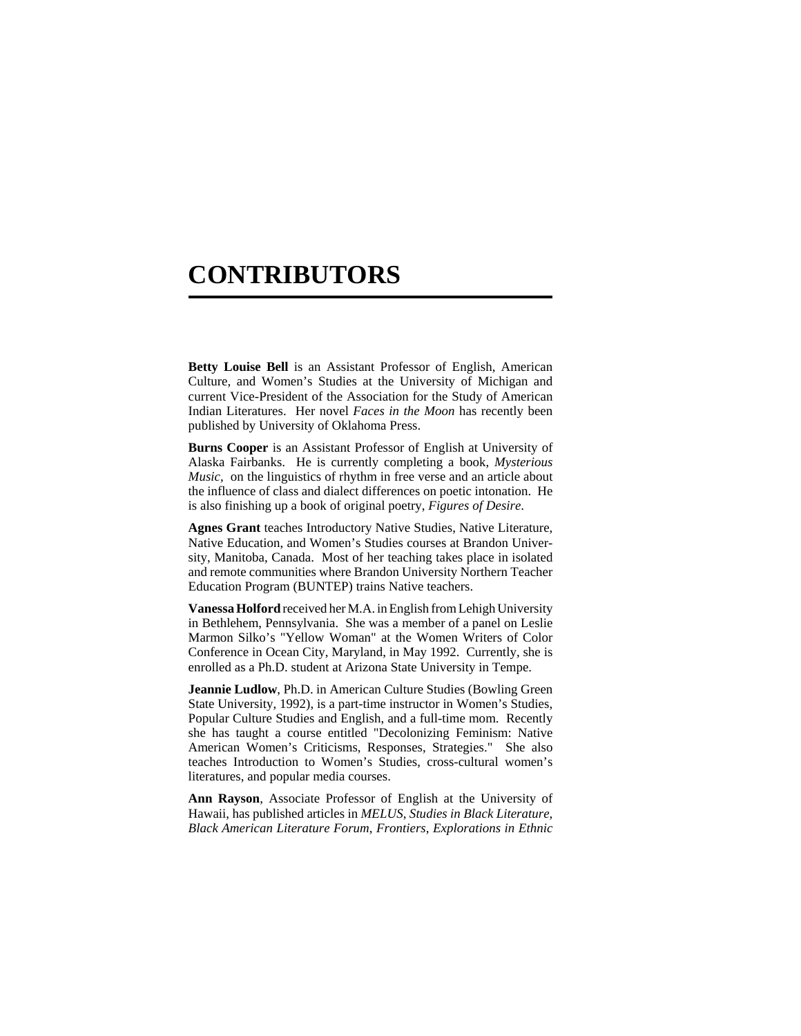# CONTRIBUTORS

**Betty Louise Bell** is an Assistant Professor of English, American Culture, and Women's Studies at the University of Michigan and current Vice-President of the Association for the Study of American Indian Literatures. Her novel *Faces in the Moon* has recently been published by University of Oklahoma Press.

**Burns Cooper** is an Assistant Professor of English at University of Alaska Fairbanks. He is currently completing a book, *Mysterious Music*, on the linguistics of rhythm in free verse and an article about the influence of class and dialect differences on poetic intonation. He is also finishing up a book of original poetry, *Figures of Desire*.

**Agnes Grant** teaches Introductory Native Studies, Native Literature, Native Education, and Women's Studies courses at Brandon University, Manitoba, Canada. Most of her teaching takes place in isolated and remote communities where Brandon University Northern Teacher Education Program (BUNTEP) trains Native teachers.

**Vanessa Holford** received her M.A. in English from Lehigh University in Bethlehem, Pennsylvania. She was a member of a panel on Leslie Marmon Silko's "Yellow Woman" at the Women Writers of Color Conference in Ocean City, Maryland, in May 1992. Currently, she is enrolled as a Ph.D. student at Arizona State University in Tempe.

**Jeannie Ludlow**, Ph.D. in American Culture Studies (Bowling Green State University, 1992), is a part-time instructor in Women's Studies, Popular Culture Studies and English, and a full-time mom. Recently she has taught a course entitled "Decolonizing Feminism: Native American Women's Criticisms, Responses, Strategies." She also teaches Introduction to Women's Studies, cross-cultural women's literatures, and popular media courses.

**Ann Rayson**, Associate Professor of English at the University of Hawaii, has published articles in *MELUS*, *Studies in Black Literature*, *Black American Literature Forum*, *Frontiers*, *Explorations in Ethnic*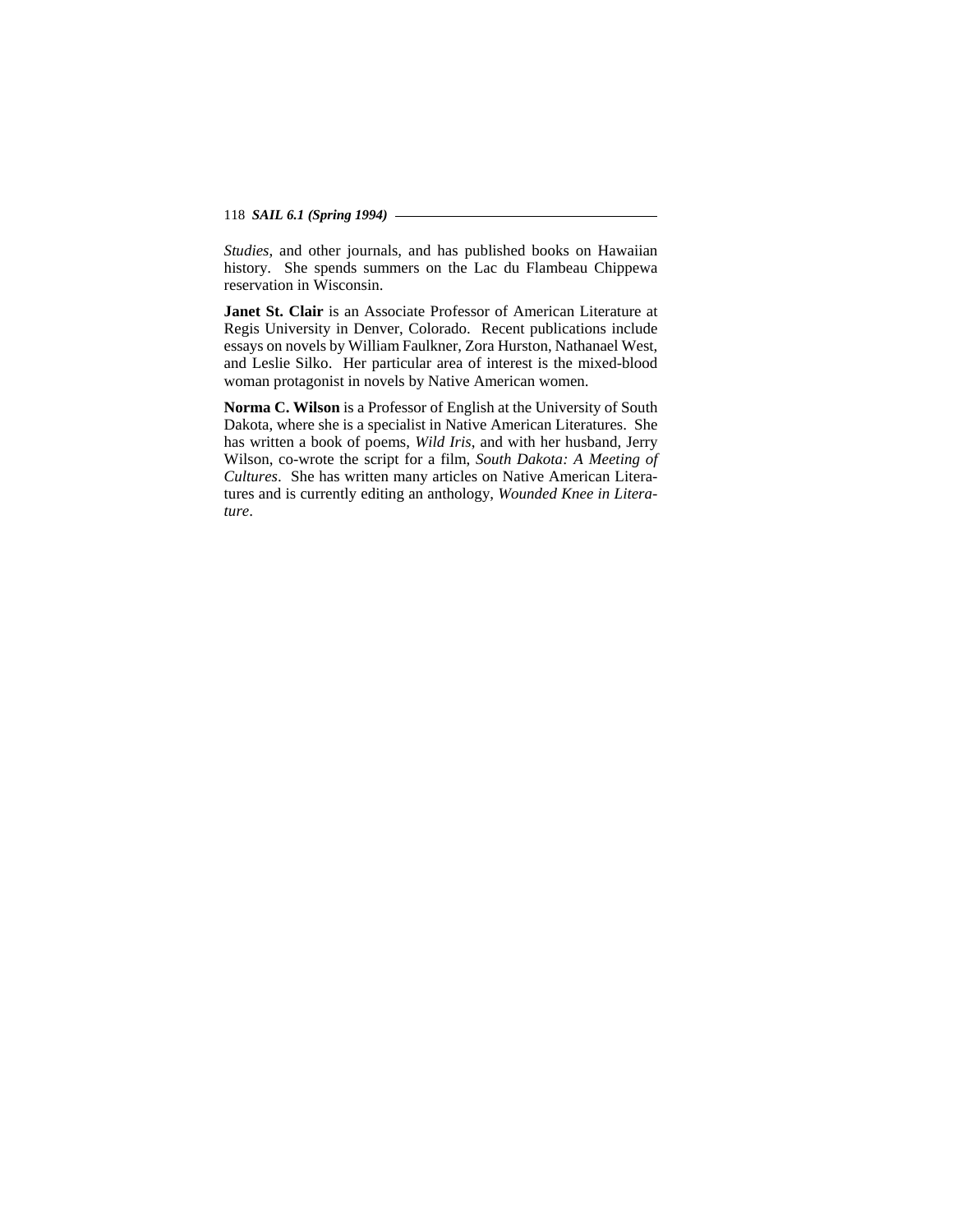*Studies*, and other journals, and has published books on Hawaiian history. She spends summers on the Lac du Flambeau Chippewa reservation in Wisconsin.

**Janet St. Clair** is an Associate Professor of American Literature at Regis University in Denver, Colorado. Recent publications include essays on novels by William Faulkner, Zora Hurston, Nathanael West, and Leslie Silko. Her particular area of interest is the mixed-blood woman protagonist in novels by Native American women.

**Norma C. Wilson** is a Professor of English at the University of South Dakota, where she is a specialist in Native American Literatures. She has written a book of poems, *Wild Iris*, and with her husband, Jerry Wilson, co-wrote the script for a film, *South Dakota: A Meeting of Cultures*. She has written many articles on Native American Literatures and is currently editing an anthology, *Wounded Knee in Literature*.